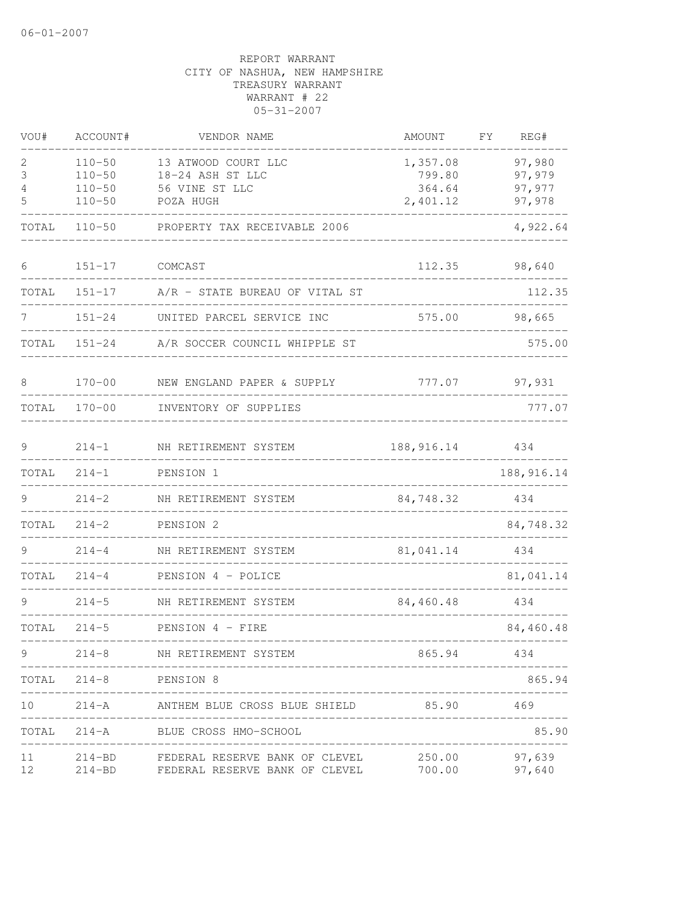06-01-2007

REPORT WARRANT
CITY OF NASHUA, NEW HAMPSHIRE
TREASURY WARRANT
WARRANT # 22
05-31-2007

| VOU# | ACCOUNT# | VENDOR NAME | AMOUNT | FY | REG# |
|---|---|---|---|---|---|
| 2 | 110-50 | 13 ATWOOD COURT LLC | 1,357.08 | | 97,980 |
| 3 | 110-50 | 18-24 ASH ST LLC | 799.80 | | 97,979 |
| 4 | 110-50 | 56 VINE ST LLC | 364.64 | | 97,977 |
| 5 | 110-50 | POZA HUGH | 2,401.12 | | 97,978 |
| TOTAL | 110-50 | PROPERTY TAX RECEIVABLE 2006 | | | 4,922.64 |
| 6 | 151-17 | COMCAST | 112.35 | | 98,640 |
| TOTAL | 151-17 | A/R - STATE BUREAU OF VITAL ST | | | 112.35 |
| 7 | 151-24 | UNITED PARCEL SERVICE INC | 575.00 | | 98,665 |
| TOTAL | 151-24 | A/R SOCCER COUNCIL WHIPPLE ST | | | 575.00 |
| 8 | 170-00 | NEW ENGLAND PAPER & SUPPLY | 777.07 | | 97,931 |
| TOTAL | 170-00 | INVENTORY OF SUPPLIES | | | 777.07 |
| 9 | 214-1 | NH RETIREMENT SYSTEM | 188,916.14 | | 434 |
| TOTAL | 214-1 | PENSION 1 | | | 188,916.14 |
| 9 | 214-2 | NH RETIREMENT SYSTEM | 84,748.32 | | 434 |
| TOTAL | 214-2 | PENSION 2 | | | 84,748.32 |
| 9 | 214-4 | NH RETIREMENT SYSTEM | 81,041.14 | | 434 |
| TOTAL | 214-4 | PENSION 4 - POLICE | | | 81,041.14 |
| 9 | 214-5 | NH RETIREMENT SYSTEM | 84,460.48 | | 434 |
| TOTAL | 214-5 | PENSION 4 - FIRE | | | 84,460.48 |
| 9 | 214-8 | NH RETIREMENT SYSTEM | 865.94 | | 434 |
| TOTAL | 214-8 | PENSION 8 | | | 865.94 |
| 10 | 214-A | ANTHEM BLUE CROSS BLUE SHIELD | 85.90 | | 469 |
| TOTAL | 214-A | BLUE CROSS HMO-SCHOOL | | | 85.90 |
| 11 | 214-BD | FEDERAL RESERVE BANK OF CLEVEL | 250.00 | | 97,639 |
| 12 | 214-BD | FEDERAL RESERVE BANK OF CLEVEL | 700.00 | | 97,640 |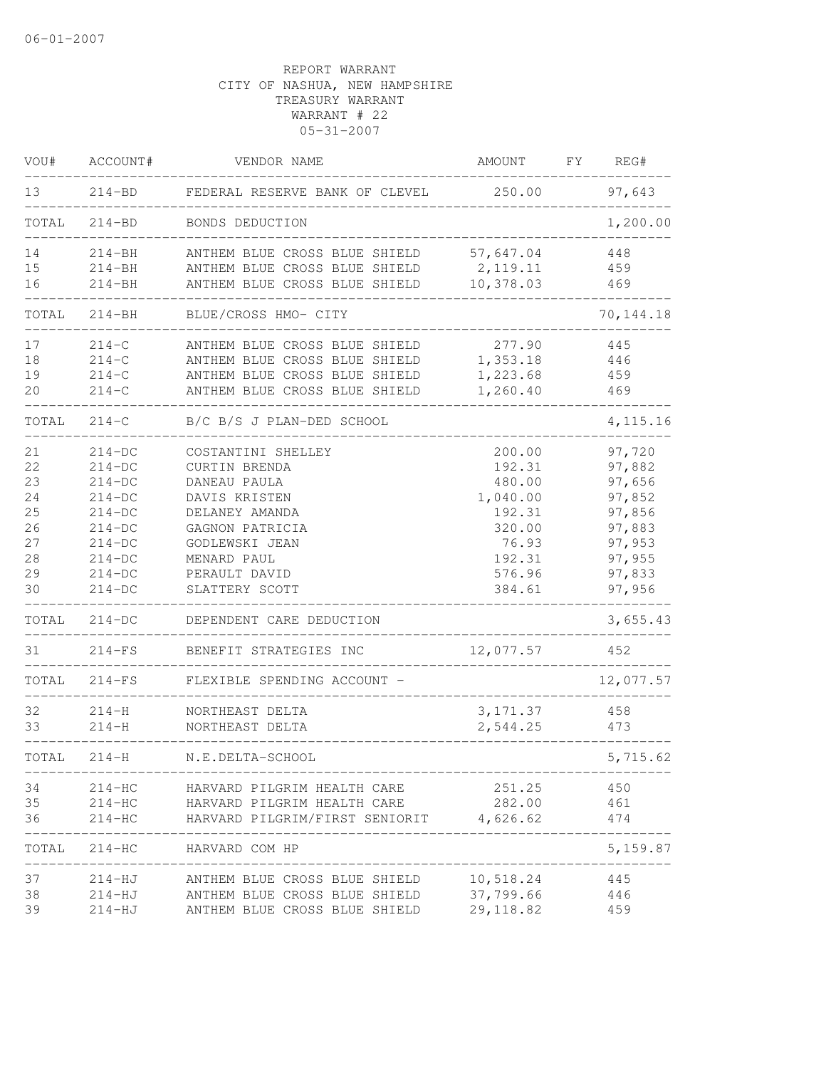06-01-2007

REPORT WARRANT
CITY OF NASHUA, NEW HAMPSHIRE
TREASURY WARRANT
WARRANT # 22
05-31-2007

| VOU# | ACCOUNT# | VENDOR NAME | AMOUNT | FY | REG# |
|---|---|---|---|---|---|
| 13 | 214-BD | FEDERAL RESERVE BANK OF CLEVEL | 250.00 | | 97,643 |
| TOTAL | 214-BD | BONDS DEDUCTION | | | 1,200.00 |
| 14 | 214-BH | ANTHEM BLUE CROSS BLUE SHIELD | 57,647.04 | | 448 |
| 15 | 214-BH | ANTHEM BLUE CROSS BLUE SHIELD | 2,119.11 | | 459 |
| 16 | 214-BH | ANTHEM BLUE CROSS BLUE SHIELD | 10,378.03 | | 469 |
| TOTAL | 214-BH | BLUE/CROSS HMO- CITY | | | 70,144.18 |
| 17 | 214-C | ANTHEM BLUE CROSS BLUE SHIELD | 277.90 | | 445 |
| 18 | 214-C | ANTHEM BLUE CROSS BLUE SHIELD | 1,353.18 | | 446 |
| 19 | 214-C | ANTHEM BLUE CROSS BLUE SHIELD | 1,223.68 | | 459 |
| 20 | 214-C | ANTHEM BLUE CROSS BLUE SHIELD | 1,260.40 | | 469 |
| TOTAL | 214-C | B/C B/S J PLAN-DED SCHOOL | | | 4,115.16 |
| 21 | 214-DC | COSTANTINI SHELLEY | 200.00 | | 97,720 |
| 22 | 214-DC | CURTIN BRENDA | 192.31 | | 97,882 |
| 23 | 214-DC | DANEAU PAULA | 480.00 | | 97,656 |
| 24 | 214-DC | DAVIS KRISTEN | 1,040.00 | | 97,852 |
| 25 | 214-DC | DELANEY AMANDA | 192.31 | | 97,856 |
| 26 | 214-DC | GAGNON PATRICIA | 320.00 | | 97,883 |
| 27 | 214-DC | GODLEWSKI JEAN | 76.93 | | 97,953 |
| 28 | 214-DC | MENARD PAUL | 192.31 | | 97,955 |
| 29 | 214-DC | PERAULT DAVID | 576.96 | | 97,833 |
| 30 | 214-DC | SLATTERY SCOTT | 384.61 | | 97,956 |
| TOTAL | 214-DC | DEPENDENT CARE DEDUCTION | | | 3,655.43 |
| 31 | 214-FS | BENEFIT STRATEGIES INC | 12,077.57 | | 452 |
| TOTAL | 214-FS | FLEXIBLE SPENDING ACCOUNT - | | | 12,077.57 |
| 32 | 214-H | NORTHEAST DELTA | 3,171.37 | | 458 |
| 33 | 214-H | NORTHEAST DELTA | 2,544.25 | | 473 |
| TOTAL | 214-H | N.E.DELTA-SCHOOL | | | 5,715.62 |
| 34 | 214-HC | HARVARD PILGRIM HEALTH CARE | 251.25 | | 450 |
| 35 | 214-HC | HARVARD PILGRIM HEALTH CARE | 282.00 | | 461 |
| 36 | 214-HC | HARVARD PILGRIM/FIRST SENIORIT | 4,626.62 | | 474 |
| TOTAL | 214-HC | HARVARD COM HP | | | 5,159.87 |
| 37 | 214-HJ | ANTHEM BLUE CROSS BLUE SHIELD | 10,518.24 | | 445 |
| 38 | 214-HJ | ANTHEM BLUE CROSS BLUE SHIELD | 37,799.66 | | 446 |
| 39 | 214-HJ | ANTHEM BLUE CROSS BLUE SHIELD | 29,118.82 | | 459 |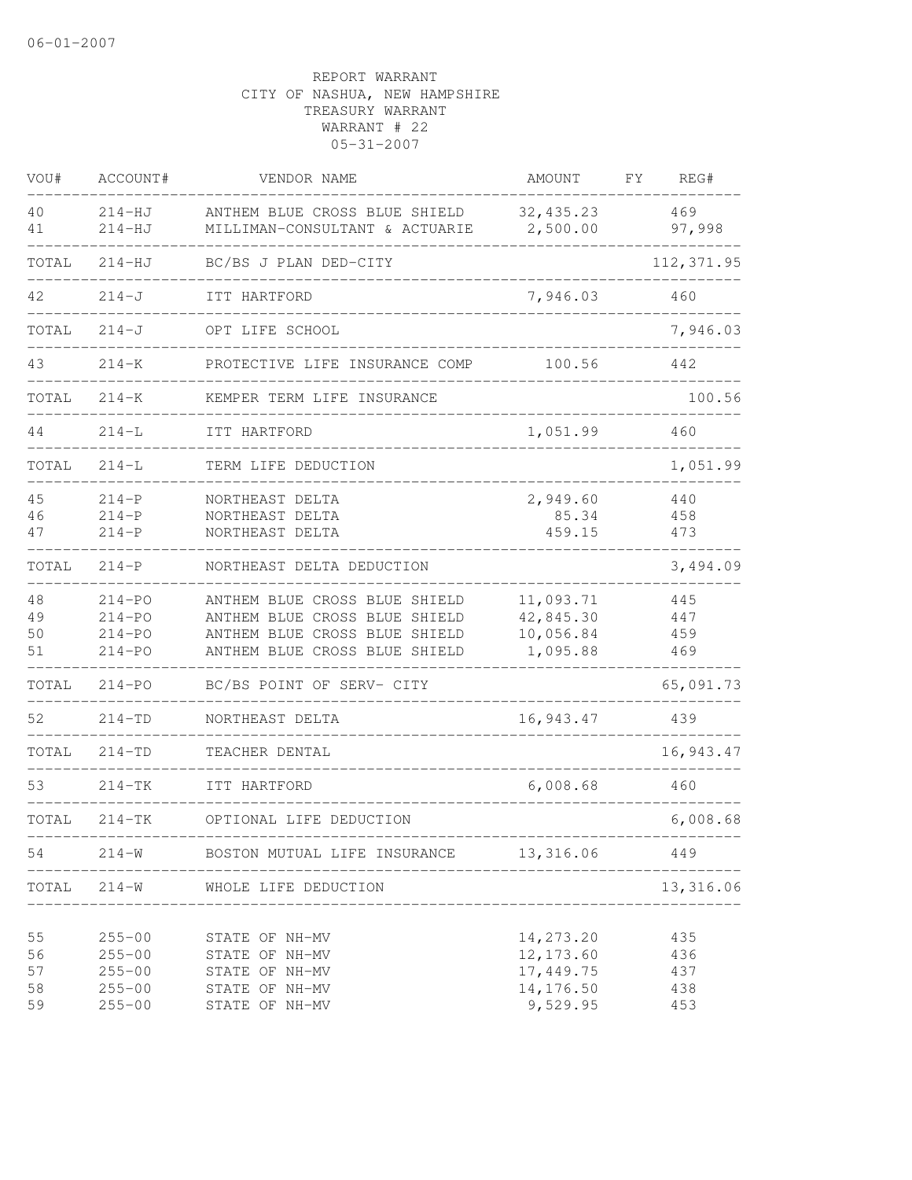REPORT WARRANT
CITY OF NASHUA, NEW HAMPSHIRE
TREASURY WARRANT
WARRANT # 22
05-31-2007

| VOU# | ACCOUNT# | VENDOR NAME | AMOUNT | FY | REG# |
|---|---|---|---|---|---|
| 40 | 214-HJ | ANTHEM BLUE CROSS BLUE SHIELD | 32,435.23 | | 469 |
| 41 | 214-HJ | MILLIMAN-CONSULTANT & ACTUARIE | 2,500.00 | | 97,998 |
| TOTAL | 214-HJ | BC/BS J PLAN DED-CITY | | | 112,371.95 |
| 42 | 214-J | ITT HARTFORD | 7,946.03 | | 460 |
| TOTAL | 214-J | OPT LIFE SCHOOL | | | 7,946.03 |
| 43 | 214-K | PROTECTIVE LIFE INSURANCE COMP | 100.56 | | 442 |
| TOTAL | 214-K | KEMPER TERM LIFE INSURANCE | | | 100.56 |
| 44 | 214-L | ITT HARTFORD | 1,051.99 | | 460 |
| TOTAL | 214-L | TERM LIFE DEDUCTION | | | 1,051.99 |
| 45 | 214-P | NORTHEAST DELTA | 2,949.60 | | 440 |
| 46 | 214-P | NORTHEAST DELTA | 85.34 | | 458 |
| 47 | 214-P | NORTHEAST DELTA | 459.15 | | 473 |
| TOTAL | 214-P | NORTHEAST DELTA DEDUCTION | | | 3,494.09 |
| 48 | 214-PO | ANTHEM BLUE CROSS BLUE SHIELD | 11,093.71 | | 445 |
| 49 | 214-PO | ANTHEM BLUE CROSS BLUE SHIELD | 42,845.30 | | 447 |
| 50 | 214-PO | ANTHEM BLUE CROSS BLUE SHIELD | 10,056.84 | | 459 |
| 51 | 214-PO | ANTHEM BLUE CROSS BLUE SHIELD | 1,095.88 | | 469 |
| TOTAL | 214-PO | BC/BS POINT OF SERV- CITY | | | 65,091.73 |
| 52 | 214-TD | NORTHEAST DELTA | 16,943.47 | | 439 |
| TOTAL | 214-TD | TEACHER DENTAL | | | 16,943.47 |
| 53 | 214-TK | ITT HARTFORD | 6,008.68 | | 460 |
| TOTAL | 214-TK | OPTIONAL LIFE DEDUCTION | | | 6,008.68 |
| 54 | 214-W | BOSTON MUTUAL LIFE INSURANCE | 13,316.06 | | 449 |
| TOTAL | 214-W | WHOLE LIFE DEDUCTION | | | 13,316.06 |
| 55 | 255-00 | STATE OF NH-MV | 14,273.20 | | 435 |
| 56 | 255-00 | STATE OF NH-MV | 12,173.60 | | 436 |
| 57 | 255-00 | STATE OF NH-MV | 17,449.75 | | 437 |
| 58 | 255-00 | STATE OF NH-MV | 14,176.50 | | 438 |
| 59 | 255-00 | STATE OF NH-MV | 9,529.95 | | 453 |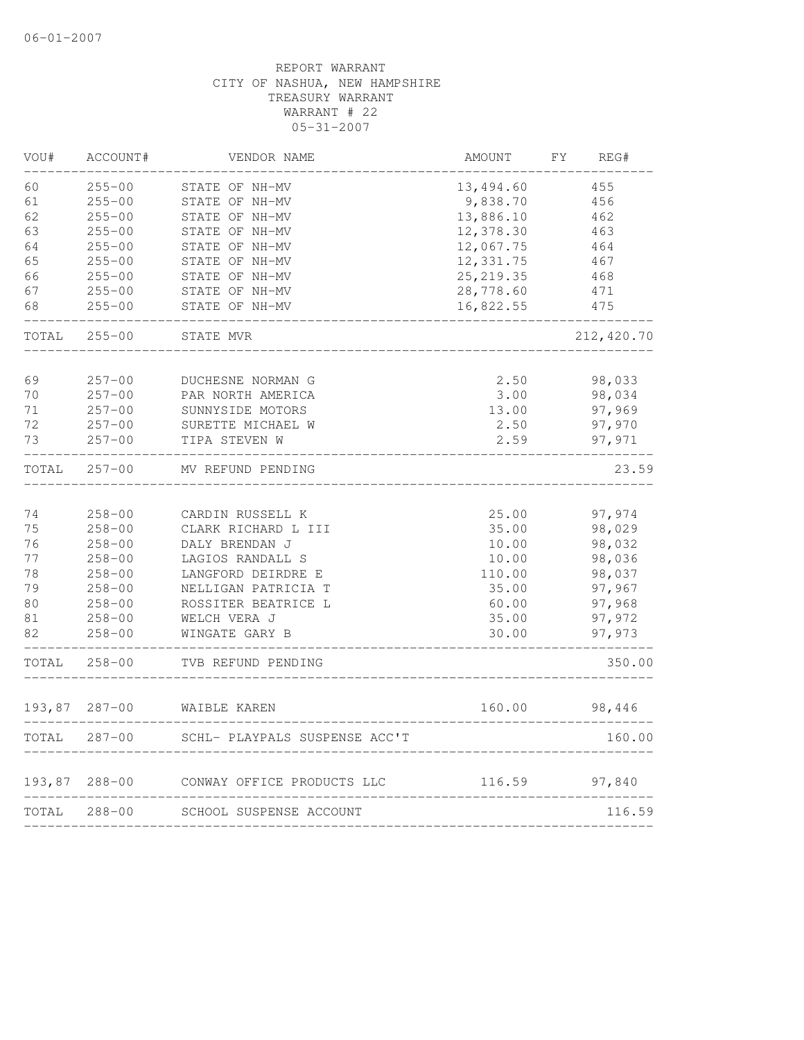06-01-2007

REPORT WARRANT
CITY OF NASHUA, NEW HAMPSHIRE
TREASURY WARRANT
WARRANT # 22
05-31-2007

| VOU# | ACCOUNT# | VENDOR NAME | AMOUNT | FY | REG# |
|---|---|---|---|---|---|
| 60 | 255-00 | STATE OF NH-MV | 13,494.60 | | 455 |
| 61 | 255-00 | STATE OF NH-MV | 9,838.70 | | 456 |
| 62 | 255-00 | STATE OF NH-MV | 13,886.10 | | 462 |
| 63 | 255-00 | STATE OF NH-MV | 12,378.30 | | 463 |
| 64 | 255-00 | STATE OF NH-MV | 12,067.75 | | 464 |
| 65 | 255-00 | STATE OF NH-MV | 12,331.75 | | 467 |
| 66 | 255-00 | STATE OF NH-MV | 25,219.35 | | 468 |
| 67 | 255-00 | STATE OF NH-MV | 28,778.60 | | 471 |
| 68 | 255-00 | STATE OF NH-MV | 16,822.55 | | 475 |
| TOTAL | 255-00 | STATE MVR | | | 212,420.70 |
| 69 | 257-00 | DUCHESNE NORMAN G | 2.50 | | 98,033 |
| 70 | 257-00 | PAR NORTH AMERICA | 3.00 | | 98,034 |
| 71 | 257-00 | SUNNYSIDE MOTORS | 13.00 | | 97,969 |
| 72 | 257-00 | SURETTE MICHAEL W | 2.50 | | 97,970 |
| 73 | 257-00 | TIPA STEVEN W | 2.59 | | 97,971 |
| TOTAL | 257-00 | MV REFUND PENDING | | | 23.59 |
| 74 | 258-00 | CARDIN RUSSELL K | 25.00 | | 97,974 |
| 75 | 258-00 | CLARK RICHARD L III | 35.00 | | 98,029 |
| 76 | 258-00 | DALY BRENDAN J | 10.00 | | 98,032 |
| 77 | 258-00 | LAGIOS RANDALL S | 10.00 | | 98,036 |
| 78 | 258-00 | LANGFORD DEIRDRE E | 110.00 | | 98,037 |
| 79 | 258-00 | NELLIGAN PATRICIA T | 35.00 | | 97,967 |
| 80 | 258-00 | ROSSITER BEATRICE L | 60.00 | | 97,968 |
| 81 | 258-00 | WELCH VERA J | 35.00 | | 97,972 |
| 82 | 258-00 | WINGATE GARY B | 30.00 | | 97,973 |
| TOTAL | 258-00 | TVB REFUND PENDING | | | 350.00 |
| 193,87 | 287-00 | WAIBLE KAREN | 160.00 | | 98,446 |
| TOTAL | 287-00 | SCHL- PLAYPALS SUSPENSE ACC'T | | | 160.00 |
| 193,87 | 288-00 | CONWAY OFFICE PRODUCTS LLC | 116.59 | | 97,840 |
| TOTAL | 288-00 | SCHOOL SUSPENSE ACCOUNT | | | 116.59 |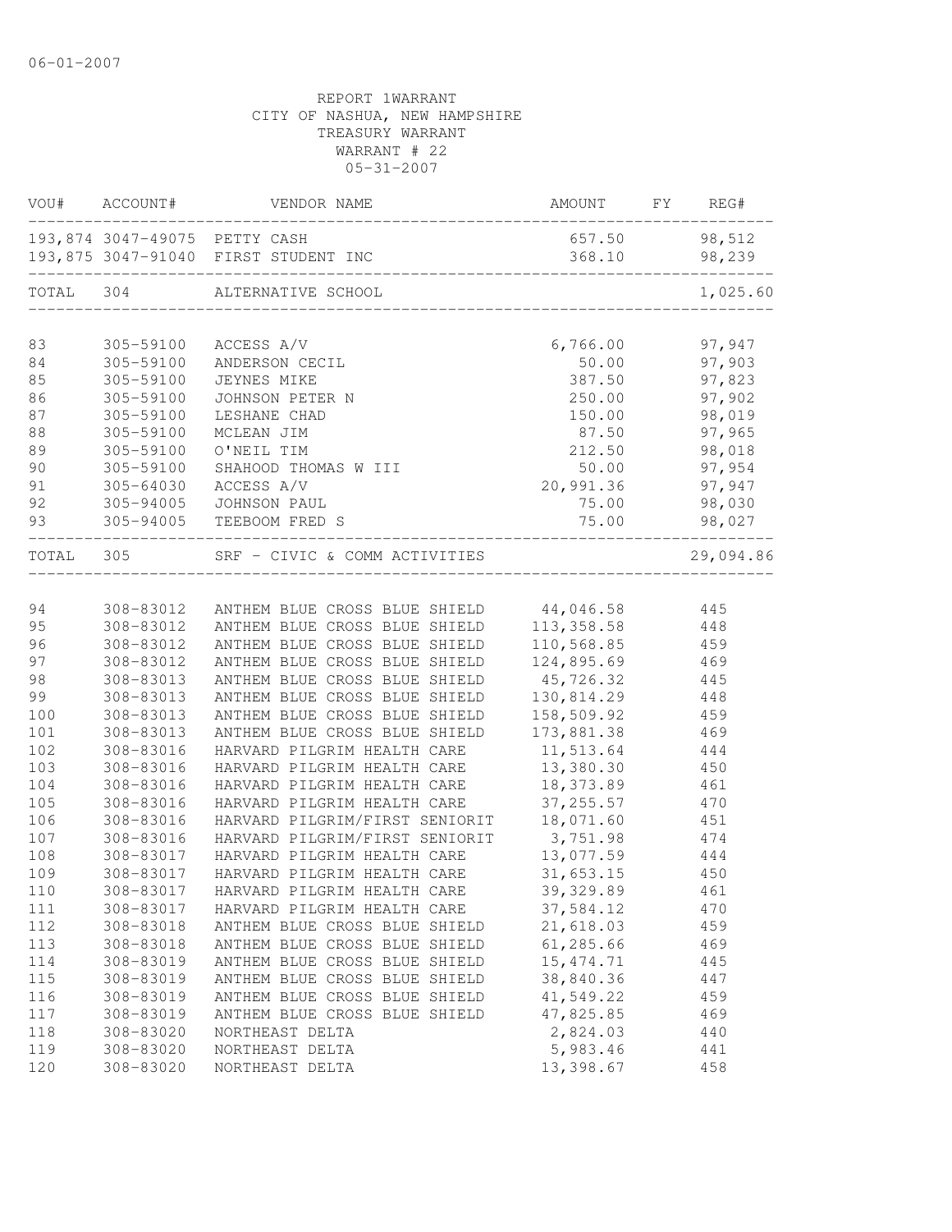06-01-2007

REPORT 1WARRANT
CITY OF NASHUA, NEW HAMPSHIRE
TREASURY WARRANT
WARRANT # 22
05-31-2007

| VOU# | ACCOUNT# | VENDOR NAME | AMOUNT | FY | REG# |
|---|---|---|---|---|---|
| 193,874 | 3047-49075 | PETTY CASH | 657.50 | | 98,512 |
| 193,875 | 3047-91040 | FIRST STUDENT INC | 368.10 | | 98,239 |
| TOTAL | 304 | ALTERNATIVE SCHOOL | | | 1,025.60 |
| 83 | 305-59100 | ACCESS A/V | 6,766.00 | | 97,947 |
| 84 | 305-59100 | ANDERSON CECIL | 50.00 | | 97,903 |
| 85 | 305-59100 | JEYNES MIKE | 387.50 | | 97,823 |
| 86 | 305-59100 | JOHNSON PETER N | 250.00 | | 97,902 |
| 87 | 305-59100 | LESHANE CHAD | 150.00 | | 98,019 |
| 88 | 305-59100 | MCLEAN JIM | 87.50 | | 97,965 |
| 89 | 305-59100 | O'NEIL TIM | 212.50 | | 98,018 |
| 90 | 305-59100 | SHAHOOD THOMAS W III | 50.00 | | 97,954 |
| 91 | 305-64030 | ACCESS A/V | 20,991.36 | | 97,947 |
| 92 | 305-94005 | JOHNSON PAUL | 75.00 | | 98,030 |
| 93 | 305-94005 | TEEBOOM FRED S | 75.00 | | 98,027 |
| TOTAL | 305 | SRF - CIVIC & COMM ACTIVITIES | | | 29,094.86 |
| 94 | 308-83012 | ANTHEM BLUE CROSS BLUE SHIELD | 44,046.58 | | 445 |
| 95 | 308-83012 | ANTHEM BLUE CROSS BLUE SHIELD | 113,358.58 | | 448 |
| 96 | 308-83012 | ANTHEM BLUE CROSS BLUE SHIELD | 110,568.85 | | 459 |
| 97 | 308-83012 | ANTHEM BLUE CROSS BLUE SHIELD | 124,895.69 | | 469 |
| 98 | 308-83013 | ANTHEM BLUE CROSS BLUE SHIELD | 45,726.32 | | 445 |
| 99 | 308-83013 | ANTHEM BLUE CROSS BLUE SHIELD | 130,814.29 | | 448 |
| 100 | 308-83013 | ANTHEM BLUE CROSS BLUE SHIELD | 158,509.92 | | 459 |
| 101 | 308-83013 | ANTHEM BLUE CROSS BLUE SHIELD | 173,881.38 | | 469 |
| 102 | 308-83016 | HARVARD PILGRIM HEALTH CARE | 11,513.64 | | 444 |
| 103 | 308-83016 | HARVARD PILGRIM HEALTH CARE | 13,380.30 | | 450 |
| 104 | 308-83016 | HARVARD PILGRIM HEALTH CARE | 18,373.89 | | 461 |
| 105 | 308-83016 | HARVARD PILGRIM HEALTH CARE | 37,255.57 | | 470 |
| 106 | 308-83016 | HARVARD PILGRIM/FIRST SENIORIT | 18,071.60 | | 451 |
| 107 | 308-83016 | HARVARD PILGRIM/FIRST SENIORIT | 3,751.98 | | 474 |
| 108 | 308-83017 | HARVARD PILGRIM HEALTH CARE | 13,077.59 | | 444 |
| 109 | 308-83017 | HARVARD PILGRIM HEALTH CARE | 31,653.15 | | 450 |
| 110 | 308-83017 | HARVARD PILGRIM HEALTH CARE | 39,329.89 | | 461 |
| 111 | 308-83017 | HARVARD PILGRIM HEALTH CARE | 37,584.12 | | 470 |
| 112 | 308-83018 | ANTHEM BLUE CROSS BLUE SHIELD | 21,618.03 | | 459 |
| 113 | 308-83018 | ANTHEM BLUE CROSS BLUE SHIELD | 61,285.66 | | 469 |
| 114 | 308-83019 | ANTHEM BLUE CROSS BLUE SHIELD | 15,474.71 | | 445 |
| 115 | 308-83019 | ANTHEM BLUE CROSS BLUE SHIELD | 38,840.36 | | 447 |
| 116 | 308-83019 | ANTHEM BLUE CROSS BLUE SHIELD | 41,549.22 | | 459 |
| 117 | 308-83019 | ANTHEM BLUE CROSS BLUE SHIELD | 47,825.85 | | 469 |
| 118 | 308-83020 | NORTHEAST DELTA | 2,824.03 | | 440 |
| 119 | 308-83020 | NORTHEAST DELTA | 5,983.46 | | 441 |
| 120 | 308-83020 | NORTHEAST DELTA | 13,398.67 | | 458 |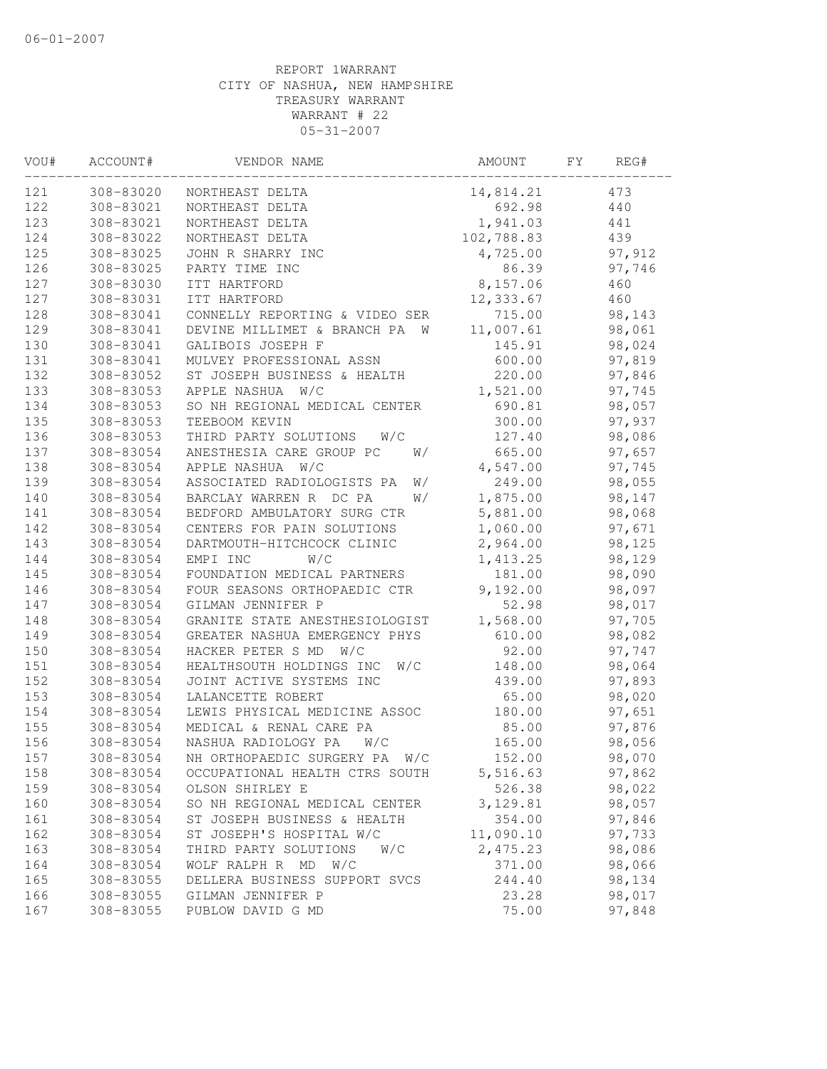06-01-2007

REPORT 1WARRANT
CITY OF NASHUA, NEW HAMPSHIRE
TREASURY WARRANT
WARRANT # 22
05-31-2007

| VOU# | ACCOUNT# | VENDOR NAME | AMOUNT | FY | REG# |
|---|---|---|---|---|---|
| 121 | 308-83020 | NORTHEAST DELTA | 14,814.21 | | 473 |
| 122 | 308-83021 | NORTHEAST DELTA | 692.98 | | 440 |
| 123 | 308-83021 | NORTHEAST DELTA | 1,941.03 | | 441 |
| 124 | 308-83022 | NORTHEAST DELTA | 102,788.83 | | 439 |
| 125 | 308-83025 | JOHN R SHARRY INC | 4,725.00 | | 97,912 |
| 126 | 308-83025 | PARTY TIME INC | 86.39 | | 97,746 |
| 127 | 308-83030 | ITT HARTFORD | 8,157.06 | | 460 |
| 127 | 308-83031 | ITT HARTFORD | 12,333.67 | | 460 |
| 128 | 308-83041 | CONNELLY REPORTING & VIDEO SER | 715.00 | | 98,143 |
| 129 | 308-83041 | DEVINE MILLIMET & BRANCH PA W | 11,007.61 | | 98,061 |
| 130 | 308-83041 | GALIBOIS JOSEPH F | 145.91 | | 98,024 |
| 131 | 308-83041 | MULVEY PROFESSIONAL ASSN | 600.00 | | 97,819 |
| 132 | 308-83052 | ST JOSEPH BUSINESS & HEALTH | 220.00 | | 97,846 |
| 133 | 308-83053 | APPLE NASHUA W/C | 1,521.00 | | 97,745 |
| 134 | 308-83053 | SO NH REGIONAL MEDICAL CENTER | 690.81 | | 98,057 |
| 135 | 308-83053 | TEEBOOM KEVIN | 300.00 | | 97,937 |
| 136 | 308-83053 | THIRD PARTY SOLUTIONS W/C | 127.40 | | 98,086 |
| 137 | 308-83054 | ANESTHESIA CARE GROUP PC W/ | 665.00 | | 97,657 |
| 138 | 308-83054 | APPLE NASHUA W/C | 4,547.00 | | 97,745 |
| 139 | 308-83054 | ASSOCIATED RADIOLOGISTS PA W/ | 249.00 | | 98,055 |
| 140 | 308-83054 | BARCLAY WARREN R DC PA W/ | 1,875.00 | | 98,147 |
| 141 | 308-83054 | BEDFORD AMBULATORY SURG CTR | 5,881.00 | | 98,068 |
| 142 | 308-83054 | CENTERS FOR PAIN SOLUTIONS | 1,060.00 | | 97,671 |
| 143 | 308-83054 | DARTMOUTH-HITCHCOCK CLINIC | 2,964.00 | | 98,125 |
| 144 | 308-83054 | EMPI INC W/C | 1,413.25 | | 98,129 |
| 145 | 308-83054 | FOUNDATION MEDICAL PARTNERS | 181.00 | | 98,090 |
| 146 | 308-83054 | FOUR SEASONS ORTHOPAEDIC CTR | 9,192.00 | | 98,097 |
| 147 | 308-83054 | GILMAN JENNIFER P | 52.98 | | 98,017 |
| 148 | 308-83054 | GRANITE STATE ANESTHESIOLOGIST | 1,568.00 | | 97,705 |
| 149 | 308-83054 | GREATER NASHUA EMERGENCY PHYS | 610.00 | | 98,082 |
| 150 | 308-83054 | HACKER PETER S MD W/C | 92.00 | | 97,747 |
| 151 | 308-83054 | HEALTHSOUTH HOLDINGS INC W/C | 148.00 | | 98,064 |
| 152 | 308-83054 | JOINT ACTIVE SYSTEMS INC | 439.00 | | 97,893 |
| 153 | 308-83054 | LALANCETTE ROBERT | 65.00 | | 98,020 |
| 154 | 308-83054 | LEWIS PHYSICAL MEDICINE ASSOC | 180.00 | | 97,651 |
| 155 | 308-83054 | MEDICAL & RENAL CARE PA | 85.00 | | 97,876 |
| 156 | 308-83054 | NASHUA RADIOLOGY PA W/C | 165.00 | | 98,056 |
| 157 | 308-83054 | NH ORTHOPAEDIC SURGERY PA W/C | 152.00 | | 98,070 |
| 158 | 308-83054 | OCCUPATIONAL HEALTH CTRS SOUTH | 5,516.63 | | 97,862 |
| 159 | 308-83054 | OLSON SHIRLEY E | 526.38 | | 98,022 |
| 160 | 308-83054 | SO NH REGIONAL MEDICAL CENTER | 3,129.81 | | 98,057 |
| 161 | 308-83054 | ST JOSEPH BUSINESS & HEALTH | 354.00 | | 97,846 |
| 162 | 308-83054 | ST JOSEPH'S HOSPITAL W/C | 11,090.10 | | 97,733 |
| 163 | 308-83054 | THIRD PARTY SOLUTIONS W/C | 2,475.23 | | 98,086 |
| 164 | 308-83054 | WOLF RALPH R MD W/C | 371.00 | | 98,066 |
| 165 | 308-83055 | DELLERA BUSINESS SUPPORT SVCS | 244.40 | | 98,134 |
| 166 | 308-83055 | GILMAN JENNIFER P | 23.28 | | 98,017 |
| 167 | 308-83055 | PUBLOW DAVID G MD | 75.00 | | 97,848 |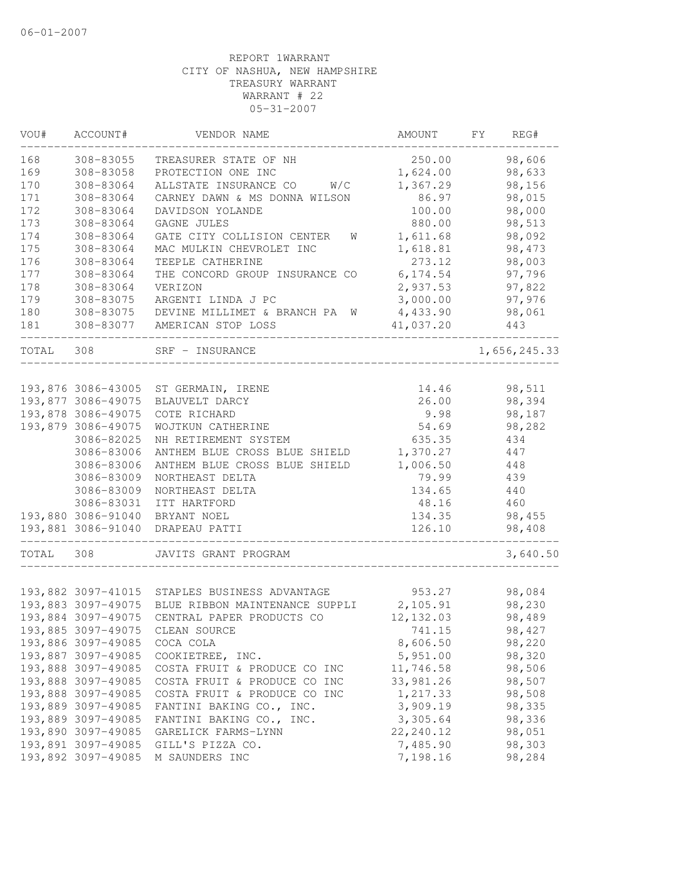06-01-2007

REPORT 1WARRANT
CITY OF NASHUA, NEW HAMPSHIRE
TREASURY WARRANT
WARRANT # 22
05-31-2007

| VOU# | ACCOUNT# | VENDOR NAME | AMOUNT | FY | REG# |
|---|---|---|---|---|---|
| 168 | 308-83055 | TREASURER STATE OF NH | 250.00 | | 98,606 |
| 169 | 308-83058 | PROTECTION ONE INC | 1,624.00 | | 98,633 |
| 170 | 308-83064 | ALLSTATE INSURANCE CO W/C | 1,367.29 | | 98,156 |
| 171 | 308-83064 | CARNEY DAWN & MS DONNA WILSON | 86.97 | | 98,015 |
| 172 | 308-83064 | DAVIDSON YOLANDE | 100.00 | | 98,000 |
| 173 | 308-83064 | GAGNE JULES | 880.00 | | 98,513 |
| 174 | 308-83064 | GATE CITY COLLISION CENTER W | 1,611.68 | | 98,092 |
| 175 | 308-83064 | MAC MULKIN CHEVROLET INC | 1,618.81 | | 98,473 |
| 176 | 308-83064 | TEEPLE CATHERINE | 273.12 | | 98,003 |
| 177 | 308-83064 | THE CONCORD GROUP INSURANCE CO | 6,174.54 | | 97,796 |
| 178 | 308-83064 | VERIZON | 2,937.53 | | 97,822 |
| 179 | 308-83075 | ARGENTI LINDA J PC | 3,000.00 | | 97,976 |
| 180 | 308-83075 | DEVINE MILLIMET & BRANCH PA W | 4,433.90 | | 98,061 |
| 181 | 308-83077 | AMERICAN STOP LOSS | 41,037.20 | | 443 |
| TOTAL | 308 | SRF - INSURANCE | | | 1,656,245.33 |

| VOU# | ACCOUNT# | VENDOR NAME | AMOUNT | FY | REG# |
|---|---|---|---|---|---|
| 193,876 | 3086-43005 | ST GERMAIN, IRENE | 14.46 | | 98,511 |
| 193,877 | 3086-49075 | BLAUVELT DARCY | 26.00 | | 98,394 |
| 193,878 | 3086-49075 | COTE RICHARD | 9.98 | | 98,187 |
| 193,879 | 3086-49075 | WOJTKUN CATHERINE | 54.69 | | 98,282 |
| | 3086-82025 | NH RETIREMENT SYSTEM | 635.35 | | 434 |
| | 3086-83006 | ANTHEM BLUE CROSS BLUE SHIELD | 1,370.27 | | 447 |
| | 3086-83006 | ANTHEM BLUE CROSS BLUE SHIELD | 1,006.50 | | 448 |
| | 3086-83009 | NORTHEAST DELTA | 79.99 | | 439 |
| | 3086-83009 | NORTHEAST DELTA | 134.65 | | 440 |
| | 3086-83031 | ITT HARTFORD | 48.16 | | 460 |
| 193,880 | 3086-91040 | BRYANT NOEL | 134.35 | | 98,455 |
| 193,881 | 3086-91040 | DRAPEAU PATTI | 126.10 | | 98,408 |
| TOTAL | 308 | JAVITS GRANT PROGRAM | | | 3,640.50 |

| VOU# | ACCOUNT# | VENDOR NAME | AMOUNT | FY | REG# |
|---|---|---|---|---|---|
| 193,882 | 3097-41015 | STAPLES BUSINESS ADVANTAGE | 953.27 | | 98,084 |
| 193,883 | 3097-49075 | BLUE RIBBON MAINTENANCE SUPPLI | 2,105.91 | | 98,230 |
| 193,884 | 3097-49075 | CENTRAL PAPER PRODUCTS CO | 12,132.03 | | 98,489 |
| 193,885 | 3097-49075 | CLEAN SOURCE | 741.15 | | 98,427 |
| 193,886 | 3097-49085 | COCA COLA | 8,606.50 | | 98,220 |
| 193,887 | 3097-49085 | COOKIETREE, INC. | 5,951.00 | | 98,320 |
| 193,888 | 3097-49085 | COSTA FRUIT & PRODUCE CO INC | 11,746.58 | | 98,506 |
| 193,888 | 3097-49085 | COSTA FRUIT & PRODUCE CO INC | 33,981.26 | | 98,507 |
| 193,888 | 3097-49085 | COSTA FRUIT & PRODUCE CO INC | 1,217.33 | | 98,508 |
| 193,889 | 3097-49085 | FANTINI BAKING CO., INC. | 3,909.19 | | 98,335 |
| 193,889 | 3097-49085 | FANTINI BAKING CO., INC. | 3,305.64 | | 98,336 |
| 193,890 | 3097-49085 | GARELICK FARMS-LYNN | 22,240.12 | | 98,051 |
| 193,891 | 3097-49085 | GILL'S PIZZA CO. | 7,485.90 | | 98,303 |
| 193,892 | 3097-49085 | M SAUNDERS INC | 7,198.16 | | 98,284 |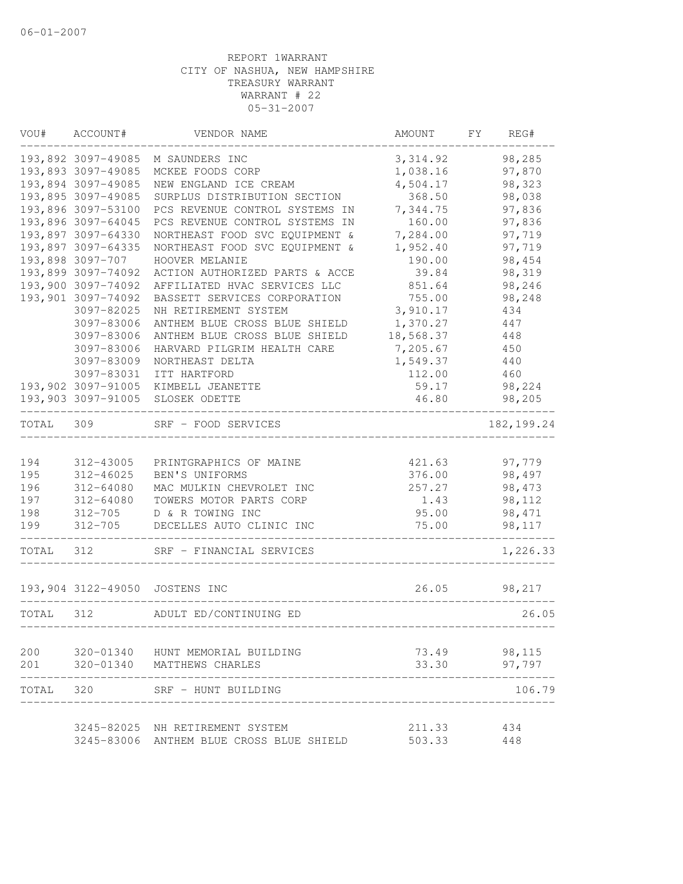06-01-2007

REPORT 1WARRANT
CITY OF NASHUA, NEW HAMPSHIRE
TREASURY WARRANT
WARRANT # 22
05-31-2007

| VOU# | ACCOUNT# | VENDOR NAME | AMOUNT | FY | REG# |
|---|---|---|---|---|---|
| 193,892 | 3097-49085 | M SAUNDERS INC | 3,314.92 | | 98,285 |
| 193,893 | 3097-49085 | MCKEE FOODS CORP | 1,038.16 | | 97,870 |
| 193,894 | 3097-49085 | NEW ENGLAND ICE CREAM | 4,504.17 | | 98,323 |
| 193,895 | 3097-49085 | SURPLUS DISTRIBUTION SECTION | 368.50 | | 98,038 |
| 193,896 | 3097-53100 | PCS REVENUE CONTROL SYSTEMS IN | 7,344.75 | | 97,836 |
| 193,896 | 3097-64045 | PCS REVENUE CONTROL SYSTEMS IN | 160.00 | | 97,836 |
| 193,897 | 3097-64330 | NORTHEAST FOOD SVC EQUIPMENT & | 7,284.00 | | 97,719 |
| 193,897 | 3097-64335 | NORTHEAST FOOD SVC EQUIPMENT & | 1,952.40 | | 97,719 |
| 193,898 | 3097-707 | HOOVER MELANIE | 190.00 | | 98,454 |
| 193,899 | 3097-74092 | ACTION AUTHORIZED PARTS & ACCE | 39.84 | | 98,319 |
| 193,900 | 3097-74092 | AFFILIATED HVAC SERVICES LLC | 851.64 | | 98,246 |
| 193,901 | 3097-74092 | BASSETT SERVICES CORPORATION | 755.00 | | 98,248 |
| | 3097-82025 | NH RETIREMENT SYSTEM | 3,910.17 | | 434 |
| | 3097-83006 | ANTHEM BLUE CROSS BLUE SHIELD | 1,370.27 | | 447 |
| | 3097-83006 | ANTHEM BLUE CROSS BLUE SHIELD | 18,568.37 | | 448 |
| | 3097-83006 | HARVARD PILGRIM HEALTH CARE | 7,205.67 | | 450 |
| | 3097-83009 | NORTHEAST DELTA | 1,549.37 | | 440 |
| | 3097-83031 | ITT HARTFORD | 112.00 | | 460 |
| 193,902 | 3097-91005 | KIMBELL JEANETTE | 59.17 | | 98,224 |
| 193,903 | 3097-91005 | SLOSEK ODETTE | 46.80 | | 98,205 |
| TOTAL | 309 | SRF - FOOD SERVICES | | | 182,199.24 |
| 194 | 312-43005 | PRINTGRAPHICS OF MAINE | 421.63 | | 97,779 |
| 195 | 312-46025 | BEN'S UNIFORMS | 376.00 | | 98,497 |
| 196 | 312-64080 | MAC MULKIN CHEVROLET INC | 257.27 | | 98,473 |
| 197 | 312-64080 | TOWERS MOTOR PARTS CORP | 1.43 | | 98,112 |
| 198 | 312-705 | D & R TOWING INC | 95.00 | | 98,471 |
| 199 | 312-705 | DECELLES AUTO CLINIC INC | 75.00 | | 98,117 |
| TOTAL | 312 | SRF - FINANCIAL SERVICES | | | 1,226.33 |
| 193,904 | 3122-49050 | JOSTENS INC | 26.05 | | 98,217 |
| TOTAL | 312 | ADULT ED/CONTINUING ED | | | 26.05 |
| 200 | 320-01340 | HUNT MEMORIAL BUILDING | 73.49 | | 98,115 |
| 201 | 320-01340 | MATTHEWS CHARLES | 33.30 | | 97,797 |
| TOTAL | 320 | SRF - HUNT BUILDING | | | 106.79 |
| | 3245-82025 | NH RETIREMENT SYSTEM | 211.33 | | 434 |
| | 3245-83006 | ANTHEM BLUE CROSS BLUE SHIELD | 503.33 | | 448 |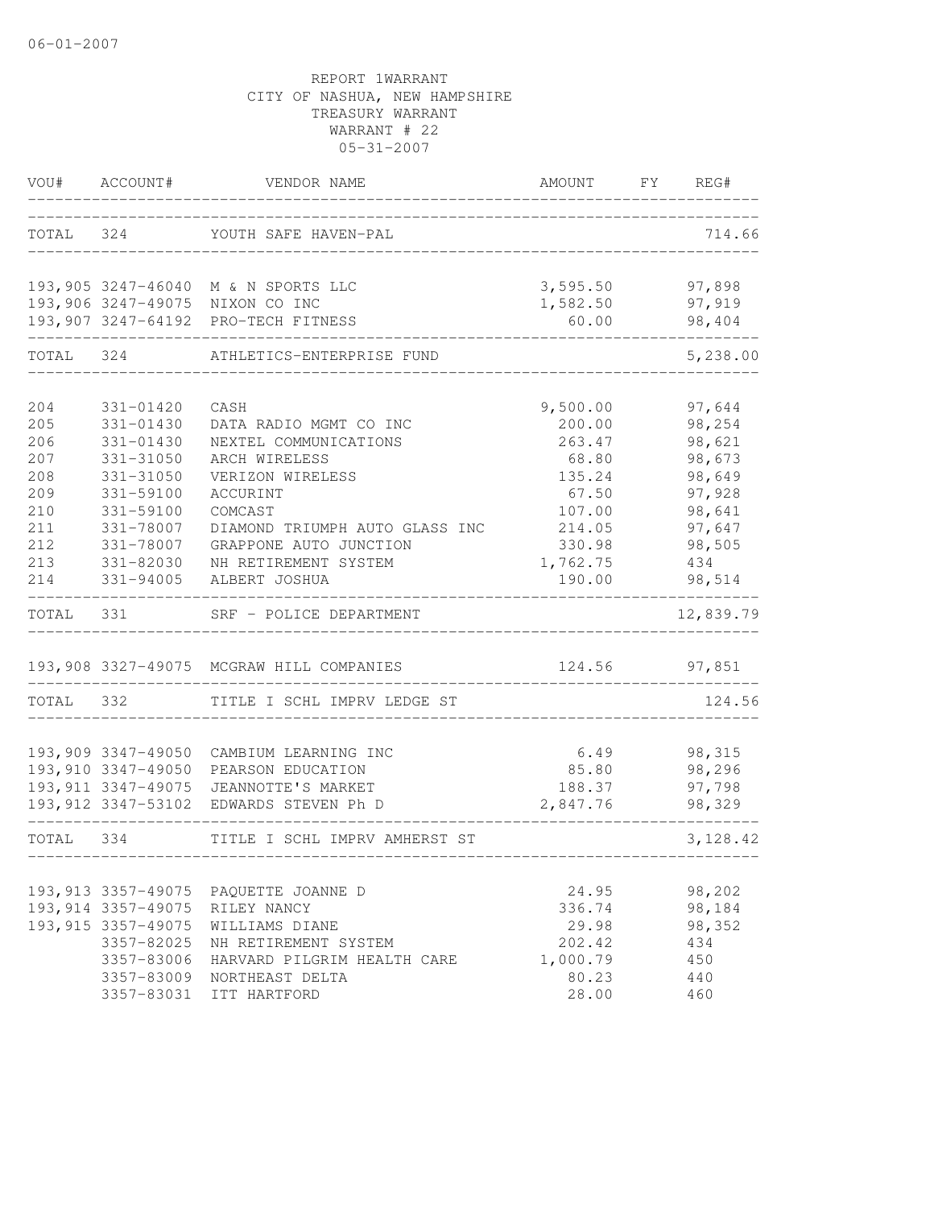06-01-2007

REPORT 1WARRANT
CITY OF NASHUA, NEW HAMPSHIRE
TREASURY WARRANT
WARRANT # 22
05-31-2007

| VOU# | ACCOUNT# | VENDOR NAME | AMOUNT | FY | REG# |
|---|---|---|---|---|---|
| TOTAL | 324 | YOUTH SAFE HAVEN-PAL | | | 714.66 |
| 193,905 | 3247-46040 | M & N SPORTS LLC | 3,595.50 | | 97,898 |
| 193,906 | 3247-49075 | NIXON CO INC | 1,582.50 | | 97,919 |
| 193,907 | 3247-64192 | PRO-TECH FITNESS | 60.00 | | 98,404 |
| TOTAL | 324 | ATHLETICS-ENTERPRISE FUND | | | 5,238.00 |
| 204 | 331-01420 | CASH | 9,500.00 | | 97,644 |
| 205 | 331-01430 | DATA RADIO MGMT CO INC | 200.00 | | 98,254 |
| 206 | 331-01430 | NEXTEL COMMUNICATIONS | 263.47 | | 98,621 |
| 207 | 331-31050 | ARCH WIRELESS | 68.80 | | 98,673 |
| 208 | 331-31050 | VERIZON WIRELESS | 135.24 | | 98,649 |
| 209 | 331-59100 | ACCURINT | 67.50 | | 97,928 |
| 210 | 331-59100 | COMCAST | 107.00 | | 98,641 |
| 211 | 331-78007 | DIAMOND TRIUMPH AUTO GLASS INC | 214.05 | | 97,647 |
| 212 | 331-78007 | GRAPPONE AUTO JUNCTION | 330.98 | | 98,505 |
| 213 | 331-82030 | NH RETIREMENT SYSTEM | 1,762.75 | | 434 |
| 214 | 331-94005 | ALBERT JOSHUA | 190.00 | | 98,514 |
| TOTAL | 331 | SRF - POLICE DEPARTMENT | | | 12,839.79 |
| 193,908 | 3327-49075 | MCGRAW HILL COMPANIES | 124.56 | | 97,851 |
| TOTAL | 332 | TITLE I SCHL IMPRV LEDGE ST | | | 124.56 |
| 193,909 | 3347-49050 | CAMBIUM LEARNING INC | 6.49 | | 98,315 |
| 193,910 | 3347-49050 | PEARSON EDUCATION | 85.80 | | 98,296 |
| 193,911 | 3347-49075 | JEANNOTTE'S MARKET | 188.37 | | 97,798 |
| 193,912 | 3347-53102 | EDWARDS STEVEN Ph D | 2,847.76 | | 98,329 |
| TOTAL | 334 | TITLE I SCHL IMPRV AMHERST ST | | | 3,128.42 |
| 193,913 | 3357-49075 | PAQUETTE JOANNE D | 24.95 | | 98,202 |
| 193,914 | 3357-49075 | RILEY NANCY | 336.74 | | 98,184 |
| 193,915 | 3357-49075 | WILLIAMS DIANE | 29.98 | | 98,352 |
| | 3357-82025 | NH RETIREMENT SYSTEM | 202.42 | | 434 |
| | 3357-83006 | HARVARD PILGRIM HEALTH CARE | 1,000.79 | | 450 |
| | 3357-83009 | NORTHEAST DELTA | 80.23 | | 440 |
| | 3357-83031 | ITT HARTFORD | 28.00 | | 460 |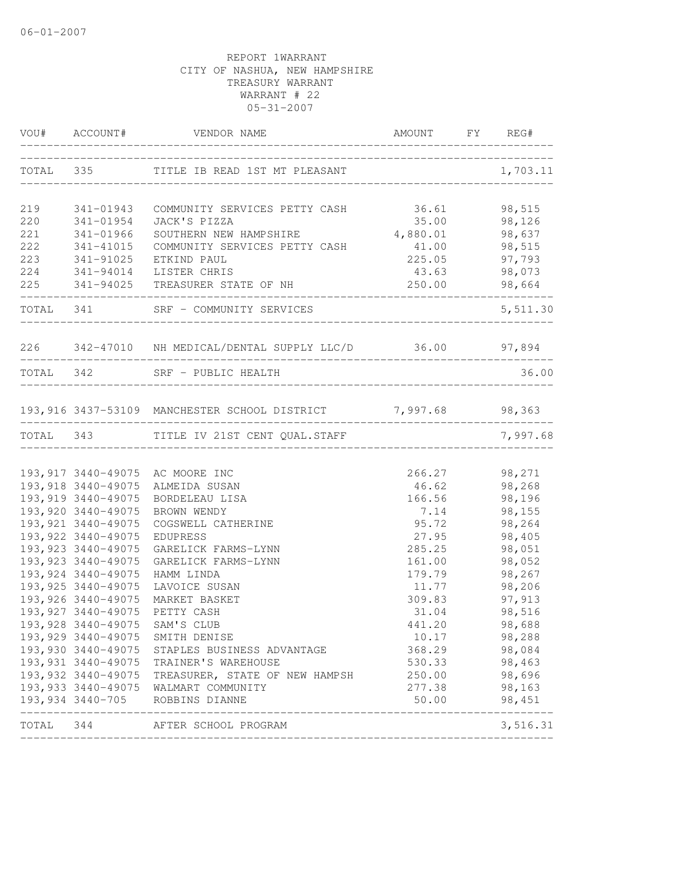06-01-2007

REPORT 1WARRANT
CITY OF NASHUA, NEW HAMPSHIRE
TREASURY WARRANT
WARRANT # 22
05-31-2007

| VOU# | ACCOUNT# | VENDOR NAME | AMOUNT | FY | REG# |
|---|---|---|---|---|---|
| TOTAL | 335 | TITLE IB READ 1ST MT PLEASANT | | | 1,703.11 |
| 219 | 341-01943 | COMMUNITY SERVICES PETTY CASH | 36.61 | | 98,515 |
| 220 | 341-01954 | JACK'S PIZZA | 35.00 | | 98,126 |
| 221 | 341-01966 | SOUTHERN NEW HAMPSHIRE | 4,880.01 | | 98,637 |
| 222 | 341-41015 | COMMUNITY SERVICES PETTY CASH | 41.00 | | 98,515 |
| 223 | 341-91025 | ETKIND PAUL | 225.05 | | 97,793 |
| 224 | 341-94014 | LISTER CHRIS | 43.63 | | 98,073 |
| 225 | 341-94025 | TREASURER STATE OF NH | 250.00 | | 98,664 |
| TOTAL | 341 | SRF - COMMUNITY SERVICES | | | 5,511.30 |
| 226 | 342-47010 | NH MEDICAL/DENTAL SUPPLY LLC/D | 36.00 | | 97,894 |
| TOTAL | 342 | SRF - PUBLIC HEALTH | | | 36.00 |
| 193,916 | 3437-53109 | MANCHESTER SCHOOL DISTRICT | 7,997.68 | | 98,363 |
| TOTAL | 343 | TITLE IV 21ST CENT QUAL.STAFF | | | 7,997.68 |
| 193,917 | 3440-49075 | AC MOORE INC | 266.27 | | 98,271 |
| 193,918 | 3440-49075 | ALMEIDA SUSAN | 46.62 | | 98,268 |
| 193,919 | 3440-49075 | BORDELEAU LISA | 166.56 | | 98,196 |
| 193,920 | 3440-49075 | BROWN WENDY | 7.14 | | 98,155 |
| 193,921 | 3440-49075 | COGSWELL CATHERINE | 95.72 | | 98,264 |
| 193,922 | 3440-49075 | EDUPRESS | 27.95 | | 98,405 |
| 193,923 | 3440-49075 | GARELICK FARMS-LYNN | 285.25 | | 98,051 |
| 193,923 | 3440-49075 | GARELICK FARMS-LYNN | 161.00 | | 98,052 |
| 193,924 | 3440-49075 | HAMM LINDA | 179.79 | | 98,267 |
| 193,925 | 3440-49075 | LAVOICE SUSAN | 11.77 | | 98,206 |
| 193,926 | 3440-49075 | MARKET BASKET | 309.83 | | 97,913 |
| 193,927 | 3440-49075 | PETTY CASH | 31.04 | | 98,516 |
| 193,928 | 3440-49075 | SAM'S CLUB | 441.20 | | 98,688 |
| 193,929 | 3440-49075 | SMITH DENISE | 10.17 | | 98,288 |
| 193,930 | 3440-49075 | STAPLES BUSINESS ADVANTAGE | 368.29 | | 98,084 |
| 193,931 | 3440-49075 | TRAINER'S WAREHOUSE | 530.33 | | 98,463 |
| 193,932 | 3440-49075 | TREASURER, STATE OF NEW HAMPSH | 250.00 | | 98,696 |
| 193,933 | 3440-49075 | WALMART COMMUNITY | 277.38 | | 98,163 |
| 193,934 | 3440-705 | ROBBINS DIANNE | 50.00 | | 98,451 |
| TOTAL | 344 | AFTER SCHOOL PROGRAM | | | 3,516.31 |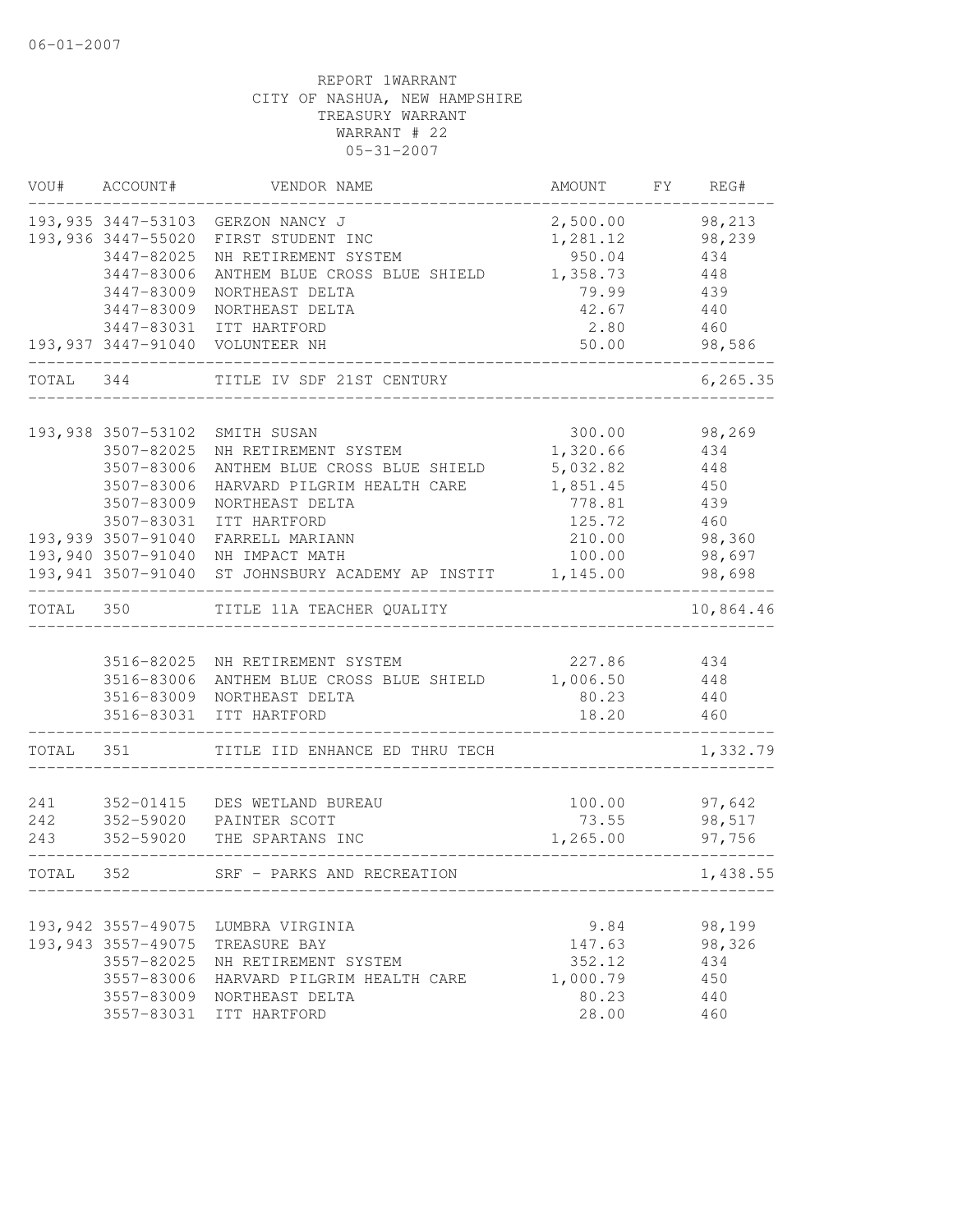06-01-2007

REPORT 1WARRANT
CITY OF NASHUA, NEW HAMPSHIRE
TREASURY WARRANT
WARRANT # 22
05-31-2007

| VOU# | ACCOUNT# | VENDOR NAME | AMOUNT | FY | REG# |
|---|---|---|---|---|---|
| 193,935 | 3447-53103 | GERZON NANCY J | 2,500.00 | | 98,213 |
| 193,936 | 3447-55020 | FIRST STUDENT INC | 1,281.12 | | 98,239 |
| | 3447-82025 | NH RETIREMENT SYSTEM | 950.04 | | 434 |
| | 3447-83006 | ANTHEM BLUE CROSS BLUE SHIELD | 1,358.73 | | 448 |
| | 3447-83009 | NORTHEAST DELTA | 79.99 | | 439 |
| | 3447-83009 | NORTHEAST DELTA | 42.67 | | 440 |
| | 3447-83031 | ITT HARTFORD | 2.80 | | 460 |
| 193,937 | 3447-91040 | VOLUNTEER NH | 50.00 | | 98,586 |
| TOTAL | 344 | TITLE IV SDF 21ST CENTURY | | | 6,265.35 |
| 193,938 | 3507-53102 | SMITH SUSAN | 300.00 | | 98,269 |
| | 3507-82025 | NH RETIREMENT SYSTEM | 1,320.66 | | 434 |
| | 3507-83006 | ANTHEM BLUE CROSS BLUE SHIELD | 5,032.82 | | 448 |
| | 3507-83006 | HARVARD PILGRIM HEALTH CARE | 1,851.45 | | 450 |
| | 3507-83009 | NORTHEAST DELTA | 778.81 | | 439 |
| | 3507-83031 | ITT HARTFORD | 125.72 | | 460 |
| 193,939 | 3507-91040 | FARRELL MARIANN | 210.00 | | 98,360 |
| 193,940 | 3507-91040 | NH IMPACT MATH | 100.00 | | 98,697 |
| 193,941 | 3507-91040 | ST JOHNSBURY ACADEMY AP INSTIT | 1,145.00 | | 98,698 |
| TOTAL | 350 | TITLE 11A TEACHER QUALITY | | | 10,864.46 |
| | 3516-82025 | NH RETIREMENT SYSTEM | 227.86 | | 434 |
| | 3516-83006 | ANTHEM BLUE CROSS BLUE SHIELD | 1,006.50 | | 448 |
| | 3516-83009 | NORTHEAST DELTA | 80.23 | | 440 |
| | 3516-83031 | ITT HARTFORD | 18.20 | | 460 |
| TOTAL | 351 | TITLE IID ENHANCE ED THRU TECH | | | 1,332.79 |
| 241 | 352-01415 | DES WETLAND BUREAU | 100.00 | | 97,642 |
| 242 | 352-59020 | PAINTER SCOTT | 73.55 | | 98,517 |
| 243 | 352-59020 | THE SPARTANS INC | 1,265.00 | | 97,756 |
| TOTAL | 352 | SRF - PARKS AND RECREATION | | | 1,438.55 |
| 193,942 | 3557-49075 | LUMBRA VIRGINIA | 9.84 | | 98,199 |
| 193,943 | 3557-49075 | TREASURE BAY | 147.63 | | 98,326 |
| | 3557-82025 | NH RETIREMENT SYSTEM | 352.12 | | 434 |
| | 3557-83006 | HARVARD PILGRIM HEALTH CARE | 1,000.79 | | 450 |
| | 3557-83009 | NORTHEAST DELTA | 80.23 | | 440 |
| | 3557-83031 | ITT HARTFORD | 28.00 | | 460 |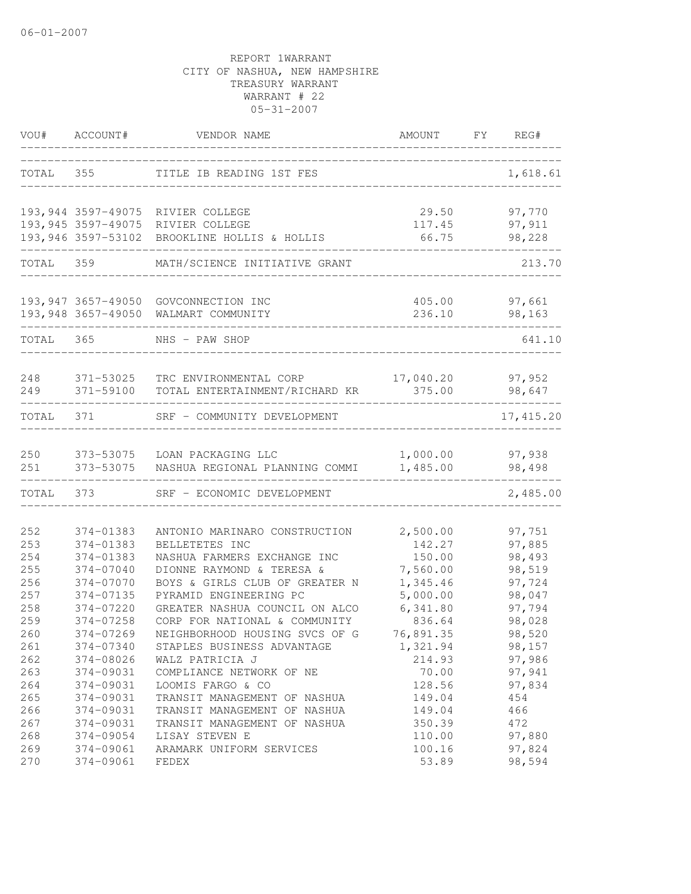06-01-2007

REPORT 1WARRANT
CITY OF NASHUA, NEW HAMPSHIRE
TREASURY WARRANT
WARRANT # 22
05-31-2007

| VOU# | ACCOUNT# | VENDOR NAME | AMOUNT | FY | REG# |
|---|---|---|---|---|---|
| TOTAL | 355 | TITLE IB READING 1ST FES | | | 1,618.61 |
| 193,944 | 3597-49075 | RIVIER COLLEGE | 29.50 | | 97,770 |
| 193,945 | 3597-49075 | RIVIER COLLEGE | 117.45 | | 97,911 |
| 193,946 | 3597-53102 | BROOKLINE HOLLIS & HOLLIS | 66.75 | | 98,228 |
| TOTAL | 359 | MATH/SCIENCE INITIATIVE GRANT | | | 213.70 |
| 193,947 | 3657-49050 | GOVCONNECTION INC | 405.00 | | 97,661 |
| 193,948 | 3657-49050 | WALMART COMMUNITY | 236.10 | | 98,163 |
| TOTAL | 365 | NHS - PAW SHOP | | | 641.10 |
| 248 | 371-53025 | TRC ENVIRONMENTAL CORP | 17,040.20 | | 97,952 |
| 249 | 371-59100 | TOTAL ENTERTAINMENT/RICHARD KR | 375.00 | | 98,647 |
| TOTAL | 371 | SRF - COMMUNITY DEVELOPMENT | | | 17,415.20 |
| 250 | 373-53075 | LOAN PACKAGING LLC | 1,000.00 | | 97,938 |
| 251 | 373-53075 | NASHUA REGIONAL PLANNING COMMI | 1,485.00 | | 98,498 |
| TOTAL | 373 | SRF - ECONOMIC DEVELOPMENT | | | 2,485.00 |
| 252 | 374-01383 | ANTONIO MARINARO CONSTRUCTION | 2,500.00 | | 97,751 |
| 253 | 374-01383 | BELLETETES INC | 142.27 | | 97,885 |
| 254 | 374-01383 | NASHUA FARMERS EXCHANGE INC | 150.00 | | 98,493 |
| 255 | 374-07040 | DIONNE RAYMOND & TERESA & | 7,560.00 | | 98,519 |
| 256 | 374-07070 | BOYS & GIRLS CLUB OF GREATER N | 1,345.46 | | 97,724 |
| 257 | 374-07135 | PYRAMID ENGINEERING PC | 5,000.00 | | 98,047 |
| 258 | 374-07220 | GREATER NASHUA COUNCIL ON ALCO | 6,341.80 | | 97,794 |
| 259 | 374-07258 | CORP FOR NATIONAL & COMMUNITY | 836.64 | | 98,028 |
| 260 | 374-07269 | NEIGHBORHOOD HOUSING SVCS OF G | 76,891.35 | | 98,520 |
| 261 | 374-07340 | STAPLES BUSINESS ADVANTAGE | 1,321.94 | | 98,157 |
| 262 | 374-08026 | WALZ PATRICIA J | 214.93 | | 97,986 |
| 263 | 374-09031 | COMPLIANCE NETWORK OF NE | 70.00 | | 97,941 |
| 264 | 374-09031 | LOOMIS FARGO & CO | 128.56 | | 97,834 |
| 265 | 374-09031 | TRANSIT MANAGEMENT OF NASHUA | 149.04 | | 454 |
| 266 | 374-09031 | TRANSIT MANAGEMENT OF NASHUA | 149.04 | | 466 |
| 267 | 374-09031 | TRANSIT MANAGEMENT OF NASHUA | 350.39 | | 472 |
| 268 | 374-09054 | LISAY STEVEN E | 110.00 | | 97,880 |
| 269 | 374-09061 | ARAMARK UNIFORM SERVICES | 100.16 | | 97,824 |
| 270 | 374-09061 | FEDEX | 53.89 | | 98,594 |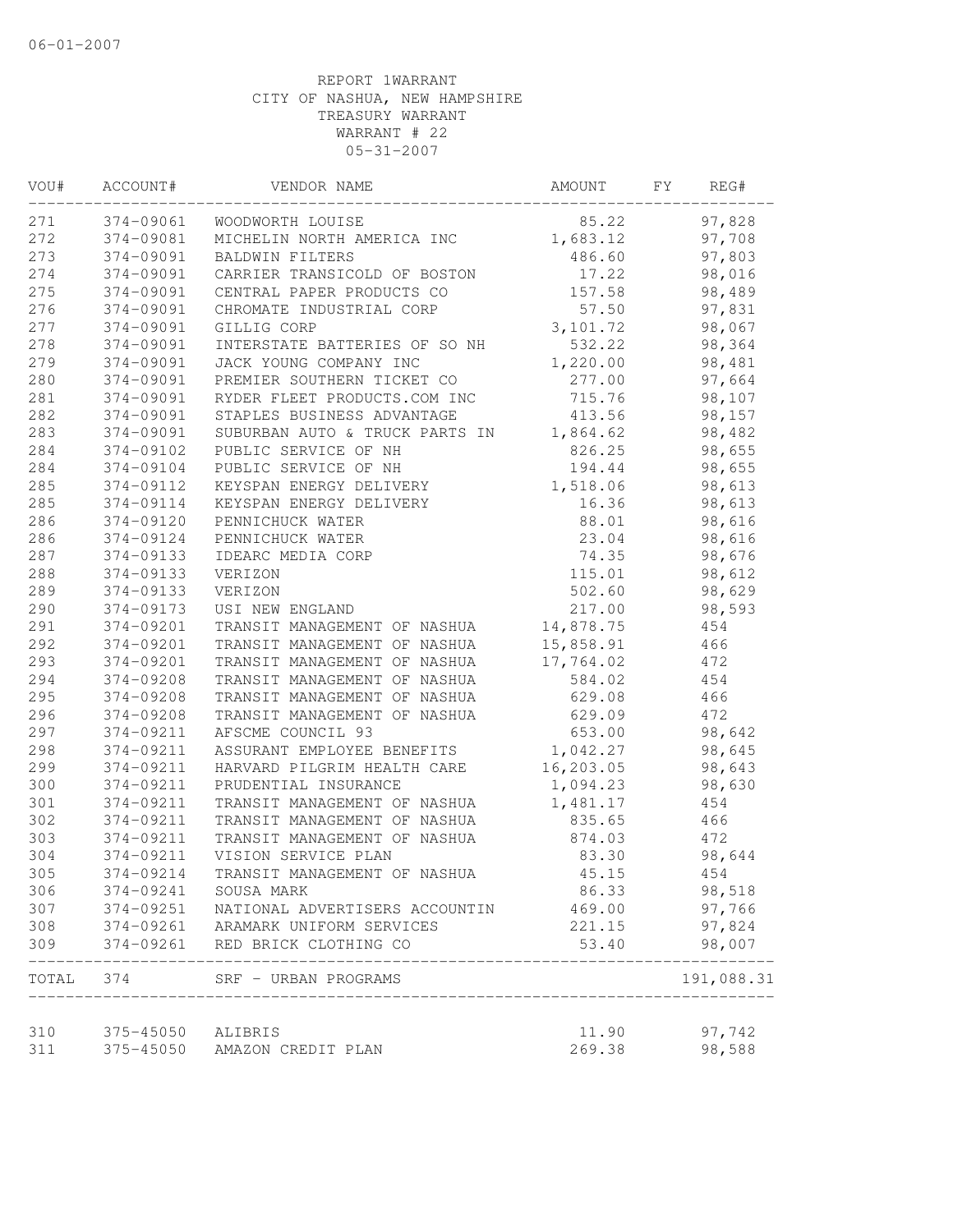06-01-2007

REPORT 1WARRANT
CITY OF NASHUA, NEW HAMPSHIRE
TREASURY WARRANT
WARRANT # 22
05-31-2007

| VOU# | ACCOUNT# | VENDOR NAME | AMOUNT | FY | REG# |
|---|---|---|---|---|---|
| 271 | 374-09061 | WOODWORTH LOUISE | 85.22 | | 97,828 |
| 272 | 374-09081 | MICHELIN NORTH AMERICA INC | 1,683.12 | | 97,708 |
| 273 | 374-09091 | BALDWIN FILTERS | 486.60 | | 97,803 |
| 274 | 374-09091 | CARRIER TRANSICOLD OF BOSTON | 17.22 | | 98,016 |
| 275 | 374-09091 | CENTRAL PAPER PRODUCTS CO | 157.58 | | 98,489 |
| 276 | 374-09091 | CHROMATE INDUSTRIAL CORP | 57.50 | | 97,831 |
| 277 | 374-09091 | GILLIG CORP | 3,101.72 | | 98,067 |
| 278 | 374-09091 | INTERSTATE BATTERIES OF SO NH | 532.22 | | 98,364 |
| 279 | 374-09091 | JACK YOUNG COMPANY INC | 1,220.00 | | 98,481 |
| 280 | 374-09091 | PREMIER SOUTHERN TICKET CO | 277.00 | | 97,664 |
| 281 | 374-09091 | RYDER FLEET PRODUCTS.COM INC | 715.76 | | 98,107 |
| 282 | 374-09091 | STAPLES BUSINESS ADVANTAGE | 413.56 | | 98,157 |
| 283 | 374-09091 | SUBURBAN AUTO & TRUCK PARTS IN | 1,864.62 | | 98,482 |
| 284 | 374-09102 | PUBLIC SERVICE OF NH | 826.25 | | 98,655 |
| 284 | 374-09104 | PUBLIC SERVICE OF NH | 194.44 | | 98,655 |
| 285 | 374-09112 | KEYSPAN ENERGY DELIVERY | 1,518.06 | | 98,613 |
| 285 | 374-09114 | KEYSPAN ENERGY DELIVERY | 16.36 | | 98,613 |
| 286 | 374-09120 | PENNICHUCK WATER | 88.01 | | 98,616 |
| 286 | 374-09124 | PENNICHUCK WATER | 23.04 | | 98,616 |
| 287 | 374-09133 | IDEARC MEDIA CORP | 74.35 | | 98,676 |
| 288 | 374-09133 | VERIZON | 115.01 | | 98,612 |
| 289 | 374-09133 | VERIZON | 502.60 | | 98,629 |
| 290 | 374-09173 | USI NEW ENGLAND | 217.00 | | 98,593 |
| 291 | 374-09201 | TRANSIT MANAGEMENT OF NASHUA | 14,878.75 | | 454 |
| 292 | 374-09201 | TRANSIT MANAGEMENT OF NASHUA | 15,858.91 | | 466 |
| 293 | 374-09201 | TRANSIT MANAGEMENT OF NASHUA | 17,764.02 | | 472 |
| 294 | 374-09208 | TRANSIT MANAGEMENT OF NASHUA | 584.02 | | 454 |
| 295 | 374-09208 | TRANSIT MANAGEMENT OF NASHUA | 629.08 | | 466 |
| 296 | 374-09208 | TRANSIT MANAGEMENT OF NASHUA | 629.09 | | 472 |
| 297 | 374-09211 | AFSCME COUNCIL 93 | 653.00 | | 98,642 |
| 298 | 374-09211 | ASSURANT EMPLOYEE BENEFITS | 1,042.27 | | 98,645 |
| 299 | 374-09211 | HARVARD PILGRIM HEALTH CARE | 16,203.05 | | 98,643 |
| 300 | 374-09211 | PRUDENTIAL INSURANCE | 1,094.23 | | 98,630 |
| 301 | 374-09211 | TRANSIT MANAGEMENT OF NASHUA | 1,481.17 | | 454 |
| 302 | 374-09211 | TRANSIT MANAGEMENT OF NASHUA | 835.65 | | 466 |
| 303 | 374-09211 | TRANSIT MANAGEMENT OF NASHUA | 874.03 | | 472 |
| 304 | 374-09211 | VISION SERVICE PLAN | 83.30 | | 98,644 |
| 305 | 374-09214 | TRANSIT MANAGEMENT OF NASHUA | 45.15 | | 454 |
| 306 | 374-09241 | SOUSA MARK | 86.33 | | 98,518 |
| 307 | 374-09251 | NATIONAL ADVERTISERS ACCOUNTIN | 469.00 | | 97,766 |
| 308 | 374-09261 | ARAMARK UNIFORM SERVICES | 221.15 | | 97,824 |
| 309 | 374-09261 | RED BRICK CLOTHING CO | 53.40 | | 98,007 |
| TOTAL | 374 | SRF - URBAN PROGRAMS | | | 191,088.31 |
| 310 | 375-45050 | ALIBRIS | 11.90 | | 97,742 |
| 311 | 375-45050 | AMAZON CREDIT PLAN | 269.38 | | 98,588 |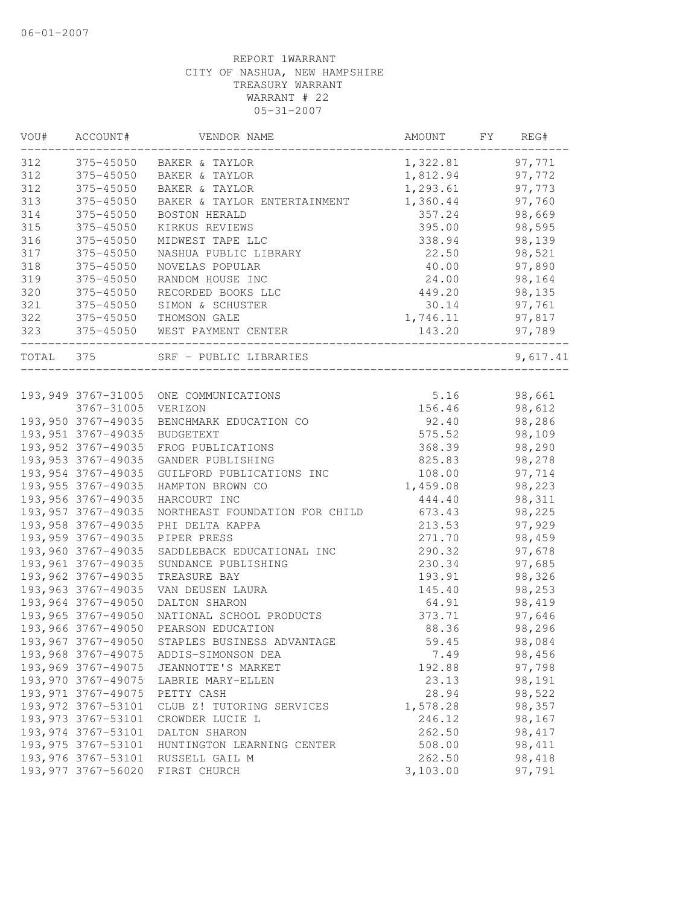06-01-2007

REPORT 1WARRANT
CITY OF NASHUA, NEW HAMPSHIRE
TREASURY WARRANT
WARRANT # 22
05-31-2007

| VOU# | ACCOUNT# | VENDOR NAME | AMOUNT | FY | REG# |
|---|---|---|---|---|---|
| 312 | 375-45050 | BAKER & TAYLOR | 1,322.81 | | 97,771 |
| 312 | 375-45050 | BAKER & TAYLOR | 1,812.94 | | 97,772 |
| 312 | 375-45050 | BAKER & TAYLOR | 1,293.61 | | 97,773 |
| 313 | 375-45050 | BAKER & TAYLOR ENTERTAINMENT | 1,360.44 | | 97,760 |
| 314 | 375-45050 | BOSTON HERALD | 357.24 | | 98,669 |
| 315 | 375-45050 | KIRKUS REVIEWS | 395.00 | | 98,595 |
| 316 | 375-45050 | MIDWEST TAPE LLC | 338.94 | | 98,139 |
| 317 | 375-45050 | NASHUA PUBLIC LIBRARY | 22.50 | | 98,521 |
| 318 | 375-45050 | NOVELAS POPULAR | 40.00 | | 97,890 |
| 319 | 375-45050 | RANDOM HOUSE INC | 24.00 | | 98,164 |
| 320 | 375-45050 | RECORDED BOOKS LLC | 449.20 | | 98,135 |
| 321 | 375-45050 | SIMON & SCHUSTER | 30.14 | | 97,761 |
| 322 | 375-45050 | THOMSON GALE | 1,746.11 | | 97,817 |
| 323 | 375-45050 | WEST PAYMENT CENTER | 143.20 | | 97,789 |
| TOTAL | 375 | SRF - PUBLIC LIBRARIES | | | 9,617.41 |
| 193,949 | 3767-31005 | ONE COMMUNICATIONS | 5.16 | | 98,661 |
| | 3767-31005 | VERIZON | 156.46 | | 98,612 |
| 193,950 | 3767-49035 | BENCHMARK EDUCATION CO | 92.40 | | 98,286 |
| 193,951 | 3767-49035 | BUDGETEXT | 575.52 | | 98,109 |
| 193,952 | 3767-49035 | FROG PUBLICATIONS | 368.39 | | 98,290 |
| 193,953 | 3767-49035 | GANDER PUBLISHING | 825.83 | | 98,278 |
| 193,954 | 3767-49035 | GUILFORD PUBLICATIONS INC | 108.00 | | 97,714 |
| 193,955 | 3767-49035 | HAMPTON BROWN CO | 1,459.08 | | 98,223 |
| 193,956 | 3767-49035 | HARCOURT INC | 444.40 | | 98,311 |
| 193,957 | 3767-49035 | NORTHEAST FOUNDATION FOR CHILD | 673.43 | | 98,225 |
| 193,958 | 3767-49035 | PHI DELTA KAPPA | 213.53 | | 97,929 |
| 193,959 | 3767-49035 | PIPER PRESS | 271.70 | | 98,459 |
| 193,960 | 3767-49035 | SADDLEBACK EDUCATIONAL INC | 290.32 | | 97,678 |
| 193,961 | 3767-49035 | SUNDANCE PUBLISHING | 230.34 | | 97,685 |
| 193,962 | 3767-49035 | TREASURE BAY | 193.91 | | 98,326 |
| 193,963 | 3767-49035 | VAN DEUSEN LAURA | 145.40 | | 98,253 |
| 193,964 | 3767-49050 | DALTON SHARON | 64.91 | | 98,419 |
| 193,965 | 3767-49050 | NATIONAL SCHOOL PRODUCTS | 373.71 | | 97,646 |
| 193,966 | 3767-49050 | PEARSON EDUCATION | 88.36 | | 98,296 |
| 193,967 | 3767-49050 | STAPLES BUSINESS ADVANTAGE | 59.45 | | 98,084 |
| 193,968 | 3767-49075 | ADDIS-SIMONSON DEA | 7.49 | | 98,456 |
| 193,969 | 3767-49075 | JEANNOTTE'S MARKET | 192.88 | | 97,798 |
| 193,970 | 3767-49075 | LABRIE MARY-ELLEN | 23.13 | | 98,191 |
| 193,971 | 3767-49075 | PETTY CASH | 28.94 | | 98,522 |
| 193,972 | 3767-53101 | CLUB Z! TUTORING SERVICES | 1,578.28 | | 98,357 |
| 193,973 | 3767-53101 | CROWDER LUCIE L | 246.12 | | 98,167 |
| 193,974 | 3767-53101 | DALTON SHARON | 262.50 | | 98,417 |
| 193,975 | 3767-53101 | HUNTINGTON LEARNING CENTER | 508.00 | | 98,411 |
| 193,976 | 3767-53101 | RUSSELL GAIL M | 262.50 | | 98,418 |
| 193,977 | 3767-56020 | FIRST CHURCH | 3,103.00 | | 97,791 |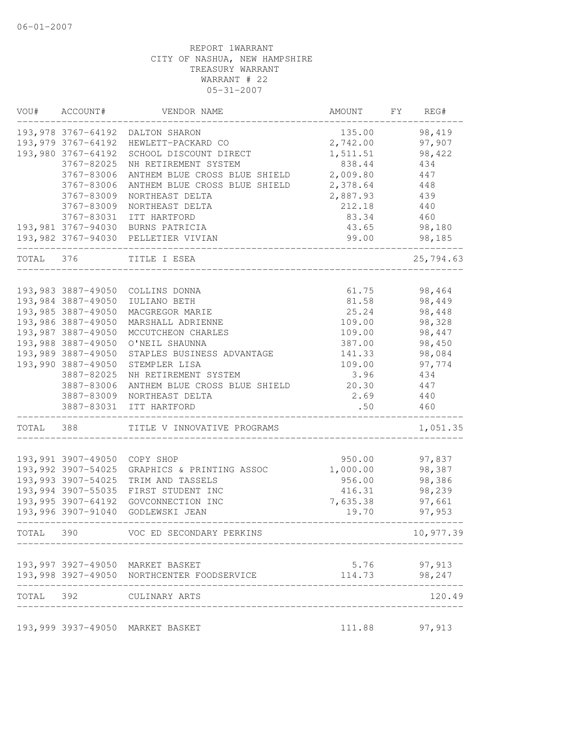06-01-2007

REPORT 1WARRANT
CITY OF NASHUA, NEW HAMPSHIRE
TREASURY WARRANT
WARRANT # 22
05-31-2007

| VOU# | ACCOUNT# | VENDOR NAME | AMOUNT | FY | REG# |
|---|---|---|---|---|---|
| 193,978 | 3767-64192 | DALTON SHARON | 135.00 | | 98,419 |
| 193,979 | 3767-64192 | HEWLETT-PACKARD CO | 2,742.00 | | 97,907 |
| 193,980 | 3767-64192 | SCHOOL DISCOUNT DIRECT | 1,511.51 | | 98,422 |
| | 3767-82025 | NH RETIREMENT SYSTEM | 838.44 | | 434 |
| | 3767-83006 | ANTHEM BLUE CROSS BLUE SHIELD | 2,009.80 | | 447 |
| | 3767-83006 | ANTHEM BLUE CROSS BLUE SHIELD | 2,378.64 | | 448 |
| | 3767-83009 | NORTHEAST DELTA | 2,887.93 | | 439 |
| | 3767-83009 | NORTHEAST DELTA | 212.18 | | 440 |
| | 3767-83031 | ITT HARTFORD | 83.34 | | 460 |
| 193,981 | 3767-94030 | BURNS PATRICIA | 43.65 | | 98,180 |
| 193,982 | 3767-94030 | PELLETIER VIVIAN | 99.00 | | 98,185 |
| TOTAL | 376 | TITLE I ESEA | | | 25,794.63 |
| 193,983 | 3887-49050 | COLLINS DONNA | 61.75 | | 98,464 |
| 193,984 | 3887-49050 | IULIANO BETH | 81.58 | | 98,449 |
| 193,985 | 3887-49050 | MACGREGOR MARIE | 25.24 | | 98,448 |
| 193,986 | 3887-49050 | MARSHALL ADRIENNE | 109.00 | | 98,328 |
| 193,987 | 3887-49050 | MCCUTCHEON CHARLES | 109.00 | | 98,447 |
| 193,988 | 3887-49050 | O'NEIL SHAUNNA | 387.00 | | 98,450 |
| 193,989 | 3887-49050 | STAPLES BUSINESS ADVANTAGE | 141.33 | | 98,084 |
| 193,990 | 3887-49050 | STEMPLER LISA | 109.00 | | 97,774 |
| | 3887-82025 | NH RETIREMENT SYSTEM | 3.96 | | 434 |
| | 3887-83006 | ANTHEM BLUE CROSS BLUE SHIELD | 20.30 | | 447 |
| | 3887-83009 | NORTHEAST DELTA | 2.69 | | 440 |
| | 3887-83031 | ITT HARTFORD | .50 | | 460 |
| TOTAL | 388 | TITLE V INNOVATIVE PROGRAMS | | | 1,051.35 |
| 193,991 | 3907-49050 | COPY SHOP | 950.00 | | 97,837 |
| 193,992 | 3907-54025 | GRAPHICS & PRINTING ASSOC | 1,000.00 | | 98,387 |
| 193,993 | 3907-54025 | TRIM AND TASSELS | 956.00 | | 98,386 |
| 193,994 | 3907-55035 | FIRST STUDENT INC | 416.31 | | 98,239 |
| 193,995 | 3907-64192 | GOVCONNECTION INC | 7,635.38 | | 97,661 |
| 193,996 | 3907-91040 | GODLEWSKI JEAN | 19.70 | | 97,953 |
| TOTAL | 390 | VOC ED SECONDARY PERKINS | | | 10,977.39 |
| 193,997 | 3927-49050 | MARKET BASKET | 5.76 | | 97,913 |
| 193,998 | 3927-49050 | NORTHCENTER FOODSERVICE | 114.73 | | 98,247 |
| TOTAL | 392 | CULINARY ARTS | | | 120.49 |
| 193,999 | 3937-49050 | MARKET BASKET | 111.88 | | 97,913 |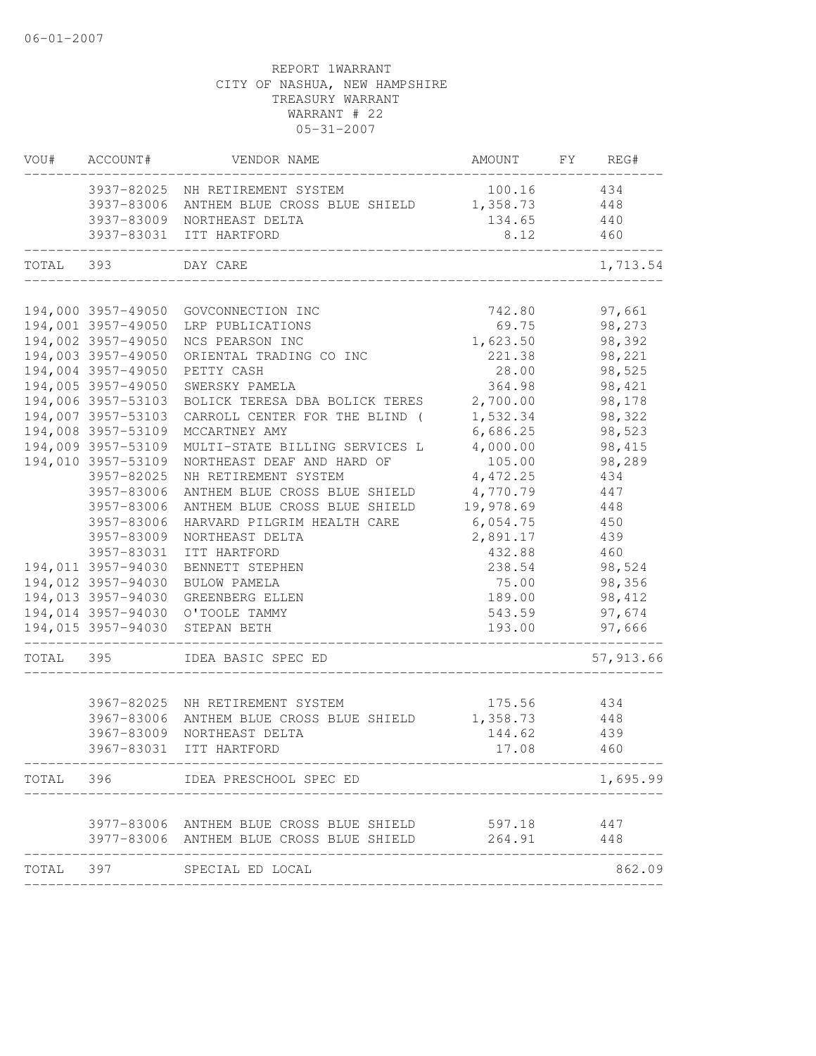06-01-2007

REPORT 1WARRANT
CITY OF NASHUA, NEW HAMPSHIRE
TREASURY WARRANT
WARRANT # 22
05-31-2007

| VOU# | ACCOUNT# | VENDOR NAME | AMOUNT | FY | REG# |
|---|---|---|---|---|---|
| | 3937-82025 | NH RETIREMENT SYSTEM | 100.16 | | 434 |
| | 3937-83006 | ANTHEM BLUE CROSS BLUE SHIELD | 1,358.73 | | 448 |
| | 3937-83009 | NORTHEAST DELTA | 134.65 | | 440 |
| | 3937-83031 | ITT HARTFORD | 8.12 | | 460 |
| TOTAL | 393 | DAY CARE | | | 1,713.54 |
| 194,000 | 3957-49050 | GOVCONNECTION INC | 742.80 | | 97,661 |
| 194,001 | 3957-49050 | LRP PUBLICATIONS | 69.75 | | 98,273 |
| 194,002 | 3957-49050 | NCS PEARSON INC | 1,623.50 | | 98,392 |
| 194,003 | 3957-49050 | ORIENTAL TRADING CO INC | 221.38 | | 98,221 |
| 194,004 | 3957-49050 | PETTY CASH | 28.00 | | 98,525 |
| 194,005 | 3957-49050 | SWERSKY PAMELA | 364.98 | | 98,421 |
| 194,006 | 3957-53103 | BOLICK TERESA DBA BOLICK TERES | 2,700.00 | | 98,178 |
| 194,007 | 3957-53103 | CARROLL CENTER FOR THE BLIND ( | 1,532.34 | | 98,322 |
| 194,008 | 3957-53109 | MCCARTNEY AMY | 6,686.25 | | 98,523 |
| 194,009 | 3957-53109 | MULTI-STATE BILLING SERVICES L | 4,000.00 | | 98,415 |
| 194,010 | 3957-53109 | NORTHEAST DEAF AND HARD OF | 105.00 | | 98,289 |
| | 3957-82025 | NH RETIREMENT SYSTEM | 4,472.25 | | 434 |
| | 3957-83006 | ANTHEM BLUE CROSS BLUE SHIELD | 4,770.79 | | 447 |
| | 3957-83006 | ANTHEM BLUE CROSS BLUE SHIELD | 19,978.69 | | 448 |
| | 3957-83006 | HARVARD PILGRIM HEALTH CARE | 6,054.75 | | 450 |
| | 3957-83009 | NORTHEAST DELTA | 2,891.17 | | 439 |
| | 3957-83031 | ITT HARTFORD | 432.88 | | 460 |
| 194,011 | 3957-94030 | BENNETT STEPHEN | 238.54 | | 98,524 |
| 194,012 | 3957-94030 | BULOW PAMELA | 75.00 | | 98,356 |
| 194,013 | 3957-94030 | GREENBERG ELLEN | 189.00 | | 98,412 |
| 194,014 | 3957-94030 | O'TOOLE TAMMY | 543.59 | | 97,674 |
| 194,015 | 3957-94030 | STEPAN BETH | 193.00 | | 97,666 |
| TOTAL | 395 | IDEA BASIC SPEC ED | | | 57,913.66 |
| | 3967-82025 | NH RETIREMENT SYSTEM | 175.56 | | 434 |
| | 3967-83006 | ANTHEM BLUE CROSS BLUE SHIELD | 1,358.73 | | 448 |
| | 3967-83009 | NORTHEAST DELTA | 144.62 | | 439 |
| | 3967-83031 | ITT HARTFORD | 17.08 | | 460 |
| TOTAL | 396 | IDEA PRESCHOOL SPEC ED | | | 1,695.99 |
| | 3977-83006 | ANTHEM BLUE CROSS BLUE SHIELD | 597.18 | | 447 |
| | 3977-83006 | ANTHEM BLUE CROSS BLUE SHIELD | 264.91 | | 448 |
| TOTAL | 397 | SPECIAL ED LOCAL | | | 862.09 |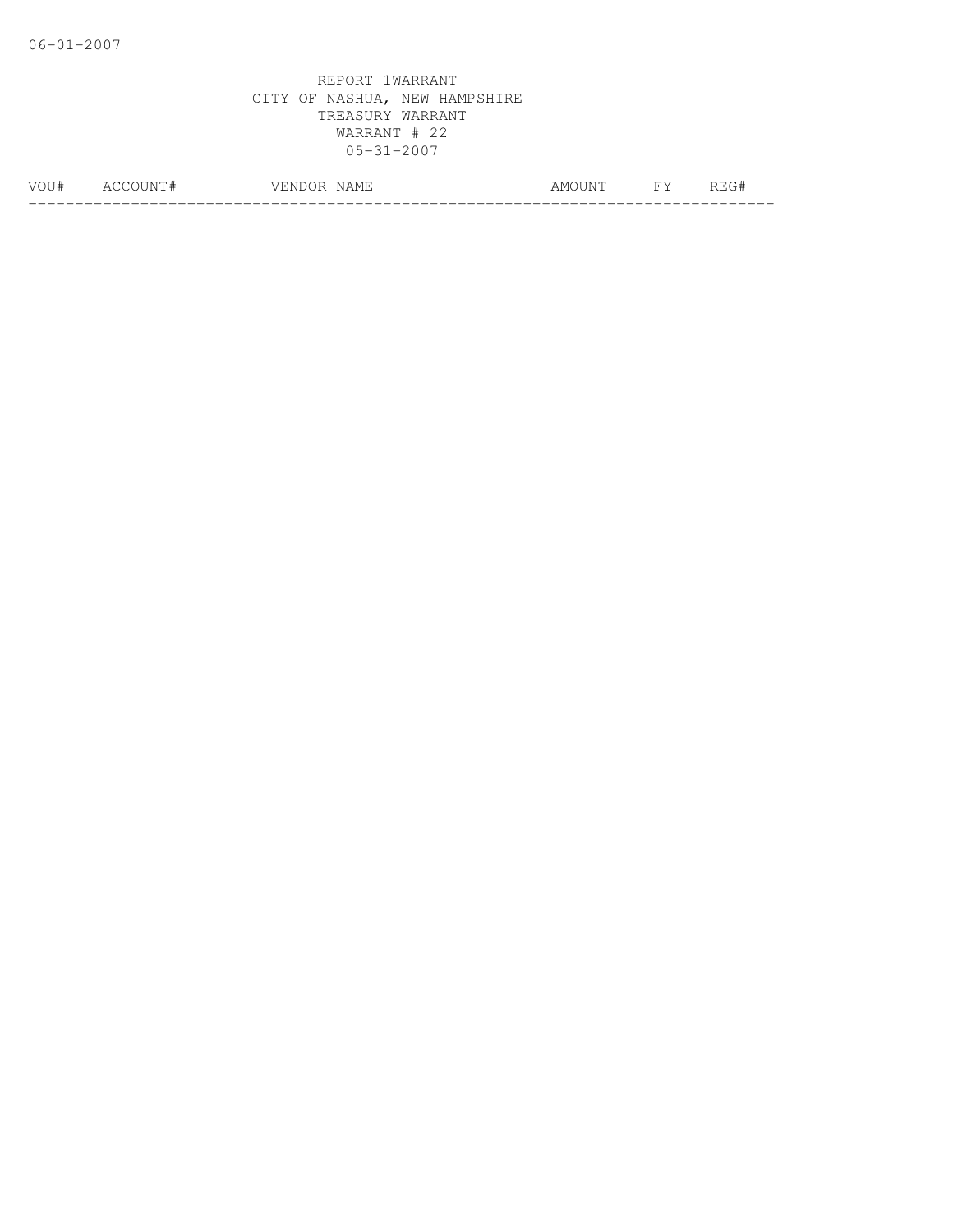06-01-2007

REPORT 1WARRANT
CITY OF NASHUA, NEW HAMPSHIRE
TREASURY WARRANT
WARRANT # 22
05-31-2007

| VOU# | ACCOUNT# | VENDOR NAME | AMOUNT | FY | REG# |
|---|---|---|---|---|---|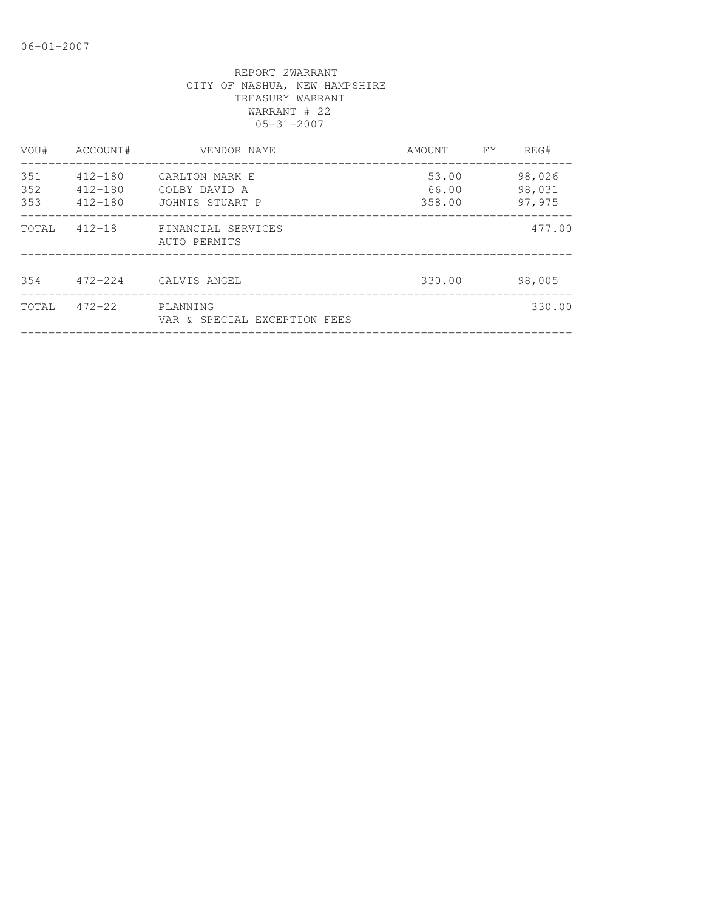06-01-2007

REPORT 2WARRANT
CITY OF NASHUA, NEW HAMPSHIRE
TREASURY WARRANT
WARRANT # 22
05-31-2007

| VOU# | ACCOUNT# | VENDOR NAME | AMOUNT | FY | REG# |
|---|---|---|---|---|---|
| 351 | 412-180 | CARLTON MARK E | 53.00 | | 98,026 |
| 352 | 412-180 | COLBY DAVID A | 66.00 | | 98,031 |
| 353 | 412-180 | JOHNIS STUART P | 358.00 | | 97,975 |
| TOTAL | 412-18 | FINANCIAL SERVICES<br>AUTO PERMITS | | | 477.00 |
| 354 | 472-224 | GALVIS ANGEL | 330.00 | | 98,005 |
| TOTAL | 472-22 | PLANNING<br>VAR & SPECIAL EXCEPTION FEES | | | 330.00 |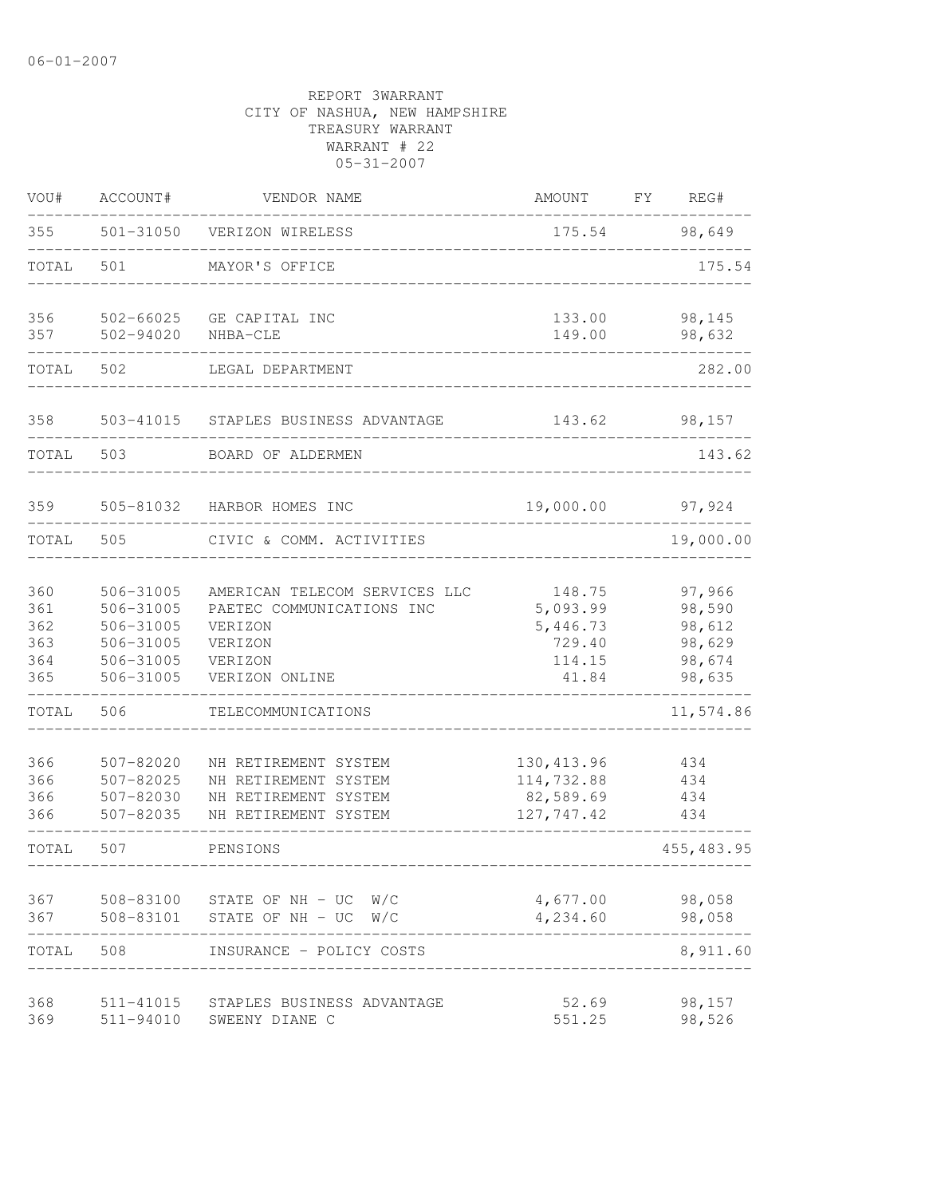06-01-2007

REPORT 3WARRANT
CITY OF NASHUA, NEW HAMPSHIRE
TREASURY WARRANT
WARRANT # 22
05-31-2007

| VOU# | ACCOUNT# | VENDOR NAME | AMOUNT | FY | REG# |
|---|---|---|---|---|---|
| 355 | 501-31050 | VERIZON WIRELESS | 175.54 | | 98,649 |
| TOTAL | 501 | MAYOR'S OFFICE | | | 175.54 |
| 356 | 502-66025 | GE CAPITAL INC | 133.00 | | 98,145 |
| 357 | 502-94020 | NHBA-CLE | 149.00 | | 98,632 |
| TOTAL | 502 | LEGAL DEPARTMENT | | | 282.00 |
| 358 | 503-41015 | STAPLES BUSINESS ADVANTAGE | 143.62 | | 98,157 |
| TOTAL | 503 | BOARD OF ALDERMEN | | | 143.62 |
| 359 | 505-81032 | HARBOR HOMES INC | 19,000.00 | | 97,924 |
| TOTAL | 505 | CIVIC & COMM. ACTIVITIES | | | 19,000.00 |
| 360 | 506-31005 | AMERICAN TELECOM SERVICES LLC | 148.75 | | 97,966 |
| 361 | 506-31005 | PAETEC COMMUNICATIONS INC | 5,093.99 | | 98,590 |
| 362 | 506-31005 | VERIZON | 5,446.73 | | 98,612 |
| 363 | 506-31005 | VERIZON | 729.40 | | 98,629 |
| 364 | 506-31005 | VERIZON | 114.15 | | 98,674 |
| 365 | 506-31005 | VERIZON ONLINE | 41.84 | | 98,635 |
| TOTAL | 506 | TELECOMMUNICATIONS | | | 11,574.86 |
| 366 | 507-82020 | NH RETIREMENT SYSTEM | 130,413.96 | | 434 |
| 366 | 507-82025 | NH RETIREMENT SYSTEM | 114,732.88 | | 434 |
| 366 | 507-82030 | NH RETIREMENT SYSTEM | 82,589.69 | | 434 |
| 366 | 507-82035 | NH RETIREMENT SYSTEM | 127,747.42 | | 434 |
| TOTAL | 507 | PENSIONS | | | 455,483.95 |
| 367 | 508-83100 | STATE OF NH - UC W/C | 4,677.00 | | 98,058 |
| 367 | 508-83101 | STATE OF NH - UC W/C | 4,234.60 | | 98,058 |
| TOTAL | 508 | INSURANCE - POLICY COSTS | | | 8,911.60 |
| 368 | 511-41015 | STAPLES BUSINESS ADVANTAGE | 52.69 | | 98,157 |
| 369 | 511-94010 | SWEENY DIANE C | 551.25 | | 98,526 |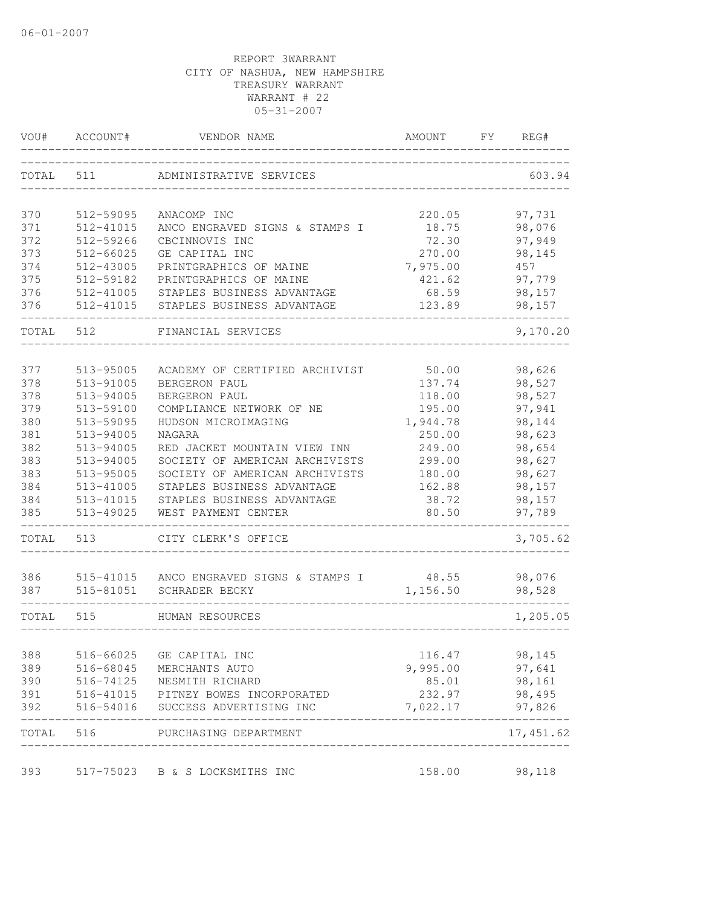06-01-2007

REPORT 3WARRANT
CITY OF NASHUA, NEW HAMPSHIRE
TREASURY WARRANT
WARRANT # 22
05-31-2007

| VOU# | ACCOUNT# | VENDOR NAME | AMOUNT | FY | REG# |
|---|---|---|---|---|---|
| TOTAL | 511 | ADMINISTRATIVE SERVICES | | | 603.94 |
| 370 | 512-59095 | ANACOMP INC | 220.05 | | 97,731 |
| 371 | 512-41015 | ANCO ENGRAVED SIGNS & STAMPS I | 18.75 | | 98,076 |
| 372 | 512-59266 | CBCINNOVIS INC | 72.30 | | 97,949 |
| 373 | 512-66025 | GE CAPITAL INC | 270.00 | | 98,145 |
| 374 | 512-43005 | PRINTGRAPHICS OF MAINE | 7,975.00 | | 457 |
| 375 | 512-59182 | PRINTGRAPHICS OF MAINE | 421.62 | | 97,779 |
| 376 | 512-41005 | STAPLES BUSINESS ADVANTAGE | 68.59 | | 98,157 |
| 376 | 512-41015 | STAPLES BUSINESS ADVANTAGE | 123.89 | | 98,157 |
| TOTAL | 512 | FINANCIAL SERVICES | | | 9,170.20 |
| 377 | 513-95005 | ACADEMY OF CERTIFIED ARCHIVIST | 50.00 | | 98,626 |
| 378 | 513-91005 | BERGERON PAUL | 137.74 | | 98,527 |
| 378 | 513-94005 | BERGERON PAUL | 118.00 | | 98,527 |
| 379 | 513-59100 | COMPLIANCE NETWORK OF NE | 195.00 | | 97,941 |
| 380 | 513-59095 | HUDSON MICROIMAGING | 1,944.78 | | 98,144 |
| 381 | 513-94005 | NAGARA | 250.00 | | 98,623 |
| 382 | 513-94005 | RED JACKET MOUNTAIN VIEW INN | 249.00 | | 98,654 |
| 383 | 513-94005 | SOCIETY OF AMERICAN ARCHIVISTS | 299.00 | | 98,627 |
| 383 | 513-95005 | SOCIETY OF AMERICAN ARCHIVISTS | 180.00 | | 98,627 |
| 384 | 513-41005 | STAPLES BUSINESS ADVANTAGE | 162.88 | | 98,157 |
| 384 | 513-41015 | STAPLES BUSINESS ADVANTAGE | 38.72 | | 98,157 |
| 385 | 513-49025 | WEST PAYMENT CENTER | 80.50 | | 97,789 |
| TOTAL | 513 | CITY CLERK'S OFFICE | | | 3,705.62 |
| 386 | 515-41015 | ANCO ENGRAVED SIGNS & STAMPS I | 48.55 | | 98,076 |
| 387 | 515-81051 | SCHRADER BECKY | 1,156.50 | | 98,528 |
| TOTAL | 515 | HUMAN RESOURCES | | | 1,205.05 |
| 388 | 516-66025 | GE CAPITAL INC | 116.47 | | 98,145 |
| 389 | 516-68045 | MERCHANTS AUTO | 9,995.00 | | 97,641 |
| 390 | 516-74125 | NESMITH RICHARD | 85.01 | | 98,161 |
| 391 | 516-41015 | PITNEY BOWES INCORPORATED | 232.97 | | 98,495 |
| 392 | 516-54016 | SUCCESS ADVERTISING INC | 7,022.17 | | 97,826 |
| TOTAL | 516 | PURCHASING DEPARTMENT | | | 17,451.62 |
| 393 | 517-75023 | B & S LOCKSMITHS INC | 158.00 | | 98,118 |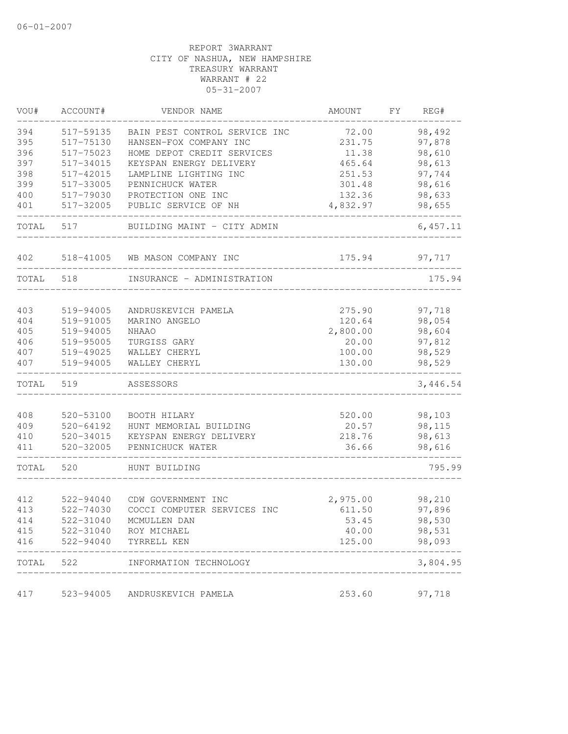06-01-2007

REPORT 3WARRANT
CITY OF NASHUA, NEW HAMPSHIRE
TREASURY WARRANT
WARRANT # 22
05-31-2007

| VOU# | ACCOUNT# | VENDOR NAME | AMOUNT | FY | REG# |
|---|---|---|---|---|---|
| 394 | 517-59135 | BAIN PEST CONTROL SERVICE INC | 72.00 | | 98,492 |
| 395 | 517-75130 | HANSEN-FOX COMPANY INC | 231.75 | | 97,878 |
| 396 | 517-75023 | HOME DEPOT CREDIT SERVICES | 11.38 | | 98,610 |
| 397 | 517-34015 | KEYSPAN ENERGY DELIVERY | 465.64 | | 98,613 |
| 398 | 517-42015 | LAMPLINE LIGHTING INC | 251.53 | | 97,744 |
| 399 | 517-33005 | PENNICHUCK WATER | 301.48 | | 98,616 |
| 400 | 517-79030 | PROTECTION ONE INC | 132.36 | | 98,633 |
| 401 | 517-32005 | PUBLIC SERVICE OF NH | 4,832.97 | | 98,655 |
| TOTAL | 517 | BUILDING MAINT - CITY ADMIN | | | 6,457.11 |
| 402 | 518-41005 | WB MASON COMPANY INC | 175.94 | | 97,717 |
| TOTAL | 518 | INSURANCE - ADMINISTRATION | | | 175.94 |
| 403 | 519-94005 | ANDRUSKEVICH PAMELA | 275.90 | | 97,718 |
| 404 | 519-91005 | MARINO ANGELO | 120.64 | | 98,054 |
| 405 | 519-94005 | NHAAO | 2,800.00 | | 98,604 |
| 406 | 519-95005 | TURGISS GARY | 20.00 | | 97,812 |
| 407 | 519-49025 | WALLEY CHERYL | 100.00 | | 98,529 |
| 407 | 519-94005 | WALLEY CHERYL | 130.00 | | 98,529 |
| TOTAL | 519 | ASSESSORS | | | 3,446.54 |
| 408 | 520-53100 | BOOTH HILARY | 520.00 | | 98,103 |
| 409 | 520-64192 | HUNT MEMORIAL BUILDING | 20.57 | | 98,115 |
| 410 | 520-34015 | KEYSPAN ENERGY DELIVERY | 218.76 | | 98,613 |
| 411 | 520-32005 | PENNICHUCK WATER | 36.66 | | 98,616 |
| TOTAL | 520 | HUNT BUILDING | | | 795.99 |
| 412 | 522-94040 | CDW GOVERNMENT INC | 2,975.00 | | 98,210 |
| 413 | 522-74030 | COCCI COMPUTER SERVICES INC | 611.50 | | 97,896 |
| 414 | 522-31040 | MCMULLEN DAN | 53.45 | | 98,530 |
| 415 | 522-31040 | ROY MICHAEL | 40.00 | | 98,531 |
| 416 | 522-94040 | TYRRELL KEN | 125.00 | | 98,093 |
| TOTAL | 522 | INFORMATION TECHNOLOGY | | | 3,804.95 |
| 417 | 523-94005 | ANDRUSKEVICH PAMELA | 253.60 | | 97,718 |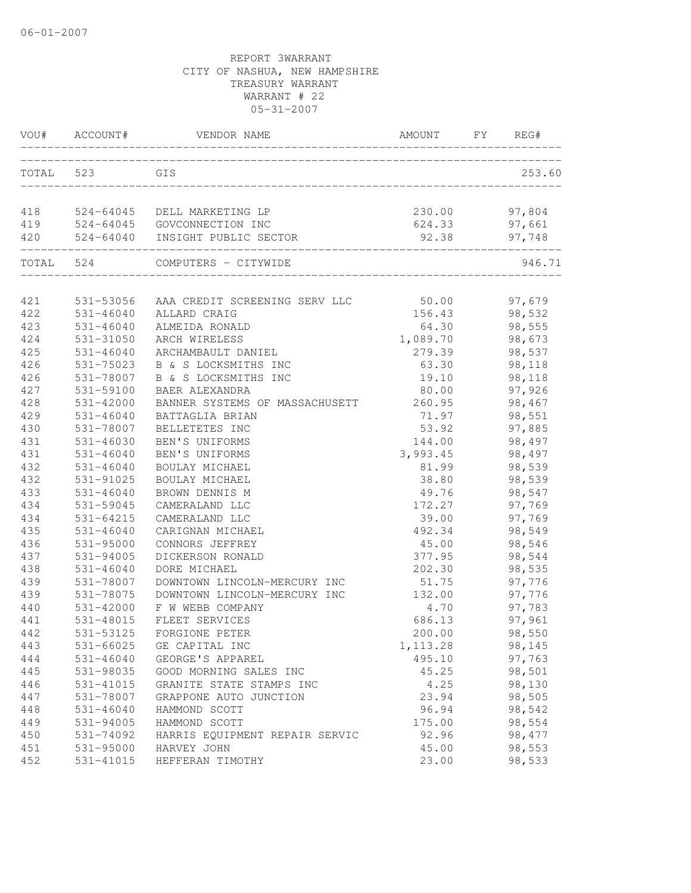06-01-2007

REPORT 3WARRANT
CITY OF NASHUA, NEW HAMPSHIRE
TREASURY WARRANT
WARRANT # 22
05-31-2007

| VOU# | ACCOUNT# | VENDOR NAME | AMOUNT | FY | REG# |
|---|---|---|---|---|---|
| TOTAL | 523 | GIS | | | 253.60 |
| 418 | 524-64045 | DELL MARKETING LP | 230.00 | | 97,804 |
| 419 | 524-64045 | GOVCONNECTION INC | 624.33 | | 97,661 |
| 420 | 524-64040 | INSIGHT PUBLIC SECTOR | 92.38 | | 97,748 |
| TOTAL | 524 | COMPUTERS - CITYWIDE | | | 946.71 |
| 421 | 531-53056 | AAA CREDIT SCREENING SERV LLC | 50.00 | | 97,679 |
| 422 | 531-46040 | ALLARD CRAIG | 156.43 | | 98,532 |
| 423 | 531-46040 | ALMEIDA RONALD | 64.30 | | 98,555 |
| 424 | 531-31050 | ARCH WIRELESS | 1,089.70 | | 98,673 |
| 425 | 531-46040 | ARCHAMBAULT DANIEL | 279.39 | | 98,537 |
| 426 | 531-75023 | B & S LOCKSMITHS INC | 63.30 | | 98,118 |
| 426 | 531-78007 | B & S LOCKSMITHS INC | 19.10 | | 98,118 |
| 427 | 531-59100 | BAER ALEXANDRA | 80.00 | | 97,926 |
| 428 | 531-42000 | BANNER SYSTEMS OF MASSACHUSETT | 260.95 | | 98,467 |
| 429 | 531-46040 | BATTAGLIA BRIAN | 71.97 | | 98,551 |
| 430 | 531-78007 | BELLETETES INC | 53.92 | | 97,885 |
| 431 | 531-46030 | BEN'S UNIFORMS | 144.00 | | 98,497 |
| 431 | 531-46040 | BEN'S UNIFORMS | 3,993.45 | | 98,497 |
| 432 | 531-46040 | BOULAY MICHAEL | 81.99 | | 98,539 |
| 432 | 531-91025 | BOULAY MICHAEL | 38.80 | | 98,539 |
| 433 | 531-46040 | BROWN DENNIS M | 49.76 | | 98,547 |
| 434 | 531-59045 | CAMERALAND LLC | 172.27 | | 97,769 |
| 434 | 531-64215 | CAMERALAND LLC | 39.00 | | 97,769 |
| 435 | 531-46040 | CARIGNAN MICHAEL | 492.34 | | 98,549 |
| 436 | 531-95000 | CONNORS JEFFREY | 45.00 | | 98,546 |
| 437 | 531-94005 | DICKERSON RONALD | 377.95 | | 98,544 |
| 438 | 531-46040 | DORE MICHAEL | 202.30 | | 98,535 |
| 439 | 531-78007 | DOWNTOWN LINCOLN-MERCURY INC | 51.75 | | 97,776 |
| 439 | 531-78075 | DOWNTOWN LINCOLN-MERCURY INC | 132.00 | | 97,776 |
| 440 | 531-42000 | F W WEBB COMPANY | 4.70 | | 97,783 |
| 441 | 531-48015 | FLEET SERVICES | 686.13 | | 97,961 |
| 442 | 531-53125 | FORGIONE PETER | 200.00 | | 98,550 |
| 443 | 531-66025 | GE CAPITAL INC | 1,113.28 | | 98,145 |
| 444 | 531-46040 | GEORGE'S APPAREL | 495.10 | | 97,763 |
| 445 | 531-98035 | GOOD MORNING SALES INC | 45.25 | | 98,501 |
| 446 | 531-41015 | GRANITE STATE STAMPS INC | 4.25 | | 98,130 |
| 447 | 531-78007 | GRAPPONE AUTO JUNCTION | 23.94 | | 98,505 |
| 448 | 531-46040 | HAMMOND SCOTT | 96.94 | | 98,542 |
| 449 | 531-94005 | HAMMOND SCOTT | 175.00 | | 98,554 |
| 450 | 531-74092 | HARRIS EQUIPMENT REPAIR SERVIC | 92.96 | | 98,477 |
| 451 | 531-95000 | HARVEY JOHN | 45.00 | | 98,553 |
| 452 | 531-41015 | HEFFERAN TIMOTHY | 23.00 | | 98,533 |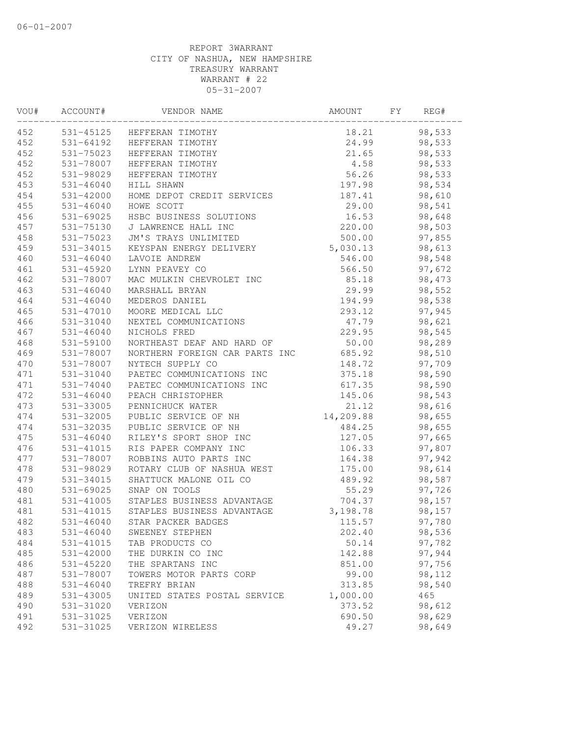06-01-2007

REPORT 3WARRANT
CITY OF NASHUA, NEW HAMPSHIRE
TREASURY WARRANT
WARRANT # 22
05-31-2007

| VOU# | ACCOUNT# | VENDOR NAME | AMOUNT | FY | REG# |
|---|---|---|---|---|---|
| 452 | 531-45125 | HEFFERAN TIMOTHY | 18.21 | | 98,533 |
| 452 | 531-64192 | HEFFERAN TIMOTHY | 24.99 | | 98,533 |
| 452 | 531-75023 | HEFFERAN TIMOTHY | 21.65 | | 98,533 |
| 452 | 531-78007 | HEFFERAN TIMOTHY | 4.58 | | 98,533 |
| 452 | 531-98029 | HEFFERAN TIMOTHY | 56.26 | | 98,533 |
| 453 | 531-46040 | HILL SHAWN | 197.98 | | 98,534 |
| 454 | 531-42000 | HOME DEPOT CREDIT SERVICES | 187.41 | | 98,610 |
| 455 | 531-46040 | HOWE SCOTT | 29.00 | | 98,541 |
| 456 | 531-69025 | HSBC BUSINESS SOLUTIONS | 16.53 | | 98,648 |
| 457 | 531-75130 | J LAWRENCE HALL INC | 220.00 | | 98,503 |
| 458 | 531-75023 | JM'S TRAYS UNLIMITED | 500.00 | | 97,855 |
| 459 | 531-34015 | KEYSPAN ENERGY DELIVERY | 5,030.13 | | 98,613 |
| 460 | 531-46040 | LAVOIE ANDREW | 546.00 | | 98,548 |
| 461 | 531-45920 | LYNN PEAVEY CO | 566.50 | | 97,672 |
| 462 | 531-78007 | MAC MULKIN CHEVROLET INC | 85.18 | | 98,473 |
| 463 | 531-46040 | MARSHALL BRYAN | 29.99 | | 98,552 |
| 464 | 531-46040 | MEDEROS DANIEL | 194.99 | | 98,538 |
| 465 | 531-47010 | MOORE MEDICAL LLC | 293.12 | | 97,945 |
| 466 | 531-31040 | NEXTEL COMMUNICATIONS | 47.79 | | 98,621 |
| 467 | 531-46040 | NICHOLS FRED | 229.95 | | 98,545 |
| 468 | 531-59100 | NORTHEAST DEAF AND HARD OF | 50.00 | | 98,289 |
| 469 | 531-78007 | NORTHERN FOREIGN CAR PARTS INC | 685.92 | | 98,510 |
| 470 | 531-78007 | NYTECH SUPPLY CO | 148.72 | | 97,709 |
| 471 | 531-31040 | PAETEC COMMUNICATIONS INC | 375.18 | | 98,590 |
| 471 | 531-74040 | PAETEC COMMUNICATIONS INC | 617.35 | | 98,590 |
| 472 | 531-46040 | PEACH CHRISTOPHER | 145.06 | | 98,543 |
| 473 | 531-33005 | PENNICHUCK WATER | 21.12 | | 98,616 |
| 474 | 531-32005 | PUBLIC SERVICE OF NH | 14,209.88 | | 98,655 |
| 474 | 531-32035 | PUBLIC SERVICE OF NH | 484.25 | | 98,655 |
| 475 | 531-46040 | RILEY'S SPORT SHOP INC | 127.05 | | 97,665 |
| 476 | 531-41015 | RIS PAPER COMPANY INC | 106.33 | | 97,807 |
| 477 | 531-78007 | ROBBINS AUTO PARTS INC | 164.38 | | 97,942 |
| 478 | 531-98029 | ROTARY CLUB OF NASHUA WEST | 175.00 | | 98,614 |
| 479 | 531-34015 | SHATTUCK MALONE OIL CO | 489.92 | | 98,587 |
| 480 | 531-69025 | SNAP ON TOOLS | 55.29 | | 97,726 |
| 481 | 531-41005 | STAPLES BUSINESS ADVANTAGE | 704.37 | | 98,157 |
| 481 | 531-41015 | STAPLES BUSINESS ADVANTAGE | 3,198.78 | | 98,157 |
| 482 | 531-46040 | STAR PACKER BADGES | 115.57 | | 97,780 |
| 483 | 531-46040 | SWEENEY STEPHEN | 202.40 | | 98,536 |
| 484 | 531-41015 | TAB PRODUCTS CO | 50.14 | | 97,782 |
| 485 | 531-42000 | THE DURKIN CO INC | 142.88 | | 97,944 |
| 486 | 531-45220 | THE SPARTANS INC | 851.00 | | 97,756 |
| 487 | 531-78007 | TOWERS MOTOR PARTS CORP | 99.00 | | 98,112 |
| 488 | 531-46040 | TREFRY BRIAN | 313.85 | | 98,540 |
| 489 | 531-43005 | UNITED STATES POSTAL SERVICE | 1,000.00 | | 465 |
| 490 | 531-31020 | VERIZON | 373.52 | | 98,612 |
| 491 | 531-31025 | VERIZON | 690.50 | | 98,629 |
| 492 | 531-31025 | VERIZON WIRELESS | 49.27 | | 98,649 |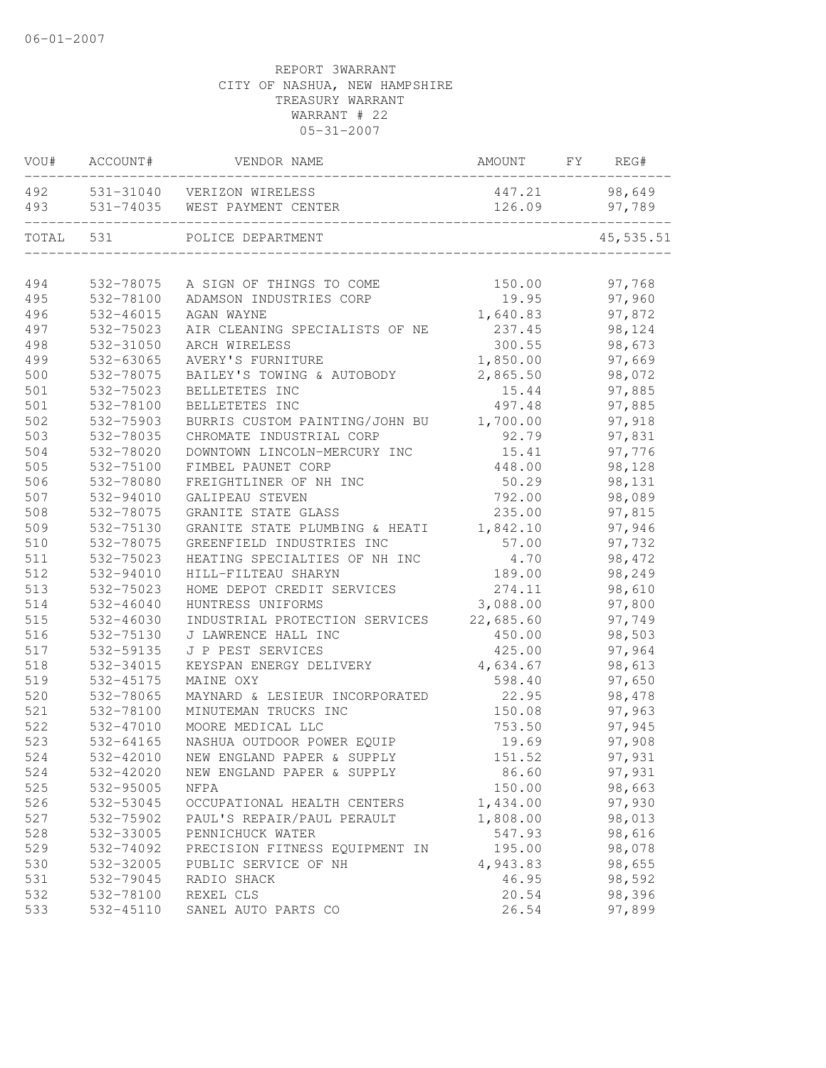06-01-2007

REPORT 3WARRANT
CITY OF NASHUA, NEW HAMPSHIRE
TREASURY WARRANT
WARRANT # 22
05-31-2007

| VOU# | ACCOUNT# | VENDOR NAME | AMOUNT | FY | REG# |
|---|---|---|---|---|---|
| 492 | 531-31040 | VERIZON WIRELESS | 447.21 | | 98,649 |
| 493 | 531-74035 | WEST PAYMENT CENTER | 126.09 | | 97,789 |
| TOTAL | 531 | POLICE DEPARTMENT | | | 45,535.51 |
| 494 | 532-78075 | A SIGN OF THINGS TO COME | 150.00 | | 97,768 |
| 495 | 532-78100 | ADAMSON INDUSTRIES CORP | 19.95 | | 97,960 |
| 496 | 532-46015 | AGAN WAYNE | 1,640.83 | | 97,872 |
| 497 | 532-75023 | AIR CLEANING SPECIALISTS OF NE | 237.45 | | 98,124 |
| 498 | 532-31050 | ARCH WIRELESS | 300.55 | | 98,673 |
| 499 | 532-63065 | AVERY'S FURNITURE | 1,850.00 | | 97,669 |
| 500 | 532-78075 | BAILEY'S TOWING & AUTOBODY | 2,865.50 | | 98,072 |
| 501 | 532-75023 | BELLETETES INC | 15.44 | | 97,885 |
| 501 | 532-78100 | BELLETETES INC | 497.48 | | 97,885 |
| 502 | 532-75903 | BURRIS CUSTOM PAINTING/JOHN BU | 1,700.00 | | 97,918 |
| 503 | 532-78035 | CHROMATE INDUSTRIAL CORP | 92.79 | | 97,831 |
| 504 | 532-78020 | DOWNTOWN LINCOLN-MERCURY INC | 15.41 | | 97,776 |
| 505 | 532-75100 | FIMBEL PAUNET CORP | 448.00 | | 98,128 |
| 506 | 532-78080 | FREIGHTLINER OF NH INC | 50.29 | | 98,131 |
| 507 | 532-94010 | GALIPEAU STEVEN | 792.00 | | 98,089 |
| 508 | 532-78075 | GRANITE STATE GLASS | 235.00 | | 97,815 |
| 509 | 532-75130 | GRANITE STATE PLUMBING & HEATI | 1,842.10 | | 97,946 |
| 510 | 532-78075 | GREENFIELD INDUSTRIES INC | 57.00 | | 97,732 |
| 511 | 532-75023 | HEATING SPECIALTIES OF NH INC | 4.70 | | 98,472 |
| 512 | 532-94010 | HILL-FILTEAU SHARYN | 189.00 | | 98,249 |
| 513 | 532-75023 | HOME DEPOT CREDIT SERVICES | 274.11 | | 98,610 |
| 514 | 532-46040 | HUNTRESS UNIFORMS | 3,088.00 | | 97,800 |
| 515 | 532-46030 | INDUSTRIAL PROTECTION SERVICES | 22,685.60 | | 97,749 |
| 516 | 532-75130 | J LAWRENCE HALL INC | 450.00 | | 98,503 |
| 517 | 532-59135 | J P PEST SERVICES | 425.00 | | 97,964 |
| 518 | 532-34015 | KEYSPAN ENERGY DELIVERY | 4,634.67 | | 98,613 |
| 519 | 532-45175 | MAINE OXY | 598.40 | | 97,650 |
| 520 | 532-78065 | MAYNARD & LESIEUR INCORPORATED | 22.95 | | 98,478 |
| 521 | 532-78100 | MINUTEMAN TRUCKS INC | 150.08 | | 97,963 |
| 522 | 532-47010 | MOORE MEDICAL LLC | 753.50 | | 97,945 |
| 523 | 532-64165 | NASHUA OUTDOOR POWER EQUIP | 19.69 | | 97,908 |
| 524 | 532-42010 | NEW ENGLAND PAPER & SUPPLY | 151.52 | | 97,931 |
| 524 | 532-42020 | NEW ENGLAND PAPER & SUPPLY | 86.60 | | 97,931 |
| 525 | 532-95005 | NFPA | 150.00 | | 98,663 |
| 526 | 532-53045 | OCCUPATIONAL HEALTH CENTERS | 1,434.00 | | 97,930 |
| 527 | 532-75902 | PAUL'S REPAIR/PAUL PERAULT | 1,808.00 | | 98,013 |
| 528 | 532-33005 | PENNICHUCK WATER | 547.93 | | 98,616 |
| 529 | 532-74092 | PRECISION FITNESS EQUIPMENT IN | 195.00 | | 98,078 |
| 530 | 532-32005 | PUBLIC SERVICE OF NH | 4,943.83 | | 98,655 |
| 531 | 532-79045 | RADIO SHACK | 46.95 | | 98,592 |
| 532 | 532-78100 | REXEL CLS | 20.54 | | 98,396 |
| 533 | 532-45110 | SANEL AUTO PARTS CO | 26.54 | | 97,899 |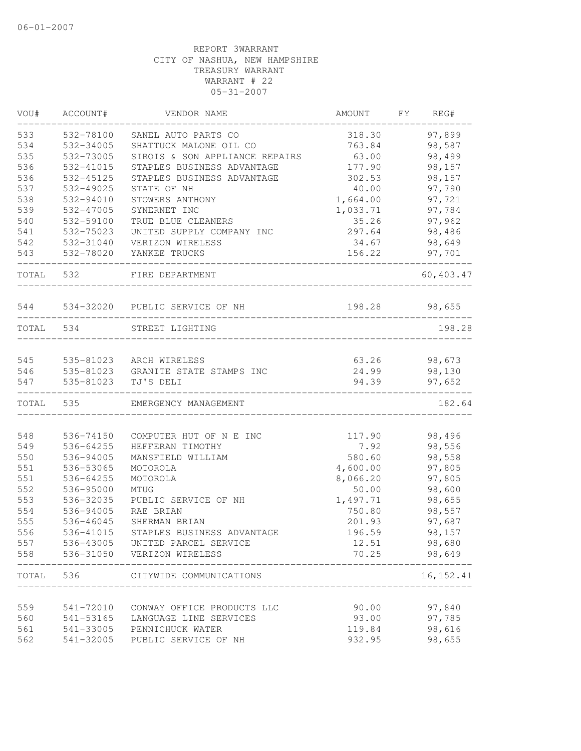REPORT 3WARRANT
CITY OF NASHUA, NEW HAMPSHIRE
TREASURY WARRANT
WARRANT # 22
05-31-2007

| VOU# | ACCOUNT# | VENDOR NAME | AMOUNT | FY | REG# |
|---|---|---|---|---|---|
| 533 | 532-78100 | SANEL AUTO PARTS CO | 318.30 | | 97,899 |
| 534 | 532-34005 | SHATTUCK MALONE OIL CO | 763.84 | | 98,587 |
| 535 | 532-73005 | SIROIS & SON APPLIANCE REPAIRS | 63.00 | | 98,499 |
| 536 | 532-41015 | STAPLES BUSINESS ADVANTAGE | 177.90 | | 98,157 |
| 536 | 532-45125 | STAPLES BUSINESS ADVANTAGE | 302.53 | | 98,157 |
| 537 | 532-49025 | STATE OF NH | 40.00 | | 97,790 |
| 538 | 532-94010 | STOWERS ANTHONY | 1,664.00 | | 97,721 |
| 539 | 532-47005 | SYNERNET INC | 1,033.71 | | 97,784 |
| 540 | 532-59100 | TRUE BLUE CLEANERS | 35.26 | | 97,962 |
| 541 | 532-75023 | UNITED SUPPLY COMPANY INC | 297.64 | | 98,486 |
| 542 | 532-31040 | VERIZON WIRELESS | 34.67 | | 98,649 |
| 543 | 532-78020 | YANKEE TRUCKS | 156.22 | | 97,701 |
| TOTAL | 532 | FIRE DEPARTMENT | | | 60,403.47 |
| 544 | 534-32020 | PUBLIC SERVICE OF NH | 198.28 | | 98,655 |
| TOTAL | 534 | STREET LIGHTING | | | 198.28 |
| 545 | 535-81023 | ARCH WIRELESS | 63.26 | | 98,673 |
| 546 | 535-81023 | GRANITE STATE STAMPS INC | 24.99 | | 98,130 |
| 547 | 535-81023 | TJ'S DELI | 94.39 | | 97,652 |
| TOTAL | 535 | EMERGENCY MANAGEMENT | | | 182.64 |
| 548 | 536-74150 | COMPUTER HUT OF N E INC | 117.90 | | 98,496 |
| 549 | 536-64255 | HEFFERAN TIMOTHY | 7.92 | | 98,556 |
| 550 | 536-94005 | MANSFIELD WILLIAM | 580.60 | | 98,558 |
| 551 | 536-53065 | MOTOROLA | 4,600.00 | | 97,805 |
| 551 | 536-64255 | MOTOROLA | 8,066.20 | | 97,805 |
| 552 | 536-95000 | MTUG | 50.00 | | 98,600 |
| 553 | 536-32035 | PUBLIC SERVICE OF NH | 1,497.71 | | 98,655 |
| 554 | 536-94005 | RAE BRIAN | 750.80 | | 98,557 |
| 555 | 536-46045 | SHERMAN BRIAN | 201.93 | | 97,687 |
| 556 | 536-41015 | STAPLES BUSINESS ADVANTAGE | 196.59 | | 98,157 |
| 557 | 536-43005 | UNITED PARCEL SERVICE | 12.51 | | 98,680 |
| 558 | 536-31050 | VERIZON WIRELESS | 70.25 | | 98,649 |
| TOTAL | 536 | CITYWIDE COMMUNICATIONS | | | 16,152.41 |
| 559 | 541-72010 | CONWAY OFFICE PRODUCTS LLC | 90.00 | | 97,840 |
| 560 | 541-53165 | LANGUAGE LINE SERVICES | 93.00 | | 97,785 |
| 561 | 541-33005 | PENNICHUCK WATER | 119.84 | | 98,616 |
| 562 | 541-32005 | PUBLIC SERVICE OF NH | 932.95 | | 98,655 |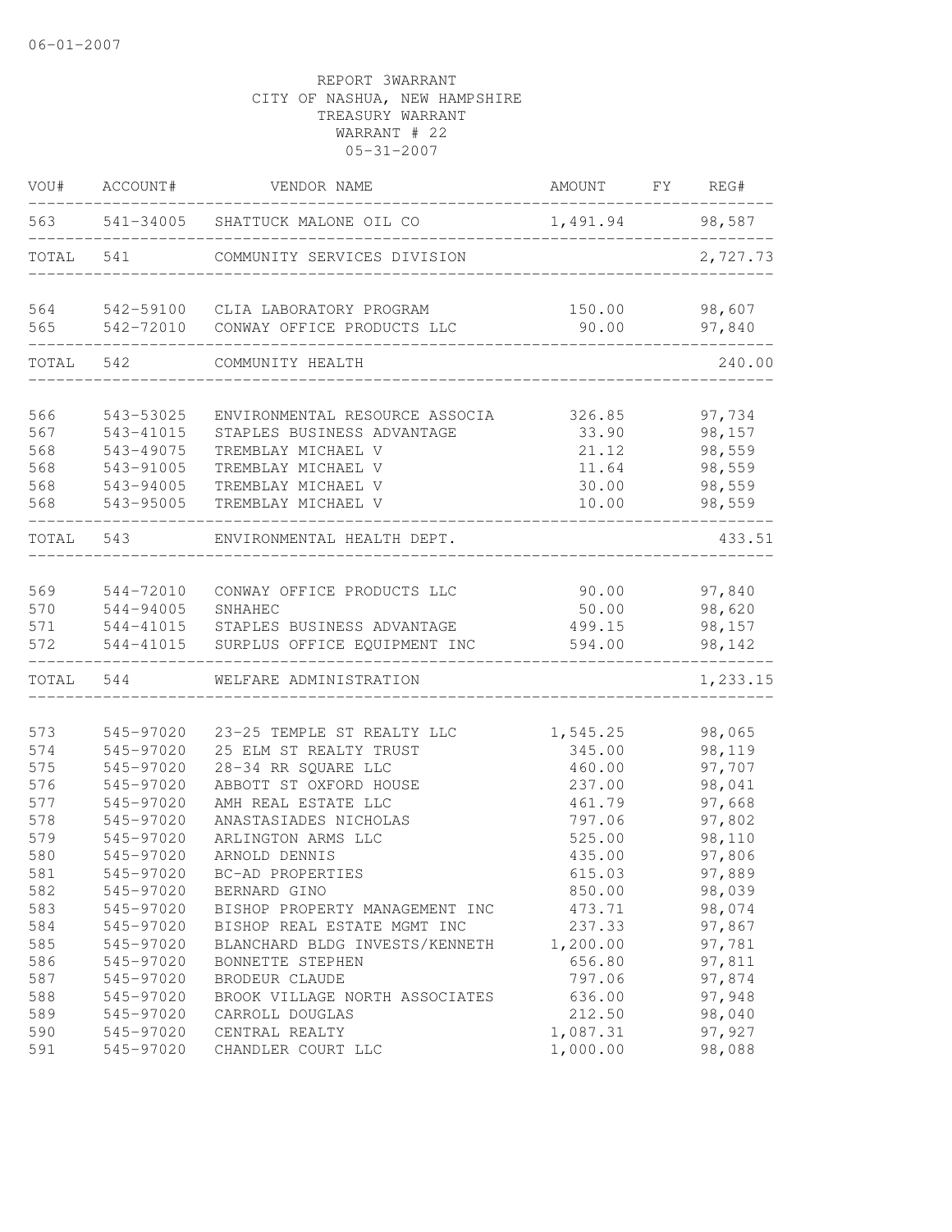06-01-2007

REPORT 3WARRANT
CITY OF NASHUA, NEW HAMPSHIRE
TREASURY WARRANT
WARRANT # 22
05-31-2007

| VOU# | ACCOUNT# | VENDOR NAME | AMOUNT | FY | REG# |
|---|---|---|---|---|---|
| 563 | 541-34005 | SHATTUCK MALONE OIL CO | 1,491.94 | | 98,587 |
| TOTAL | 541 | COMMUNITY SERVICES DIVISION | | | 2,727.73 |
| 564 | 542-59100 | CLIA LABORATORY PROGRAM | 150.00 | | 98,607 |
| 565 | 542-72010 | CONWAY OFFICE PRODUCTS LLC | 90.00 | | 97,840 |
| TOTAL | 542 | COMMUNITY HEALTH | | | 240.00 |
| 566 | 543-53025 | ENVIRONMENTAL RESOURCE ASSOCIA | 326.85 | | 97,734 |
| 567 | 543-41015 | STAPLES BUSINESS ADVANTAGE | 33.90 | | 98,157 |
| 568 | 543-49075 | TREMBLAY MICHAEL V | 21.12 | | 98,559 |
| 568 | 543-91005 | TREMBLAY MICHAEL V | 11.64 | | 98,559 |
| 568 | 543-94005 | TREMBLAY MICHAEL V | 30.00 | | 98,559 |
| 568 | 543-95005 | TREMBLAY MICHAEL V | 10.00 | | 98,559 |
| TOTAL | 543 | ENVIRONMENTAL HEALTH DEPT. | | | 433.51 |
| 569 | 544-72010 | CONWAY OFFICE PRODUCTS LLC | 90.00 | | 97,840 |
| 570 | 544-94005 | SNHAHEC | 50.00 | | 98,620 |
| 571 | 544-41015 | STAPLES BUSINESS ADVANTAGE | 499.15 | | 98,157 |
| 572 | 544-41015 | SURPLUS OFFICE EQUIPMENT INC | 594.00 | | 98,142 |
| TOTAL | 544 | WELFARE ADMINISTRATION | | | 1,233.15 |
| 573 | 545-97020 | 23-25 TEMPLE ST REALTY LLC | 1,545.25 | | 98,065 |
| 574 | 545-97020 | 25 ELM ST REALTY TRUST | 345.00 | | 98,119 |
| 575 | 545-97020 | 28-34 RR SQUARE LLC | 460.00 | | 97,707 |
| 576 | 545-97020 | ABBOTT ST OXFORD HOUSE | 237.00 | | 98,041 |
| 577 | 545-97020 | AMH REAL ESTATE LLC | 461.79 | | 97,668 |
| 578 | 545-97020 | ANASTASIADES NICHOLAS | 797.06 | | 97,802 |
| 579 | 545-97020 | ARLINGTON ARMS LLC | 525.00 | | 98,110 |
| 580 | 545-97020 | ARNOLD DENNIS | 435.00 | | 97,806 |
| 581 | 545-97020 | BC-AD PROPERTIES | 615.03 | | 97,889 |
| 582 | 545-97020 | BERNARD GINO | 850.00 | | 98,039 |
| 583 | 545-97020 | BISHOP PROPERTY MANAGEMENT INC | 473.71 | | 98,074 |
| 584 | 545-97020 | BISHOP REAL ESTATE MGMT INC | 237.33 | | 97,867 |
| 585 | 545-97020 | BLANCHARD BLDG INVESTS/KENNETH | 1,200.00 | | 97,781 |
| 586 | 545-97020 | BONNETTE STEPHEN | 656.80 | | 97,811 |
| 587 | 545-97020 | BRODEUR CLAUDE | 797.06 | | 97,874 |
| 588 | 545-97020 | BROOK VILLAGE NORTH ASSOCIATES | 636.00 | | 97,948 |
| 589 | 545-97020 | CARROLL DOUGLAS | 212.50 | | 98,040 |
| 590 | 545-97020 | CENTRAL REALTY | 1,087.31 | | 97,927 |
| 591 | 545-97020 | CHANDLER COURT LLC | 1,000.00 | | 98,088 |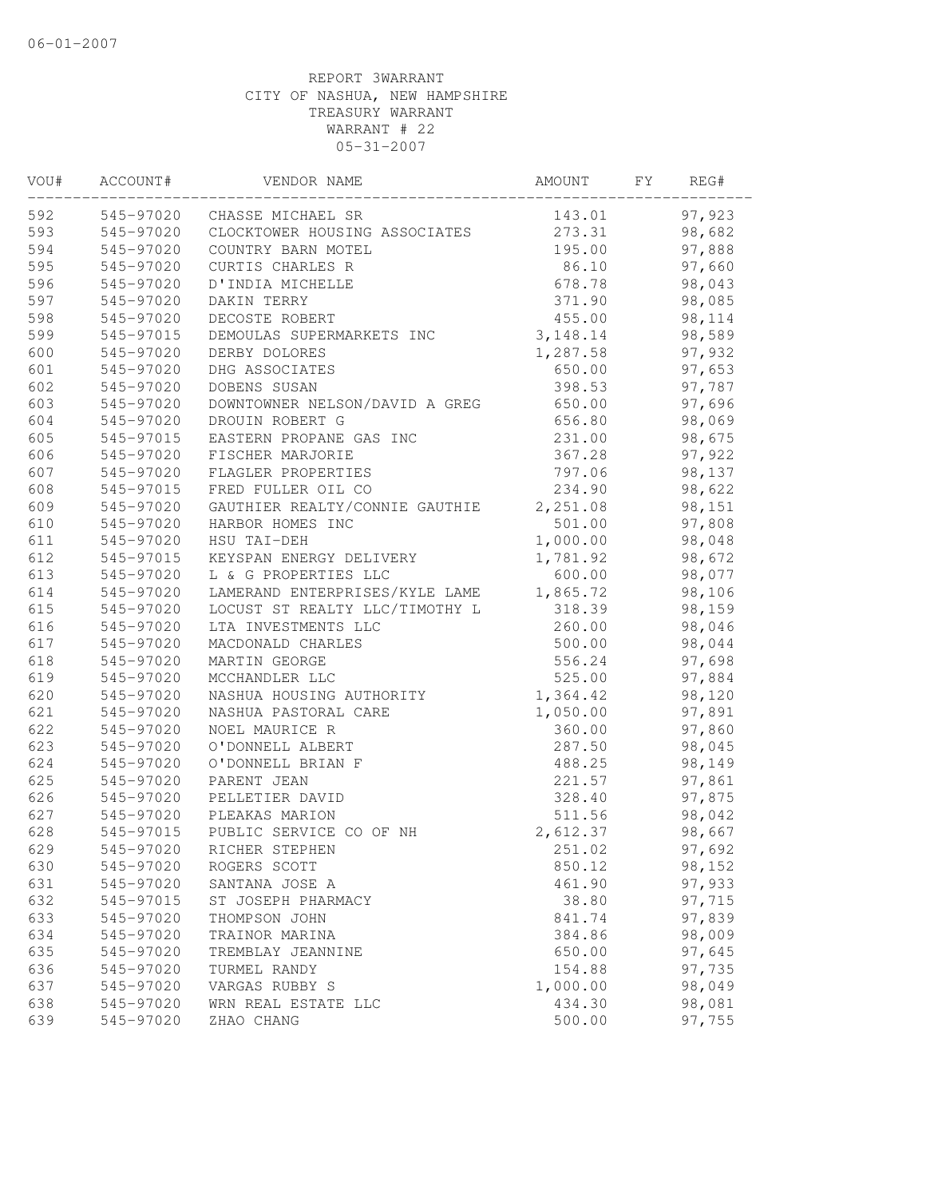REPORT 3WARRANT
CITY OF NASHUA, NEW HAMPSHIRE
TREASURY WARRANT
WARRANT # 22
05-31-2007

| VOU# | ACCOUNT# | VENDOR NAME | AMOUNT | FY | REG# |
|---|---|---|---|---|---|
| 592 | 545-97020 | CHASSE MICHAEL SR | 143.01 | | 97,923 |
| 593 | 545-97020 | CLOCKTOWER HOUSING ASSOCIATES | 273.31 | | 98,682 |
| 594 | 545-97020 | COUNTRY BARN MOTEL | 195.00 | | 97,888 |
| 595 | 545-97020 | CURTIS CHARLES R | 86.10 | | 97,660 |
| 596 | 545-97020 | D'INDIA MICHELLE | 678.78 | | 98,043 |
| 597 | 545-97020 | DAKIN TERRY | 371.90 | | 98,085 |
| 598 | 545-97020 | DECOSTE ROBERT | 455.00 | | 98,114 |
| 599 | 545-97015 | DEMOULAS SUPERMARKETS INC | 3,148.14 | | 98,589 |
| 600 | 545-97020 | DERBY DOLORES | 1,287.58 | | 97,932 |
| 601 | 545-97020 | DHG ASSOCIATES | 650.00 | | 97,653 |
| 602 | 545-97020 | DOBENS SUSAN | 398.53 | | 97,787 |
| 603 | 545-97020 | DOWNTOWNER NELSON/DAVID A GREG | 650.00 | | 97,696 |
| 604 | 545-97020 | DROUIN ROBERT G | 656.80 | | 98,069 |
| 605 | 545-97015 | EASTERN PROPANE GAS INC | 231.00 | | 98,675 |
| 606 | 545-97020 | FISCHER MARJORIE | 367.28 | | 97,922 |
| 607 | 545-97020 | FLAGLER PROPERTIES | 797.06 | | 98,137 |
| 608 | 545-97015 | FRED FULLER OIL CO | 234.90 | | 98,622 |
| 609 | 545-97020 | GAUTHIER REALTY/CONNIE GAUTHIE | 2,251.08 | | 98,151 |
| 610 | 545-97020 | HARBOR HOMES INC | 501.00 | | 97,808 |
| 611 | 545-97020 | HSU TAI-DEH | 1,000.00 | | 98,048 |
| 612 | 545-97015 | KEYSPAN ENERGY DELIVERY | 1,781.92 | | 98,672 |
| 613 | 545-97020 | L & G PROPERTIES LLC | 600.00 | | 98,077 |
| 614 | 545-97020 | LAMERAND ENTERPRISES/KYLE LAME | 1,865.72 | | 98,106 |
| 615 | 545-97020 | LOCUST ST REALTY LLC/TIMOTHY L | 318.39 | | 98,159 |
| 616 | 545-97020 | LTA INVESTMENTS LLC | 260.00 | | 98,046 |
| 617 | 545-97020 | MACDONALD CHARLES | 500.00 | | 98,044 |
| 618 | 545-97020 | MARTIN GEORGE | 556.24 | | 97,698 |
| 619 | 545-97020 | MCCHANDLER LLC | 525.00 | | 97,884 |
| 620 | 545-97020 | NASHUA HOUSING AUTHORITY | 1,364.42 | | 98,120 |
| 621 | 545-97020 | NASHUA PASTORAL CARE | 1,050.00 | | 97,891 |
| 622 | 545-97020 | NOEL MAURICE R | 360.00 | | 97,860 |
| 623 | 545-97020 | O'DONNELL ALBERT | 287.50 | | 98,045 |
| 624 | 545-97020 | O'DONNELL BRIAN F | 488.25 | | 98,149 |
| 625 | 545-97020 | PARENT JEAN | 221.57 | | 97,861 |
| 626 | 545-97020 | PELLETIER DAVID | 328.40 | | 97,875 |
| 627 | 545-97020 | PLEAKAS MARION | 511.56 | | 98,042 |
| 628 | 545-97015 | PUBLIC SERVICE CO OF NH | 2,612.37 | | 98,667 |
| 629 | 545-97020 | RICHER STEPHEN | 251.02 | | 97,692 |
| 630 | 545-97020 | ROGERS SCOTT | 850.12 | | 98,152 |
| 631 | 545-97020 | SANTANA JOSE A | 461.90 | | 97,933 |
| 632 | 545-97015 | ST JOSEPH PHARMACY | 38.80 | | 97,715 |
| 633 | 545-97020 | THOMPSON JOHN | 841.74 | | 97,839 |
| 634 | 545-97020 | TRAINOR MARINA | 384.86 | | 98,009 |
| 635 | 545-97020 | TREMBLAY JEANNINE | 650.00 | | 97,645 |
| 636 | 545-97020 | TURMEL RANDY | 154.88 | | 97,735 |
| 637 | 545-97020 | VARGAS RUBBY S | 1,000.00 | | 98,049 |
| 638 | 545-97020 | WRN REAL ESTATE LLC | 434.30 | | 98,081 |
| 639 | 545-97020 | ZHAO CHANG | 500.00 | | 97,755 |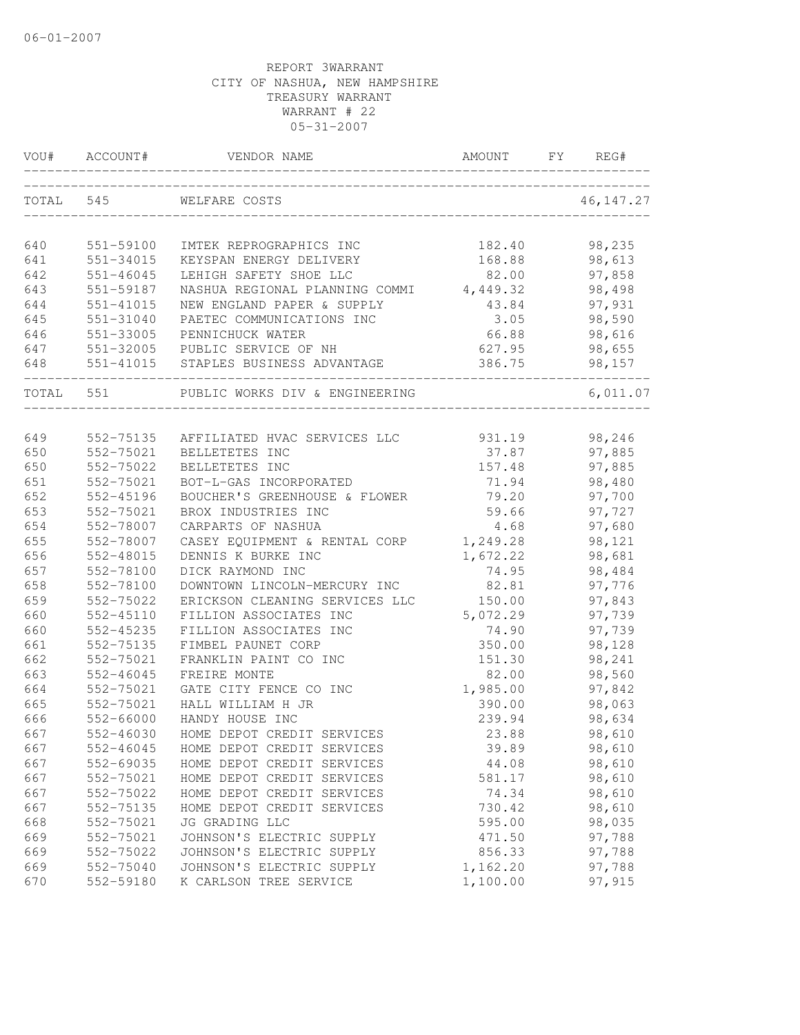06-01-2007

REPORT 3WARRANT
CITY OF NASHUA, NEW HAMPSHIRE
TREASURY WARRANT
WARRANT # 22
05-31-2007

| VOU# | ACCOUNT# | VENDOR NAME | AMOUNT | FY | REG# |
|---|---|---|---|---|---|
| TOTAL | 545 | WELFARE COSTS | | | 46,147.27 |
| 640 | 551-59100 | IMTEK REPROGRAPHICS INC | 182.40 | | 98,235 |
| 641 | 551-34015 | KEYSPAN ENERGY DELIVERY | 168.88 | | 98,613 |
| 642 | 551-46045 | LEHIGH SAFETY SHOE LLC | 82.00 | | 97,858 |
| 643 | 551-59187 | NASHUA REGIONAL PLANNING COMMI | 4,449.32 | | 98,498 |
| 644 | 551-41015 | NEW ENGLAND PAPER & SUPPLY | 43.84 | | 97,931 |
| 645 | 551-31040 | PAETEC COMMUNICATIONS INC | 3.05 | | 98,590 |
| 646 | 551-33005 | PENNICHUCK WATER | 66.88 | | 98,616 |
| 647 | 551-32005 | PUBLIC SERVICE OF NH | 627.95 | | 98,655 |
| 648 | 551-41015 | STAPLES BUSINESS ADVANTAGE | 386.75 | | 98,157 |
| TOTAL | 551 | PUBLIC WORKS DIV & ENGINEERING | | | 6,011.07 |
| 649 | 552-75135 | AFFILIATED HVAC SERVICES LLC | 931.19 | | 98,246 |
| 650 | 552-75021 | BELLETETES INC | 37.87 | | 97,885 |
| 650 | 552-75022 | BELLETETES INC | 157.48 | | 97,885 |
| 651 | 552-75021 | BOT-L-GAS INCORPORATED | 71.94 | | 98,480 |
| 652 | 552-45196 | BOUCHER'S GREENHOUSE & FLOWER | 79.20 | | 97,700 |
| 653 | 552-75021 | BROX INDUSTRIES INC | 59.66 | | 97,727 |
| 654 | 552-78007 | CARPARTS OF NASHUA | 4.68 | | 97,680 |
| 655 | 552-78007 | CASEY EQUIPMENT & RENTAL CORP | 1,249.28 | | 98,121 |
| 656 | 552-48015 | DENNIS K BURKE INC | 1,672.22 | | 98,681 |
| 657 | 552-78100 | DICK RAYMOND INC | 74.95 | | 98,484 |
| 658 | 552-78100 | DOWNTOWN LINCOLN-MERCURY INC | 82.81 | | 97,776 |
| 659 | 552-75022 | ERICKSON CLEANING SERVICES LLC | 150.00 | | 97,843 |
| 660 | 552-45110 | FILLION ASSOCIATES INC | 5,072.29 | | 97,739 |
| 660 | 552-45235 | FILLION ASSOCIATES INC | 74.90 | | 97,739 |
| 661 | 552-75135 | FIMBEL PAUNET CORP | 350.00 | | 98,128 |
| 662 | 552-75021 | FRANKLIN PAINT CO INC | 151.30 | | 98,241 |
| 663 | 552-46045 | FREIRE MONTE | 82.00 | | 98,560 |
| 664 | 552-75021 | GATE CITY FENCE CO INC | 1,985.00 | | 97,842 |
| 665 | 552-75021 | HALL WILLIAM H JR | 390.00 | | 98,063 |
| 666 | 552-66000 | HANDY HOUSE INC | 239.94 | | 98,634 |
| 667 | 552-46030 | HOME DEPOT CREDIT SERVICES | 23.88 | | 98,610 |
| 667 | 552-46045 | HOME DEPOT CREDIT SERVICES | 39.89 | | 98,610 |
| 667 | 552-69035 | HOME DEPOT CREDIT SERVICES | 44.08 | | 98,610 |
| 667 | 552-75021 | HOME DEPOT CREDIT SERVICES | 581.17 | | 98,610 |
| 667 | 552-75022 | HOME DEPOT CREDIT SERVICES | 74.34 | | 98,610 |
| 667 | 552-75135 | HOME DEPOT CREDIT SERVICES | 730.42 | | 98,610 |
| 668 | 552-75021 | JG GRADING LLC | 595.00 | | 98,035 |
| 669 | 552-75021 | JOHNSON'S ELECTRIC SUPPLY | 471.50 | | 97,788 |
| 669 | 552-75022 | JOHNSON'S ELECTRIC SUPPLY | 856.33 | | 97,788 |
| 669 | 552-75040 | JOHNSON'S ELECTRIC SUPPLY | 1,162.20 | | 97,788 |
| 670 | 552-59180 | K CARLSON TREE SERVICE | 1,100.00 | | 97,915 |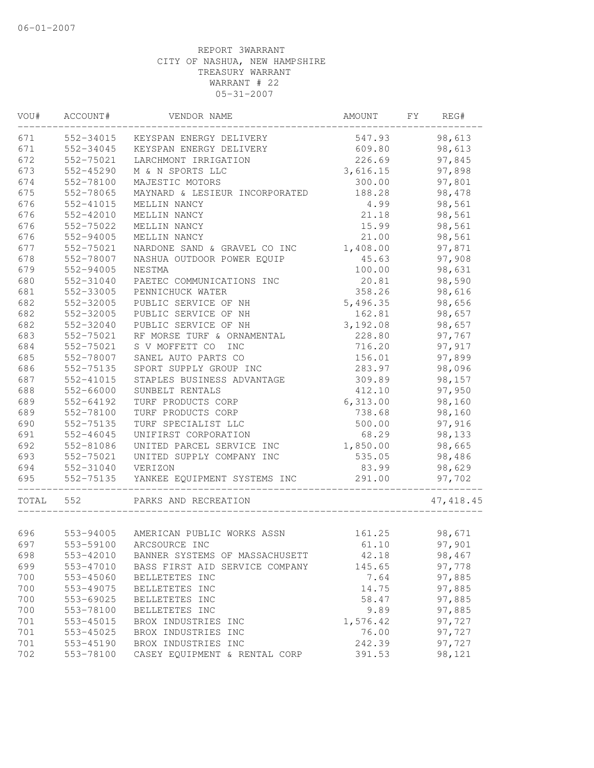06-01-2007

REPORT 3WARRANT
CITY OF NASHUA, NEW HAMPSHIRE
TREASURY WARRANT
WARRANT # 22
05-31-2007

| VOU# | ACCOUNT# | VENDOR NAME | AMOUNT | FY | REG# |
|---|---|---|---|---|---|
| 671 | 552-34015 | KEYSPAN ENERGY DELIVERY | 547.93 | | 98,613 |
| 671 | 552-34045 | KEYSPAN ENERGY DELIVERY | 609.80 | | 98,613 |
| 672 | 552-75021 | LARCHMONT IRRIGATION | 226.69 | | 97,845 |
| 673 | 552-45290 | M & N SPORTS LLC | 3,616.15 | | 97,898 |
| 674 | 552-78100 | MAJESTIC MOTORS | 300.00 | | 97,801 |
| 675 | 552-78065 | MAYNARD & LESIEUR INCORPORATED | 188.28 | | 98,478 |
| 676 | 552-41015 | MELLIN NANCY | 4.99 | | 98,561 |
| 676 | 552-42010 | MELLIN NANCY | 21.18 | | 98,561 |
| 676 | 552-75022 | MELLIN NANCY | 15.99 | | 98,561 |
| 676 | 552-94005 | MELLIN NANCY | 21.00 | | 98,561 |
| 677 | 552-75021 | NARDONE SAND & GRAVEL CO INC | 1,408.00 | | 97,871 |
| 678 | 552-78007 | NASHUA OUTDOOR POWER EQUIP | 45.63 | | 97,908 |
| 679 | 552-94005 | NESTMA | 100.00 | | 98,631 |
| 680 | 552-31040 | PAETEC COMMUNICATIONS INC | 20.81 | | 98,590 |
| 681 | 552-33005 | PENNICHUCK WATER | 358.26 | | 98,616 |
| 682 | 552-32005 | PUBLIC SERVICE OF NH | 5,496.35 | | 98,656 |
| 682 | 552-32005 | PUBLIC SERVICE OF NH | 162.81 | | 98,657 |
| 682 | 552-32040 | PUBLIC SERVICE OF NH | 3,192.08 | | 98,657 |
| 683 | 552-75021 | RF MORSE TURF & ORNAMENTAL | 228.80 | | 97,767 |
| 684 | 552-75021 | S V MOFFETT CO INC | 716.20 | | 97,917 |
| 685 | 552-78007 | SANEL AUTO PARTS CO | 156.01 | | 97,899 |
| 686 | 552-75135 | SPORT SUPPLY GROUP INC | 283.97 | | 98,096 |
| 687 | 552-41015 | STAPLES BUSINESS ADVANTAGE | 309.89 | | 98,157 |
| 688 | 552-66000 | SUNBELT RENTALS | 412.10 | | 97,950 |
| 689 | 552-64192 | TURF PRODUCTS CORP | 6,313.00 | | 98,160 |
| 689 | 552-78100 | TURF PRODUCTS CORP | 738.68 | | 98,160 |
| 690 | 552-75135 | TURF SPECIALIST LLC | 500.00 | | 97,916 |
| 691 | 552-46045 | UNIFIRST CORPORATION | 68.29 | | 98,133 |
| 692 | 552-81086 | UNITED PARCEL SERVICE INC | 1,850.00 | | 98,665 |
| 693 | 552-75021 | UNITED SUPPLY COMPANY INC | 535.05 | | 98,486 |
| 694 | 552-31040 | VERIZON | 83.99 | | 98,629 |
| 695 | 552-75135 | YANKEE EQUIPMENT SYSTEMS INC | 291.00 | | 97,702 |
| TOTAL | 552 | PARKS AND RECREATION | | | 47,418.45 |
| 696 | 553-94005 | AMERICAN PUBLIC WORKS ASSN | 161.25 | | 98,671 |
| 697 | 553-59100 | ARCSOURCE INC | 61.10 | | 97,901 |
| 698 | 553-42010 | BANNER SYSTEMS OF MASSACHUSETT | 42.18 | | 98,467 |
| 699 | 553-47010 | BASS FIRST AID SERVICE COMPANY | 145.65 | | 97,778 |
| 700 | 553-45060 | BELLETETES INC | 7.64 | | 97,885 |
| 700 | 553-49075 | BELLETETES INC | 14.75 | | 97,885 |
| 700 | 553-69025 | BELLETETES INC | 58.47 | | 97,885 |
| 700 | 553-78100 | BELLETETES INC | 9.89 | | 97,885 |
| 701 | 553-45015 | BROX INDUSTRIES INC | 1,576.42 | | 97,727 |
| 701 | 553-45025 | BROX INDUSTRIES INC | 76.00 | | 97,727 |
| 701 | 553-45190 | BROX INDUSTRIES INC | 242.39 | | 97,727 |
| 702 | 553-78100 | CASEY EQUIPMENT & RENTAL CORP | 391.53 | | 98,121 |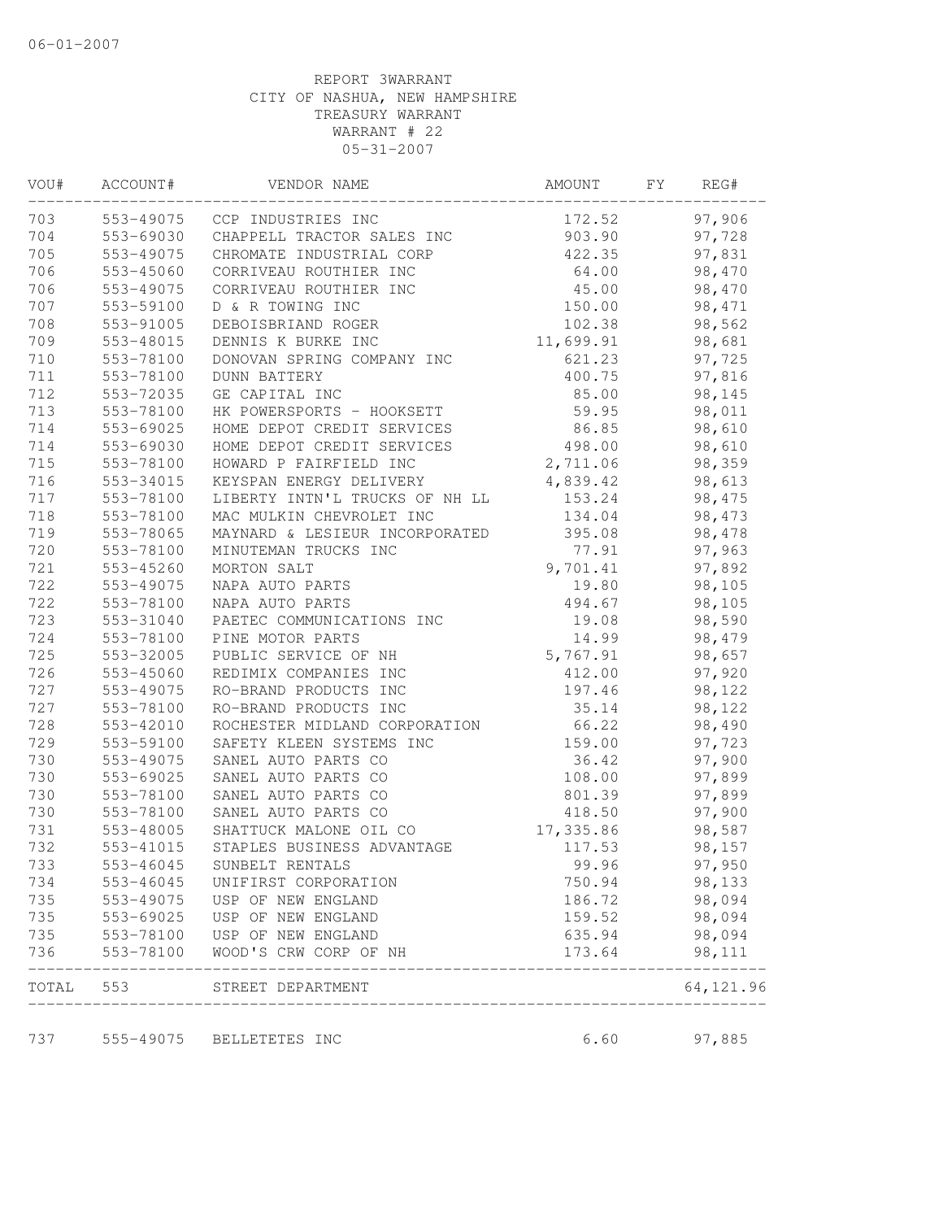06-01-2007

REPORT 3WARRANT
CITY OF NASHUA, NEW HAMPSHIRE
TREASURY WARRANT
WARRANT # 22
05-31-2007

| VOU# | ACCOUNT# | VENDOR NAME | AMOUNT | FY | REG# |
|---|---|---|---|---|---|
| 703 | 553-49075 | CCP INDUSTRIES INC | 172.52 | | 97,906 |
| 704 | 553-69030 | CHAPPELL TRACTOR SALES INC | 903.90 | | 97,728 |
| 705 | 553-49075 | CHROMATE INDUSTRIAL CORP | 422.35 | | 97,831 |
| 706 | 553-45060 | CORRIVEAU ROUTHIER INC | 64.00 | | 98,470 |
| 706 | 553-49075 | CORRIVEAU ROUTHIER INC | 45.00 | | 98,470 |
| 707 | 553-59100 | D & R TOWING INC | 150.00 | | 98,471 |
| 708 | 553-91005 | DEBOISBRIAND ROGER | 102.38 | | 98,562 |
| 709 | 553-48015 | DENNIS K BURKE INC | 11,699.91 | | 98,681 |
| 710 | 553-78100 | DONOVAN SPRING COMPANY INC | 621.23 | | 97,725 |
| 711 | 553-78100 | DUNN BATTERY | 400.75 | | 97,816 |
| 712 | 553-72035 | GE CAPITAL INC | 85.00 | | 98,145 |
| 713 | 553-78100 | HK POWERSPORTS - HOOKSETT | 59.95 | | 98,011 |
| 714 | 553-69025 | HOME DEPOT CREDIT SERVICES | 86.85 | | 98,610 |
| 714 | 553-69030 | HOME DEPOT CREDIT SERVICES | 498.00 | | 98,610 |
| 715 | 553-78100 | HOWARD P FAIRFIELD INC | 2,711.06 | | 98,359 |
| 716 | 553-34015 | KEYSPAN ENERGY DELIVERY | 4,839.42 | | 98,613 |
| 717 | 553-78100 | LIBERTY INTN'L TRUCKS OF NH LL | 153.24 | | 98,475 |
| 718 | 553-78100 | MAC MULKIN CHEVROLET INC | 134.04 | | 98,473 |
| 719 | 553-78065 | MAYNARD & LESIEUR INCORPORATED | 395.08 | | 98,478 |
| 720 | 553-78100 | MINUTEMAN TRUCKS INC | 77.91 | | 97,963 |
| 721 | 553-45260 | MORTON SALT | 9,701.41 | | 97,892 |
| 722 | 553-49075 | NAPA AUTO PARTS | 19.80 | | 98,105 |
| 722 | 553-78100 | NAPA AUTO PARTS | 494.67 | | 98,105 |
| 723 | 553-31040 | PAETEC COMMUNICATIONS INC | 19.08 | | 98,590 |
| 724 | 553-78100 | PINE MOTOR PARTS | 14.99 | | 98,479 |
| 725 | 553-32005 | PUBLIC SERVICE OF NH | 5,767.91 | | 98,657 |
| 726 | 553-45060 | REDIMIX COMPANIES INC | 412.00 | | 97,920 |
| 727 | 553-49075 | RO-BRAND PRODUCTS INC | 197.46 | | 98,122 |
| 727 | 553-78100 | RO-BRAND PRODUCTS INC | 35.14 | | 98,122 |
| 728 | 553-42010 | ROCHESTER MIDLAND CORPORATION | 66.22 | | 98,490 |
| 729 | 553-59100 | SAFETY KLEEN SYSTEMS INC | 159.00 | | 97,723 |
| 730 | 553-49075 | SANEL AUTO PARTS CO | 36.42 | | 97,900 |
| 730 | 553-69025 | SANEL AUTO PARTS CO | 108.00 | | 97,899 |
| 730 | 553-78100 | SANEL AUTO PARTS CO | 801.39 | | 97,899 |
| 730 | 553-78100 | SANEL AUTO PARTS CO | 418.50 | | 97,900 |
| 731 | 553-48005 | SHATTUCK MALONE OIL CO | 17,335.86 | | 98,587 |
| 732 | 553-41015 | STAPLES BUSINESS ADVANTAGE | 117.53 | | 98,157 |
| 733 | 553-46045 | SUNBELT RENTALS | 99.96 | | 97,950 |
| 734 | 553-46045 | UNIFIRST CORPORATION | 750.94 | | 98,133 |
| 735 | 553-49075 | USP OF NEW ENGLAND | 186.72 | | 98,094 |
| 735 | 553-69025 | USP OF NEW ENGLAND | 159.52 | | 98,094 |
| 735 | 553-78100 | USP OF NEW ENGLAND | 635.94 | | 98,094 |
| 736 | 553-78100 | WOOD'S CRW CORP OF NH | 173.64 | | 98,111 |
| TOTAL | 553 | STREET DEPARTMENT | | | 64,121.96 |
| 737 | 555-49075 | BELLETETES INC | 6.60 | | 97,885 |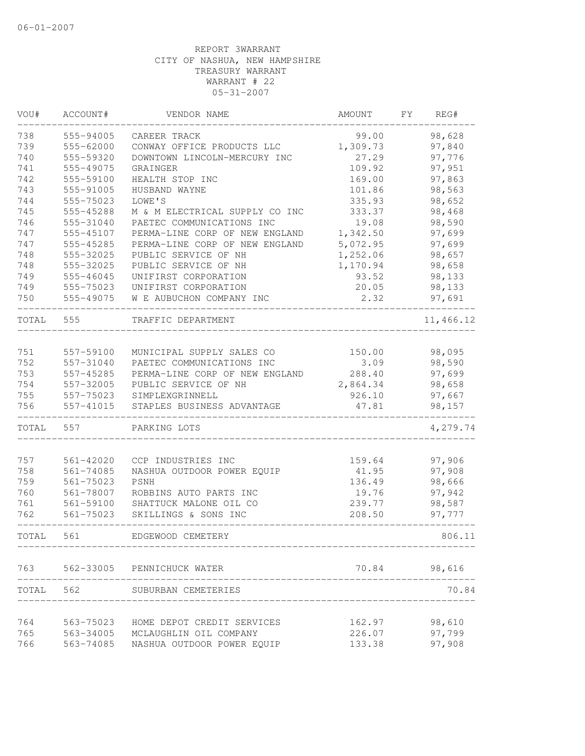06-01-2007

REPORT 3WARRANT
CITY OF NASHUA, NEW HAMPSHIRE
TREASURY WARRANT
WARRANT # 22
05-31-2007

| VOU# | ACCOUNT# | VENDOR NAME | AMOUNT | FY | REG# |
|---|---|---|---|---|---|
| 738 | 555-94005 | CAREER TRACK | 99.00 | | 98,628 |
| 739 | 555-62000 | CONWAY OFFICE PRODUCTS LLC | 1,309.73 | | 97,840 |
| 740 | 555-59320 | DOWNTOWN LINCOLN-MERCURY INC | 27.29 | | 97,776 |
| 741 | 555-49075 | GRAINGER | 109.92 | | 97,951 |
| 742 | 555-59100 | HEALTH STOP INC | 169.00 | | 97,863 |
| 743 | 555-91005 | HUSBAND WAYNE | 101.86 | | 98,563 |
| 744 | 555-75023 | LOWE'S | 335.93 | | 98,652 |
| 745 | 555-45288 | M & M ELECTRICAL SUPPLY CO INC | 333.37 | | 98,468 |
| 746 | 555-31040 | PAETEC COMMUNICATIONS INC | 19.08 | | 98,590 |
| 747 | 555-45107 | PERMA-LINE CORP OF NEW ENGLAND | 1,342.50 | | 97,699 |
| 747 | 555-45285 | PERMA-LINE CORP OF NEW ENGLAND | 5,072.95 | | 97,699 |
| 748 | 555-32025 | PUBLIC SERVICE OF NH | 1,252.06 | | 98,657 |
| 748 | 555-32025 | PUBLIC SERVICE OF NH | 1,170.94 | | 98,658 |
| 749 | 555-46045 | UNIFIRST CORPORATION | 93.52 | | 98,133 |
| 749 | 555-75023 | UNIFIRST CORPORATION | 20.05 | | 98,133 |
| 750 | 555-49075 | W E AUBUCHON COMPANY INC | 2.32 | | 97,691 |
| TOTAL | 555 | TRAFFIC DEPARTMENT | | | 11,466.12 |
| 751 | 557-59100 | MUNICIPAL SUPPLY SALES CO | 150.00 | | 98,095 |
| 752 | 557-31040 | PAETEC COMMUNICATIONS INC | 3.09 | | 98,590 |
| 753 | 557-45285 | PERMA-LINE CORP OF NEW ENGLAND | 288.40 | | 97,699 |
| 754 | 557-32005 | PUBLIC SERVICE OF NH | 2,864.34 | | 98,658 |
| 755 | 557-75023 | SIMPLEXGRINNELL | 926.10 | | 97,667 |
| 756 | 557-41015 | STAPLES BUSINESS ADVANTAGE | 47.81 | | 98,157 |
| TOTAL | 557 | PARKING LOTS | | | 4,279.74 |
| 757 | 561-42020 | CCP INDUSTRIES INC | 159.64 | | 97,906 |
| 758 | 561-74085 | NASHUA OUTDOOR POWER EQUIP | 41.95 | | 97,908 |
| 759 | 561-75023 | PSNH | 136.49 | | 98,666 |
| 760 | 561-78007 | ROBBINS AUTO PARTS INC | 19.76 | | 97,942 |
| 761 | 561-59100 | SHATTUCK MALONE OIL CO | 239.77 | | 98,587 |
| 762 | 561-75023 | SKILLINGS & SONS INC | 208.50 | | 97,777 |
| TOTAL | 561 | EDGEWOOD CEMETERY | | | 806.11 |
| 763 | 562-33005 | PENNICHUCK WATER | 70.84 | | 98,616 |
| TOTAL | 562 | SUBURBAN CEMETERIES | | | 70.84 |
| 764 | 563-75023 | HOME DEPOT CREDIT SERVICES | 162.97 | | 98,610 |
| 765 | 563-34005 | MCLAUGHLIN OIL COMPANY | 226.07 | | 97,799 |
| 766 | 563-74085 | NASHUA OUTDOOR POWER EQUIP | 133.38 | | 97,908 |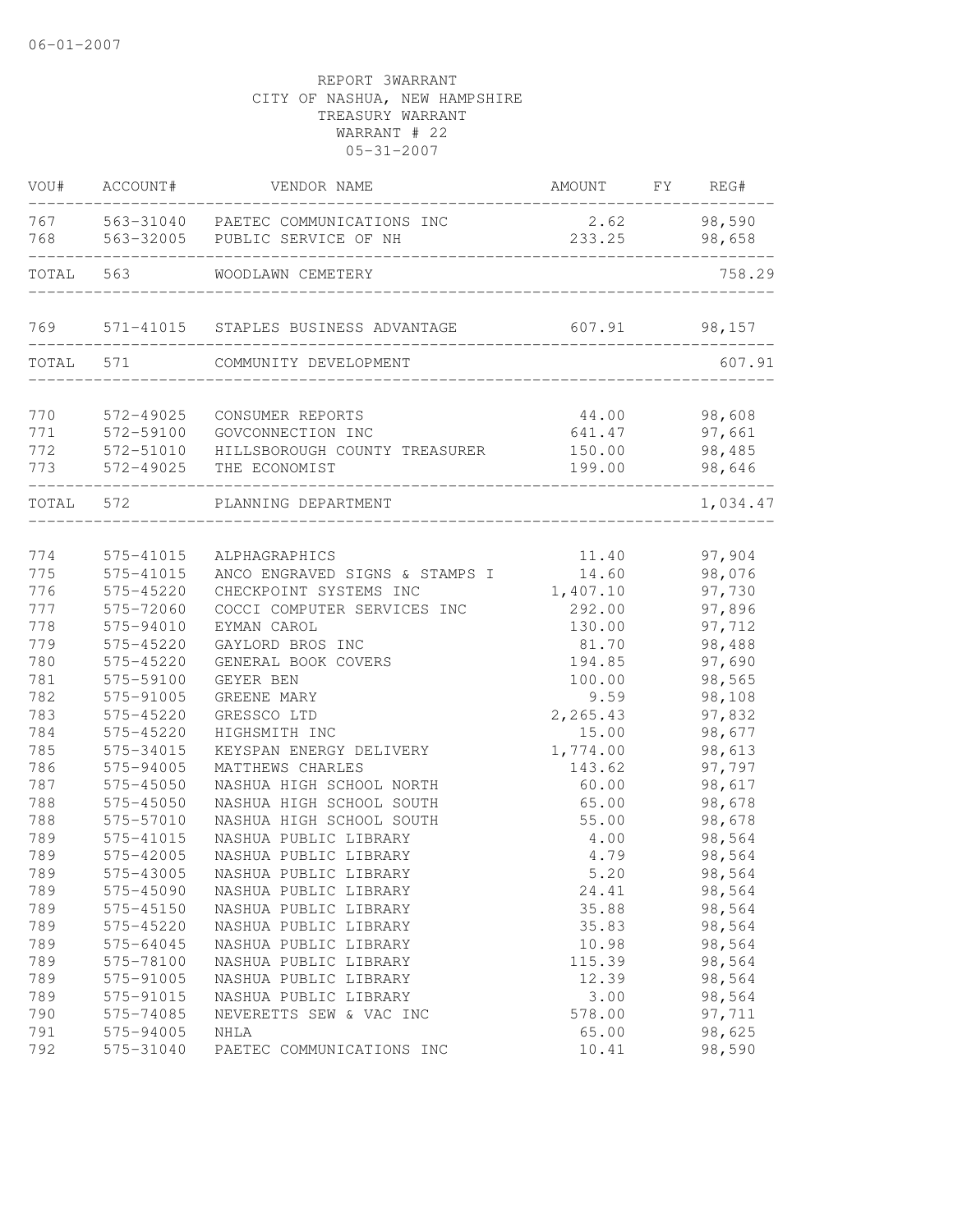06-01-2007

REPORT 3WARRANT
CITY OF NASHUA, NEW HAMPSHIRE
TREASURY WARRANT
WARRANT # 22
05-31-2007

| VOU# | ACCOUNT# | VENDOR NAME | AMOUNT | FY | REG# |
|---|---|---|---|---|---|
| 767 | 563-31040 | PAETEC COMMUNICATIONS INC | 2.62 | | 98,590 |
| 768 | 563-32005 | PUBLIC SERVICE OF NH | 233.25 | | 98,658 |
| TOTAL | 563 | WOODLAWN CEMETERY | | | 758.29 |
| 769 | 571-41015 | STAPLES BUSINESS ADVANTAGE | 607.91 | | 98,157 |
| TOTAL | 571 | COMMUNITY DEVELOPMENT | | | 607.91 |
| 770 | 572-49025 | CONSUMER REPORTS | 44.00 | | 98,608 |
| 771 | 572-59100 | GOVCONNECTION INC | 641.47 | | 97,661 |
| 772 | 572-51010 | HILLSBOROUGH COUNTY TREASURER | 150.00 | | 98,485 |
| 773 | 572-49025 | THE ECONOMIST | 199.00 | | 98,646 |
| TOTAL | 572 | PLANNING DEPARTMENT | | | 1,034.47 |
| 774 | 575-41015 | ALPHAGRAPHICS | 11.40 | | 97,904 |
| 775 | 575-41015 | ANCO ENGRAVED SIGNS & STAMPS I | 14.60 | | 98,076 |
| 776 | 575-45220 | CHECKPOINT SYSTEMS INC | 1,407.10 | | 97,730 |
| 777 | 575-72060 | COCCI COMPUTER SERVICES INC | 292.00 | | 97,896 |
| 778 | 575-94010 | EYMAN CAROL | 130.00 | | 97,712 |
| 779 | 575-45220 | GAYLORD BROS INC | 81.70 | | 98,488 |
| 780 | 575-45220 | GENERAL BOOK COVERS | 194.85 | | 97,690 |
| 781 | 575-59100 | GEYER BEN | 100.00 | | 98,565 |
| 782 | 575-91005 | GREENE MARY | 9.59 | | 98,108 |
| 783 | 575-45220 | GRESSCO LTD | 2,265.43 | | 97,832 |
| 784 | 575-45220 | HIGHSMITH INC | 15.00 | | 98,677 |
| 785 | 575-34015 | KEYSPAN ENERGY DELIVERY | 1,774.00 | | 98,613 |
| 786 | 575-94005 | MATTHEWS CHARLES | 143.62 | | 97,797 |
| 787 | 575-45050 | NASHUA HIGH SCHOOL NORTH | 60.00 | | 98,617 |
| 788 | 575-45050 | NASHUA HIGH SCHOOL SOUTH | 65.00 | | 98,678 |
| 788 | 575-57010 | NASHUA HIGH SCHOOL SOUTH | 55.00 | | 98,678 |
| 789 | 575-41015 | NASHUA PUBLIC LIBRARY | 4.00 | | 98,564 |
| 789 | 575-42005 | NASHUA PUBLIC LIBRARY | 4.79 | | 98,564 |
| 789 | 575-43005 | NASHUA PUBLIC LIBRARY | 5.20 | | 98,564 |
| 789 | 575-45090 | NASHUA PUBLIC LIBRARY | 24.41 | | 98,564 |
| 789 | 575-45150 | NASHUA PUBLIC LIBRARY | 35.88 | | 98,564 |
| 789 | 575-45220 | NASHUA PUBLIC LIBRARY | 35.83 | | 98,564 |
| 789 | 575-64045 | NASHUA PUBLIC LIBRARY | 10.98 | | 98,564 |
| 789 | 575-78100 | NASHUA PUBLIC LIBRARY | 115.39 | | 98,564 |
| 789 | 575-91005 | NASHUA PUBLIC LIBRARY | 12.39 | | 98,564 |
| 789 | 575-91015 | NASHUA PUBLIC LIBRARY | 3.00 | | 98,564 |
| 790 | 575-74085 | NEVERETTS SEW & VAC INC | 578.00 | | 97,711 |
| 791 | 575-94005 | NHLA | 65.00 | | 98,625 |
| 792 | 575-31040 | PAETEC COMMUNICATIONS INC | 10.41 | | 98,590 |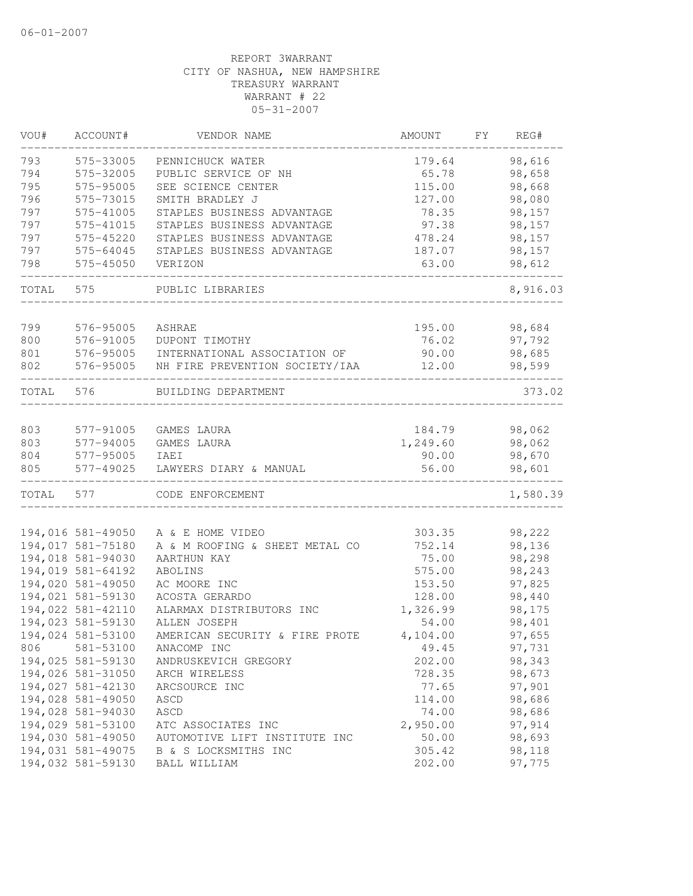06-01-2007

REPORT 3WARRANT
CITY OF NASHUA, NEW HAMPSHIRE
TREASURY WARRANT
WARRANT # 22
05-31-2007

| VOU# | ACCOUNT# | VENDOR NAME | AMOUNT | FY | REG# |
|---|---|---|---|---|---|
| 793 | 575-33005 | PENNICHUCK WATER | 179.64 | | 98,616 |
| 794 | 575-32005 | PUBLIC SERVICE OF NH | 65.78 | | 98,658 |
| 795 | 575-95005 | SEE SCIENCE CENTER | 115.00 | | 98,668 |
| 796 | 575-73015 | SMITH BRADLEY J | 127.00 | | 98,080 |
| 797 | 575-41005 | STAPLES BUSINESS ADVANTAGE | 78.35 | | 98,157 |
| 797 | 575-41015 | STAPLES BUSINESS ADVANTAGE | 97.38 | | 98,157 |
| 797 | 575-45220 | STAPLES BUSINESS ADVANTAGE | 478.24 | | 98,157 |
| 797 | 575-64045 | STAPLES BUSINESS ADVANTAGE | 187.07 | | 98,157 |
| 798 | 575-45050 | VERIZON | 63.00 | | 98,612 |
| TOTAL | 575 | PUBLIC LIBRARIES | | | 8,916.03 |
| 799 | 576-95005 | ASHRAE | 195.00 | | 98,684 |
| 800 | 576-91005 | DUPONT TIMOTHY | 76.02 | | 97,792 |
| 801 | 576-95005 | INTERNATIONAL ASSOCIATION OF | 90.00 | | 98,685 |
| 802 | 576-95005 | NH FIRE PREVENTION SOCIETY/IAA | 12.00 | | 98,599 |
| TOTAL | 576 | BUILDING DEPARTMENT | | | 373.02 |
| 803 | 577-91005 | GAMES LAURA | 184.79 | | 98,062 |
| 803 | 577-94005 | GAMES LAURA | 1,249.60 | | 98,062 |
| 804 | 577-95005 | IAEI | 90.00 | | 98,670 |
| 805 | 577-49025 | LAWYERS DIARY & MANUAL | 56.00 | | 98,601 |
| TOTAL | 577 | CODE ENFORCEMENT | | | 1,580.39 |
| 194,016 | 581-49050 | A & E HOME VIDEO | 303.35 | | 98,222 |
| 194,017 | 581-75180 | A & M ROOFING & SHEET METAL CO | 752.14 | | 98,136 |
| 194,018 | 581-94030 | AARTHUN KAY | 75.00 | | 98,298 |
| 194,019 | 581-64192 | ABOLINS | 575.00 | | 98,243 |
| 194,020 | 581-49050 | AC MOORE INC | 153.50 | | 97,825 |
| 194,021 | 581-59130 | ACOSTA GERARDO | 128.00 | | 98,440 |
| 194,022 | 581-42110 | ALARMAX DISTRIBUTORS INC | 1,326.99 | | 98,175 |
| 194,023 | 581-59130 | ALLEN JOSEPH | 54.00 | | 98,401 |
| 194,024 | 581-53100 | AMERICAN SECURITY & FIRE PROTE | 4,104.00 | | 97,655 |
| 806 | 581-53100 | ANACOMP INC | 49.45 | | 97,731 |
| 194,025 | 581-59130 | ANDRUSKEVICH GREGORY | 202.00 | | 98,343 |
| 194,026 | 581-31050 | ARCH WIRELESS | 728.35 | | 98,673 |
| 194,027 | 581-42130 | ARCSOURCE INC | 77.65 | | 97,901 |
| 194,028 | 581-49050 | ASCD | 114.00 | | 98,686 |
| 194,028 | 581-94030 | ASCD | 74.00 | | 98,686 |
| 194,029 | 581-53100 | ATC ASSOCIATES INC | 2,950.00 | | 97,914 |
| 194,030 | 581-49050 | AUTOMOTIVE LIFT INSTITUTE INC | 50.00 | | 98,693 |
| 194,031 | 581-49075 | B & S LOCKSMITHS INC | 305.42 | | 98,118 |
| 194,032 | 581-59130 | BALL WILLIAM | 202.00 | | 97,775 |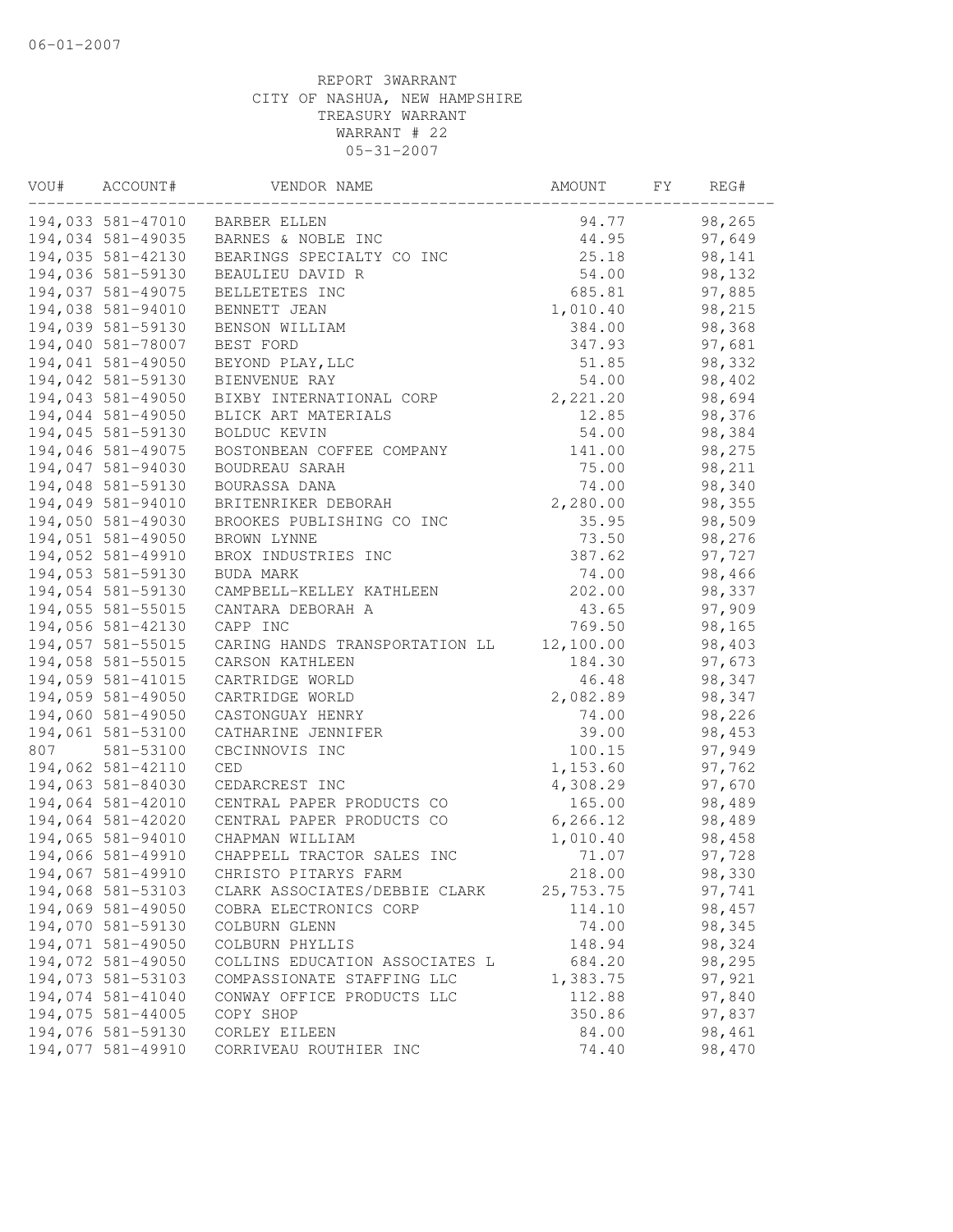06-01-2007

REPORT 3WARRANT
CITY OF NASHUA, NEW HAMPSHIRE
TREASURY WARRANT
WARRANT # 22
05-31-2007

| VOU# | ACCOUNT# | VENDOR NAME | AMOUNT | FY | REG# |
|---|---|---|---|---|---|
| 194,033 | 581-47010 | BARBER ELLEN | 94.77 | | 98,265 |
| 194,034 | 581-49035 | BARNES & NOBLE INC | 44.95 | | 97,649 |
| 194,035 | 581-42130 | BEARINGS SPECIALTY CO INC | 25.18 | | 98,141 |
| 194,036 | 581-59130 | BEAULIEU DAVID R | 54.00 | | 98,132 |
| 194,037 | 581-49075 | BELLETETES INC | 685.81 | | 97,885 |
| 194,038 | 581-94010 | BENNETT JEAN | 1,010.40 | | 98,215 |
| 194,039 | 581-59130 | BENSON WILLIAM | 384.00 | | 98,368 |
| 194,040 | 581-78007 | BEST FORD | 347.93 | | 97,681 |
| 194,041 | 581-49050 | BEYOND PLAY,LLC | 51.85 | | 98,332 |
| 194,042 | 581-59130 | BIENVENUE RAY | 54.00 | | 98,402 |
| 194,043 | 581-49050 | BIXBY INTERNATIONAL CORP | 2,221.20 | | 98,694 |
| 194,044 | 581-49050 | BLICK ART MATERIALS | 12.85 | | 98,376 |
| 194,045 | 581-59130 | BOLDUC KEVIN | 54.00 | | 98,384 |
| 194,046 | 581-49075 | BOSTONBEAN COFFEE COMPANY | 141.00 | | 98,275 |
| 194,047 | 581-94030 | BOUDREAU SARAH | 75.00 | | 98,211 |
| 194,048 | 581-59130 | BOURASSA DANA | 74.00 | | 98,340 |
| 194,049 | 581-94010 | BRITENRIKER DEBORAH | 2,280.00 | | 98,355 |
| 194,050 | 581-49030 | BROOKES PUBLISHING CO INC | 35.95 | | 98,509 |
| 194,051 | 581-49050 | BROWN LYNNE | 73.50 | | 98,276 |
| 194,052 | 581-49910 | BROX INDUSTRIES INC | 387.62 | | 97,727 |
| 194,053 | 581-59130 | BUDA MARK | 74.00 | | 98,466 |
| 194,054 | 581-59130 | CAMPBELL-KELLEY KATHLEEN | 202.00 | | 98,337 |
| 194,055 | 581-55015 | CANTARA DEBORAH A | 43.65 | | 97,909 |
| 194,056 | 581-42130 | CAPP INC | 769.50 | | 98,165 |
| 194,057 | 581-55015 | CARING HANDS TRANSPORTATION LL | 12,100.00 | | 98,403 |
| 194,058 | 581-55015 | CARSON KATHLEEN | 184.30 | | 97,673 |
| 194,059 | 581-41015 | CARTRIDGE WORLD | 46.48 | | 98,347 |
| 194,059 | 581-49050 | CARTRIDGE WORLD | 2,082.89 | | 98,347 |
| 194,060 | 581-49050 | CASTONGUAY HENRY | 74.00 | | 98,226 |
| 194,061 | 581-53100 | CATHARINE JENNIFER | 39.00 | | 98,453 |
| 807 | 581-53100 | CBCINNOVIS INC | 100.15 | | 97,949 |
| 194,062 | 581-42110 | CED | 1,153.60 | | 97,762 |
| 194,063 | 581-84030 | CEDARCREST INC | 4,308.29 | | 97,670 |
| 194,064 | 581-42010 | CENTRAL PAPER PRODUCTS CO | 165.00 | | 98,489 |
| 194,064 | 581-42020 | CENTRAL PAPER PRODUCTS CO | 6,266.12 | | 98,489 |
| 194,065 | 581-94010 | CHAPMAN WILLIAM | 1,010.40 | | 98,458 |
| 194,066 | 581-49910 | CHAPPELL TRACTOR SALES INC | 71.07 | | 97,728 |
| 194,067 | 581-49910 | CHRISTO PITARYS FARM | 218.00 | | 98,330 |
| 194,068 | 581-53103 | CLARK ASSOCIATES/DEBBIE CLARK | 25,753.75 | | 97,741 |
| 194,069 | 581-49050 | COBRA ELECTRONICS CORP | 114.10 | | 98,457 |
| 194,070 | 581-59130 | COLBURN GLENN | 74.00 | | 98,345 |
| 194,071 | 581-49050 | COLBURN PHYLLIS | 148.94 | | 98,324 |
| 194,072 | 581-49050 | COLLINS EDUCATION ASSOCIATES L | 684.20 | | 98,295 |
| 194,073 | 581-53103 | COMPASSIONATE STAFFING LLC | 1,383.75 | | 97,921 |
| 194,074 | 581-41040 | CONWAY OFFICE PRODUCTS LLC | 112.88 | | 97,840 |
| 194,075 | 581-44005 | COPY SHOP | 350.86 | | 97,837 |
| 194,076 | 581-59130 | CORLEY EILEEN | 84.00 | | 98,461 |
| 194,077 | 581-49910 | CORRIVEAU ROUTHIER INC | 74.40 | | 98,470 |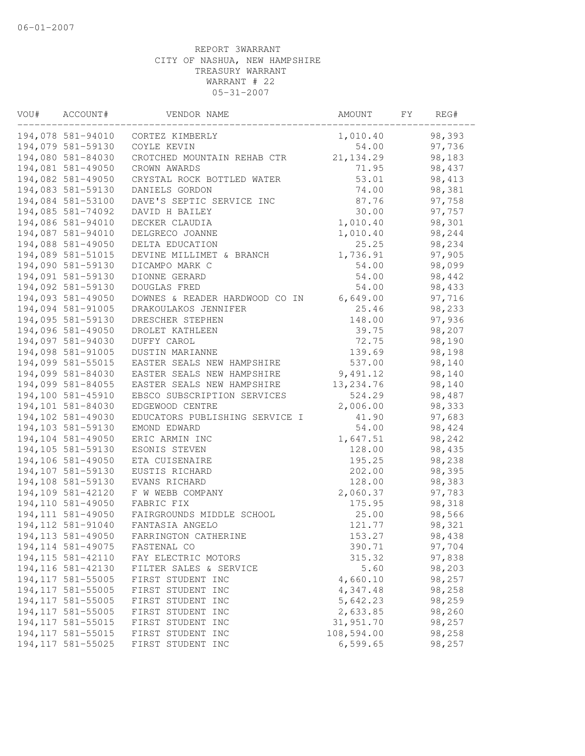06-01-2007

REPORT 3WARRANT
CITY OF NASHUA, NEW HAMPSHIRE
TREASURY WARRANT
WARRANT # 22
05-31-2007

| VOU# | ACCOUNT# | VENDOR NAME | AMOUNT | FY | REG# |
|---|---|---|---|---|---|
| 194,078 | 581-94010 | CORTEZ KIMBERLY | 1,010.40 | | 98,393 |
| 194,079 | 581-59130 | COYLE KEVIN | 54.00 | | 97,736 |
| 194,080 | 581-84030 | CROTCHED MOUNTAIN REHAB CTR | 21,134.29 | | 98,183 |
| 194,081 | 581-49050 | CROWN AWARDS | 71.95 | | 98,437 |
| 194,082 | 581-49050 | CRYSTAL ROCK BOTTLED WATER | 53.01 | | 98,413 |
| 194,083 | 581-59130 | DANIELS GORDON | 74.00 | | 98,381 |
| 194,084 | 581-53100 | DAVE'S SEPTIC SERVICE INC | 87.76 | | 97,758 |
| 194,085 | 581-74092 | DAVID H BAILEY | 30.00 | | 97,757 |
| 194,086 | 581-94010 | DECKER CLAUDIA | 1,010.40 | | 98,301 |
| 194,087 | 581-94010 | DELGRECO JOANNE | 1,010.40 | | 98,244 |
| 194,088 | 581-49050 | DELTA EDUCATION | 25.25 | | 98,234 |
| 194,089 | 581-51015 | DEVINE MILLIMET & BRANCH | 1,736.91 | | 97,905 |
| 194,090 | 581-59130 | DICAMPO MARK C | 54.00 | | 98,099 |
| 194,091 | 581-59130 | DIONNE GERARD | 54.00 | | 98,442 |
| 194,092 | 581-59130 | DOUGLAS FRED | 54.00 | | 98,433 |
| 194,093 | 581-49050 | DOWNES & READER HARDWOOD CO IN | 6,649.00 | | 97,716 |
| 194,094 | 581-91005 | DRAKOULAKOS JENNIFER | 25.46 | | 98,233 |
| 194,095 | 581-59130 | DRESCHER STEPHEN | 148.00 | | 97,936 |
| 194,096 | 581-49050 | DROLET KATHLEEN | 39.75 | | 98,207 |
| 194,097 | 581-94030 | DUFFY CAROL | 72.75 | | 98,190 |
| 194,098 | 581-91005 | DUSTIN MARIANNE | 139.69 | | 98,198 |
| 194,099 | 581-55015 | EASTER SEALS NEW HAMPSHIRE | 537.00 | | 98,140 |
| 194,099 | 581-84030 | EASTER SEALS NEW HAMPSHIRE | 9,491.12 | | 98,140 |
| 194,099 | 581-84055 | EASTER SEALS NEW HAMPSHIRE | 13,234.76 | | 98,140 |
| 194,100 | 581-45910 | EBSCO SUBSCRIPTION SERVICES | 524.29 | | 98,487 |
| 194,101 | 581-84030 | EDGEWOOD CENTRE | 2,006.00 | | 98,333 |
| 194,102 | 581-49030 | EDUCATORS PUBLISHING SERVICE I | 41.90 | | 97,683 |
| 194,103 | 581-59130 | EMOND EDWARD | 54.00 | | 98,424 |
| 194,104 | 581-49050 | ERIC ARMIN INC | 1,647.51 | | 98,242 |
| 194,105 | 581-59130 | ESONIS STEVEN | 128.00 | | 98,435 |
| 194,106 | 581-49050 | ETA CUISENAIRE | 195.25 | | 98,238 |
| 194,107 | 581-59130 | EUSTIS RICHARD | 202.00 | | 98,395 |
| 194,108 | 581-59130 | EVANS RICHARD | 128.00 | | 98,383 |
| 194,109 | 581-42120 | F W WEBB COMPANY | 2,060.37 | | 97,783 |
| 194,110 | 581-49050 | FABRIC FIX | 175.95 | | 98,318 |
| 194,111 | 581-49050 | FAIRGROUNDS MIDDLE SCHOOL | 25.00 | | 98,566 |
| 194,112 | 581-91040 | FANTASIA ANGELO | 121.77 | | 98,321 |
| 194,113 | 581-49050 | FARRINGTON CATHERINE | 153.27 | | 98,438 |
| 194,114 | 581-49075 | FASTENAL CO | 390.71 | | 97,704 |
| 194,115 | 581-42110 | FAY ELECTRIC MOTORS | 315.32 | | 97,838 |
| 194,116 | 581-42130 | FILTER SALES & SERVICE | 5.60 | | 98,203 |
| 194,117 | 581-55005 | FIRST STUDENT INC | 4,660.10 | | 98,257 |
| 194,117 | 581-55005 | FIRST STUDENT INC | 4,347.48 | | 98,258 |
| 194,117 | 581-55005 | FIRST STUDENT INC | 5,642.23 | | 98,259 |
| 194,117 | 581-55005 | FIRST STUDENT INC | 2,633.85 | | 98,260 |
| 194,117 | 581-55015 | FIRST STUDENT INC | 31,951.70 | | 98,257 |
| 194,117 | 581-55015 | FIRST STUDENT INC | 108,594.00 | | 98,258 |
| 194,117 | 581-55025 | FIRST STUDENT INC | 6,599.65 | | 98,257 |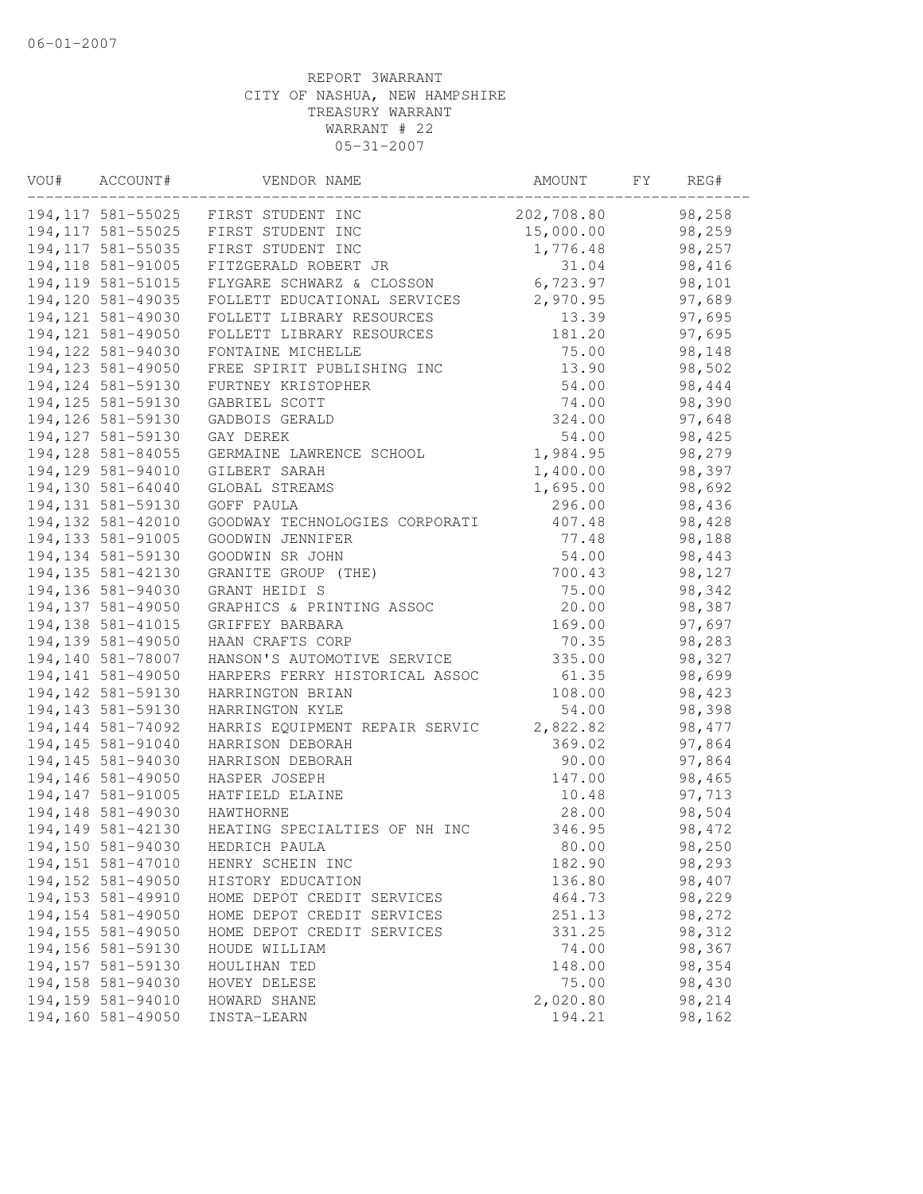REPORT 3WARRANT
CITY OF NASHUA, NEW HAMPSHIRE
TREASURY WARRANT
WARRANT # 22
05-31-2007

| VOU# | ACCOUNT# | VENDOR NAME | AMOUNT | FY | REG# |
|---|---|---|---|---|---|
| 194,117 | 581-55025 | FIRST STUDENT INC | 202,708.80 | | 98,258 |
| 194,117 | 581-55025 | FIRST STUDENT INC | 15,000.00 | | 98,259 |
| 194,117 | 581-55035 | FIRST STUDENT INC | 1,776.48 | | 98,257 |
| 194,118 | 581-91005 | FITZGERALD ROBERT JR | 31.04 | | 98,416 |
| 194,119 | 581-51015 | FLYGARE SCHWARZ & CLOSSON | 6,723.97 | | 98,101 |
| 194,120 | 581-49035 | FOLLETT EDUCATIONAL SERVICES | 2,970.95 | | 97,689 |
| 194,121 | 581-49030 | FOLLETT LIBRARY RESOURCES | 13.39 | | 97,695 |
| 194,121 | 581-49050 | FOLLETT LIBRARY RESOURCES | 181.20 | | 97,695 |
| 194,122 | 581-94030 | FONTAINE MICHELLE | 75.00 | | 98,148 |
| 194,123 | 581-49050 | FREE SPIRIT PUBLISHING INC | 13.90 | | 98,502 |
| 194,124 | 581-59130 | FURTNEY KRISTOPHER | 54.00 | | 98,444 |
| 194,125 | 581-59130 | GABRIEL SCOTT | 74.00 | | 98,390 |
| 194,126 | 581-59130 | GADBOIS GERALD | 324.00 | | 97,648 |
| 194,127 | 581-59130 | GAY DEREK | 54.00 | | 98,425 |
| 194,128 | 581-84055 | GERMAINE LAWRENCE SCHOOL | 1,984.95 | | 98,279 |
| 194,129 | 581-94010 | GILBERT SARAH | 1,400.00 | | 98,397 |
| 194,130 | 581-64040 | GLOBAL STREAMS | 1,695.00 | | 98,692 |
| 194,131 | 581-59130 | GOFF PAULA | 296.00 | | 98,436 |
| 194,132 | 581-42010 | GOODWAY TECHNOLOGIES CORPORATI | 407.48 | | 98,428 |
| 194,133 | 581-91005 | GOODWIN JENNIFER | 77.48 | | 98,188 |
| 194,134 | 581-59130 | GOODWIN SR JOHN | 54.00 | | 98,443 |
| 194,135 | 581-42130 | GRANITE GROUP (THE) | 700.43 | | 98,127 |
| 194,136 | 581-94030 | GRANT HEIDI S | 75.00 | | 98,342 |
| 194,137 | 581-49050 | GRAPHICS & PRINTING ASSOC | 20.00 | | 98,387 |
| 194,138 | 581-41015 | GRIFFEY BARBARA | 169.00 | | 97,697 |
| 194,139 | 581-49050 | HAAN CRAFTS CORP | 70.35 | | 98,283 |
| 194,140 | 581-78007 | HANSON'S AUTOMOTIVE SERVICE | 335.00 | | 98,327 |
| 194,141 | 581-49050 | HARPERS FERRY HISTORICAL ASSOC | 61.35 | | 98,699 |
| 194,142 | 581-59130 | HARRINGTON BRIAN | 108.00 | | 98,423 |
| 194,143 | 581-59130 | HARRINGTON KYLE | 54.00 | | 98,398 |
| 194,144 | 581-74092 | HARRIS EQUIPMENT REPAIR SERVIC | 2,822.82 | | 98,477 |
| 194,145 | 581-91040 | HARRISON DEBORAH | 369.02 | | 97,864 |
| 194,145 | 581-94030 | HARRISON DEBORAH | 90.00 | | 97,864 |
| 194,146 | 581-49050 | HASPER JOSEPH | 147.00 | | 98,465 |
| 194,147 | 581-91005 | HATFIELD ELAINE | 10.48 | | 97,713 |
| 194,148 | 581-49030 | HAWTHORNE | 28.00 | | 98,504 |
| 194,149 | 581-42130 | HEATING SPECIALTIES OF NH INC | 346.95 | | 98,472 |
| 194,150 | 581-94030 | HEDRICH PAULA | 80.00 | | 98,250 |
| 194,151 | 581-47010 | HENRY SCHEIN INC | 182.90 | | 98,293 |
| 194,152 | 581-49050 | HISTORY EDUCATION | 136.80 | | 98,407 |
| 194,153 | 581-49910 | HOME DEPOT CREDIT SERVICES | 464.73 | | 98,229 |
| 194,154 | 581-49050 | HOME DEPOT CREDIT SERVICES | 251.13 | | 98,272 |
| 194,155 | 581-49050 | HOME DEPOT CREDIT SERVICES | 331.25 | | 98,312 |
| 194,156 | 581-59130 | HOUDE WILLIAM | 74.00 | | 98,367 |
| 194,157 | 581-59130 | HOULIHAN TED | 148.00 | | 98,354 |
| 194,158 | 581-94030 | HOVEY DELESE | 75.00 | | 98,430 |
| 194,159 | 581-94010 | HOWARD SHANE | 2,020.80 | | 98,214 |
| 194,160 | 581-49050 | INSTA-LEARN | 194.21 | | 98,162 |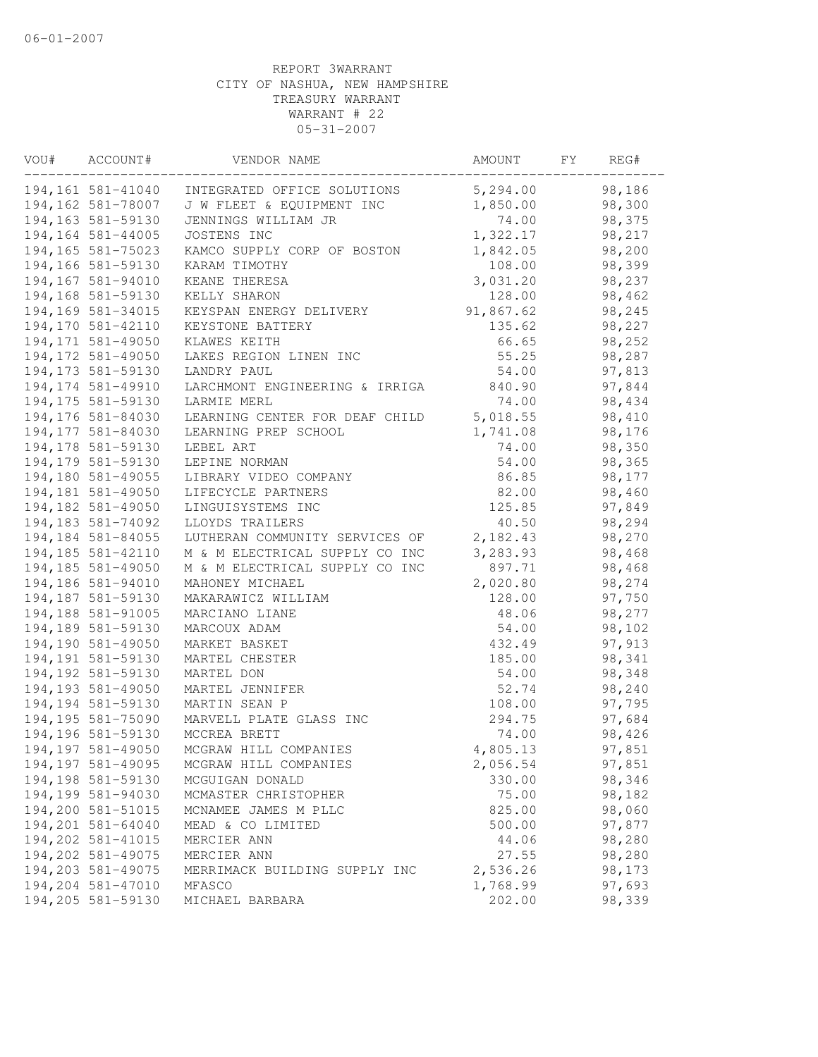06-01-2007

REPORT 3WARRANT
CITY OF NASHUA, NEW HAMPSHIRE
TREASURY WARRANT
WARRANT # 22
05-31-2007

| VOU# | ACCOUNT# | VENDOR NAME | AMOUNT | FY | REG# |
|---|---|---|---|---|---|
| 194,161 | 581-41040 | INTEGRATED OFFICE SOLUTIONS | 5,294.00 | | 98,186 |
| 194,162 | 581-78007 | J W FLEET & EQUIPMENT INC | 1,850.00 | | 98,300 |
| 194,163 | 581-59130 | JENNINGS WILLIAM JR | 74.00 | | 98,375 |
| 194,164 | 581-44005 | JOSTENS INC | 1,322.17 | | 98,217 |
| 194,165 | 581-75023 | KAMCO SUPPLY CORP OF BOSTON | 1,842.05 | | 98,200 |
| 194,166 | 581-59130 | KARAM TIMOTHY | 108.00 | | 98,399 |
| 194,167 | 581-94010 | KEANE THERESA | 3,031.20 | | 98,237 |
| 194,168 | 581-59130 | KELLY SHARON | 128.00 | | 98,462 |
| 194,169 | 581-34015 | KEYSPAN ENERGY DELIVERY | 91,867.62 | | 98,245 |
| 194,170 | 581-42110 | KEYSTONE BATTERY | 135.62 | | 98,227 |
| 194,171 | 581-49050 | KLAWES KEITH | 66.65 | | 98,252 |
| 194,172 | 581-49050 | LAKES REGION LINEN INC | 55.25 | | 98,287 |
| 194,173 | 581-59130 | LANDRY PAUL | 54.00 | | 97,813 |
| 194,174 | 581-49910 | LARCHMONT ENGINEERING & IRRIGA | 840.90 | | 97,844 |
| 194,175 | 581-59130 | LARMIE MERL | 74.00 | | 98,434 |
| 194,176 | 581-84030 | LEARNING CENTER FOR DEAF CHILD | 5,018.55 | | 98,410 |
| 194,177 | 581-84030 | LEARNING PREP SCHOOL | 1,741.08 | | 98,176 |
| 194,178 | 581-59130 | LEBEL ART | 74.00 | | 98,350 |
| 194,179 | 581-59130 | LEPINE NORMAN | 54.00 | | 98,365 |
| 194,180 | 581-49055 | LIBRARY VIDEO COMPANY | 86.85 | | 98,177 |
| 194,181 | 581-49050 | LIFECYCLE PARTNERS | 82.00 | | 98,460 |
| 194,182 | 581-49050 | LINGUISYSTEMS INC | 125.85 | | 97,849 |
| 194,183 | 581-74092 | LLOYDS TRAILERS | 40.50 | | 98,294 |
| 194,184 | 581-84055 | LUTHERAN COMMUNITY SERVICES OF | 2,182.43 | | 98,270 |
| 194,185 | 581-42110 | M & M ELECTRICAL SUPPLY CO INC | 3,283.93 | | 98,468 |
| 194,185 | 581-49050 | M & M ELECTRICAL SUPPLY CO INC | 897.71 | | 98,468 |
| 194,186 | 581-94010 | MAHONEY MICHAEL | 2,020.80 | | 98,274 |
| 194,187 | 581-59130 | MAKARAWICZ WILLIAM | 128.00 | | 97,750 |
| 194,188 | 581-91005 | MARCIANO LIANE | 48.06 | | 98,277 |
| 194,189 | 581-59130 | MARCOUX ADAM | 54.00 | | 98,102 |
| 194,190 | 581-49050 | MARKET BASKET | 432.49 | | 97,913 |
| 194,191 | 581-59130 | MARTEL CHESTER | 185.00 | | 98,341 |
| 194,192 | 581-59130 | MARTEL DON | 54.00 | | 98,348 |
| 194,193 | 581-49050 | MARTEL JENNIFER | 52.74 | | 98,240 |
| 194,194 | 581-59130 | MARTIN SEAN P | 108.00 | | 97,795 |
| 194,195 | 581-75090 | MARVELL PLATE GLASS INC | 294.75 | | 97,684 |
| 194,196 | 581-59130 | MCCREA BRETT | 74.00 | | 98,426 |
| 194,197 | 581-49050 | MCGRAW HILL COMPANIES | 4,805.13 | | 97,851 |
| 194,197 | 581-49095 | MCGRAW HILL COMPANIES | 2,056.54 | | 97,851 |
| 194,198 | 581-59130 | MCGUIGAN DONALD | 330.00 | | 98,346 |
| 194,199 | 581-94030 | MCMASTER CHRISTOPHER | 75.00 | | 98,182 |
| 194,200 | 581-51015 | MCNAMEE JAMES M PLLC | 825.00 | | 98,060 |
| 194,201 | 581-64040 | MEAD & CO LIMITED | 500.00 | | 97,877 |
| 194,202 | 581-41015 | MERCIER ANN | 44.06 | | 98,280 |
| 194,202 | 581-49075 | MERCIER ANN | 27.55 | | 98,280 |
| 194,203 | 581-49075 | MERRIMACK BUILDING SUPPLY INC | 2,536.26 | | 98,173 |
| 194,204 | 581-47010 | MFASCO | 1,768.99 | | 97,693 |
| 194,205 | 581-59130 | MICHAEL BARBARA | 202.00 | | 98,339 |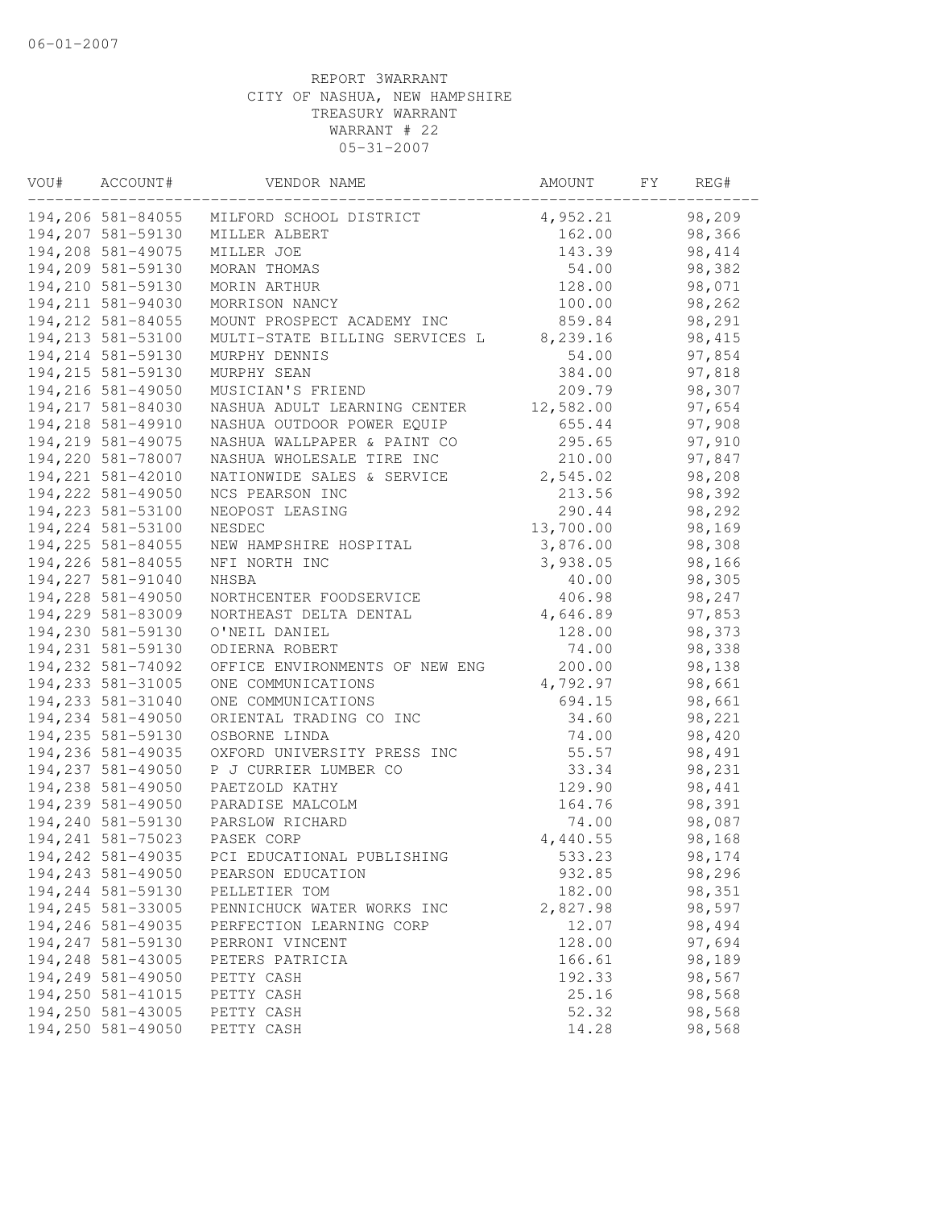06-01-2007

REPORT 3WARRANT
CITY OF NASHUA, NEW HAMPSHIRE
TREASURY WARRANT
WARRANT # 22
05-31-2007

| VOU# | ACCOUNT# | VENDOR NAME | AMOUNT | FY | REG# |
|---|---|---|---|---|---|
| 194,206 | 581-84055 | MILFORD SCHOOL DISTRICT | 4,952.21 | | 98,209 |
| 194,207 | 581-59130 | MILLER ALBERT | 162.00 | | 98,366 |
| 194,208 | 581-49075 | MILLER JOE | 143.39 | | 98,414 |
| 194,209 | 581-59130 | MORAN THOMAS | 54.00 | | 98,382 |
| 194,210 | 581-59130 | MORIN ARTHUR | 128.00 | | 98,071 |
| 194,211 | 581-94030 | MORRISON NANCY | 100.00 | | 98,262 |
| 194,212 | 581-84055 | MOUNT PROSPECT ACADEMY INC | 859.84 | | 98,291 |
| 194,213 | 581-53100 | MULTI-STATE BILLING SERVICES L | 8,239.16 | | 98,415 |
| 194,214 | 581-59130 | MURPHY DENNIS | 54.00 | | 97,854 |
| 194,215 | 581-59130 | MURPHY SEAN | 384.00 | | 97,818 |
| 194,216 | 581-49050 | MUSICIAN'S FRIEND | 209.79 | | 98,307 |
| 194,217 | 581-84030 | NASHUA ADULT LEARNING CENTER | 12,582.00 | | 97,654 |
| 194,218 | 581-49910 | NASHUA OUTDOOR POWER EQUIP | 655.44 | | 97,908 |
| 194,219 | 581-49075 | NASHUA WALLPAPER & PAINT CO | 295.65 | | 97,910 |
| 194,220 | 581-78007 | NASHUA WHOLESALE TIRE INC | 210.00 | | 97,847 |
| 194,221 | 581-42010 | NATIONWIDE SALES & SERVICE | 2,545.02 | | 98,208 |
| 194,222 | 581-49050 | NCS PEARSON INC | 213.56 | | 98,392 |
| 194,223 | 581-53100 | NEOPOST LEASING | 290.44 | | 98,292 |
| 194,224 | 581-53100 | NESDEC | 13,700.00 | | 98,169 |
| 194,225 | 581-84055 | NEW HAMPSHIRE HOSPITAL | 3,876.00 | | 98,308 |
| 194,226 | 581-84055 | NFI NORTH INC | 3,938.05 | | 98,166 |
| 194,227 | 581-91040 | NHSBA | 40.00 | | 98,305 |
| 194,228 | 581-49050 | NORTHCENTER FOODSERVICE | 406.98 | | 98,247 |
| 194,229 | 581-83009 | NORTHEAST DELTA DENTAL | 4,646.89 | | 97,853 |
| 194,230 | 581-59130 | O'NEIL DANIEL | 128.00 | | 98,373 |
| 194,231 | 581-59130 | ODIERNA ROBERT | 74.00 | | 98,338 |
| 194,232 | 581-74092 | OFFICE ENVIRONMENTS OF NEW ENG | 200.00 | | 98,138 |
| 194,233 | 581-31005 | ONE COMMUNICATIONS | 4,792.97 | | 98,661 |
| 194,233 | 581-31040 | ONE COMMUNICATIONS | 694.15 | | 98,661 |
| 194,234 | 581-49050 | ORIENTAL TRADING CO INC | 34.60 | | 98,221 |
| 194,235 | 581-59130 | OSBORNE LINDA | 74.00 | | 98,420 |
| 194,236 | 581-49035 | OXFORD UNIVERSITY PRESS INC | 55.57 | | 98,491 |
| 194,237 | 581-49050 | P J CURRIER LUMBER CO | 33.34 | | 98,231 |
| 194,238 | 581-49050 | PAETZOLD KATHY | 129.90 | | 98,441 |
| 194,239 | 581-49050 | PARADISE MALCOLM | 164.76 | | 98,391 |
| 194,240 | 581-59130 | PARSLOW RICHARD | 74.00 | | 98,087 |
| 194,241 | 581-75023 | PASEK CORP | 4,440.55 | | 98,168 |
| 194,242 | 581-49035 | PCI EDUCATIONAL PUBLISHING | 533.23 | | 98,174 |
| 194,243 | 581-49050 | PEARSON EDUCATION | 932.85 | | 98,296 |
| 194,244 | 581-59130 | PELLETIER TOM | 182.00 | | 98,351 |
| 194,245 | 581-33005 | PENNICHUCK WATER WORKS INC | 2,827.98 | | 98,597 |
| 194,246 | 581-49035 | PERFECTION LEARNING CORP | 12.07 | | 98,494 |
| 194,247 | 581-59130 | PERRONI VINCENT | 128.00 | | 97,694 |
| 194,248 | 581-43005 | PETERS PATRICIA | 166.61 | | 98,189 |
| 194,249 | 581-49050 | PETTY CASH | 192.33 | | 98,567 |
| 194,250 | 581-41015 | PETTY CASH | 25.16 | | 98,568 |
| 194,250 | 581-43005 | PETTY CASH | 52.32 | | 98,568 |
| 194,250 | 581-49050 | PETTY CASH | 14.28 | | 98,568 |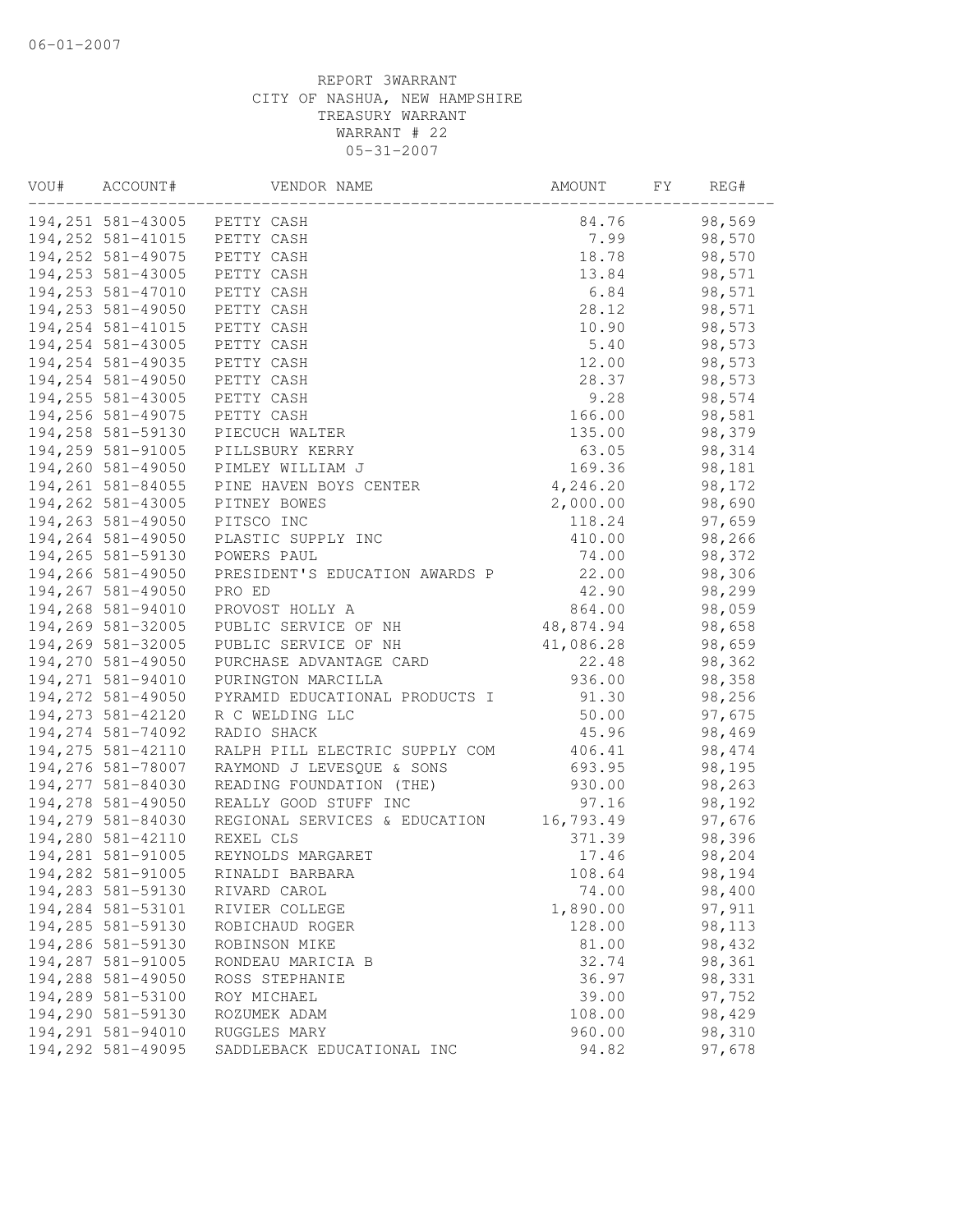06-01-2007

REPORT 3WARRANT
CITY OF NASHUA, NEW HAMPSHIRE
TREASURY WARRANT
WARRANT # 22
05-31-2007

| VOU# | ACCOUNT# | VENDOR NAME | AMOUNT | FY | REG# |
|---|---|---|---|---|---|
| 194,251 | 581-43005 | PETTY CASH | 84.76 | | 98,569 |
| 194,252 | 581-41015 | PETTY CASH | 7.99 | | 98,570 |
| 194,252 | 581-49075 | PETTY CASH | 18.78 | | 98,570 |
| 194,253 | 581-43005 | PETTY CASH | 13.84 | | 98,571 |
| 194,253 | 581-47010 | PETTY CASH | 6.84 | | 98,571 |
| 194,253 | 581-49050 | PETTY CASH | 28.12 | | 98,571 |
| 194,254 | 581-41015 | PETTY CASH | 10.90 | | 98,573 |
| 194,254 | 581-43005 | PETTY CASH | 5.40 | | 98,573 |
| 194,254 | 581-49035 | PETTY CASH | 12.00 | | 98,573 |
| 194,254 | 581-49050 | PETTY CASH | 28.37 | | 98,573 |
| 194,255 | 581-43005 | PETTY CASH | 9.28 | | 98,574 |
| 194,256 | 581-49075 | PETTY CASH | 166.00 | | 98,581 |
| 194,258 | 581-59130 | PIECUCH WALTER | 135.00 | | 98,379 |
| 194,259 | 581-91005 | PILLSBURY KERRY | 63.05 | | 98,314 |
| 194,260 | 581-49050 | PIMLEY WILLIAM J | 169.36 | | 98,181 |
| 194,261 | 581-84055 | PINE HAVEN BOYS CENTER | 4,246.20 | | 98,172 |
| 194,262 | 581-43005 | PITNEY BOWES | 2,000.00 | | 98,690 |
| 194,263 | 581-49050 | PITSCO INC | 118.24 | | 97,659 |
| 194,264 | 581-49050 | PLASTIC SUPPLY INC | 410.00 | | 98,266 |
| 194,265 | 581-59130 | POWERS PAUL | 74.00 | | 98,372 |
| 194,266 | 581-49050 | PRESIDENT'S EDUCATION AWARDS P | 22.00 | | 98,306 |
| 194,267 | 581-49050 | PRO ED | 42.90 | | 98,299 |
| 194,268 | 581-94010 | PROVOST HOLLY A | 864.00 | | 98,059 |
| 194,269 | 581-32005 | PUBLIC SERVICE OF NH | 48,874.94 | | 98,658 |
| 194,269 | 581-32005 | PUBLIC SERVICE OF NH | 41,086.28 | | 98,659 |
| 194,270 | 581-49050 | PURCHASE ADVANTAGE CARD | 22.48 | | 98,362 |
| 194,271 | 581-94010 | PURINGTON MARCILLA | 936.00 | | 98,358 |
| 194,272 | 581-49050 | PYRAMID EDUCATIONAL PRODUCTS I | 91.30 | | 98,256 |
| 194,273 | 581-42120 | R C WELDING LLC | 50.00 | | 97,675 |
| 194,274 | 581-74092 | RADIO SHACK | 45.96 | | 98,469 |
| 194,275 | 581-42110 | RALPH PILL ELECTRIC SUPPLY COM | 406.41 | | 98,474 |
| 194,276 | 581-78007 | RAYMOND J LEVESQUE & SONS | 693.95 | | 98,195 |
| 194,277 | 581-84030 | READING FOUNDATION (THE) | 930.00 | | 98,263 |
| 194,278 | 581-49050 | REALLY GOOD STUFF INC | 97.16 | | 98,192 |
| 194,279 | 581-84030 | REGIONAL SERVICES & EDUCATION | 16,793.49 | | 97,676 |
| 194,280 | 581-42110 | REXEL CLS | 371.39 | | 98,396 |
| 194,281 | 581-91005 | REYNOLDS MARGARET | 17.46 | | 98,204 |
| 194,282 | 581-91005 | RINALDI BARBARA | 108.64 | | 98,194 |
| 194,283 | 581-59130 | RIVARD CAROL | 74.00 | | 98,400 |
| 194,284 | 581-53101 | RIVIER COLLEGE | 1,890.00 | | 97,911 |
| 194,285 | 581-59130 | ROBICHAUD ROGER | 128.00 | | 98,113 |
| 194,286 | 581-59130 | ROBINSON MIKE | 81.00 | | 98,432 |
| 194,287 | 581-91005 | RONDEAU MARICIA B | 32.74 | | 98,361 |
| 194,288 | 581-49050 | ROSS STEPHANIE | 36.97 | | 98,331 |
| 194,289 | 581-53100 | ROY MICHAEL | 39.00 | | 97,752 |
| 194,290 | 581-59130 | ROZUMEK ADAM | 108.00 | | 98,429 |
| 194,291 | 581-94010 | RUGGLES MARY | 960.00 | | 98,310 |
| 194,292 | 581-49095 | SADDLEBACK EDUCATIONAL INC | 94.82 | | 97,678 |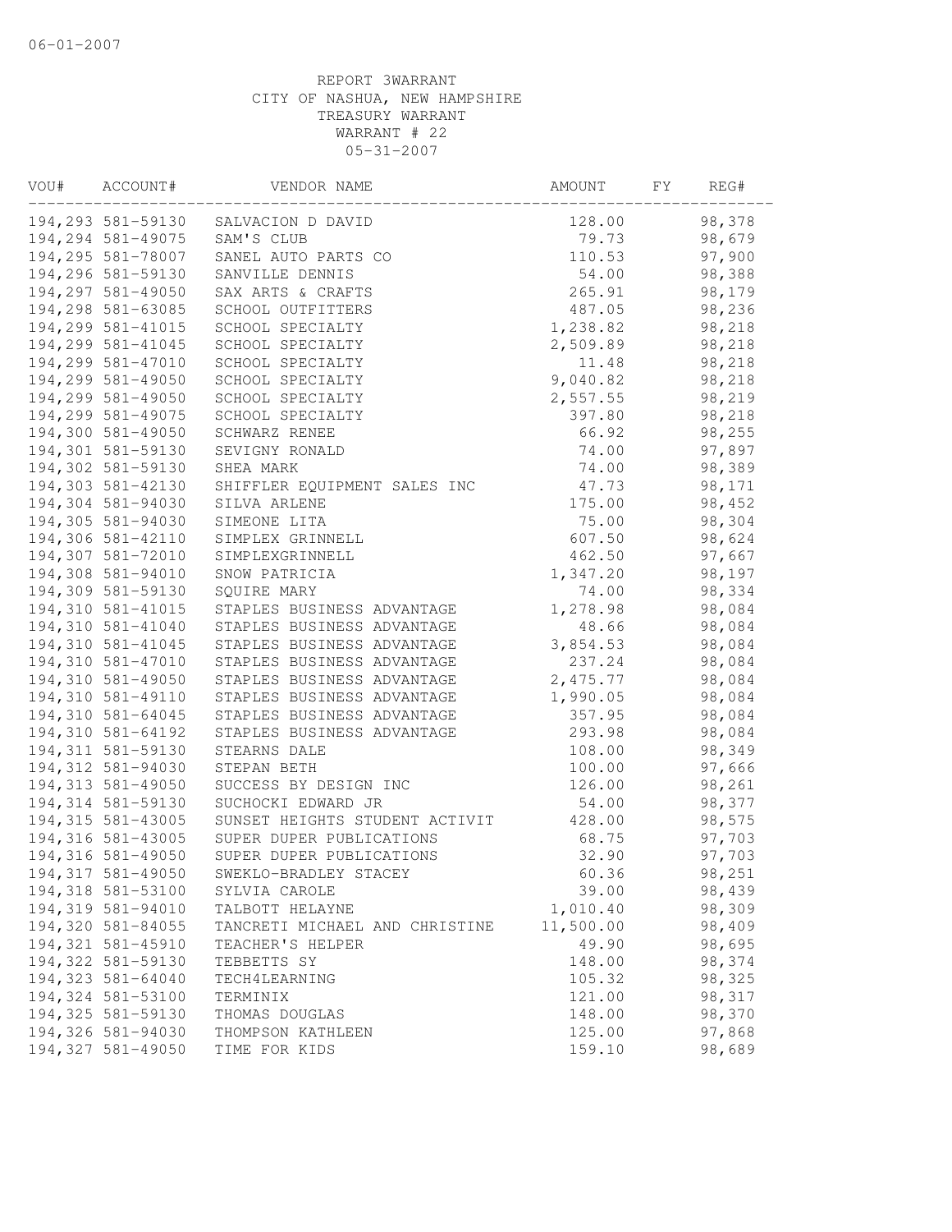REPORT 3WARRANT
CITY OF NASHUA, NEW HAMPSHIRE
TREASURY WARRANT
WARRANT # 22
05-31-2007

| VOU# | ACCOUNT# | VENDOR NAME | AMOUNT | FY | REG# |
|---|---|---|---|---|---|
| 194,293 | 581-59130 | SALVACION D DAVID | 128.00 | | 98,378 |
| 194,294 | 581-49075 | SAM'S CLUB | 79.73 | | 98,679 |
| 194,295 | 581-78007 | SANEL AUTO PARTS CO | 110.53 | | 97,900 |
| 194,296 | 581-59130 | SANVILLE DENNIS | 54.00 | | 98,388 |
| 194,297 | 581-49050 | SAX ARTS & CRAFTS | 265.91 | | 98,179 |
| 194,298 | 581-63085 | SCHOOL OUTFITTERS | 487.05 | | 98,236 |
| 194,299 | 581-41015 | SCHOOL SPECIALTY | 1,238.82 | | 98,218 |
| 194,299 | 581-41045 | SCHOOL SPECIALTY | 2,509.89 | | 98,218 |
| 194,299 | 581-47010 | SCHOOL SPECIALTY | 11.48 | | 98,218 |
| 194,299 | 581-49050 | SCHOOL SPECIALTY | 9,040.82 | | 98,218 |
| 194,299 | 581-49050 | SCHOOL SPECIALTY | 2,557.55 | | 98,219 |
| 194,299 | 581-49075 | SCHOOL SPECIALTY | 397.80 | | 98,218 |
| 194,300 | 581-49050 | SCHWARZ RENEE | 66.92 | | 98,255 |
| 194,301 | 581-59130 | SEVIGNY RONALD | 74.00 | | 97,897 |
| 194,302 | 581-59130 | SHEA MARK | 74.00 | | 98,389 |
| 194,303 | 581-42130 | SHIFFLER EQUIPMENT SALES INC | 47.73 | | 98,171 |
| 194,304 | 581-94030 | SILVA ARLENE | 175.00 | | 98,452 |
| 194,305 | 581-94030 | SIMEONE LITA | 75.00 | | 98,304 |
| 194,306 | 581-42110 | SIMPLEX GRINNELL | 607.50 | | 98,624 |
| 194,307 | 581-72010 | SIMPLEXGRINNELL | 462.50 | | 97,667 |
| 194,308 | 581-94010 | SNOW PATRICIA | 1,347.20 | | 98,197 |
| 194,309 | 581-59130 | SQUIRE MARY | 74.00 | | 98,334 |
| 194,310 | 581-41015 | STAPLES BUSINESS ADVANTAGE | 1,278.98 | | 98,084 |
| 194,310 | 581-41040 | STAPLES BUSINESS ADVANTAGE | 48.66 | | 98,084 |
| 194,310 | 581-41045 | STAPLES BUSINESS ADVANTAGE | 3,854.53 | | 98,084 |
| 194,310 | 581-47010 | STAPLES BUSINESS ADVANTAGE | 237.24 | | 98,084 |
| 194,310 | 581-49050 | STAPLES BUSINESS ADVANTAGE | 2,475.77 | | 98,084 |
| 194,310 | 581-49110 | STAPLES BUSINESS ADVANTAGE | 1,990.05 | | 98,084 |
| 194,310 | 581-64045 | STAPLES BUSINESS ADVANTAGE | 357.95 | | 98,084 |
| 194,310 | 581-64192 | STAPLES BUSINESS ADVANTAGE | 293.98 | | 98,084 |
| 194,311 | 581-59130 | STEARNS DALE | 108.00 | | 98,349 |
| 194,312 | 581-94030 | STEPAN BETH | 100.00 | | 97,666 |
| 194,313 | 581-49050 | SUCCESS BY DESIGN INC | 126.00 | | 98,261 |
| 194,314 | 581-59130 | SUCHOCKI EDWARD JR | 54.00 | | 98,377 |
| 194,315 | 581-43005 | SUNSET HEIGHTS STUDENT ACTIVIT | 428.00 | | 98,575 |
| 194,316 | 581-43005 | SUPER DUPER PUBLICATIONS | 68.75 | | 97,703 |
| 194,316 | 581-49050 | SUPER DUPER PUBLICATIONS | 32.90 | | 97,703 |
| 194,317 | 581-49050 | SWEKLO-BRADLEY STACEY | 60.36 | | 98,251 |
| 194,318 | 581-53100 | SYLVIA CAROLE | 39.00 | | 98,439 |
| 194,319 | 581-94010 | TALBOTT HELAYNE | 1,010.40 | | 98,309 |
| 194,320 | 581-84055 | TANCRETI MICHAEL AND CHRISTINE | 11,500.00 | | 98,409 |
| 194,321 | 581-45910 | TEACHER'S HELPER | 49.90 | | 98,695 |
| 194,322 | 581-59130 | TEBBETTS SY | 148.00 | | 98,374 |
| 194,323 | 581-64040 | TECH4LEARNING | 105.32 | | 98,325 |
| 194,324 | 581-53100 | TERMINIX | 121.00 | | 98,317 |
| 194,325 | 581-59130 | THOMAS DOUGLAS | 148.00 | | 98,370 |
| 194,326 | 581-94030 | THOMPSON KATHLEEN | 125.00 | | 97,868 |
| 194,327 | 581-49050 | TIME FOR KIDS | 159.10 | | 98,689 |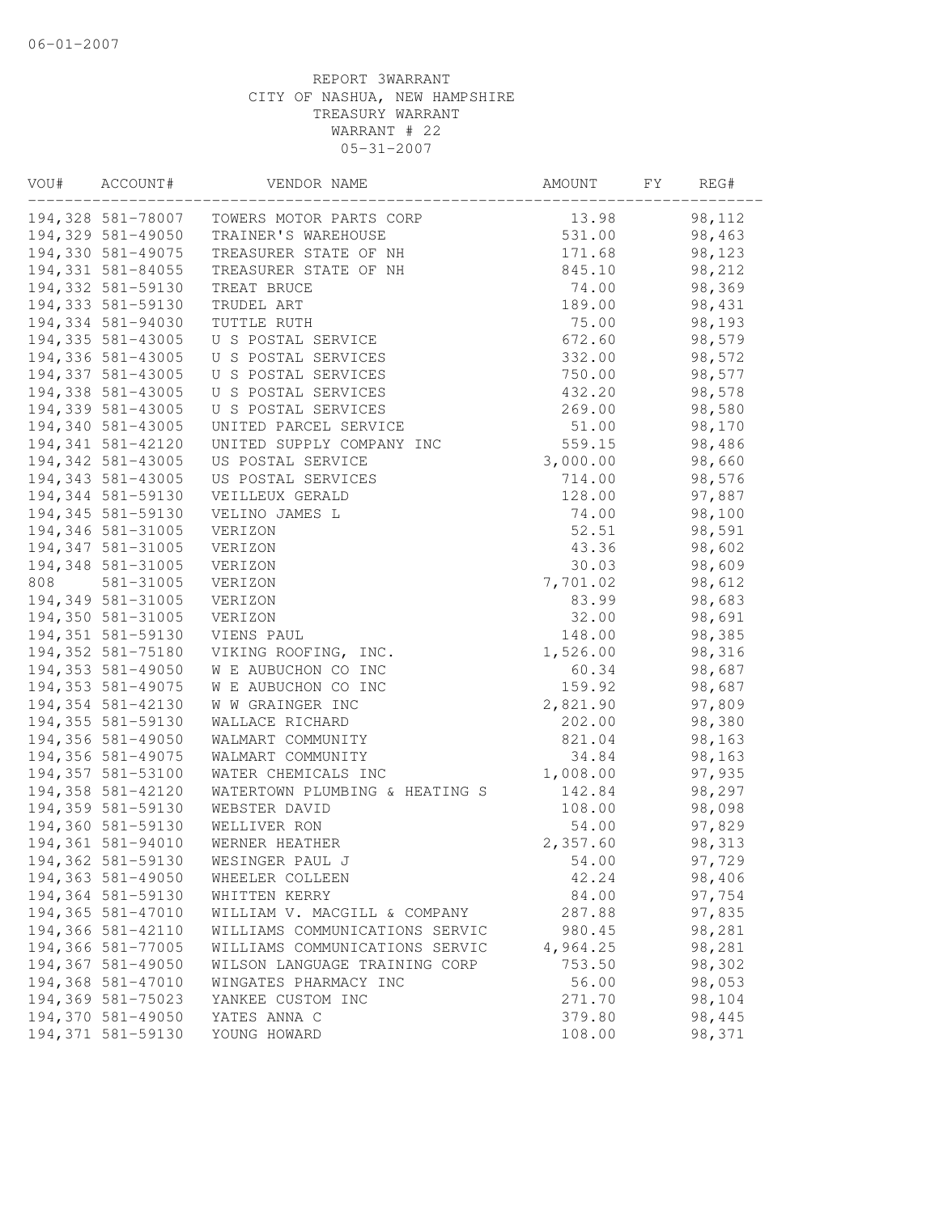REPORT 3WARRANT
CITY OF NASHUA, NEW HAMPSHIRE
TREASURY WARRANT
WARRANT # 22
05-31-2007

| VOU# | ACCOUNT# | VENDOR NAME | AMOUNT | FY | REG# |
|---|---|---|---|---|---|
| 194,328 | 581-78007 | TOWERS MOTOR PARTS CORP | 13.98 | | 98,112 |
| 194,329 | 581-49050 | TRAINER'S WAREHOUSE | 531.00 | | 98,463 |
| 194,330 | 581-49075 | TREASURER STATE OF NH | 171.68 | | 98,123 |
| 194,331 | 581-84055 | TREASURER STATE OF NH | 845.10 | | 98,212 |
| 194,332 | 581-59130 | TREAT BRUCE | 74.00 | | 98,369 |
| 194,333 | 581-59130 | TRUDEL ART | 189.00 | | 98,431 |
| 194,334 | 581-94030 | TUTTLE RUTH | 75.00 | | 98,193 |
| 194,335 | 581-43005 | U S POSTAL SERVICE | 672.60 | | 98,579 |
| 194,336 | 581-43005 | U S POSTAL SERVICES | 332.00 | | 98,572 |
| 194,337 | 581-43005 | U S POSTAL SERVICES | 750.00 | | 98,577 |
| 194,338 | 581-43005 | U S POSTAL SERVICES | 432.20 | | 98,578 |
| 194,339 | 581-43005 | U S POSTAL SERVICES | 269.00 | | 98,580 |
| 194,340 | 581-43005 | UNITED PARCEL SERVICE | 51.00 | | 98,170 |
| 194,341 | 581-42120 | UNITED SUPPLY COMPANY INC | 559.15 | | 98,486 |
| 194,342 | 581-43005 | US POSTAL SERVICE | 3,000.00 | | 98,660 |
| 194,343 | 581-43005 | US POSTAL SERVICES | 714.00 | | 98,576 |
| 194,344 | 581-59130 | VEILLEUX GERALD | 128.00 | | 97,887 |
| 194,345 | 581-59130 | VELINO JAMES L | 74.00 | | 98,100 |
| 194,346 | 581-31005 | VERIZON | 52.51 | | 98,591 |
| 194,347 | 581-31005 | VERIZON | 43.36 | | 98,602 |
| 194,348 | 581-31005 | VERIZON | 30.03 | | 98,609 |
| 808 | 581-31005 | VERIZON | 7,701.02 | | 98,612 |
| 194,349 | 581-31005 | VERIZON | 83.99 | | 98,683 |
| 194,350 | 581-31005 | VERIZON | 32.00 | | 98,691 |
| 194,351 | 581-59130 | VIENS PAUL | 148.00 | | 98,385 |
| 194,352 | 581-75180 | VIKING ROOFING, INC. | 1,526.00 | | 98,316 |
| 194,353 | 581-49050 | W E AUBUCHON CO INC | 60.34 | | 98,687 |
| 194,353 | 581-49075 | W E AUBUCHON CO INC | 159.92 | | 98,687 |
| 194,354 | 581-42130 | W W GRAINGER INC | 2,821.90 | | 97,809 |
| 194,355 | 581-59130 | WALLACE RICHARD | 202.00 | | 98,380 |
| 194,356 | 581-49050 | WALMART COMMUNITY | 821.04 | | 98,163 |
| 194,356 | 581-49075 | WALMART COMMUNITY | 34.84 | | 98,163 |
| 194,357 | 581-53100 | WATER CHEMICALS INC | 1,008.00 | | 97,935 |
| 194,358 | 581-42120 | WATERTOWN PLUMBING & HEATING S | 142.84 | | 98,297 |
| 194,359 | 581-59130 | WEBSTER DAVID | 108.00 | | 98,098 |
| 194,360 | 581-59130 | WELLIVER RON | 54.00 | | 97,829 |
| 194,361 | 581-94010 | WERNER HEATHER | 2,357.60 | | 98,313 |
| 194,362 | 581-59130 | WESINGER PAUL J | 54.00 | | 97,729 |
| 194,363 | 581-49050 | WHEELER COLLEEN | 42.24 | | 98,406 |
| 194,364 | 581-59130 | WHITTEN KERRY | 84.00 | | 97,754 |
| 194,365 | 581-47010 | WILLIAM V. MACGILL & COMPANY | 287.88 | | 97,835 |
| 194,366 | 581-42110 | WILLIAMS COMMUNICATIONS SERVIC | 980.45 | | 98,281 |
| 194,366 | 581-77005 | WILLIAMS COMMUNICATIONS SERVIC | 4,964.25 | | 98,281 |
| 194,367 | 581-49050 | WILSON LANGUAGE TRAINING CORP | 753.50 | | 98,302 |
| 194,368 | 581-47010 | WINGATES PHARMACY INC | 56.00 | | 98,053 |
| 194,369 | 581-75023 | YANKEE CUSTOM INC | 271.70 | | 98,104 |
| 194,370 | 581-49050 | YATES ANNA C | 379.80 | | 98,445 |
| 194,371 | 581-59130 | YOUNG HOWARD | 108.00 | | 98,371 |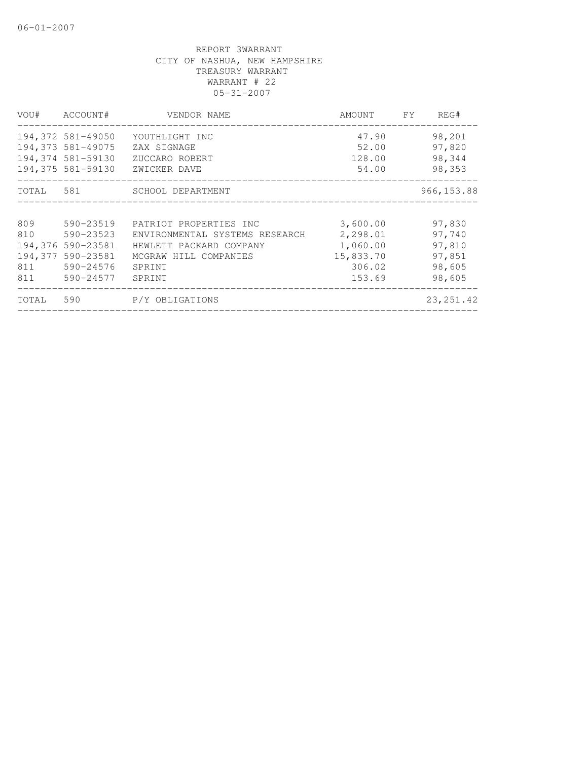06-01-2007

REPORT 3WARRANT
CITY OF NASHUA, NEW HAMPSHIRE
TREASURY WARRANT
WARRANT # 22
05-31-2007

| VOU# | ACCOUNT# | VENDOR NAME | AMOUNT | FY | REG# |
|---|---|---|---|---|---|
| 194,372 | 581-49050 | YOUTHLIGHT INC | 47.90 | | 98,201 |
| 194,373 | 581-49075 | ZAX SIGNAGE | 52.00 | | 97,820 |
| 194,374 | 581-59130 | ZUCCARO ROBERT | 128.00 | | 98,344 |
| 194,375 | 581-59130 | ZWICKER DAVE | 54.00 | | 98,353 |
| TOTAL | 581 | SCHOOL DEPARTMENT | | | 966,153.88 |
| 809 | 590-23519 | PATRIOT PROPERTIES INC | 3,600.00 | | 97,830 |
| 810 | 590-23523 | ENVIRONMENTAL SYSTEMS RESEARCH | 2,298.01 | | 97,740 |
| 194,376 | 590-23581 | HEWLETT PACKARD COMPANY | 1,060.00 | | 97,810 |
| 194,377 | 590-23581 | MCGRAW HILL COMPANIES | 15,833.70 | | 97,851 |
| 811 | 590-24576 | SPRINT | 306.02 | | 98,605 |
| 811 | 590-24577 | SPRINT | 153.69 | | 98,605 |
| TOTAL | 590 | P/Y OBLIGATIONS | | | 23,251.42 |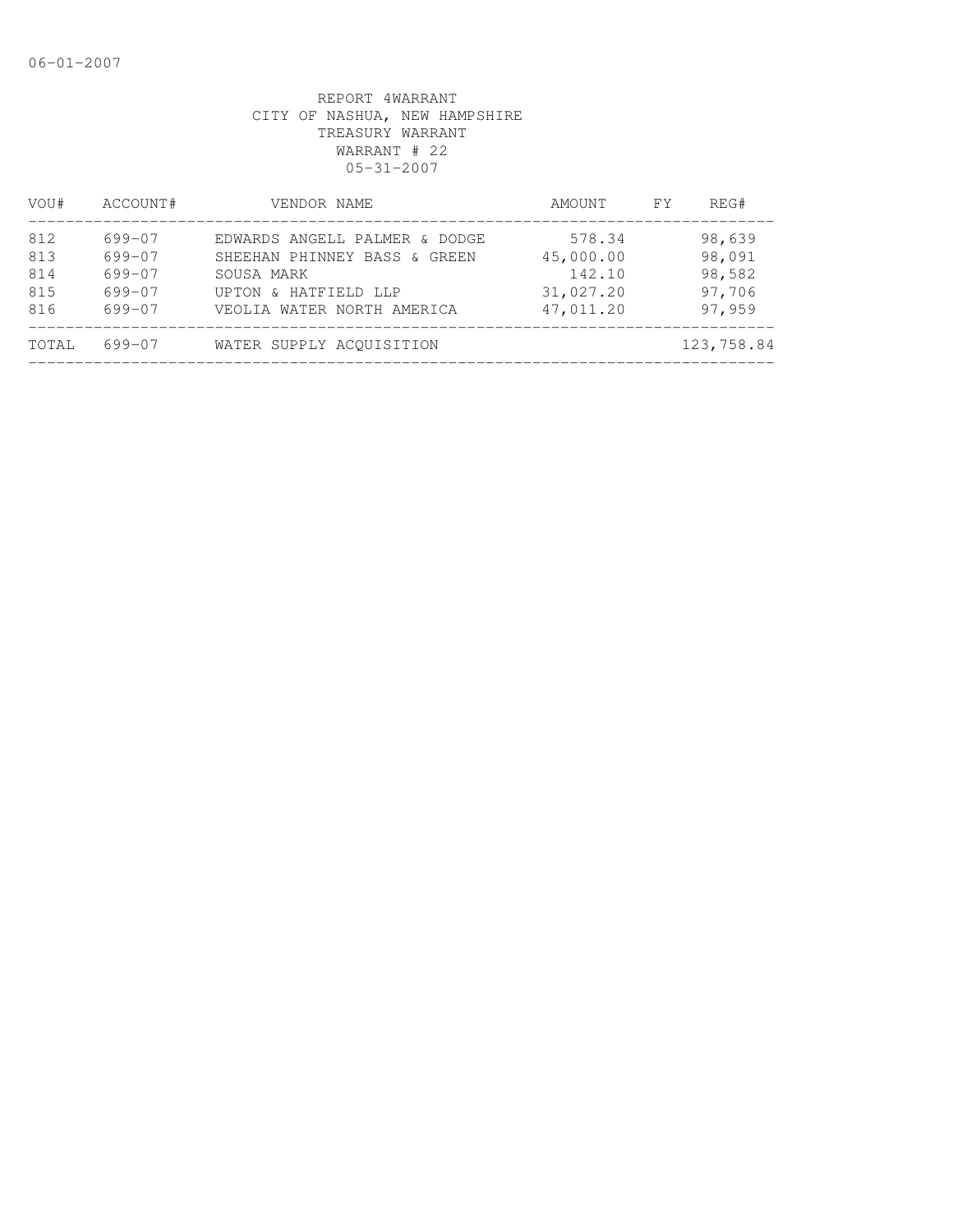06-01-2007

REPORT 4WARRANT
CITY OF NASHUA, NEW HAMPSHIRE
TREASURY WARRANT
WARRANT # 22
05-31-2007

| VOU# | ACCOUNT# | VENDOR NAME | AMOUNT | FY | REG# |
|---|---|---|---|---|---|
| 812 | 699-07 | EDWARDS ANGELL PALMER & DODGE | 578.34 | | 98,639 |
| 813 | 699-07 | SHEEHAN PHINNEY BASS & GREEN | 45,000.00 | | 98,091 |
| 814 | 699-07 | SOUSA MARK | 142.10 | | 98,582 |
| 815 | 699-07 | UPTON & HATFIELD LLP | 31,027.20 | | 97,706 |
| 816 | 699-07 | VEOLIA WATER NORTH AMERICA | 47,011.20 | | 97,959 |
| TOTAL | 699-07 | WATER SUPPLY ACQUISITION | | | 123,758.84 |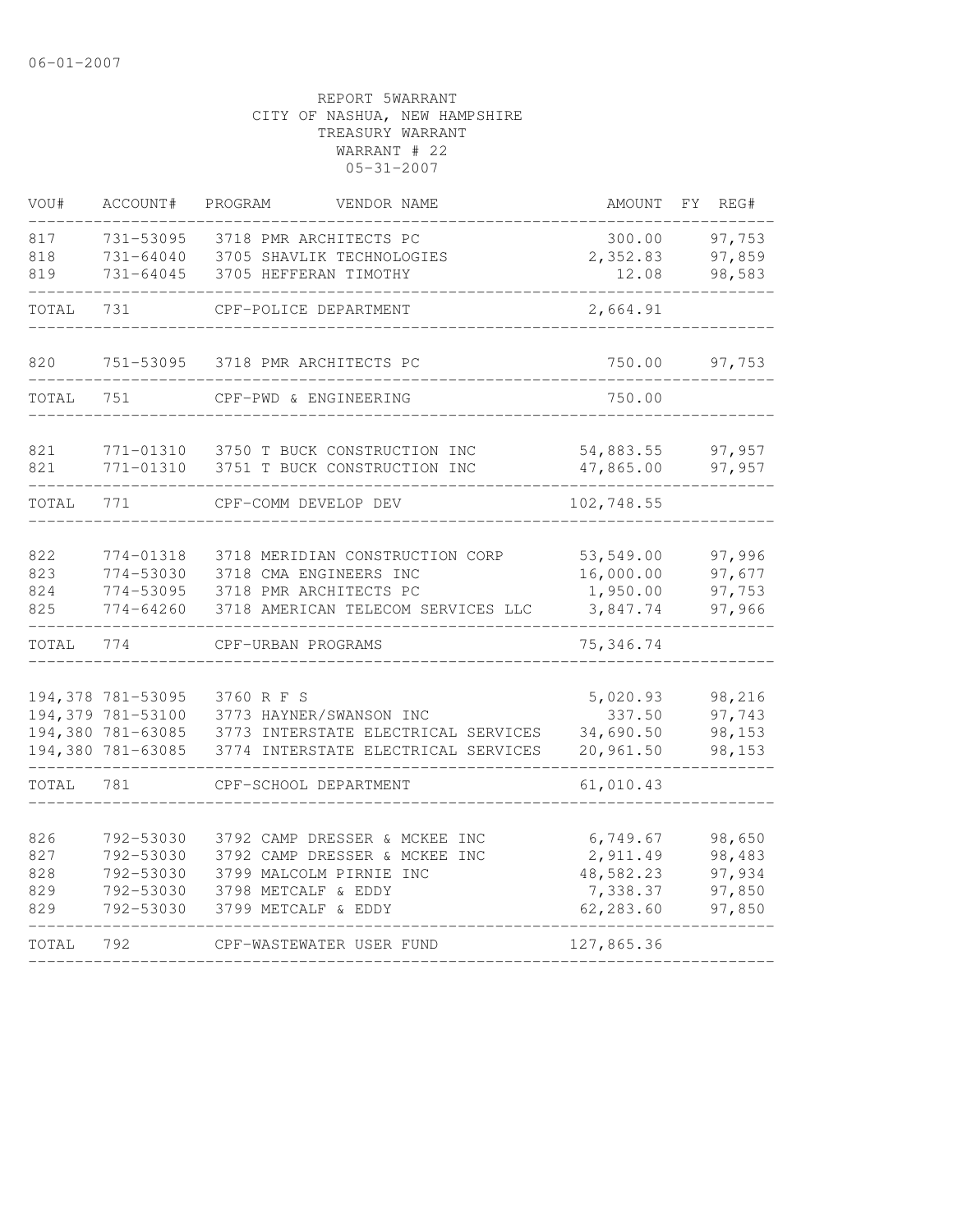06-01-2007

REPORT 5WARRANT
CITY OF NASHUA, NEW HAMPSHIRE
TREASURY WARRANT
WARRANT # 22
05-31-2007

| VOU# | ACCOUNT# | PROGRAM | VENDOR NAME | AMOUNT | FY | REG# |
|---|---|---|---|---|---|---|
| 817 | 731-53095 | 3718 | PMR ARCHITECTS PC | 300.00 | | 97,753 |
| 818 | 731-64040 | 3705 | SHAVLIK TECHNOLOGIES | 2,352.83 | | 97,859 |
| 819 | 731-64045 | 3705 | HEFFERAN TIMOTHY | 12.08 | | 98,583 |
| TOTAL | 731 | | CPF-POLICE DEPARTMENT | 2,664.91 | | |
| 820 | 751-53095 | 3718 | PMR ARCHITECTS PC | 750.00 | | 97,753 |
| TOTAL | 751 | | CPF-PWD & ENGINEERING | 750.00 | | |
| 821 | 771-01310 | 3750 | T BUCK CONSTRUCTION INC | 54,883.55 | | 97,957 |
| 821 | 771-01310 | 3751 | T BUCK CONSTRUCTION INC | 47,865.00 | | 97,957 |
| TOTAL | 771 | | CPF-COMM DEVELOP DEV | 102,748.55 | | |
| 822 | 774-01318 | 3718 | MERIDIAN CONSTRUCTION CORP | 53,549.00 | | 97,996 |
| 823 | 774-53030 | 3718 | CMA ENGINEERS INC | 16,000.00 | | 97,677 |
| 824 | 774-53095 | 3718 | PMR ARCHITECTS PC | 1,950.00 | | 97,753 |
| 825 | 774-64260 | 3718 | AMERICAN TELECOM SERVICES LLC | 3,847.74 | | 97,966 |
| TOTAL | 774 | | CPF-URBAN PROGRAMS | 75,346.74 | | |
| 194,378 | 781-53095 | 3760 | R F S | 5,020.93 | | 98,216 |
| 194,379 | 781-53100 | 3773 | HAYNER/SWANSON INC | 337.50 | | 97,743 |
| 194,380 | 781-63085 | 3773 | INTERSTATE ELECTRICAL SERVICES | 34,690.50 | | 98,153 |
| 194,380 | 781-63085 | 3774 | INTERSTATE ELECTRICAL SERVICES | 20,961.50 | | 98,153 |
| TOTAL | 781 | | CPF-SCHOOL DEPARTMENT | 61,010.43 | | |
| 826 | 792-53030 | 3792 | CAMP DRESSER & MCKEE INC | 6,749.67 | | 98,650 |
| 827 | 792-53030 | 3792 | CAMP DRESSER & MCKEE INC | 2,911.49 | | 98,483 |
| 828 | 792-53030 | 3799 | MALCOLM PIRNIE INC | 48,582.23 | | 97,934 |
| 829 | 792-53030 | 3798 | METCALF & EDDY | 7,338.37 | | 97,850 |
| 829 | 792-53030 | 3799 | METCALF & EDDY | 62,283.60 | | 97,850 |
| TOTAL | 792 | | CPF-WASTEWATER USER FUND | 127,865.36 | | |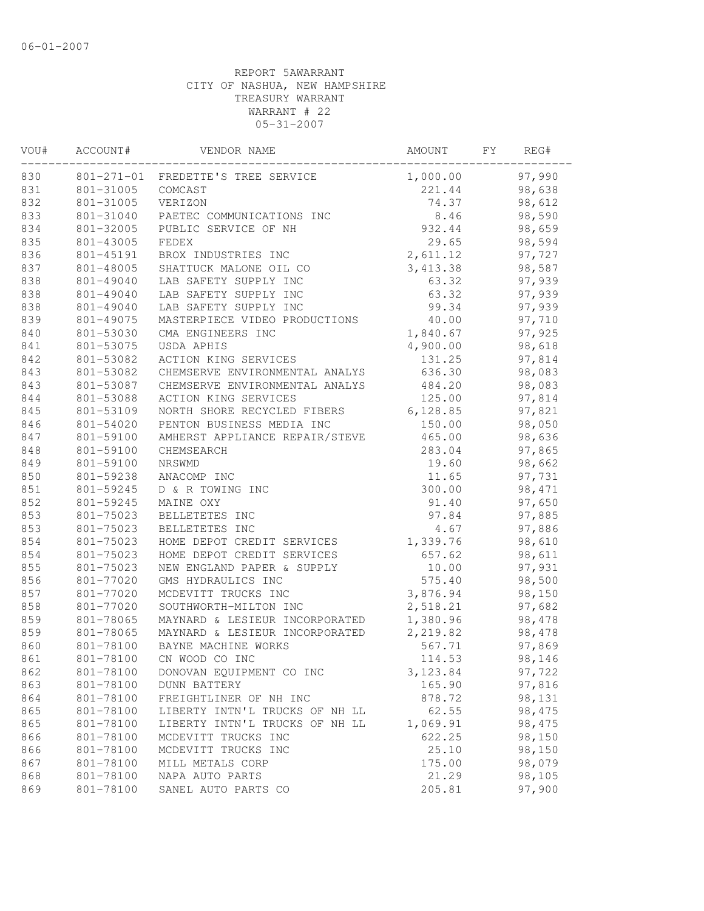06-01-2007

REPORT 5AWARRANT
CITY OF NASHUA, NEW HAMPSHIRE
TREASURY WARRANT
WARRANT # 22
05-31-2007

| VOU# | ACCOUNT# | VENDOR NAME | AMOUNT | FY | REG# |
|---|---|---|---|---|---|
| 830 | 801-271-01 | FREDETTE'S TREE SERVICE | 1,000.00 | | 97,990 |
| 831 | 801-31005 | COMCAST | 221.44 | | 98,638 |
| 832 | 801-31005 | VERIZON | 74.37 | | 98,612 |
| 833 | 801-31040 | PAETEC COMMUNICATIONS INC | 8.46 | | 98,590 |
| 834 | 801-32005 | PUBLIC SERVICE OF NH | 932.44 | | 98,659 |
| 835 | 801-43005 | FEDEX | 29.65 | | 98,594 |
| 836 | 801-45191 | BROX INDUSTRIES INC | 2,611.12 | | 97,727 |
| 837 | 801-48005 | SHATTUCK MALONE OIL CO | 3,413.38 | | 98,587 |
| 838 | 801-49040 | LAB SAFETY SUPPLY INC | 63.32 | | 97,939 |
| 838 | 801-49040 | LAB SAFETY SUPPLY INC | 63.32 | | 97,939 |
| 838 | 801-49040 | LAB SAFETY SUPPLY INC | 99.34 | | 97,939 |
| 839 | 801-49075 | MASTERPIECE VIDEO PRODUCTIONS | 40.00 | | 97,710 |
| 840 | 801-53030 | CMA ENGINEERS INC | 1,840.67 | | 97,925 |
| 841 | 801-53075 | USDA APHIS | 4,900.00 | | 98,618 |
| 842 | 801-53082 | ACTION KING SERVICES | 131.25 | | 97,814 |
| 843 | 801-53082 | CHEMSERVE ENVIRONMENTAL ANALYS | 636.30 | | 98,083 |
| 843 | 801-53087 | CHEMSERVE ENVIRONMENTAL ANALYS | 484.20 | | 98,083 |
| 844 | 801-53088 | ACTION KING SERVICES | 125.00 | | 97,814 |
| 845 | 801-53109 | NORTH SHORE RECYCLED FIBERS | 6,128.85 | | 97,821 |
| 846 | 801-54020 | PENTON BUSINESS MEDIA INC | 150.00 | | 98,050 |
| 847 | 801-59100 | AMHERST APPLIANCE REPAIR/STEVE | 465.00 | | 98,636 |
| 848 | 801-59100 | CHEMSEARCH | 283.04 | | 97,865 |
| 849 | 801-59100 | NRSWMD | 19.60 | | 98,662 |
| 850 | 801-59238 | ANACOMP INC | 11.65 | | 97,731 |
| 851 | 801-59245 | D & R TOWING INC | 300.00 | | 98,471 |
| 852 | 801-59245 | MAINE OXY | 91.40 | | 97,650 |
| 853 | 801-75023 | BELLETETES INC | 97.84 | | 97,885 |
| 853 | 801-75023 | BELLETETES INC | 4.67 | | 97,886 |
| 854 | 801-75023 | HOME DEPOT CREDIT SERVICES | 1,339.76 | | 98,610 |
| 854 | 801-75023 | HOME DEPOT CREDIT SERVICES | 657.62 | | 98,611 |
| 855 | 801-75023 | NEW ENGLAND PAPER & SUPPLY | 10.00 | | 97,931 |
| 856 | 801-77020 | GMS HYDRAULICS INC | 575.40 | | 98,500 |
| 857 | 801-77020 | MCDEVITT TRUCKS INC | 3,876.94 | | 98,150 |
| 858 | 801-77020 | SOUTHWORTH-MILTON INC | 2,518.21 | | 97,682 |
| 859 | 801-78065 | MAYNARD & LESIEUR INCORPORATED | 1,380.96 | | 98,478 |
| 859 | 801-78065 | MAYNARD & LESIEUR INCORPORATED | 2,219.82 | | 98,478 |
| 860 | 801-78100 | BAYNE MACHINE WORKS | 567.71 | | 97,869 |
| 861 | 801-78100 | CN WOOD CO INC | 114.53 | | 98,146 |
| 862 | 801-78100 | DONOVAN EQUIPMENT CO INC | 3,123.84 | | 97,722 |
| 863 | 801-78100 | DUNN BATTERY | 165.90 | | 97,816 |
| 864 | 801-78100 | FREIGHTLINER OF NH INC | 878.72 | | 98,131 |
| 865 | 801-78100 | LIBERTY INTN'L TRUCKS OF NH LL | 62.55 | | 98,475 |
| 865 | 801-78100 | LIBERTY INTN'L TRUCKS OF NH LL | 1,069.91 | | 98,475 |
| 866 | 801-78100 | MCDEVITT TRUCKS INC | 622.25 | | 98,150 |
| 866 | 801-78100 | MCDEVITT TRUCKS INC | 25.10 | | 98,150 |
| 867 | 801-78100 | MILL METALS CORP | 175.00 | | 98,079 |
| 868 | 801-78100 | NAPA AUTO PARTS | 21.29 | | 98,105 |
| 869 | 801-78100 | SANEL AUTO PARTS CO | 205.81 | | 97,900 |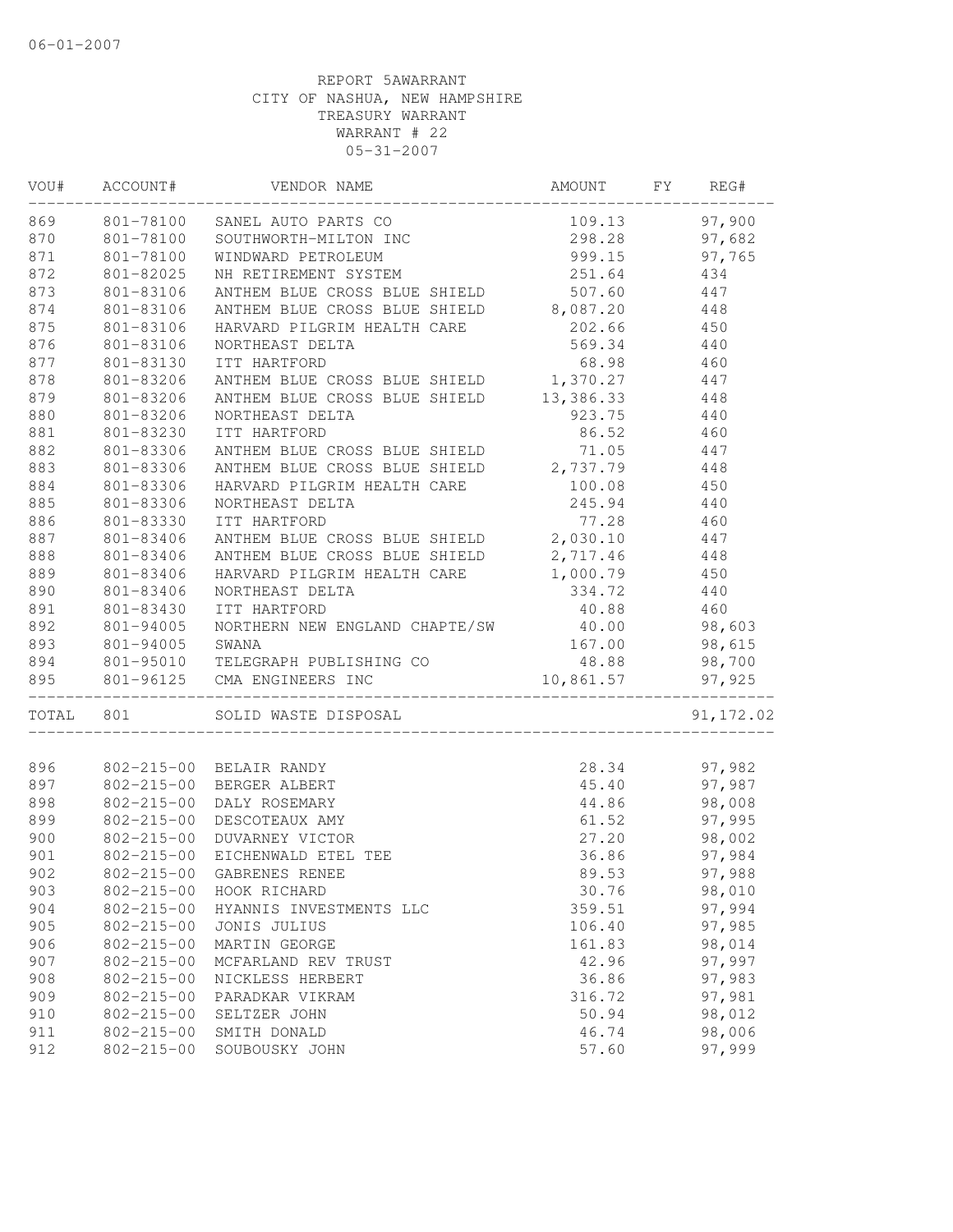06-01-2007

REPORT 5AWARRANT
CITY OF NASHUA, NEW HAMPSHIRE
TREASURY WARRANT
WARRANT # 22
05-31-2007

| VOU# | ACCOUNT# | VENDOR NAME | AMOUNT | FY | REG# |
|---|---|---|---|---|---|
| 869 | 801-78100 | SANEL AUTO PARTS CO | 109.13 | | 97,900 |
| 870 | 801-78100 | SOUTHWORTH-MILTON INC | 298.28 | | 97,682 |
| 871 | 801-78100 | WINDWARD PETROLEUM | 999.15 | | 97,765 |
| 872 | 801-82025 | NH RETIREMENT SYSTEM | 251.64 | | 434 |
| 873 | 801-83106 | ANTHEM BLUE CROSS BLUE SHIELD | 507.60 | | 447 |
| 874 | 801-83106 | ANTHEM BLUE CROSS BLUE SHIELD | 8,087.20 | | 448 |
| 875 | 801-83106 | HARVARD PILGRIM HEALTH CARE | 202.66 | | 450 |
| 876 | 801-83106 | NORTHEAST DELTA | 569.34 | | 440 |
| 877 | 801-83130 | ITT HARTFORD | 68.98 | | 460 |
| 878 | 801-83206 | ANTHEM BLUE CROSS BLUE SHIELD | 1,370.27 | | 447 |
| 879 | 801-83206 | ANTHEM BLUE CROSS BLUE SHIELD | 13,386.33 | | 448 |
| 880 | 801-83206 | NORTHEAST DELTA | 923.75 | | 440 |
| 881 | 801-83230 | ITT HARTFORD | 86.52 | | 460 |
| 882 | 801-83306 | ANTHEM BLUE CROSS BLUE SHIELD | 71.05 | | 447 |
| 883 | 801-83306 | ANTHEM BLUE CROSS BLUE SHIELD | 2,737.79 | | 448 |
| 884 | 801-83306 | HARVARD PILGRIM HEALTH CARE | 100.08 | | 450 |
| 885 | 801-83306 | NORTHEAST DELTA | 245.94 | | 440 |
| 886 | 801-83330 | ITT HARTFORD | 77.28 | | 460 |
| 887 | 801-83406 | ANTHEM BLUE CROSS BLUE SHIELD | 2,030.10 | | 447 |
| 888 | 801-83406 | ANTHEM BLUE CROSS BLUE SHIELD | 2,717.46 | | 448 |
| 889 | 801-83406 | HARVARD PILGRIM HEALTH CARE | 1,000.79 | | 450 |
| 890 | 801-83406 | NORTHEAST DELTA | 334.72 | | 440 |
| 891 | 801-83430 | ITT HARTFORD | 40.88 | | 460 |
| 892 | 801-94005 | NORTHERN NEW ENGLAND CHAPTE/SW | 40.00 | | 98,603 |
| 893 | 801-94005 | SWANA | 167.00 | | 98,615 |
| 894 | 801-95010 | TELEGRAPH PUBLISHING CO | 48.88 | | 98,700 |
| 895 | 801-96125 | CMA ENGINEERS INC | 10,861.57 | | 97,925 |
| TOTAL | 801 | SOLID WASTE DISPOSAL | | | 91,172.02 |
| 896 | 802-215-00 | BELAIR RANDY | 28.34 | | 97,982 |
| 897 | 802-215-00 | BERGER ALBERT | 45.40 | | 97,987 |
| 898 | 802-215-00 | DALY ROSEMARY | 44.86 | | 98,008 |
| 899 | 802-215-00 | DESCOTEAUX AMY | 61.52 | | 97,995 |
| 900 | 802-215-00 | DUVARNEY VICTOR | 27.20 | | 98,002 |
| 901 | 802-215-00 | EICHENWALD ETEL TEE | 36.86 | | 97,984 |
| 902 | 802-215-00 | GABRENES RENEE | 89.53 | | 97,988 |
| 903 | 802-215-00 | HOOK RICHARD | 30.76 | | 98,010 |
| 904 | 802-215-00 | HYANNIS INVESTMENTS LLC | 359.51 | | 97,994 |
| 905 | 802-215-00 | JONIS JULIUS | 106.40 | | 97,985 |
| 906 | 802-215-00 | MARTIN GEORGE | 161.83 | | 98,014 |
| 907 | 802-215-00 | MCFARLAND REV TRUST | 42.96 | | 97,997 |
| 908 | 802-215-00 | NICKLESS HERBERT | 36.86 | | 97,983 |
| 909 | 802-215-00 | PARADKAR VIKRAM | 316.72 | | 97,981 |
| 910 | 802-215-00 | SELTZER JOHN | 50.94 | | 98,012 |
| 911 | 802-215-00 | SMITH DONALD | 46.74 | | 98,006 |
| 912 | 802-215-00 | SOUBOUSKY JOHN | 57.60 | | 97,999 |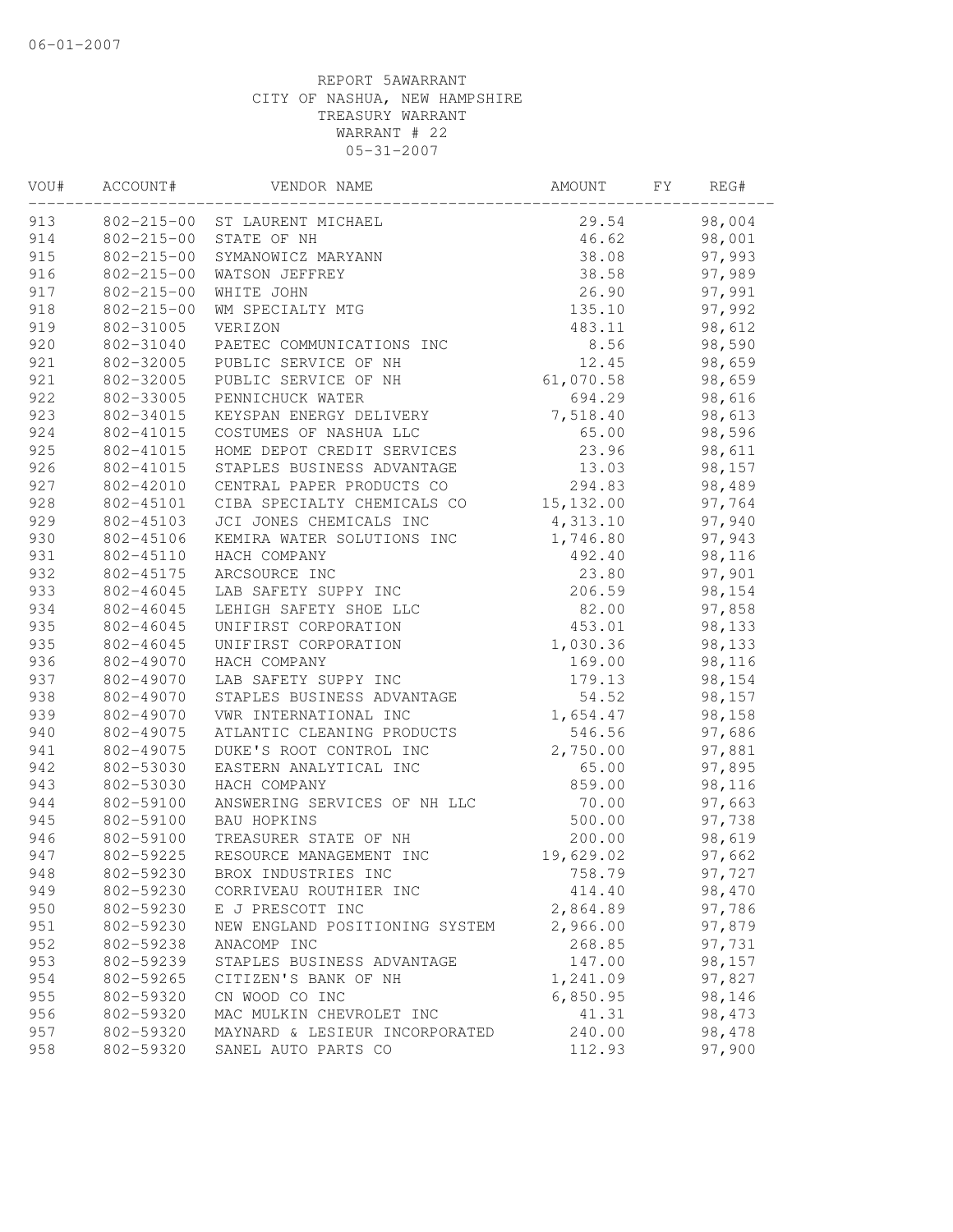06-01-2007

REPORT 5AWARRANT
CITY OF NASHUA, NEW HAMPSHIRE
TREASURY WARRANT
WARRANT # 22
05-31-2007

| VOU# | ACCOUNT# | VENDOR NAME | AMOUNT | FY | REG# |
|---|---|---|---|---|---|
| 913 | 802-215-00 | ST LAURENT MICHAEL | 29.54 | | 98,004 |
| 914 | 802-215-00 | STATE OF NH | 46.62 | | 98,001 |
| 915 | 802-215-00 | SYMANOWICZ MARYANN | 38.08 | | 97,993 |
| 916 | 802-215-00 | WATSON JEFFREY | 38.58 | | 97,989 |
| 917 | 802-215-00 | WHITE JOHN | 26.90 | | 97,991 |
| 918 | 802-215-00 | WM SPECIALTY MTG | 135.10 | | 97,992 |
| 919 | 802-31005 | VERIZON | 483.11 | | 98,612 |
| 920 | 802-31040 | PAETEC COMMUNICATIONS INC | 8.56 | | 98,590 |
| 921 | 802-32005 | PUBLIC SERVICE OF NH | 12.45 | | 98,659 |
| 921 | 802-32005 | PUBLIC SERVICE OF NH | 61,070.58 | | 98,659 |
| 922 | 802-33005 | PENNICHUCK WATER | 694.29 | | 98,616 |
| 923 | 802-34015 | KEYSPAN ENERGY DELIVERY | 7,518.40 | | 98,613 |
| 924 | 802-41015 | COSTUMES OF NASHUA LLC | 65.00 | | 98,596 |
| 925 | 802-41015 | HOME DEPOT CREDIT SERVICES | 23.96 | | 98,611 |
| 926 | 802-41015 | STAPLES BUSINESS ADVANTAGE | 13.03 | | 98,157 |
| 927 | 802-42010 | CENTRAL PAPER PRODUCTS CO | 294.83 | | 98,489 |
| 928 | 802-45101 | CIBA SPECIALTY CHEMICALS CO | 15,132.00 | | 97,764 |
| 929 | 802-45103 | JCI JONES CHEMICALS INC | 4,313.10 | | 97,940 |
| 930 | 802-45106 | KEMIRA WATER SOLUTIONS INC | 1,746.80 | | 97,943 |
| 931 | 802-45110 | HACH COMPANY | 492.40 | | 98,116 |
| 932 | 802-45175 | ARCSOURCE INC | 23.80 | | 97,901 |
| 933 | 802-46045 | LAB SAFETY SUPPY INC | 206.59 | | 98,154 |
| 934 | 802-46045 | LEHIGH SAFETY SHOE LLC | 82.00 | | 97,858 |
| 935 | 802-46045 | UNIFIRST CORPORATION | 453.01 | | 98,133 |
| 935 | 802-46045 | UNIFIRST CORPORATION | 1,030.36 | | 98,133 |
| 936 | 802-49070 | HACH COMPANY | 169.00 | | 98,116 |
| 937 | 802-49070 | LAB SAFETY SUPPY INC | 179.13 | | 98,154 |
| 938 | 802-49070 | STAPLES BUSINESS ADVANTAGE | 54.52 | | 98,157 |
| 939 | 802-49070 | VWR INTERNATIONAL INC | 1,654.47 | | 98,158 |
| 940 | 802-49075 | ATLANTIC CLEANING PRODUCTS | 546.56 | | 97,686 |
| 941 | 802-49075 | DUKE'S ROOT CONTROL INC | 2,750.00 | | 97,881 |
| 942 | 802-53030 | EASTERN ANALYTICAL INC | 65.00 | | 97,895 |
| 943 | 802-53030 | HACH COMPANY | 859.00 | | 98,116 |
| 944 | 802-59100 | ANSWERING SERVICES OF NH LLC | 70.00 | | 97,663 |
| 945 | 802-59100 | BAU HOPKINS | 500.00 | | 97,738 |
| 946 | 802-59100 | TREASURER STATE OF NH | 200.00 | | 98,619 |
| 947 | 802-59225 | RESOURCE MANAGEMENT INC | 19,629.02 | | 97,662 |
| 948 | 802-59230 | BROX INDUSTRIES INC | 758.79 | | 97,727 |
| 949 | 802-59230 | CORRIVEAU ROUTHIER INC | 414.40 | | 98,470 |
| 950 | 802-59230 | E J PRESCOTT INC | 2,864.89 | | 97,786 |
| 951 | 802-59230 | NEW ENGLAND POSITIONING SYSTEM | 2,966.00 | | 97,879 |
| 952 | 802-59238 | ANACOMP INC | 268.85 | | 97,731 |
| 953 | 802-59239 | STAPLES BUSINESS ADVANTAGE | 147.00 | | 98,157 |
| 954 | 802-59265 | CITIZEN'S BANK OF NH | 1,241.09 | | 97,827 |
| 955 | 802-59320 | CN WOOD CO INC | 6,850.95 | | 98,146 |
| 956 | 802-59320 | MAC MULKIN CHEVROLET INC | 41.31 | | 98,473 |
| 957 | 802-59320 | MAYNARD & LESIEUR INCORPORATED | 240.00 | | 98,478 |
| 958 | 802-59320 | SANEL AUTO PARTS CO | 112.93 | | 97,900 |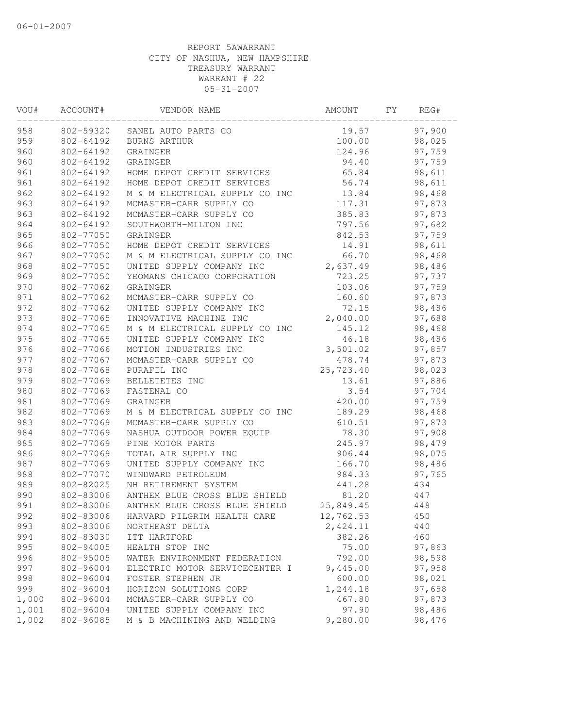06-01-2007

REPORT 5AWARRANT
CITY OF NASHUA, NEW HAMPSHIRE
TREASURY WARRANT
WARRANT # 22
05-31-2007

| VOU# | ACCOUNT# | VENDOR NAME | AMOUNT | FY | REG# |
|---|---|---|---|---|---|
| 958 | 802-59320 | SANEL AUTO PARTS CO | 19.57 | | 97,900 |
| 959 | 802-64192 | BURNS ARTHUR | 100.00 | | 98,025 |
| 960 | 802-64192 | GRAINGER | 124.96 | | 97,759 |
| 960 | 802-64192 | GRAINGER | 94.40 | | 97,759 |
| 961 | 802-64192 | HOME DEPOT CREDIT SERVICES | 65.84 | | 98,611 |
| 961 | 802-64192 | HOME DEPOT CREDIT SERVICES | 56.74 | | 98,611 |
| 962 | 802-64192 | M & M ELECTRICAL SUPPLY CO INC | 13.84 | | 98,468 |
| 963 | 802-64192 | MCMASTER-CARR SUPPLY CO | 117.31 | | 97,873 |
| 963 | 802-64192 | MCMASTER-CARR SUPPLY CO | 385.83 | | 97,873 |
| 964 | 802-64192 | SOUTHWORTH-MILTON INC | 797.56 | | 97,682 |
| 965 | 802-77050 | GRAINGER | 842.53 | | 97,759 |
| 966 | 802-77050 | HOME DEPOT CREDIT SERVICES | 14.91 | | 98,611 |
| 967 | 802-77050 | M & M ELECTRICAL SUPPLY CO INC | 66.70 | | 98,468 |
| 968 | 802-77050 | UNITED SUPPLY COMPANY INC | 2,637.49 | | 98,486 |
| 969 | 802-77050 | YEOMANS CHICAGO CORPORATION | 723.25 | | 97,737 |
| 970 | 802-77062 | GRAINGER | 103.06 | | 97,759 |
| 971 | 802-77062 | MCMASTER-CARR SUPPLY CO | 160.60 | | 97,873 |
| 972 | 802-77062 | UNITED SUPPLY COMPANY INC | 72.15 | | 98,486 |
| 973 | 802-77065 | INNOVATIVE MACHINE INC | 2,040.00 | | 97,688 |
| 974 | 802-77065 | M & M ELECTRICAL SUPPLY CO INC | 145.12 | | 98,468 |
| 975 | 802-77065 | UNITED SUPPLY COMPANY INC | 46.18 | | 98,486 |
| 976 | 802-77066 | MOTION INDUSTRIES INC | 3,501.02 | | 97,857 |
| 977 | 802-77067 | MCMASTER-CARR SUPPLY CO | 478.74 | | 97,873 |
| 978 | 802-77068 | PURAFIL INC | 25,723.40 | | 98,023 |
| 979 | 802-77069 | BELLETETES INC | 13.61 | | 97,886 |
| 980 | 802-77069 | FASTENAL CO | 3.54 | | 97,704 |
| 981 | 802-77069 | GRAINGER | 420.00 | | 97,759 |
| 982 | 802-77069 | M & M ELECTRICAL SUPPLY CO INC | 189.29 | | 98,468 |
| 983 | 802-77069 | MCMASTER-CARR SUPPLY CO | 610.51 | | 97,873 |
| 984 | 802-77069 | NASHUA OUTDOOR POWER EQUIP | 78.30 | | 97,908 |
| 985 | 802-77069 | PINE MOTOR PARTS | 245.97 | | 98,479 |
| 986 | 802-77069 | TOTAL AIR SUPPLY INC | 906.44 | | 98,075 |
| 987 | 802-77069 | UNITED SUPPLY COMPANY INC | 166.70 | | 98,486 |
| 988 | 802-77070 | WINDWARD PETROLEUM | 984.33 | | 97,765 |
| 989 | 802-82025 | NH RETIREMENT SYSTEM | 441.28 | | 434 |
| 990 | 802-83006 | ANTHEM BLUE CROSS BLUE SHIELD | 81.20 | | 447 |
| 991 | 802-83006 | ANTHEM BLUE CROSS BLUE SHIELD | 25,849.45 | | 448 |
| 992 | 802-83006 | HARVARD PILGRIM HEALTH CARE | 12,762.53 | | 450 |
| 993 | 802-83006 | NORTHEAST DELTA | 2,424.11 | | 440 |
| 994 | 802-83030 | ITT HARTFORD | 382.26 | | 460 |
| 995 | 802-94005 | HEALTH STOP INC | 75.00 | | 97,863 |
| 996 | 802-95005 | WATER ENVIRONMENT FEDERATION | 792.00 | | 98,598 |
| 997 | 802-96004 | ELECTRIC MOTOR SERVICECENTER I | 9,445.00 | | 97,958 |
| 998 | 802-96004 | FOSTER STEPHEN JR | 600.00 | | 98,021 |
| 999 | 802-96004 | HORIZON SOLUTIONS CORP | 1,244.18 | | 97,658 |
| 1,000 | 802-96004 | MCMASTER-CARR SUPPLY CO | 467.80 | | 97,873 |
| 1,001 | 802-96004 | UNITED SUPPLY COMPANY INC | 97.90 | | 98,486 |
| 1,002 | 802-96085 | M & B MACHINING AND WELDING | 9,280.00 | | 98,476 |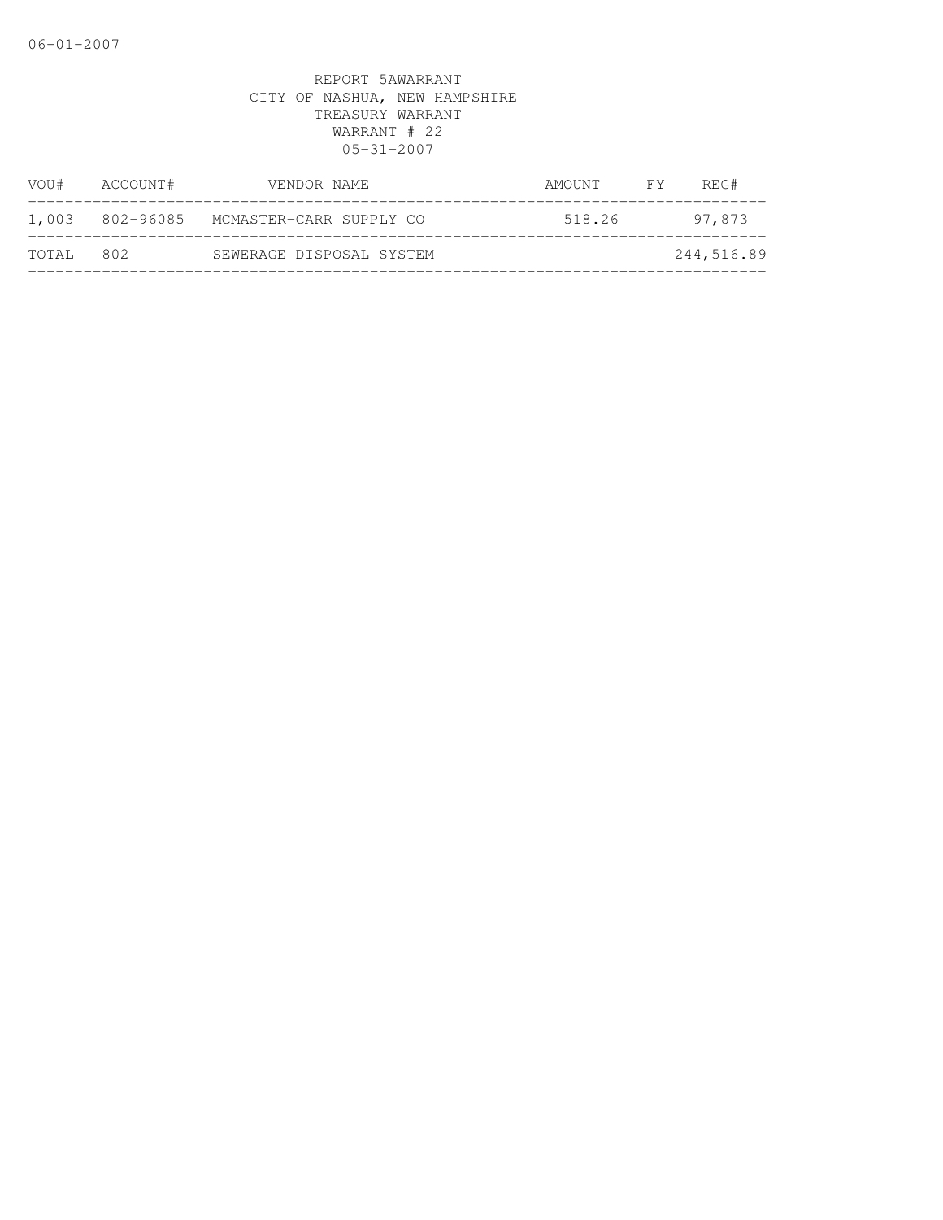REPORT 5AWARRANT
CITY OF NASHUA, NEW HAMPSHIRE
TREASURY WARRANT
WARRANT # 22
05-31-2007

| VOU# | ACCOUNT# | VENDOR NAME | AMOUNT | FY | REG# |
|---|---|---|---|---|---|
| 1,003 | 802-96085 | MCMASTER-CARR SUPPLY CO | 518.26 | | 97,873 |
| TOTAL | 802 | SEWERAGE DISPOSAL SYSTEM | | | 244,516.89 |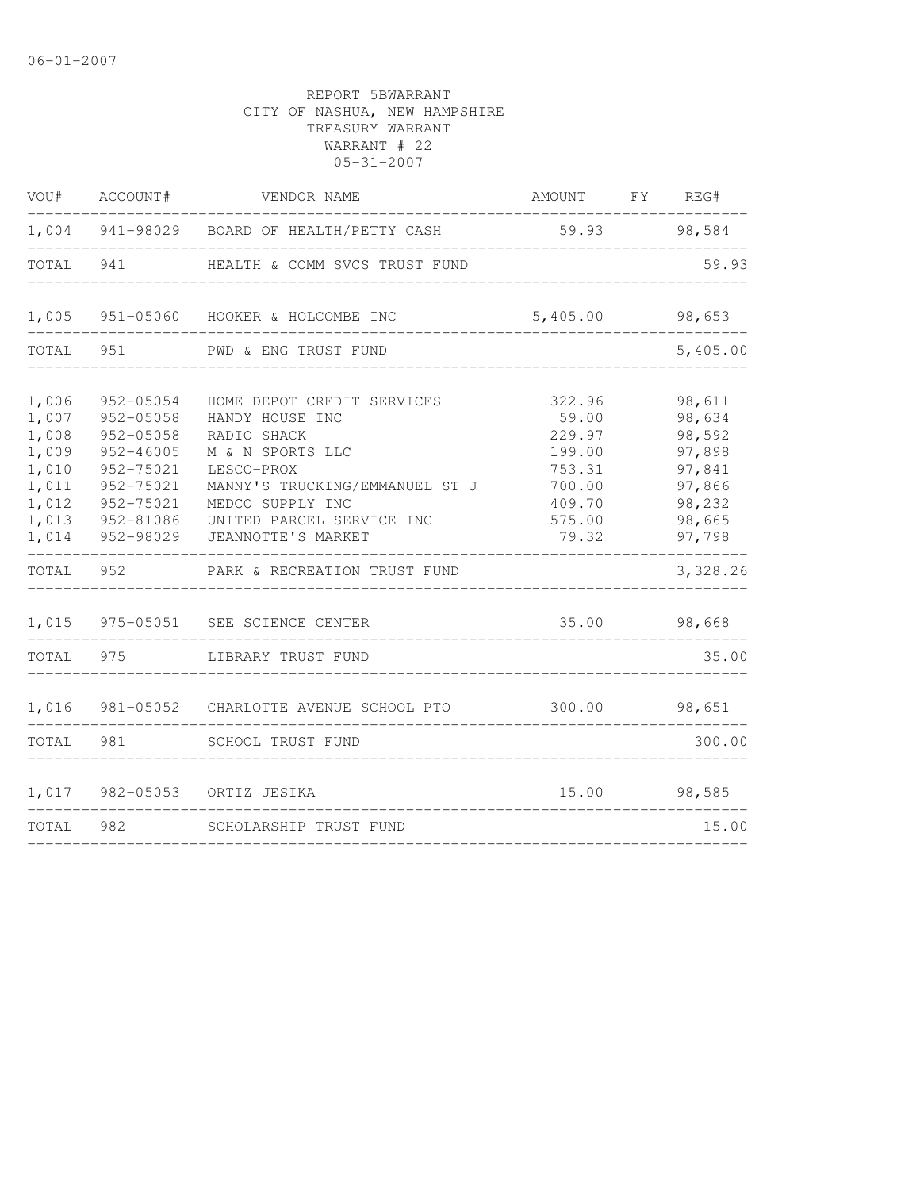06-01-2007

REPORT 5BWARRANT
CITY OF NASHUA, NEW HAMPSHIRE
TREASURY WARRANT
WARRANT # 22
05-31-2007

| VOU# | ACCOUNT# | VENDOR NAME | AMOUNT | FY | REG# |
|---|---|---|---|---|---|
| 1,004 | 941-98029 | BOARD OF HEALTH/PETTY CASH | 59.93 | | 98,584 |
| TOTAL | 941 | HEALTH & COMM SVCS TRUST FUND | | | 59.93 |
| 1,005 | 951-05060 | HOOKER & HOLCOMBE INC | 5,405.00 | | 98,653 |
| TOTAL | 951 | PWD & ENG TRUST FUND | | | 5,405.00 |
| 1,006 | 952-05054 | HOME DEPOT CREDIT SERVICES | 322.96 | | 98,611 |
| 1,007 | 952-05058 | HANDY HOUSE INC | 59.00 | | 98,634 |
| 1,008 | 952-05058 | RADIO SHACK | 229.97 | | 98,592 |
| 1,009 | 952-46005 | M & N SPORTS LLC | 199.00 | | 97,898 |
| 1,010 | 952-75021 | LESCO-PROX | 753.31 | | 97,841 |
| 1,011 | 952-75021 | MANNY'S TRUCKING/EMMANUEL ST J | 700.00 | | 97,866 |
| 1,012 | 952-75021 | MEDCO SUPPLY INC | 409.70 | | 98,232 |
| 1,013 | 952-81086 | UNITED PARCEL SERVICE INC | 575.00 | | 98,665 |
| 1,014 | 952-98029 | JEANNOTTE'S MARKET | 79.32 | | 97,798 |
| TOTAL | 952 | PARK & RECREATION TRUST FUND | | | 3,328.26 |
| 1,015 | 975-05051 | SEE SCIENCE CENTER | 35.00 | | 98,668 |
| TOTAL | 975 | LIBRARY TRUST FUND | | | 35.00 |
| 1,016 | 981-05052 | CHARLOTTE AVENUE SCHOOL PTO | 300.00 | | 98,651 |
| TOTAL | 981 | SCHOOL TRUST FUND | | | 300.00 |
| 1,017 | 982-05053 | ORTIZ JESIKA | 15.00 | | 98,585 |
| TOTAL | 982 | SCHOLARSHIP TRUST FUND | | | 15.00 |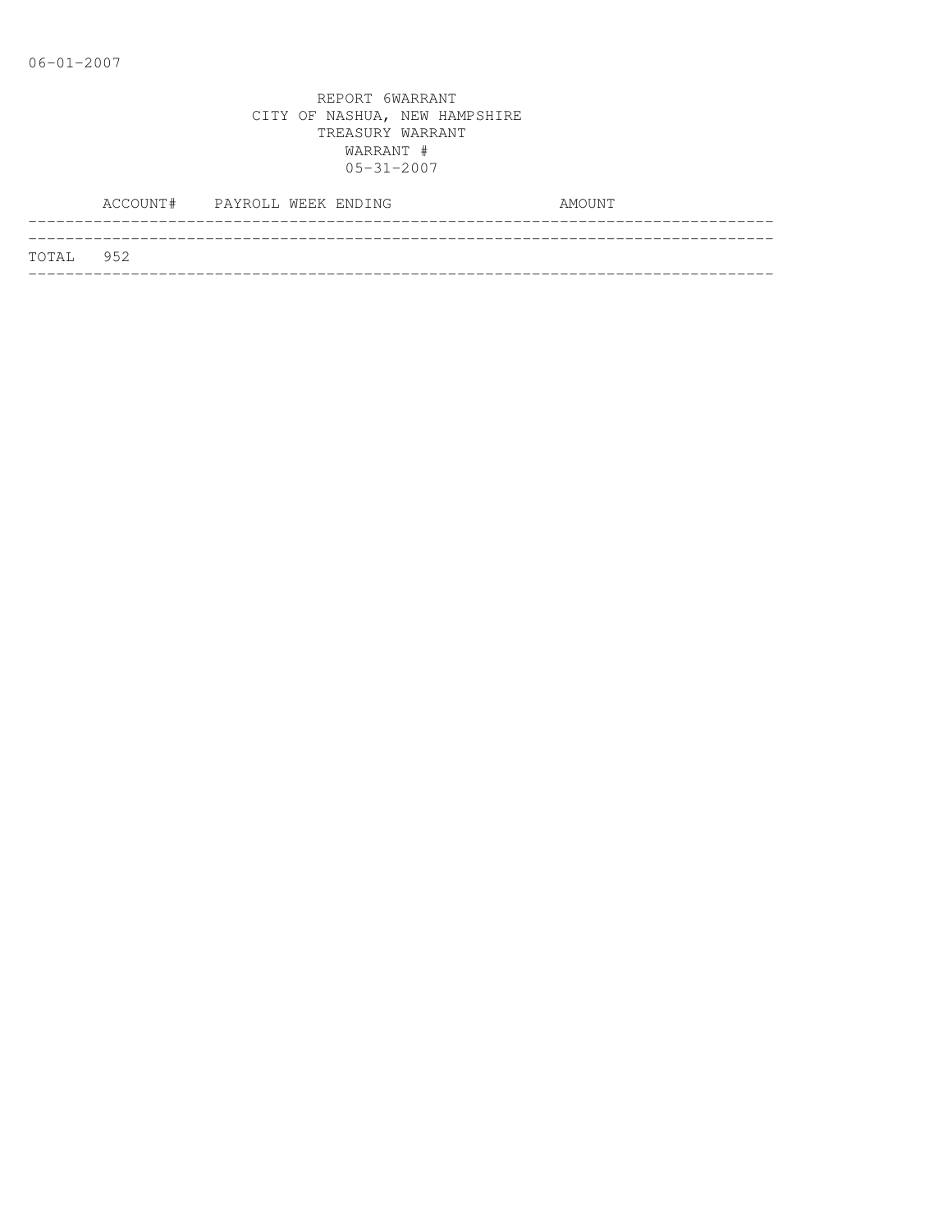REPORT 6WARRANT
CITY OF NASHUA, NEW HAMPSHIRE
TREASURY WARRANT
WARRANT #
05-31-2007

| ACCOUNT# | PAYROLL WEEK ENDING | AMOUNT |
|---|---|---|
| TOTAL 952 | | |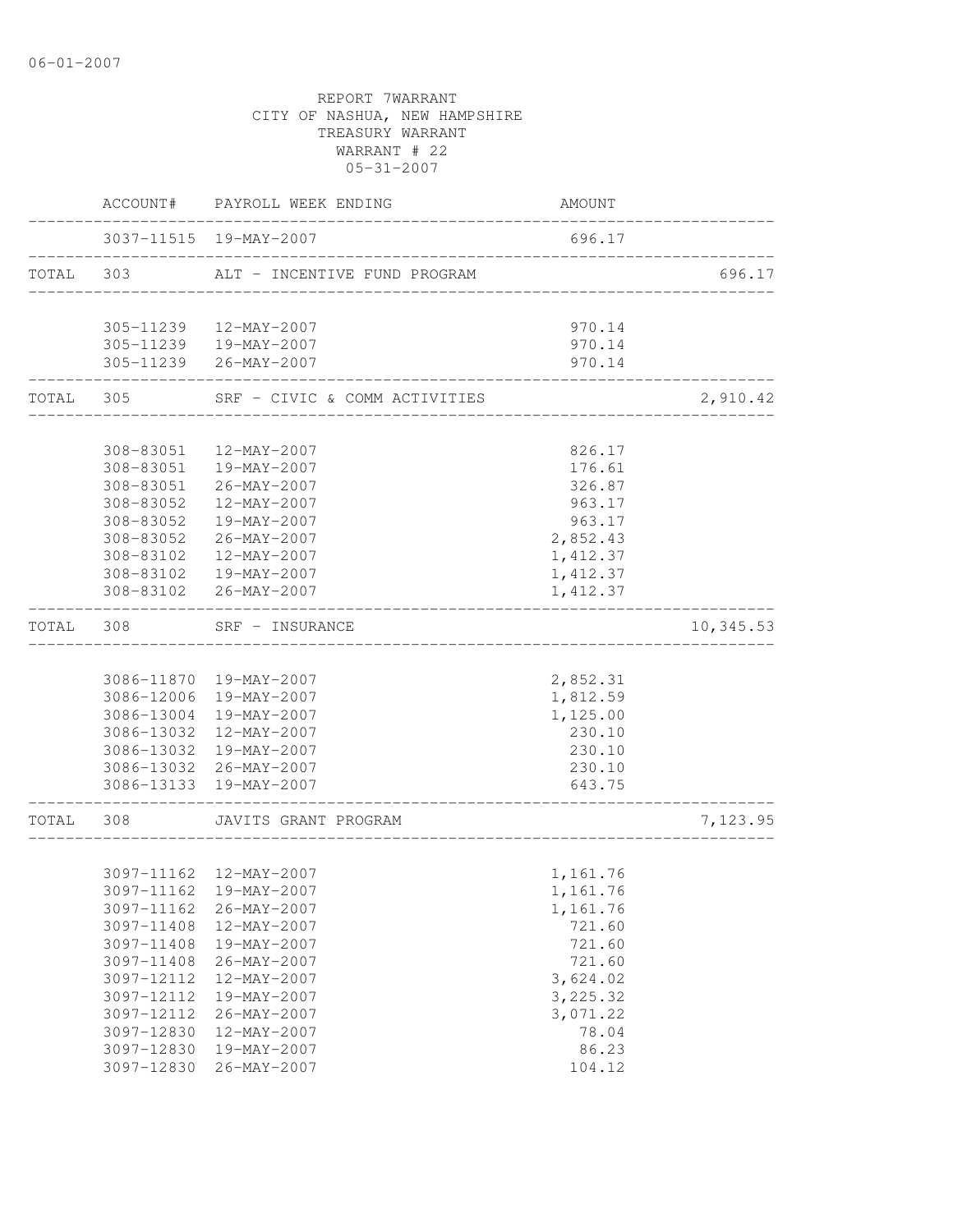06-01-2007

REPORT 7WARRANT
CITY OF NASHUA, NEW HAMPSHIRE
TREASURY WARRANT
WARRANT # 22
05-31-2007

| | ACCOUNT# | PAYROLL WEEK ENDING | AMOUNT | |
|---|---|---|---|---|
| | 3037-11515 | 19-MAY-2007 | 696.17 | |
| TOTAL | 303 | ALT - INCENTIVE FUND PROGRAM | | 696.17 |
| | 305-11239 | 12-MAY-2007 | 970.14 | |
| | 305-11239 | 19-MAY-2007 | 970.14 | |
| | 305-11239 | 26-MAY-2007 | 970.14 | |
| TOTAL | 305 | SRF - CIVIC & COMM ACTIVITIES | | 2,910.42 |
| | 308-83051 | 12-MAY-2007 | 826.17 | |
| | 308-83051 | 19-MAY-2007 | 176.61 | |
| | 308-83051 | 26-MAY-2007 | 326.87 | |
| | 308-83052 | 12-MAY-2007 | 963.17 | |
| | 308-83052 | 19-MAY-2007 | 963.17 | |
| | 308-83052 | 26-MAY-2007 | 2,852.43 | |
| | 308-83102 | 12-MAY-2007 | 1,412.37 | |
| | 308-83102 | 19-MAY-2007 | 1,412.37 | |
| | 308-83102 | 26-MAY-2007 | 1,412.37 | |
| TOTAL | 308 | SRF - INSURANCE | | 10,345.53 |
| | 3086-11870 | 19-MAY-2007 | 2,852.31 | |
| | 3086-12006 | 19-MAY-2007 | 1,812.59 | |
| | 3086-13004 | 19-MAY-2007 | 1,125.00 | |
| | 3086-13032 | 12-MAY-2007 | 230.10 | |
| | 3086-13032 | 19-MAY-2007 | 230.10 | |
| | 3086-13032 | 26-MAY-2007 | 230.10 | |
| | 3086-13133 | 19-MAY-2007 | 643.75 | |
| TOTAL | 308 | JAVITS GRANT PROGRAM | | 7,123.95 |
| | 3097-11162 | 12-MAY-2007 | 1,161.76 | |
| | 3097-11162 | 19-MAY-2007 | 1,161.76 | |
| | 3097-11162 | 26-MAY-2007 | 1,161.76 | |
| | 3097-11408 | 12-MAY-2007 | 721.60 | |
| | 3097-11408 | 19-MAY-2007 | 721.60 | |
| | 3097-11408 | 26-MAY-2007 | 721.60 | |
| | 3097-12112 | 12-MAY-2007 | 3,624.02 | |
| | 3097-12112 | 19-MAY-2007 | 3,225.32 | |
| | 3097-12112 | 26-MAY-2007 | 3,071.22 | |
| | 3097-12830 | 12-MAY-2007 | 78.04 | |
| | 3097-12830 | 19-MAY-2007 | 86.23 | |
| | 3097-12830 | 26-MAY-2007 | 104.12 | |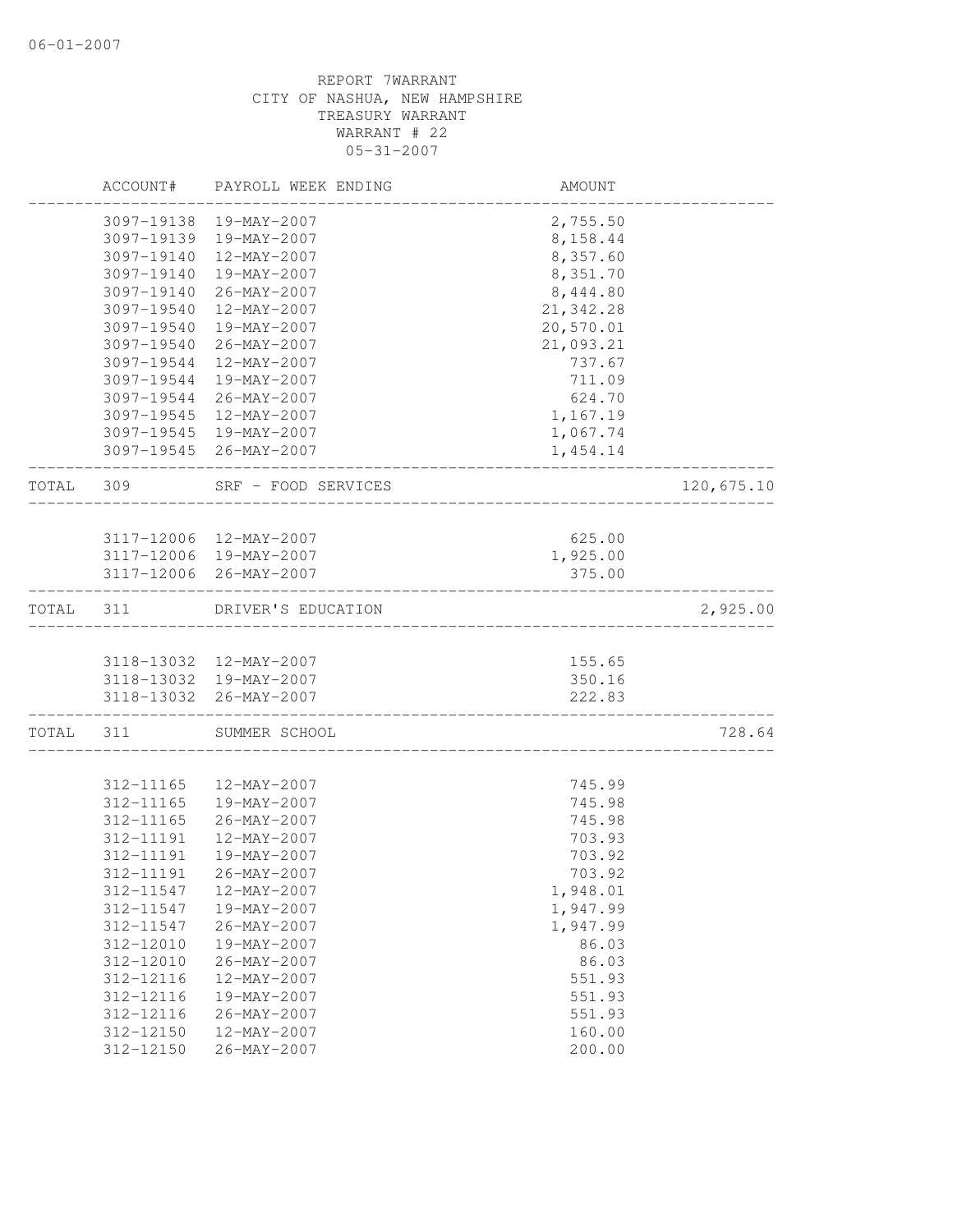REPORT 7WARRANT
CITY OF NASHUA, NEW HAMPSHIRE
TREASURY WARRANT
WARRANT # 22
05-31-2007

| | ACCOUNT# | PAYROLL WEEK ENDING | AMOUNT | |
|---|---|---|---|---|
| | 3097-19138 | 19-MAY-2007 | 2,755.50 | |
| | 3097-19139 | 19-MAY-2007 | 8,158.44 | |
| | 3097-19140 | 12-MAY-2007 | 8,357.60 | |
| | 3097-19140 | 19-MAY-2007 | 8,351.70 | |
| | 3097-19140 | 26-MAY-2007 | 8,444.80 | |
| | 3097-19540 | 12-MAY-2007 | 21,342.28 | |
| | 3097-19540 | 19-MAY-2007 | 20,570.01 | |
| | 3097-19540 | 26-MAY-2007 | 21,093.21 | |
| | 3097-19544 | 12-MAY-2007 | 737.67 | |
| | 3097-19544 | 19-MAY-2007 | 711.09 | |
| | 3097-19544 | 26-MAY-2007 | 624.70 | |
| | 3097-19545 | 12-MAY-2007 | 1,167.19 | |
| | 3097-19545 | 19-MAY-2007 | 1,067.74 | |
| | 3097-19545 | 26-MAY-2007 | 1,454.14 | |
| TOTAL | 309 | SRF - FOOD SERVICES | | 120,675.10 |
| | 3117-12006 | 12-MAY-2007 | 625.00 | |
| | 3117-12006 | 19-MAY-2007 | 1,925.00 | |
| | 3117-12006 | 26-MAY-2007 | 375.00 | |
| TOTAL | 311 | DRIVER'S EDUCATION | | 2,925.00 |
| | 3118-13032 | 12-MAY-2007 | 155.65 | |
| | 3118-13032 | 19-MAY-2007 | 350.16 | |
| | 3118-13032 | 26-MAY-2007 | 222.83 | |
| TOTAL | 311 | SUMMER SCHOOL | | 728.64 |
| | 312-11165 | 12-MAY-2007 | 745.99 | |
| | 312-11165 | 19-MAY-2007 | 745.98 | |
| | 312-11165 | 26-MAY-2007 | 745.98 | |
| | 312-11191 | 12-MAY-2007 | 703.93 | |
| | 312-11191 | 19-MAY-2007 | 703.92 | |
| | 312-11191 | 26-MAY-2007 | 703.92 | |
| | 312-11547 | 12-MAY-2007 | 1,948.01 | |
| | 312-11547 | 19-MAY-2007 | 1,947.99 | |
| | 312-11547 | 26-MAY-2007 | 1,947.99 | |
| | 312-12010 | 19-MAY-2007 | 86.03 | |
| | 312-12010 | 26-MAY-2007 | 86.03 | |
| | 312-12116 | 12-MAY-2007 | 551.93 | |
| | 312-12116 | 19-MAY-2007 | 551.93 | |
| | 312-12116 | 26-MAY-2007 | 551.93 | |
| | 312-12150 | 12-MAY-2007 | 160.00 | |
| | 312-12150 | 26-MAY-2007 | 200.00 | |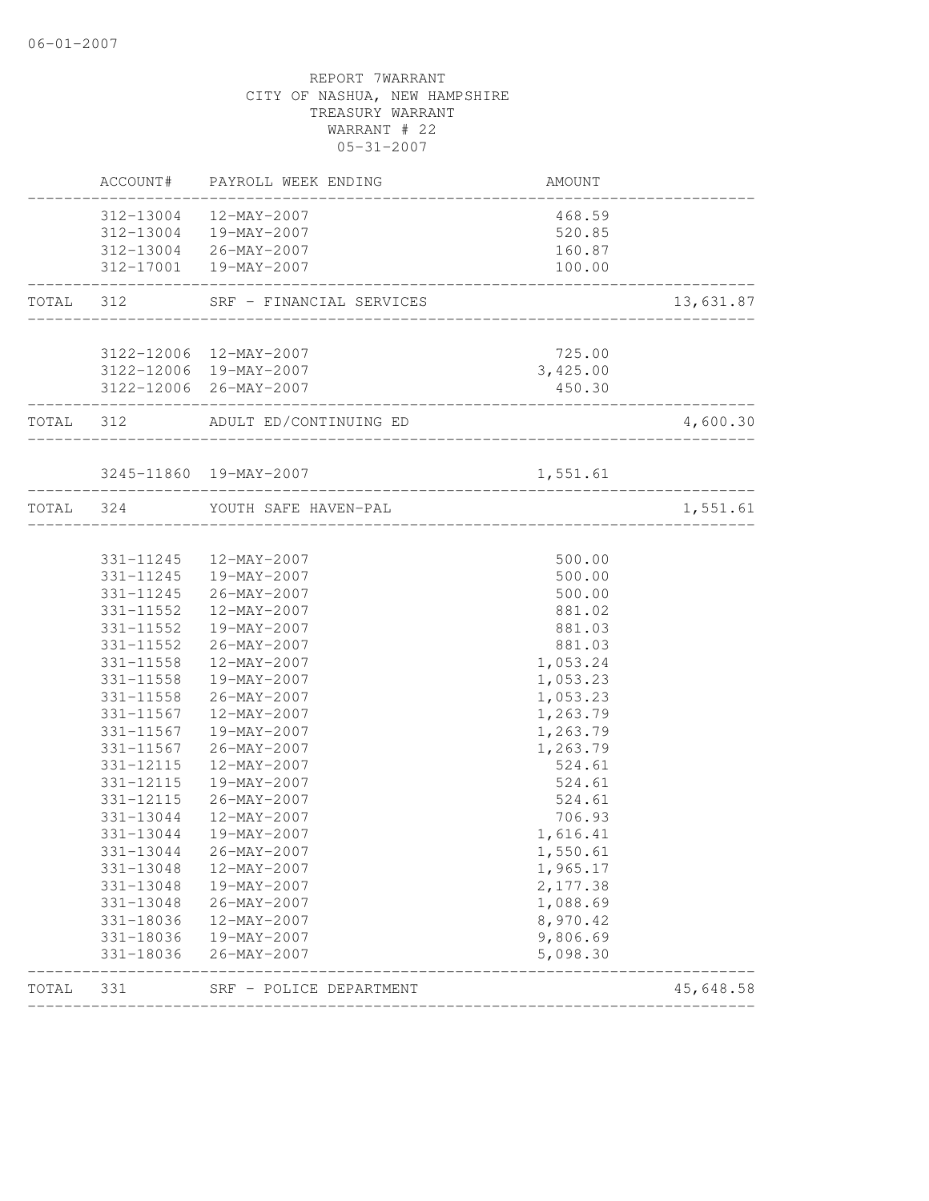06-01-2007

REPORT 7WARRANT
CITY OF NASHUA, NEW HAMPSHIRE
TREASURY WARRANT
WARRANT # 22
05-31-2007

| | ACCOUNT# | PAYROLL WEEK ENDING | AMOUNT | |
|---|---|---|---|---|
| | 312-13004 | 12-MAY-2007 | 468.59 | |
| | 312-13004 | 19-MAY-2007 | 520.85 | |
| | 312-13004 | 26-MAY-2007 | 160.87 | |
| | 312-17001 | 19-MAY-2007 | 100.00 | |
| TOTAL | 312 | SRF - FINANCIAL SERVICES | | 13,631.87 |
| | 3122-12006 | 12-MAY-2007 | 725.00 | |
| | 3122-12006 | 19-MAY-2007 | 3,425.00 | |
| | 3122-12006 | 26-MAY-2007 | 450.30 | |
| TOTAL | 312 | ADULT ED/CONTINUING ED | | 4,600.30 |
| | 3245-11860 | 19-MAY-2007 | 1,551.61 | |
| TOTAL | 324 | YOUTH SAFE HAVEN-PAL | | 1,551.61 |
| | 331-11245 | 12-MAY-2007 | 500.00 | |
| | 331-11245 | 19-MAY-2007 | 500.00 | |
| | 331-11245 | 26-MAY-2007 | 500.00 | |
| | 331-11552 | 12-MAY-2007 | 881.02 | |
| | 331-11552 | 19-MAY-2007 | 881.03 | |
| | 331-11552 | 26-MAY-2007 | 881.03 | |
| | 331-11558 | 12-MAY-2007 | 1,053.24 | |
| | 331-11558 | 19-MAY-2007 | 1,053.23 | |
| | 331-11558 | 26-MAY-2007 | 1,053.23 | |
| | 331-11567 | 12-MAY-2007 | 1,263.79 | |
| | 331-11567 | 19-MAY-2007 | 1,263.79 | |
| | 331-11567 | 26-MAY-2007 | 1,263.79 | |
| | 331-12115 | 12-MAY-2007 | 524.61 | |
| | 331-12115 | 19-MAY-2007 | 524.61 | |
| | 331-12115 | 26-MAY-2007 | 524.61 | |
| | 331-13044 | 12-MAY-2007 | 706.93 | |
| | 331-13044 | 19-MAY-2007 | 1,616.41 | |
| | 331-13044 | 26-MAY-2007 | 1,550.61 | |
| | 331-13048 | 12-MAY-2007 | 1,965.17 | |
| | 331-13048 | 19-MAY-2007 | 2,177.38 | |
| | 331-13048 | 26-MAY-2007 | 1,088.69 | |
| | 331-18036 | 12-MAY-2007 | 8,970.42 | |
| | 331-18036 | 19-MAY-2007 | 9,806.69 | |
| | 331-18036 | 26-MAY-2007 | 5,098.30 | |
| TOTAL | 331 | SRF - POLICE DEPARTMENT | | 45,648.58 |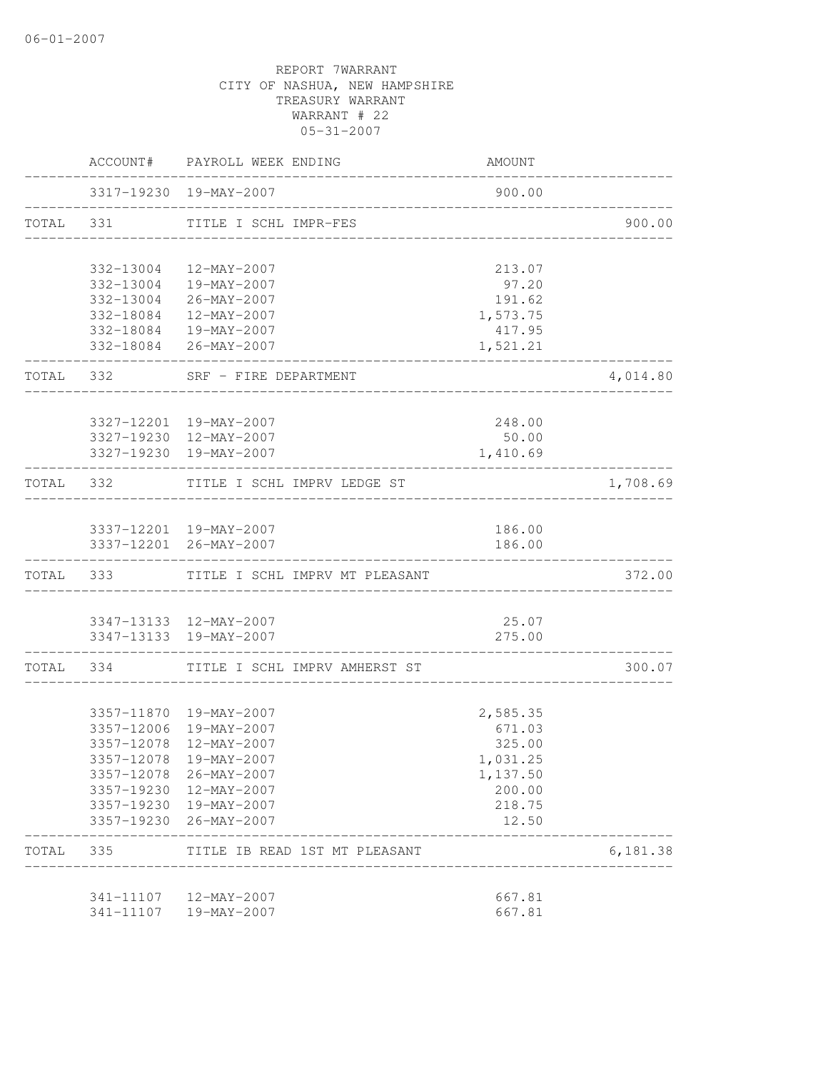REPORT 7WARRANT
CITY OF NASHUA, NEW HAMPSHIRE
TREASURY WARRANT
WARRANT # 22
05-31-2007

| | ACCOUNT# | PAYROLL WEEK ENDING | AMOUNT | |
|---|---|---|---|---|
| | 3317-19230 | 19-MAY-2007 | 900.00 | |
| TOTAL | 331 | TITLE I SCHL IMPR-FES | | 900.00 |
| | 332-13004 | 12-MAY-2007 | 213.07 | |
| | 332-13004 | 19-MAY-2007 | 97.20 | |
| | 332-13004 | 26-MAY-2007 | 191.62 | |
| | 332-18084 | 12-MAY-2007 | 1,573.75 | |
| | 332-18084 | 19-MAY-2007 | 417.95 | |
| | 332-18084 | 26-MAY-2007 | 1,521.21 | |
| TOTAL | 332 | SRF - FIRE DEPARTMENT | | 4,014.80 |
| | 3327-12201 | 19-MAY-2007 | 248.00 | |
| | 3327-19230 | 12-MAY-2007 | 50.00 | |
| | 3327-19230 | 19-MAY-2007 | 1,410.69 | |
| TOTAL | 332 | TITLE I SCHL IMPRV LEDGE ST | | 1,708.69 |
| | 3337-12201 | 19-MAY-2007 | 186.00 | |
| | 3337-12201 | 26-MAY-2007 | 186.00 | |
| TOTAL | 333 | TITLE I SCHL IMPRV MT PLEASANT | | 372.00 |
| | 3347-13133 | 12-MAY-2007 | 25.07 | |
| | 3347-13133 | 19-MAY-2007 | 275.00 | |
| TOTAL | 334 | TITLE I SCHL IMPRV AMHERST ST | | 300.07 |
| | 3357-11870 | 19-MAY-2007 | 2,585.35 | |
| | 3357-12006 | 19-MAY-2007 | 671.03 | |
| | 3357-12078 | 12-MAY-2007 | 325.00 | |
| | 3357-12078 | 19-MAY-2007 | 1,031.25 | |
| | 3357-12078 | 26-MAY-2007 | 1,137.50 | |
| | 3357-19230 | 12-MAY-2007 | 200.00 | |
| | 3357-19230 | 19-MAY-2007 | 218.75 | |
| | 3357-19230 | 26-MAY-2007 | 12.50 | |
| TOTAL | 335 | TITLE IB READ 1ST MT PLEASANT | | 6,181.38 |
| | 341-11107 | 12-MAY-2007 | 667.81 | |
| | 341-11107 | 19-MAY-2007 | 667.81 | |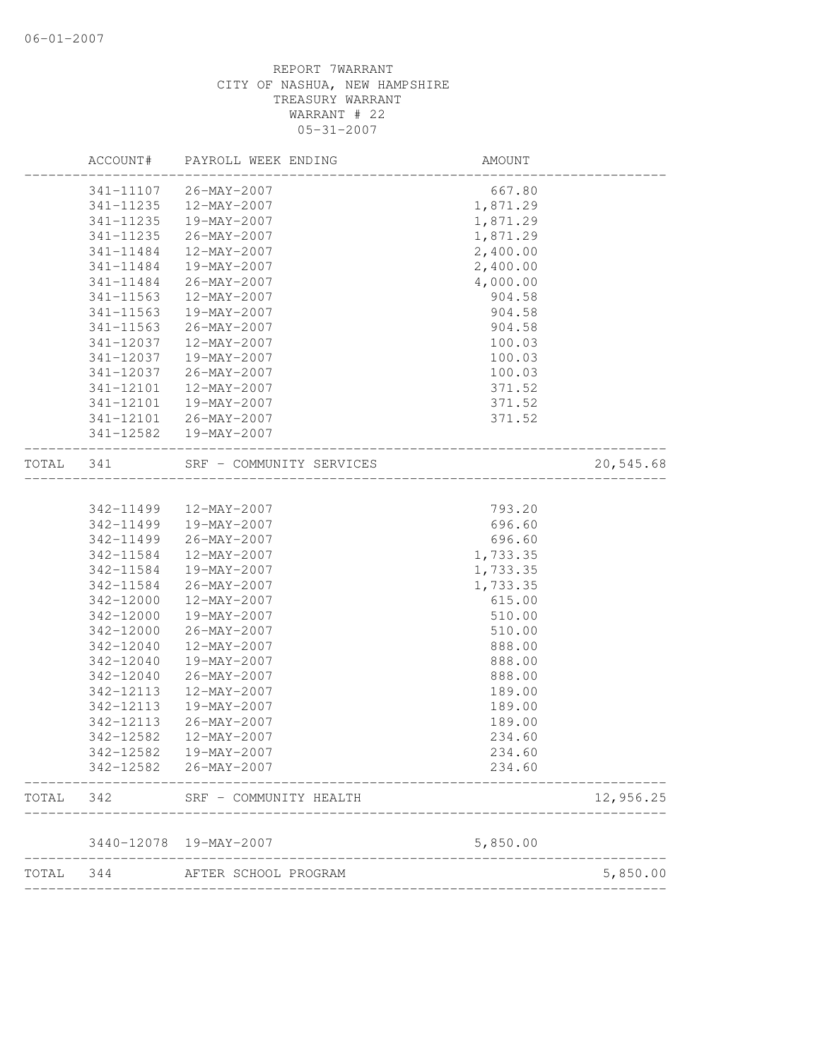REPORT 7WARRANT
CITY OF NASHUA, NEW HAMPSHIRE
TREASURY WARRANT
WARRANT # 22
05-31-2007

| | ACCOUNT# | PAYROLL WEEK ENDING | AMOUNT | |
|---|---|---|---|---|
| | 341-11107 | 26-MAY-2007 | 667.80 | |
| | 341-11235 | 12-MAY-2007 | 1,871.29 | |
| | 341-11235 | 19-MAY-2007 | 1,871.29 | |
| | 341-11235 | 26-MAY-2007 | 1,871.29 | |
| | 341-11484 | 12-MAY-2007 | 2,400.00 | |
| | 341-11484 | 19-MAY-2007 | 2,400.00 | |
| | 341-11484 | 26-MAY-2007 | 4,000.00 | |
| | 341-11563 | 12-MAY-2007 | 904.58 | |
| | 341-11563 | 19-MAY-2007 | 904.58 | |
| | 341-11563 | 26-MAY-2007 | 904.58 | |
| | 341-12037 | 12-MAY-2007 | 100.03 | |
| | 341-12037 | 19-MAY-2007 | 100.03 | |
| | 341-12037 | 26-MAY-2007 | 100.03 | |
| | 341-12101 | 12-MAY-2007 | 371.52 | |
| | 341-12101 | 19-MAY-2007 | 371.52 | |
| | 341-12101 | 26-MAY-2007 | 371.52 | |
| | 341-12582 | 19-MAY-2007 | | |
| TOTAL | 341 | SRF - COMMUNITY SERVICES | | 20,545.68 |
| | 342-11499 | 12-MAY-2007 | 793.20 | |
| | 342-11499 | 19-MAY-2007 | 696.60 | |
| | 342-11499 | 26-MAY-2007 | 696.60 | |
| | 342-11584 | 12-MAY-2007 | 1,733.35 | |
| | 342-11584 | 19-MAY-2007 | 1,733.35 | |
| | 342-11584 | 26-MAY-2007 | 1,733.35 | |
| | 342-12000 | 12-MAY-2007 | 615.00 | |
| | 342-12000 | 19-MAY-2007 | 510.00 | |
| | 342-12000 | 26-MAY-2007 | 510.00 | |
| | 342-12040 | 12-MAY-2007 | 888.00 | |
| | 342-12040 | 19-MAY-2007 | 888.00 | |
| | 342-12040 | 26-MAY-2007 | 888.00 | |
| | 342-12113 | 12-MAY-2007 | 189.00 | |
| | 342-12113 | 19-MAY-2007 | 189.00 | |
| | 342-12113 | 26-MAY-2007 | 189.00 | |
| | 342-12582 | 12-MAY-2007 | 234.60 | |
| | 342-12582 | 19-MAY-2007 | 234.60 | |
| | 342-12582 | 26-MAY-2007 | 234.60 | |
| TOTAL | 342 | SRF - COMMUNITY HEALTH | | 12,956.25 |
| | 3440-12078 | 19-MAY-2007 | 5,850.00 | |
| TOTAL | 344 | AFTER SCHOOL PROGRAM | | 5,850.00 |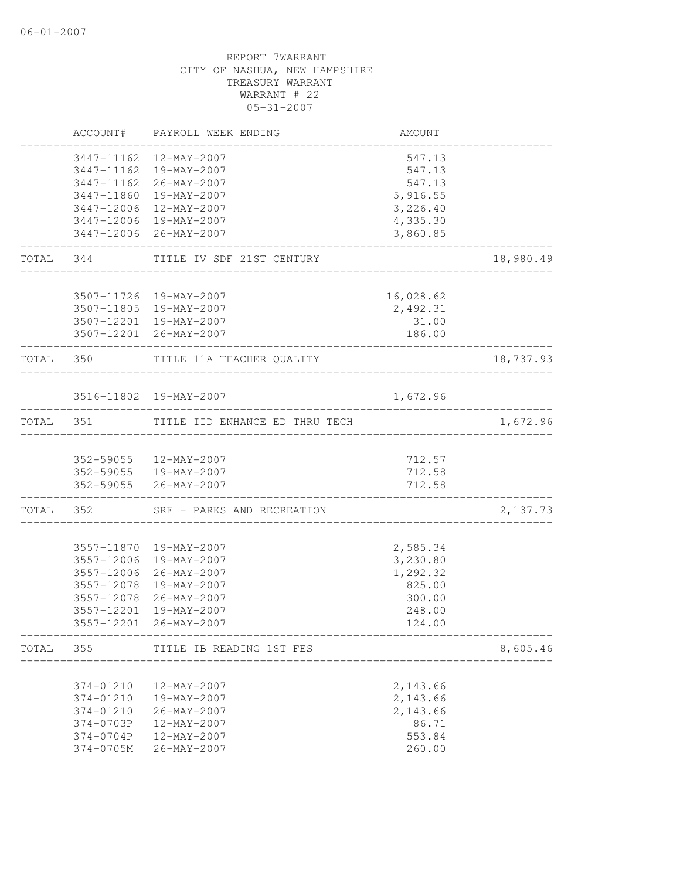06-01-2007

REPORT 7WARRANT
CITY OF NASHUA, NEW HAMPSHIRE
TREASURY WARRANT
WARRANT # 22
05-31-2007

| | ACCOUNT# | PAYROLL WEEK ENDING | AMOUNT | |
|---|---|---|---|---|
| | 3447-11162 | 12-MAY-2007 | 547.13 | |
| | 3447-11162 | 19-MAY-2007 | 547.13 | |
| | 3447-11162 | 26-MAY-2007 | 547.13 | |
| | 3447-11860 | 19-MAY-2007 | 5,916.55 | |
| | 3447-12006 | 12-MAY-2007 | 3,226.40 | |
| | 3447-12006 | 19-MAY-2007 | 4,335.30 | |
| | 3447-12006 | 26-MAY-2007 | 3,860.85 | |
| TOTAL | 344 | TITLE IV SDF 21ST CENTURY | | 18,980.49 |
| | 3507-11726 | 19-MAY-2007 | 16,028.62 | |
| | 3507-11805 | 19-MAY-2007 | 2,492.31 | |
| | 3507-12201 | 19-MAY-2007 | 31.00 | |
| | 3507-12201 | 26-MAY-2007 | 186.00 | |
| TOTAL | 350 | TITLE 11A TEACHER QUALITY | | 18,737.93 |
| | 3516-11802 | 19-MAY-2007 | 1,672.96 | |
| TOTAL | 351 | TITLE IID ENHANCE ED THRU TECH | | 1,672.96 |
| | 352-59055 | 12-MAY-2007 | 712.57 | |
| | 352-59055 | 19-MAY-2007 | 712.58 | |
| | 352-59055 | 26-MAY-2007 | 712.58 | |
| TOTAL | 352 | SRF - PARKS AND RECREATION | | 2,137.73 |
| | 3557-11870 | 19-MAY-2007 | 2,585.34 | |
| | 3557-12006 | 19-MAY-2007 | 3,230.80 | |
| | 3557-12006 | 26-MAY-2007 | 1,292.32 | |
| | 3557-12078 | 19-MAY-2007 | 825.00 | |
| | 3557-12078 | 26-MAY-2007 | 300.00 | |
| | 3557-12201 | 19-MAY-2007 | 248.00 | |
| | 3557-12201 | 26-MAY-2007 | 124.00 | |
| TOTAL | 355 | TITLE IB READING 1ST FES | | 8,605.46 |
| | 374-01210 | 12-MAY-2007 | 2,143.66 | |
| | 374-01210 | 19-MAY-2007 | 2,143.66 | |
| | 374-01210 | 26-MAY-2007 | 2,143.66 | |
| | 374-0703P | 12-MAY-2007 | 86.71 | |
| | 374-0704P | 12-MAY-2007 | 553.84 | |
| | 374-0705M | 26-MAY-2007 | 260.00 | |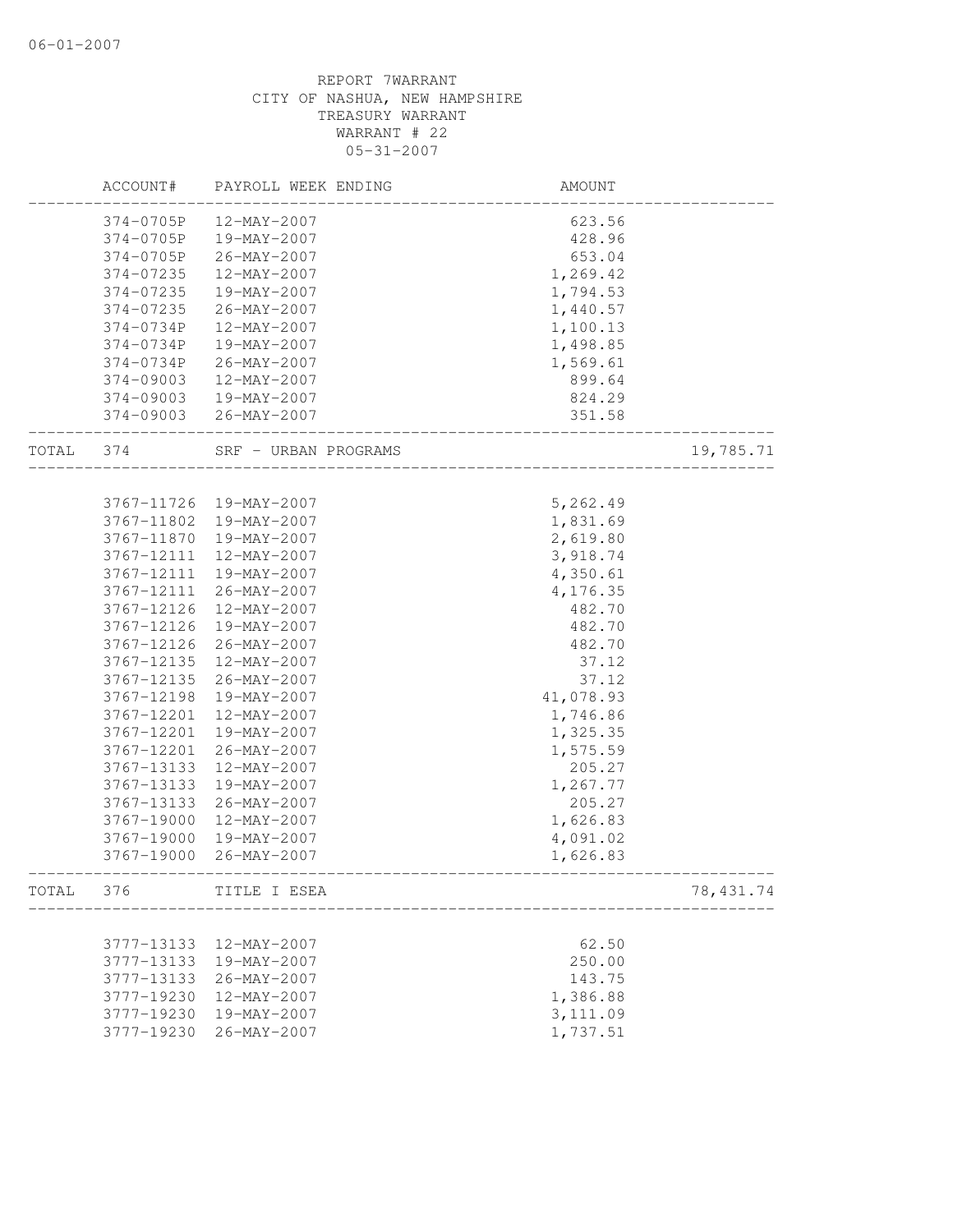06-01-2007

REPORT 7WARRANT
CITY OF NASHUA, NEW HAMPSHIRE
TREASURY WARRANT
WARRANT # 22
05-31-2007

| | ACCOUNT# | PAYROLL WEEK ENDING | AMOUNT | |
|---|---|---|---|---|
| | 374-0705P | 12-MAY-2007 | 623.56 | |
| | 374-0705P | 19-MAY-2007 | 428.96 | |
| | 374-0705P | 26-MAY-2007 | 653.04 | |
| | 374-07235 | 12-MAY-2007 | 1,269.42 | |
| | 374-07235 | 19-MAY-2007 | 1,794.53 | |
| | 374-07235 | 26-MAY-2007 | 1,440.57 | |
| | 374-0734P | 12-MAY-2007 | 1,100.13 | |
| | 374-0734P | 19-MAY-2007 | 1,498.85 | |
| | 374-0734P | 26-MAY-2007 | 1,569.61 | |
| | 374-09003 | 12-MAY-2007 | 899.64 | |
| | 374-09003 | 19-MAY-2007 | 824.29 | |
| | 374-09003 | 26-MAY-2007 | 351.58 | |
| TOTAL | 374 | SRF - URBAN PROGRAMS | | 19,785.71 |
| | 3767-11726 | 19-MAY-2007 | 5,262.49 | |
| | 3767-11802 | 19-MAY-2007 | 1,831.69 | |
| | 3767-11870 | 19-MAY-2007 | 2,619.80 | |
| | 3767-12111 | 12-MAY-2007 | 3,918.74 | |
| | 3767-12111 | 19-MAY-2007 | 4,350.61 | |
| | 3767-12111 | 26-MAY-2007 | 4,176.35 | |
| | 3767-12126 | 12-MAY-2007 | 482.70 | |
| | 3767-12126 | 19-MAY-2007 | 482.70 | |
| | 3767-12126 | 26-MAY-2007 | 482.70 | |
| | 3767-12135 | 12-MAY-2007 | 37.12 | |
| | 3767-12135 | 26-MAY-2007 | 37.12 | |
| | 3767-12198 | 19-MAY-2007 | 41,078.93 | |
| | 3767-12201 | 12-MAY-2007 | 1,746.86 | |
| | 3767-12201 | 19-MAY-2007 | 1,325.35 | |
| | 3767-12201 | 26-MAY-2007 | 1,575.59 | |
| | 3767-13133 | 12-MAY-2007 | 205.27 | |
| | 3767-13133 | 19-MAY-2007 | 1,267.77 | |
| | 3767-13133 | 26-MAY-2007 | 205.27 | |
| | 3767-19000 | 12-MAY-2007 | 1,626.83 | |
| | 3767-19000 | 19-MAY-2007 | 4,091.02 | |
| | 3767-19000 | 26-MAY-2007 | 1,626.83 | |
| TOTAL | 376 | TITLE I ESEA | | 78,431.74 |
| | 3777-13133 | 12-MAY-2007 | 62.50 | |
| | 3777-13133 | 19-MAY-2007 | 250.00 | |
| | 3777-13133 | 26-MAY-2007 | 143.75 | |
| | 3777-19230 | 12-MAY-2007 | 1,386.88 | |
| | 3777-19230 | 19-MAY-2007 | 3,111.09 | |
| | 3777-19230 | 26-MAY-2007 | 1,737.51 | |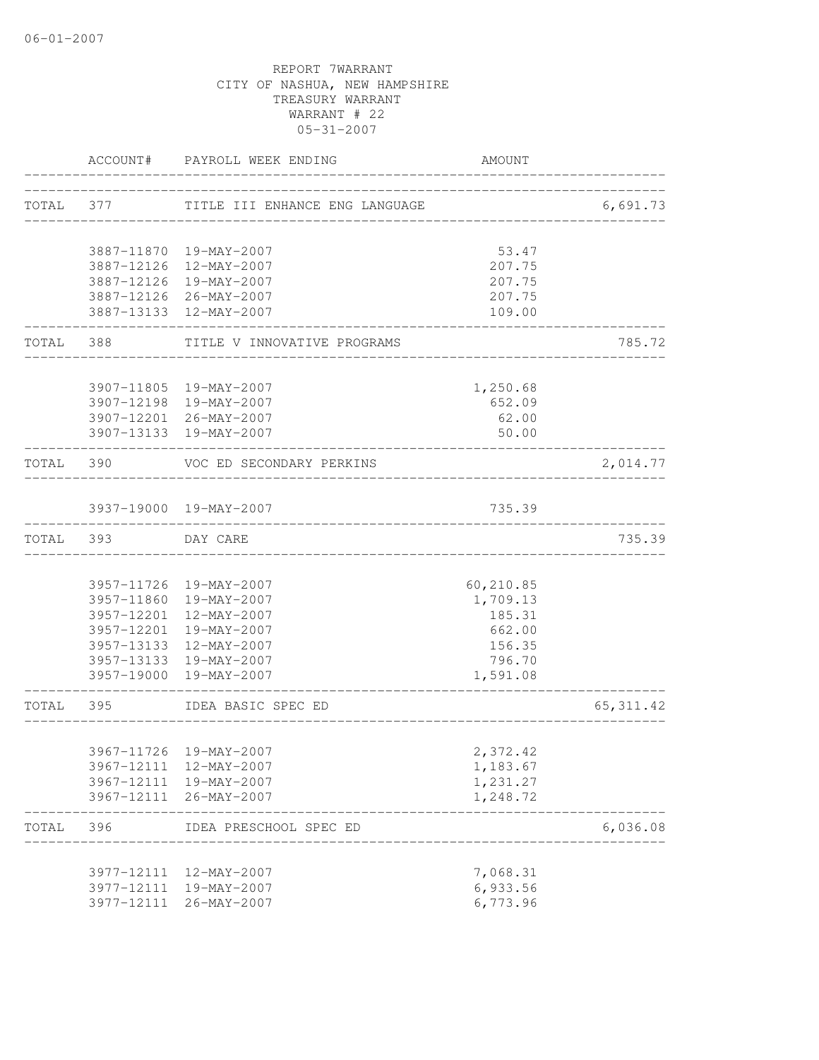REPORT 7WARRANT
CITY OF NASHUA, NEW HAMPSHIRE
TREASURY WARRANT
WARRANT # 22
05-31-2007

| | ACCOUNT# | PAYROLL WEEK ENDING | AMOUNT | |
|---|---|---|---|---|
| TOTAL | 377 | TITLE III ENHANCE ENG LANGUAGE | | 6,691.73 |
| | 3887-11870 | 19-MAY-2007 | 53.47 | |
| | 3887-12126 | 12-MAY-2007 | 207.75 | |
| | 3887-12126 | 19-MAY-2007 | 207.75 | |
| | 3887-12126 | 26-MAY-2007 | 207.75 | |
| | 3887-13133 | 12-MAY-2007 | 109.00 | |
| TOTAL | 388 | TITLE V INNOVATIVE PROGRAMS | | 785.72 |
| | 3907-11805 | 19-MAY-2007 | 1,250.68 | |
| | 3907-12198 | 19-MAY-2007 | 652.09 | |
| | 3907-12201 | 26-MAY-2007 | 62.00 | |
| | 3907-13133 | 19-MAY-2007 | 50.00 | |
| TOTAL | 390 | VOC ED SECONDARY PERKINS | | 2,014.77 |
| | 3937-19000 | 19-MAY-2007 | 735.39 | |
| TOTAL | 393 | DAY CARE | | 735.39 |
| | 3957-11726 | 19-MAY-2007 | 60,210.85 | |
| | 3957-11860 | 19-MAY-2007 | 1,709.13 | |
| | 3957-12201 | 12-MAY-2007 | 185.31 | |
| | 3957-12201 | 19-MAY-2007 | 662.00 | |
| | 3957-13133 | 12-MAY-2007 | 156.35 | |
| | 3957-13133 | 19-MAY-2007 | 796.70 | |
| | 3957-19000 | 19-MAY-2007 | 1,591.08 | |
| TOTAL | 395 | IDEA BASIC SPEC ED | | 65,311.42 |
| | 3967-11726 | 19-MAY-2007 | 2,372.42 | |
| | 3967-12111 | 12-MAY-2007 | 1,183.67 | |
| | 3967-12111 | 19-MAY-2007 | 1,231.27 | |
| | 3967-12111 | 26-MAY-2007 | 1,248.72 | |
| TOTAL | 396 | IDEA PRESCHOOL SPEC ED | | 6,036.08 |
| | 3977-12111 | 12-MAY-2007 | 7,068.31 | |
| | 3977-12111 | 19-MAY-2007 | 6,933.56 | |
| | 3977-12111 | 26-MAY-2007 | 6,773.96 | |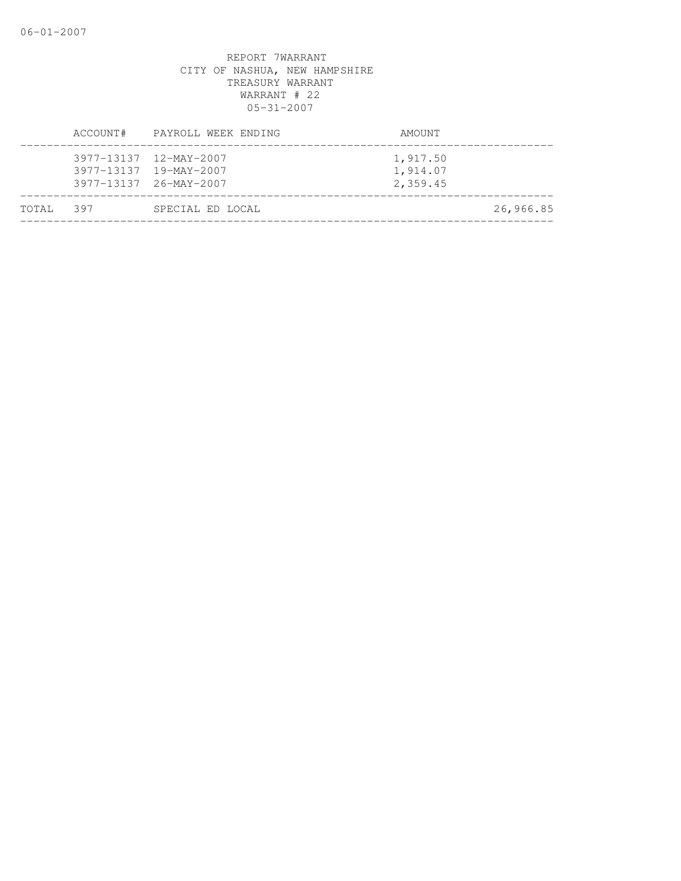REPORT 7WARRANT
CITY OF NASHUA, NEW HAMPSHIRE
TREASURY WARRANT
WARRANT # 22
05-31-2007

| | ACCOUNT# | PAYROLL WEEK ENDING | AMOUNT | |
|---|---|---|---|---|
| | 3977-13137 | 12-MAY-2007 | 1,917.50 | |
| | 3977-13137 | 19-MAY-2007 | 1,914.07 | |
| | 3977-13137 | 26-MAY-2007 | 2,359.45 | |
| TOTAL | 397 | SPECIAL ED LOCAL | | 26,966.85 |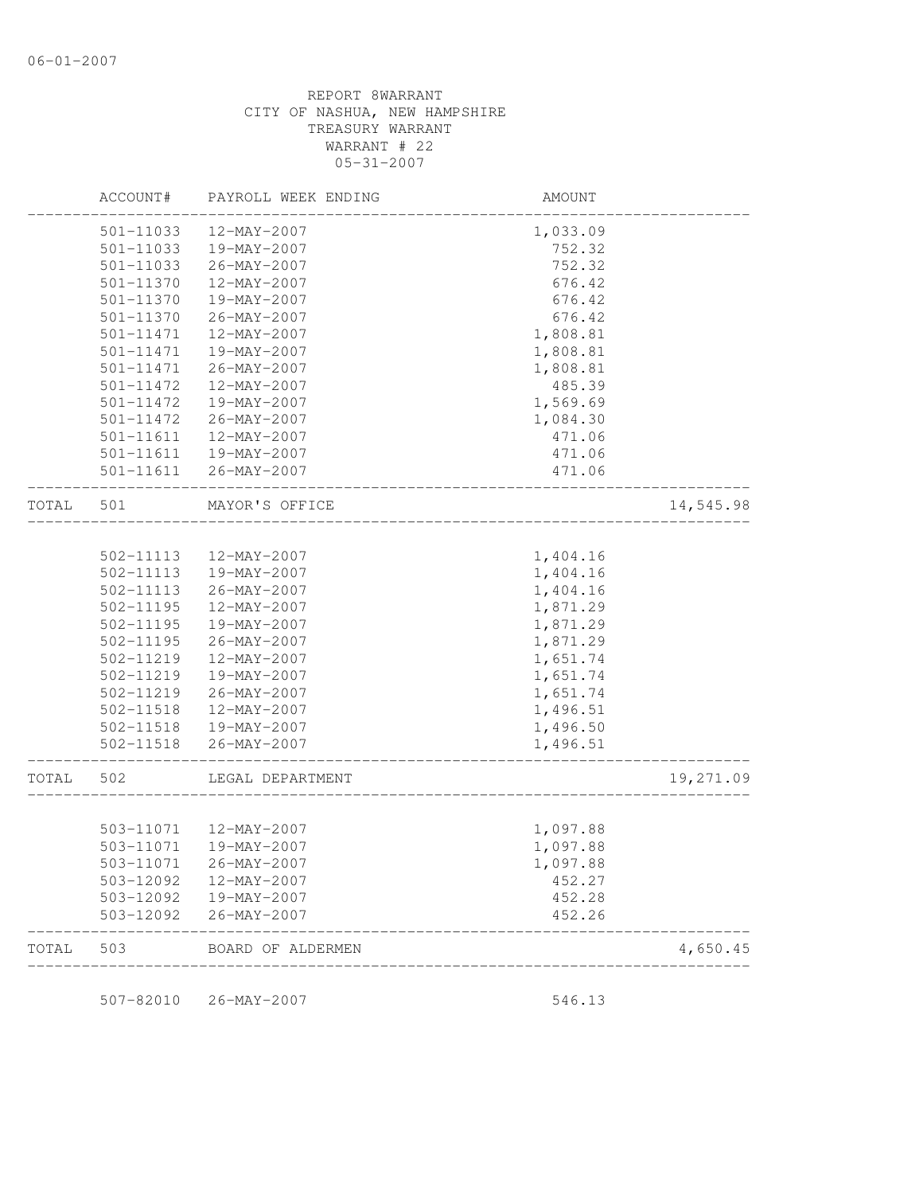06-01-2007

REPORT 8WARRANT
CITY OF NASHUA, NEW HAMPSHIRE
TREASURY WARRANT
WARRANT # 22
05-31-2007

| | ACCOUNT# | PAYROLL WEEK ENDING | AMOUNT | |
|---|---|---|---|---|
| | 501-11033 | 12-MAY-2007 | 1,033.09 | |
| | 501-11033 | 19-MAY-2007 | 752.32 | |
| | 501-11033 | 26-MAY-2007 | 752.32 | |
| | 501-11370 | 12-MAY-2007 | 676.42 | |
| | 501-11370 | 19-MAY-2007 | 676.42 | |
| | 501-11370 | 26-MAY-2007 | 676.42 | |
| | 501-11471 | 12-MAY-2007 | 1,808.81 | |
| | 501-11471 | 19-MAY-2007 | 1,808.81 | |
| | 501-11471 | 26-MAY-2007 | 1,808.81 | |
| | 501-11472 | 12-MAY-2007 | 485.39 | |
| | 501-11472 | 19-MAY-2007 | 1,569.69 | |
| | 501-11472 | 26-MAY-2007 | 1,084.30 | |
| | 501-11611 | 12-MAY-2007 | 471.06 | |
| | 501-11611 | 19-MAY-2007 | 471.06 | |
| | 501-11611 | 26-MAY-2007 | 471.06 | |
| TOTAL | 501 | MAYOR'S OFFICE | | 14,545.98 |
| | 502-11113 | 12-MAY-2007 | 1,404.16 | |
| | 502-11113 | 19-MAY-2007 | 1,404.16 | |
| | 502-11113 | 26-MAY-2007 | 1,404.16 | |
| | 502-11195 | 12-MAY-2007 | 1,871.29 | |
| | 502-11195 | 19-MAY-2007 | 1,871.29 | |
| | 502-11195 | 26-MAY-2007 | 1,871.29 | |
| | 502-11219 | 12-MAY-2007 | 1,651.74 | |
| | 502-11219 | 19-MAY-2007 | 1,651.74 | |
| | 502-11219 | 26-MAY-2007 | 1,651.74 | |
| | 502-11518 | 12-MAY-2007 | 1,496.51 | |
| | 502-11518 | 19-MAY-2007 | 1,496.50 | |
| | 502-11518 | 26-MAY-2007 | 1,496.51 | |
| TOTAL | 502 | LEGAL DEPARTMENT | | 19,271.09 |
| | 503-11071 | 12-MAY-2007 | 1,097.88 | |
| | 503-11071 | 19-MAY-2007 | 1,097.88 | |
| | 503-11071 | 26-MAY-2007 | 1,097.88 | |
| | 503-12092 | 12-MAY-2007 | 452.27 | |
| | 503-12092 | 19-MAY-2007 | 452.28 | |
| | 503-12092 | 26-MAY-2007 | 452.26 | |
| TOTAL | 503 | BOARD OF ALDERMEN | | 4,650.45 |
| | 507-82010 | 26-MAY-2007 | 546.13 | |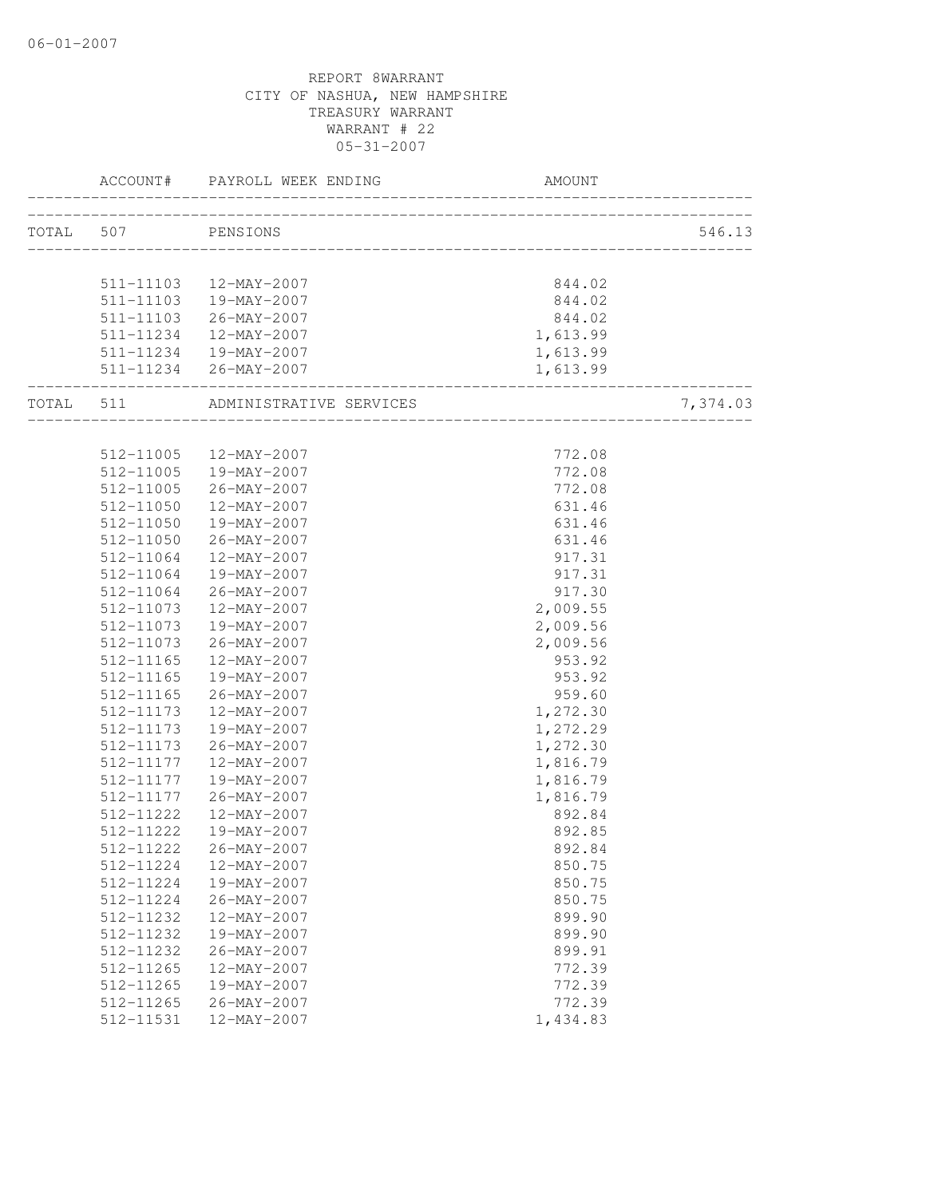REPORT 8WARRANT
CITY OF NASHUA, NEW HAMPSHIRE
TREASURY WARRANT
WARRANT # 22
05-31-2007

| | ACCOUNT# | PAYROLL WEEK ENDING | AMOUNT | |
|---|---|---|---|---|
| TOTAL | 507 | PENSIONS | | 546.13 |
| | 511-11103 | 12-MAY-2007 | 844.02 | |
| | 511-11103 | 19-MAY-2007 | 844.02 | |
| | 511-11103 | 26-MAY-2007 | 844.02 | |
| | 511-11234 | 12-MAY-2007 | 1,613.99 | |
| | 511-11234 | 19-MAY-2007 | 1,613.99 | |
| | 511-11234 | 26-MAY-2007 | 1,613.99 | |
| TOTAL | 511 | ADMINISTRATIVE SERVICES | | 7,374.03 |
| | 512-11005 | 12-MAY-2007 | 772.08 | |
| | 512-11005 | 19-MAY-2007 | 772.08 | |
| | 512-11005 | 26-MAY-2007 | 772.08 | |
| | 512-11050 | 12-MAY-2007 | 631.46 | |
| | 512-11050 | 19-MAY-2007 | 631.46 | |
| | 512-11050 | 26-MAY-2007 | 631.46 | |
| | 512-11064 | 12-MAY-2007 | 917.31 | |
| | 512-11064 | 19-MAY-2007 | 917.31 | |
| | 512-11064 | 26-MAY-2007 | 917.30 | |
| | 512-11073 | 12-MAY-2007 | 2,009.55 | |
| | 512-11073 | 19-MAY-2007 | 2,009.56 | |
| | 512-11073 | 26-MAY-2007 | 2,009.56 | |
| | 512-11165 | 12-MAY-2007 | 953.92 | |
| | 512-11165 | 19-MAY-2007 | 953.92 | |
| | 512-11165 | 26-MAY-2007 | 959.60 | |
| | 512-11173 | 12-MAY-2007 | 1,272.30 | |
| | 512-11173 | 19-MAY-2007 | 1,272.29 | |
| | 512-11173 | 26-MAY-2007 | 1,272.30 | |
| | 512-11177 | 12-MAY-2007 | 1,816.79 | |
| | 512-11177 | 19-MAY-2007 | 1,816.79 | |
| | 512-11177 | 26-MAY-2007 | 1,816.79 | |
| | 512-11222 | 12-MAY-2007 | 892.84 | |
| | 512-11222 | 19-MAY-2007 | 892.85 | |
| | 512-11222 | 26-MAY-2007 | 892.84 | |
| | 512-11224 | 12-MAY-2007 | 850.75 | |
| | 512-11224 | 19-MAY-2007 | 850.75 | |
| | 512-11224 | 26-MAY-2007 | 850.75 | |
| | 512-11232 | 12-MAY-2007 | 899.90 | |
| | 512-11232 | 19-MAY-2007 | 899.90 | |
| | 512-11232 | 26-MAY-2007 | 899.91 | |
| | 512-11265 | 12-MAY-2007 | 772.39 | |
| | 512-11265 | 19-MAY-2007 | 772.39 | |
| | 512-11265 | 26-MAY-2007 | 772.39 | |
| | 512-11531 | 12-MAY-2007 | 1,434.83 | |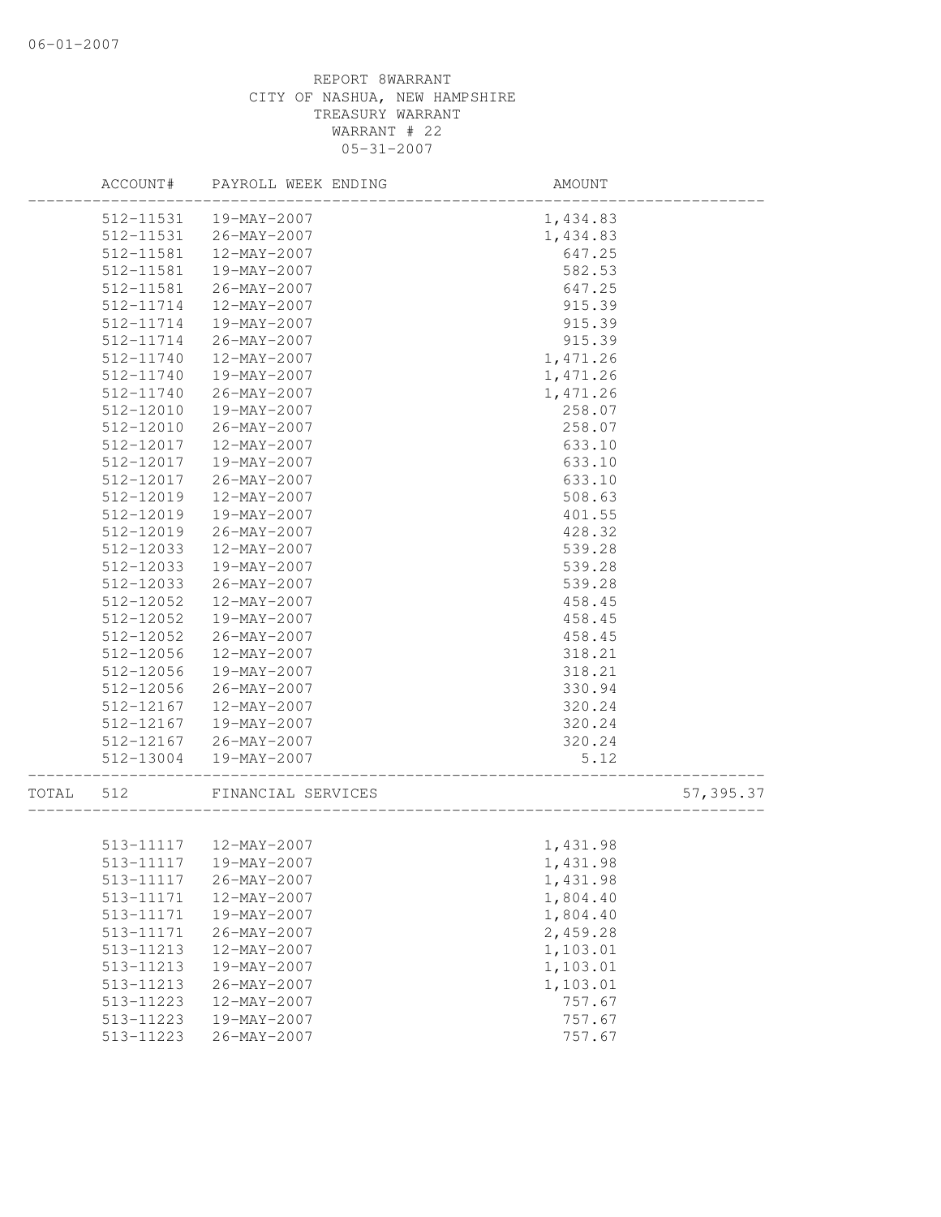REPORT 8WARRANT
CITY OF NASHUA, NEW HAMPSHIRE
TREASURY WARRANT
WARRANT # 22
05-31-2007

| | ACCOUNT# | PAYROLL WEEK ENDING | AMOUNT | |
|---|---|---|---|---|
| | 512-11531 | 19-MAY-2007 | 1,434.83 | |
| | 512-11531 | 26-MAY-2007 | 1,434.83 | |
| | 512-11581 | 12-MAY-2007 | 647.25 | |
| | 512-11581 | 19-MAY-2007 | 582.53 | |
| | 512-11581 | 26-MAY-2007 | 647.25 | |
| | 512-11714 | 12-MAY-2007 | 915.39 | |
| | 512-11714 | 19-MAY-2007 | 915.39 | |
| | 512-11714 | 26-MAY-2007 | 915.39 | |
| | 512-11740 | 12-MAY-2007 | 1,471.26 | |
| | 512-11740 | 19-MAY-2007 | 1,471.26 | |
| | 512-11740 | 26-MAY-2007 | 1,471.26 | |
| | 512-12010 | 19-MAY-2007 | 258.07 | |
| | 512-12010 | 26-MAY-2007 | 258.07 | |
| | 512-12017 | 12-MAY-2007 | 633.10 | |
| | 512-12017 | 19-MAY-2007 | 633.10 | |
| | 512-12017 | 26-MAY-2007 | 633.10 | |
| | 512-12019 | 12-MAY-2007 | 508.63 | |
| | 512-12019 | 19-MAY-2007 | 401.55 | |
| | 512-12019 | 26-MAY-2007 | 428.32 | |
| | 512-12033 | 12-MAY-2007 | 539.28 | |
| | 512-12033 | 19-MAY-2007 | 539.28 | |
| | 512-12033 | 26-MAY-2007 | 539.28 | |
| | 512-12052 | 12-MAY-2007 | 458.45 | |
| | 512-12052 | 19-MAY-2007 | 458.45 | |
| | 512-12052 | 26-MAY-2007 | 458.45 | |
| | 512-12056 | 12-MAY-2007 | 318.21 | |
| | 512-12056 | 19-MAY-2007 | 318.21 | |
| | 512-12056 | 26-MAY-2007 | 330.94 | |
| | 512-12167 | 12-MAY-2007 | 320.24 | |
| | 512-12167 | 19-MAY-2007 | 320.24 | |
| | 512-12167 | 26-MAY-2007 | 320.24 | |
| | 512-13004 | 19-MAY-2007 | 5.12 | |
| TOTAL | 512 | FINANCIAL SERVICES | | 57,395.37 |
| | 513-11117 | 12-MAY-2007 | 1,431.98 | |
| | 513-11117 | 19-MAY-2007 | 1,431.98 | |
| | 513-11117 | 26-MAY-2007 | 1,431.98 | |
| | 513-11171 | 12-MAY-2007 | 1,804.40 | |
| | 513-11171 | 19-MAY-2007 | 1,804.40 | |
| | 513-11171 | 26-MAY-2007 | 2,459.28 | |
| | 513-11213 | 12-MAY-2007 | 1,103.01 | |
| | 513-11213 | 19-MAY-2007 | 1,103.01 | |
| | 513-11213 | 26-MAY-2007 | 1,103.01 | |
| | 513-11223 | 12-MAY-2007 | 757.67 | |
| | 513-11223 | 19-MAY-2007 | 757.67 | |
| | 513-11223 | 26-MAY-2007 | 757.67 | |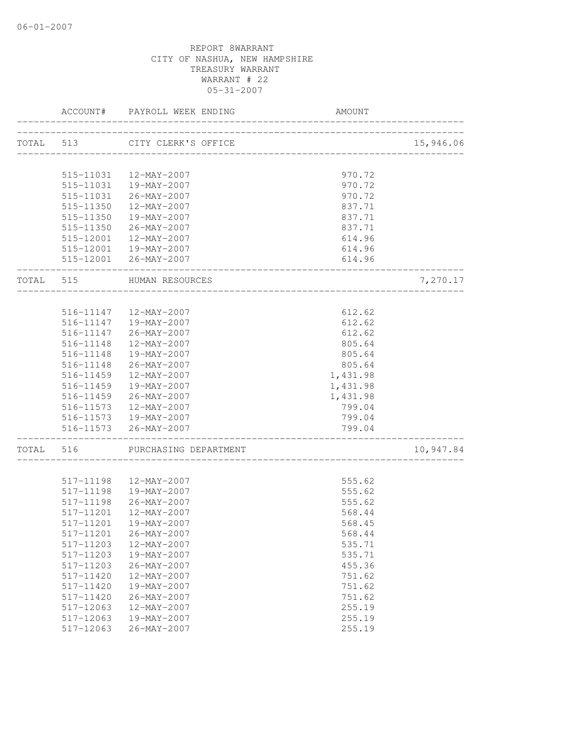06-01-2007

REPORT 8WARRANT
CITY OF NASHUA, NEW HAMPSHIRE
TREASURY WARRANT
WARRANT # 22
05-31-2007

| | ACCOUNT# | PAYROLL WEEK ENDING | AMOUNT | |
|---|---|---|---|---|
| TOTAL | 513 | CITY CLERK'S OFFICE | | 15,946.06 |
| | 515-11031 | 12-MAY-2007 | 970.72 | |
| | 515-11031 | 19-MAY-2007 | 970.72 | |
| | 515-11031 | 26-MAY-2007 | 970.72 | |
| | 515-11350 | 12-MAY-2007 | 837.71 | |
| | 515-11350 | 19-MAY-2007 | 837.71 | |
| | 515-11350 | 26-MAY-2007 | 837.71 | |
| | 515-12001 | 12-MAY-2007 | 614.96 | |
| | 515-12001 | 19-MAY-2007 | 614.96 | |
| | 515-12001 | 26-MAY-2007 | 614.96 | |
| TOTAL | 515 | HUMAN RESOURCES | | 7,270.17 |
| | 516-11147 | 12-MAY-2007 | 612.62 | |
| | 516-11147 | 19-MAY-2007 | 612.62 | |
| | 516-11147 | 26-MAY-2007 | 612.62 | |
| | 516-11148 | 12-MAY-2007 | 805.64 | |
| | 516-11148 | 19-MAY-2007 | 805.64 | |
| | 516-11148 | 26-MAY-2007 | 805.64 | |
| | 516-11459 | 12-MAY-2007 | 1,431.98 | |
| | 516-11459 | 19-MAY-2007 | 1,431.98 | |
| | 516-11459 | 26-MAY-2007 | 1,431.98 | |
| | 516-11573 | 12-MAY-2007 | 799.04 | |
| | 516-11573 | 19-MAY-2007 | 799.04 | |
| | 516-11573 | 26-MAY-2007 | 799.04 | |
| TOTAL | 516 | PURCHASING DEPARTMENT | | 10,947.84 |
| | 517-11198 | 12-MAY-2007 | 555.62 | |
| | 517-11198 | 19-MAY-2007 | 555.62 | |
| | 517-11198 | 26-MAY-2007 | 555.62 | |
| | 517-11201 | 12-MAY-2007 | 568.44 | |
| | 517-11201 | 19-MAY-2007 | 568.45 | |
| | 517-11201 | 26-MAY-2007 | 568.44 | |
| | 517-11203 | 12-MAY-2007 | 535.71 | |
| | 517-11203 | 19-MAY-2007 | 535.71 | |
| | 517-11203 | 26-MAY-2007 | 455.36 | |
| | 517-11420 | 12-MAY-2007 | 751.62 | |
| | 517-11420 | 19-MAY-2007 | 751.62 | |
| | 517-11420 | 26-MAY-2007 | 751.62 | |
| | 517-12063 | 12-MAY-2007 | 255.19 | |
| | 517-12063 | 19-MAY-2007 | 255.19 | |
| | 517-12063 | 26-MAY-2007 | 255.19 | |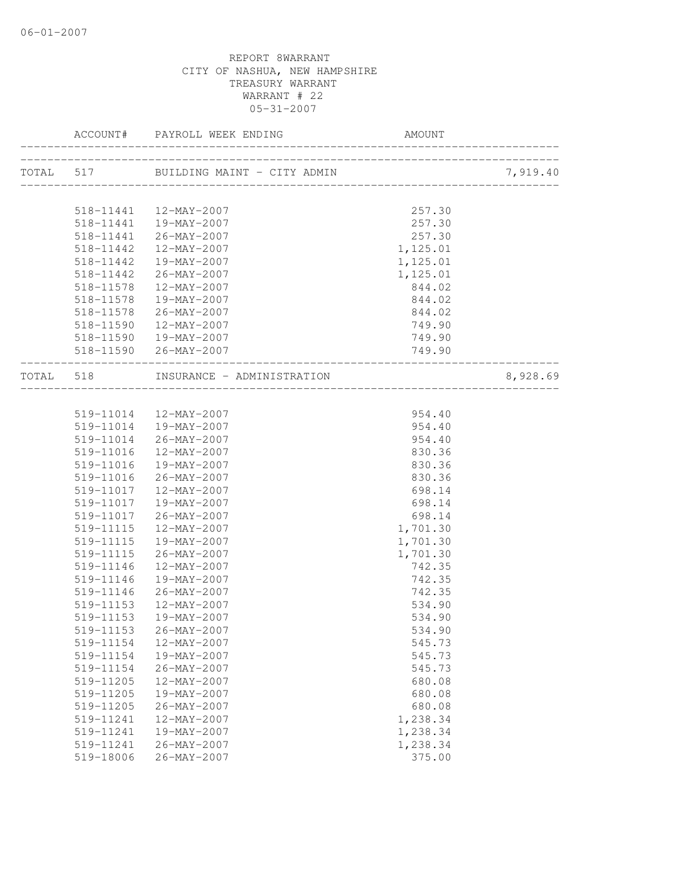REPORT 8WARRANT
CITY OF NASHUA, NEW HAMPSHIRE
TREASURY WARRANT
WARRANT # 22
05-31-2007

| | ACCOUNT# | PAYROLL WEEK ENDING | AMOUNT | |
|---|---|---|---|---|
| TOTAL | 517 | BUILDING MAINT - CITY ADMIN | | 7,919.40 |
| | 518-11441 | 12-MAY-2007 | 257.30 | |
| | 518-11441 | 19-MAY-2007 | 257.30 | |
| | 518-11441 | 26-MAY-2007 | 257.30 | |
| | 518-11442 | 12-MAY-2007 | 1,125.01 | |
| | 518-11442 | 19-MAY-2007 | 1,125.01 | |
| | 518-11442 | 26-MAY-2007 | 1,125.01 | |
| | 518-11578 | 12-MAY-2007 | 844.02 | |
| | 518-11578 | 19-MAY-2007 | 844.02 | |
| | 518-11578 | 26-MAY-2007 | 844.02 | |
| | 518-11590 | 12-MAY-2007 | 749.90 | |
| | 518-11590 | 19-MAY-2007 | 749.90 | |
| | 518-11590 | 26-MAY-2007 | 749.90 | |
| TOTAL | 518 | INSURANCE - ADMINISTRATION | | 8,928.69 |
| | 519-11014 | 12-MAY-2007 | 954.40 | |
| | 519-11014 | 19-MAY-2007 | 954.40 | |
| | 519-11014 | 26-MAY-2007 | 954.40 | |
| | 519-11016 | 12-MAY-2007 | 830.36 | |
| | 519-11016 | 19-MAY-2007 | 830.36 | |
| | 519-11016 | 26-MAY-2007 | 830.36 | |
| | 519-11017 | 12-MAY-2007 | 698.14 | |
| | 519-11017 | 19-MAY-2007 | 698.14 | |
| | 519-11017 | 26-MAY-2007 | 698.14 | |
| | 519-11115 | 12-MAY-2007 | 1,701.30 | |
| | 519-11115 | 19-MAY-2007 | 1,701.30 | |
| | 519-11115 | 26-MAY-2007 | 1,701.30 | |
| | 519-11146 | 12-MAY-2007 | 742.35 | |
| | 519-11146 | 19-MAY-2007 | 742.35 | |
| | 519-11146 | 26-MAY-2007 | 742.35 | |
| | 519-11153 | 12-MAY-2007 | 534.90 | |
| | 519-11153 | 19-MAY-2007 | 534.90 | |
| | 519-11153 | 26-MAY-2007 | 534.90 | |
| | 519-11154 | 12-MAY-2007 | 545.73 | |
| | 519-11154 | 19-MAY-2007 | 545.73 | |
| | 519-11154 | 26-MAY-2007 | 545.73 | |
| | 519-11205 | 12-MAY-2007 | 680.08 | |
| | 519-11205 | 19-MAY-2007 | 680.08 | |
| | 519-11205 | 26-MAY-2007 | 680.08 | |
| | 519-11241 | 12-MAY-2007 | 1,238.34 | |
| | 519-11241 | 19-MAY-2007 | 1,238.34 | |
| | 519-11241 | 26-MAY-2007 | 1,238.34 | |
| | 519-18006 | 26-MAY-2007 | 375.00 | |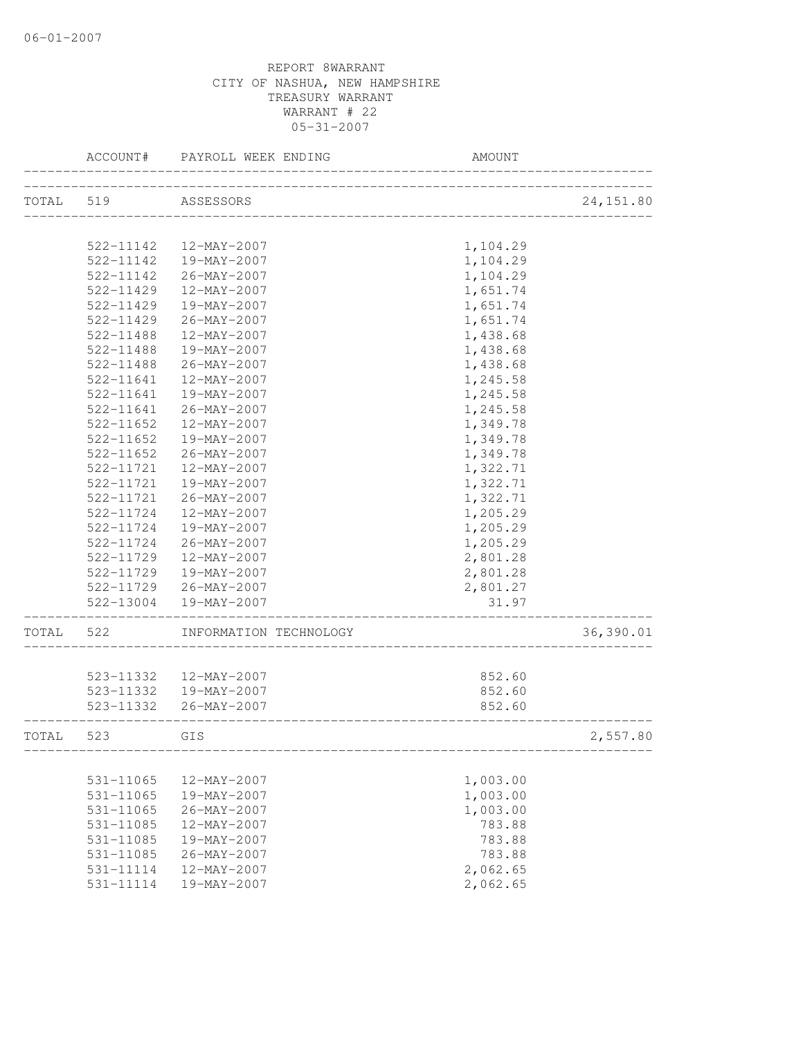06-01-2007

REPORT 8WARRANT
CITY OF NASHUA, NEW HAMPSHIRE
TREASURY WARRANT
WARRANT # 22
05-31-2007

| | ACCOUNT# | PAYROLL WEEK ENDING | AMOUNT | |
|---|---|---|---|---|
| TOTAL | 519 | ASSESSORS | | 24,151.80 |
| | 522-11142 | 12-MAY-2007 | 1,104.29 | |
| | 522-11142 | 19-MAY-2007 | 1,104.29 | |
| | 522-11142 | 26-MAY-2007 | 1,104.29 | |
| | 522-11429 | 12-MAY-2007 | 1,651.74 | |
| | 522-11429 | 19-MAY-2007 | 1,651.74 | |
| | 522-11429 | 26-MAY-2007 | 1,651.74 | |
| | 522-11488 | 12-MAY-2007 | 1,438.68 | |
| | 522-11488 | 19-MAY-2007 | 1,438.68 | |
| | 522-11488 | 26-MAY-2007 | 1,438.68 | |
| | 522-11641 | 12-MAY-2007 | 1,245.58 | |
| | 522-11641 | 19-MAY-2007 | 1,245.58 | |
| | 522-11641 | 26-MAY-2007 | 1,245.58 | |
| | 522-11652 | 12-MAY-2007 | 1,349.78 | |
| | 522-11652 | 19-MAY-2007 | 1,349.78 | |
| | 522-11652 | 26-MAY-2007 | 1,349.78 | |
| | 522-11721 | 12-MAY-2007 | 1,322.71 | |
| | 522-11721 | 19-MAY-2007 | 1,322.71 | |
| | 522-11721 | 26-MAY-2007 | 1,322.71 | |
| | 522-11724 | 12-MAY-2007 | 1,205.29 | |
| | 522-11724 | 19-MAY-2007 | 1,205.29 | |
| | 522-11724 | 26-MAY-2007 | 1,205.29 | |
| | 522-11729 | 12-MAY-2007 | 2,801.28 | |
| | 522-11729 | 19-MAY-2007 | 2,801.28 | |
| | 522-11729 | 26-MAY-2007 | 2,801.27 | |
| | 522-13004 | 19-MAY-2007 | 31.97 | |
| TOTAL | 522 | INFORMATION TECHNOLOGY | | 36,390.01 |
| | 523-11332 | 12-MAY-2007 | 852.60 | |
| | 523-11332 | 19-MAY-2007 | 852.60 | |
| | 523-11332 | 26-MAY-2007 | 852.60 | |
| TOTAL | 523 | GIS | | 2,557.80 |
| | 531-11065 | 12-MAY-2007 | 1,003.00 | |
| | 531-11065 | 19-MAY-2007 | 1,003.00 | |
| | 531-11065 | 26-MAY-2007 | 1,003.00 | |
| | 531-11085 | 12-MAY-2007 | 783.88 | |
| | 531-11085 | 19-MAY-2007 | 783.88 | |
| | 531-11085 | 26-MAY-2007 | 783.88 | |
| | 531-11114 | 12-MAY-2007 | 2,062.65 | |
| | 531-11114 | 19-MAY-2007 | 2,062.65 | |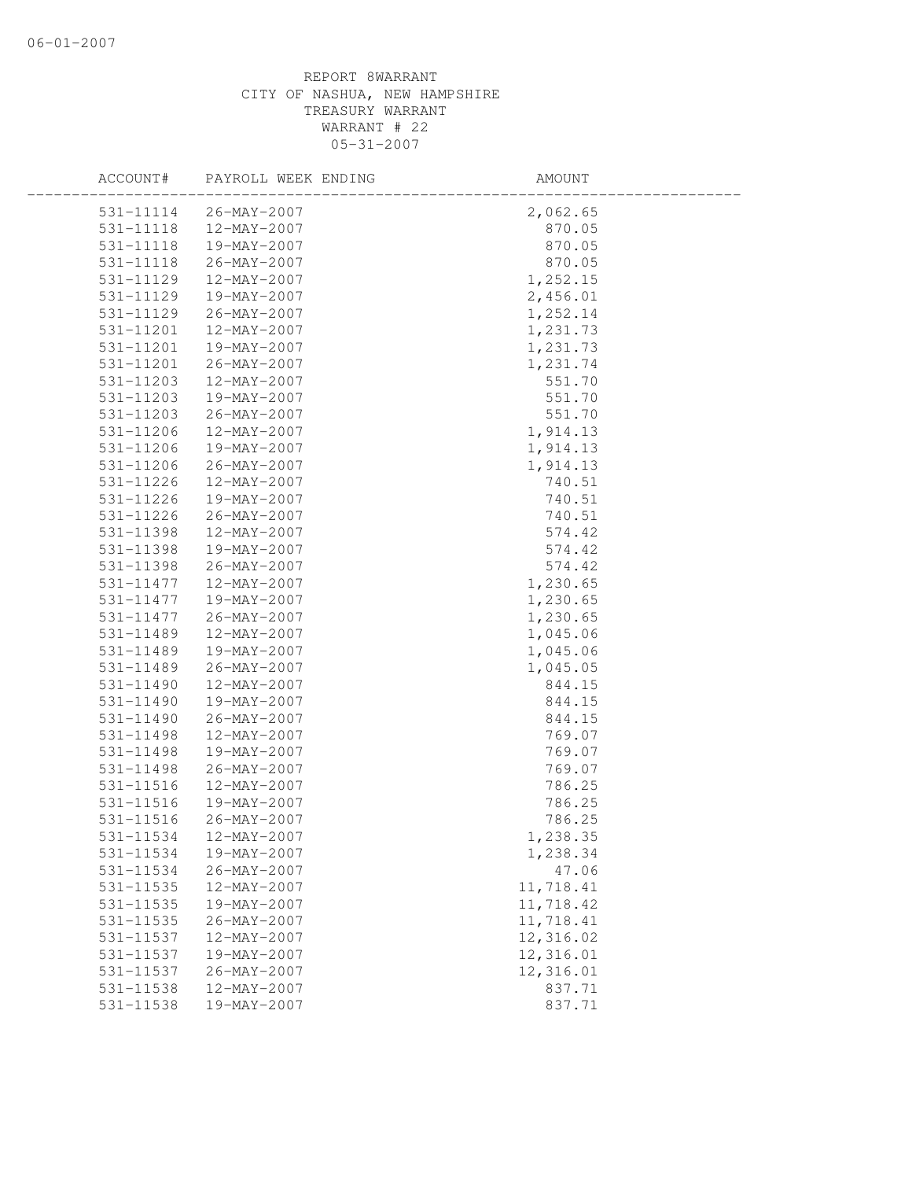REPORT 8WARRANT
CITY OF NASHUA, NEW HAMPSHIRE
TREASURY WARRANT
WARRANT # 22
05-31-2007

| ACCOUNT# | PAYROLL WEEK ENDING | AMOUNT |
|---|---|---|
| 531-11114 | 26-MAY-2007 | 2,062.65 |
| 531-11118 | 12-MAY-2007 | 870.05 |
| 531-11118 | 19-MAY-2007 | 870.05 |
| 531-11118 | 26-MAY-2007 | 870.05 |
| 531-11129 | 12-MAY-2007 | 1,252.15 |
| 531-11129 | 19-MAY-2007 | 2,456.01 |
| 531-11129 | 26-MAY-2007 | 1,252.14 |
| 531-11201 | 12-MAY-2007 | 1,231.73 |
| 531-11201 | 19-MAY-2007 | 1,231.73 |
| 531-11201 | 26-MAY-2007 | 1,231.74 |
| 531-11203 | 12-MAY-2007 | 551.70 |
| 531-11203 | 19-MAY-2007 | 551.70 |
| 531-11203 | 26-MAY-2007 | 551.70 |
| 531-11206 | 12-MAY-2007 | 1,914.13 |
| 531-11206 | 19-MAY-2007 | 1,914.13 |
| 531-11206 | 26-MAY-2007 | 1,914.13 |
| 531-11226 | 12-MAY-2007 | 740.51 |
| 531-11226 | 19-MAY-2007 | 740.51 |
| 531-11226 | 26-MAY-2007 | 740.51 |
| 531-11398 | 12-MAY-2007 | 574.42 |
| 531-11398 | 19-MAY-2007 | 574.42 |
| 531-11398 | 26-MAY-2007 | 574.42 |
| 531-11477 | 12-MAY-2007 | 1,230.65 |
| 531-11477 | 19-MAY-2007 | 1,230.65 |
| 531-11477 | 26-MAY-2007 | 1,230.65 |
| 531-11489 | 12-MAY-2007 | 1,045.06 |
| 531-11489 | 19-MAY-2007 | 1,045.06 |
| 531-11489 | 26-MAY-2007 | 1,045.05 |
| 531-11490 | 12-MAY-2007 | 844.15 |
| 531-11490 | 19-MAY-2007 | 844.15 |
| 531-11490 | 26-MAY-2007 | 844.15 |
| 531-11498 | 12-MAY-2007 | 769.07 |
| 531-11498 | 19-MAY-2007 | 769.07 |
| 531-11498 | 26-MAY-2007 | 769.07 |
| 531-11516 | 12-MAY-2007 | 786.25 |
| 531-11516 | 19-MAY-2007 | 786.25 |
| 531-11516 | 26-MAY-2007 | 786.25 |
| 531-11534 | 12-MAY-2007 | 1,238.35 |
| 531-11534 | 19-MAY-2007 | 1,238.34 |
| 531-11534 | 26-MAY-2007 | 47.06 |
| 531-11535 | 12-MAY-2007 | 11,718.41 |
| 531-11535 | 19-MAY-2007 | 11,718.42 |
| 531-11535 | 26-MAY-2007 | 11,718.41 |
| 531-11537 | 12-MAY-2007 | 12,316.02 |
| 531-11537 | 19-MAY-2007 | 12,316.01 |
| 531-11537 | 26-MAY-2007 | 12,316.01 |
| 531-11538 | 12-MAY-2007 | 837.71 |
| 531-11538 | 19-MAY-2007 | 837.71 |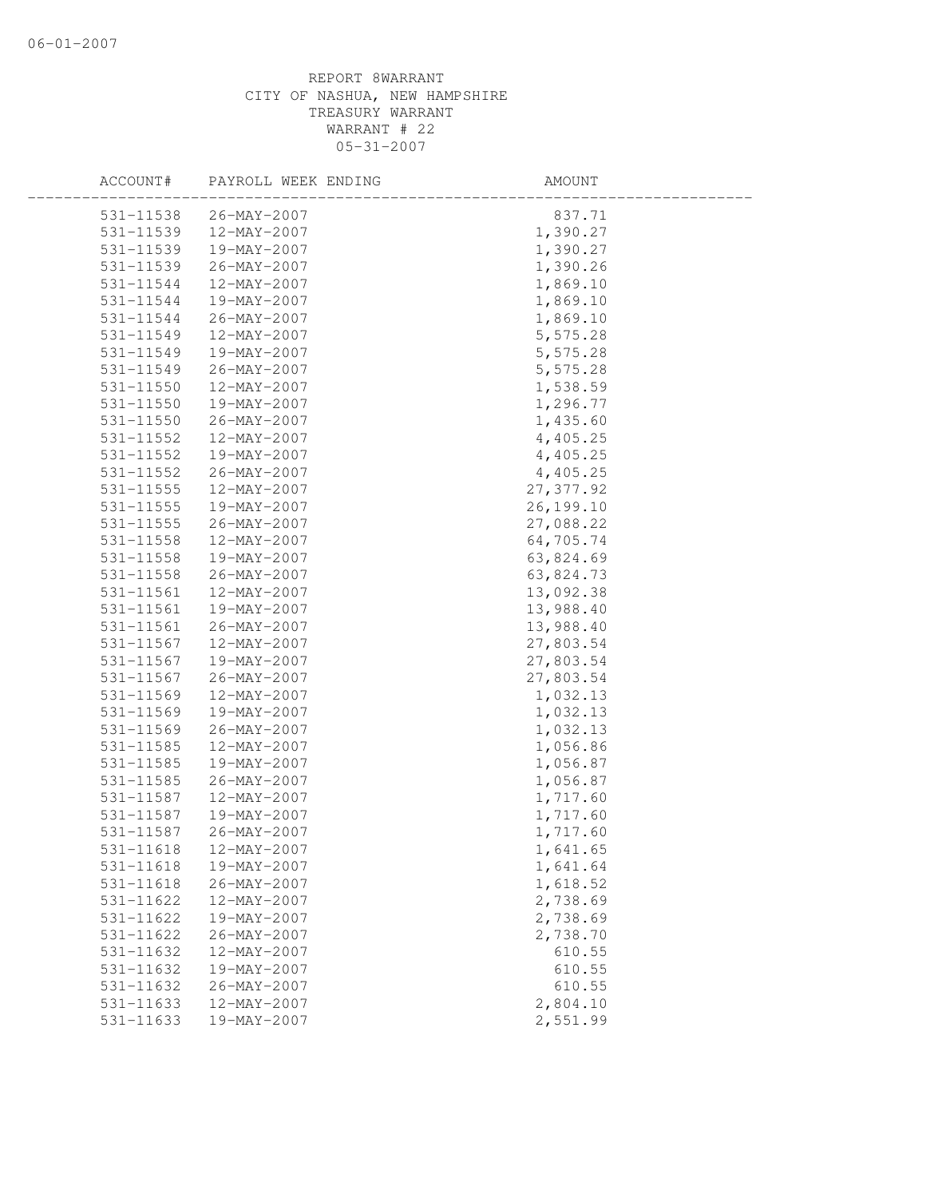REPORT 8WARRANT
CITY OF NASHUA, NEW HAMPSHIRE
TREASURY WARRANT
WARRANT # 22
05-31-2007

| ACCOUNT# | PAYROLL WEEK ENDING | AMOUNT |
|---|---|---|
| 531-11538 | 26-MAY-2007 | 837.71 |
| 531-11539 | 12-MAY-2007 | 1,390.27 |
| 531-11539 | 19-MAY-2007 | 1,390.27 |
| 531-11539 | 26-MAY-2007 | 1,390.26 |
| 531-11544 | 12-MAY-2007 | 1,869.10 |
| 531-11544 | 19-MAY-2007 | 1,869.10 |
| 531-11544 | 26-MAY-2007 | 1,869.10 |
| 531-11549 | 12-MAY-2007 | 5,575.28 |
| 531-11549 | 19-MAY-2007 | 5,575.28 |
| 531-11549 | 26-MAY-2007 | 5,575.28 |
| 531-11550 | 12-MAY-2007 | 1,538.59 |
| 531-11550 | 19-MAY-2007 | 1,296.77 |
| 531-11550 | 26-MAY-2007 | 1,435.60 |
| 531-11552 | 12-MAY-2007 | 4,405.25 |
| 531-11552 | 19-MAY-2007 | 4,405.25 |
| 531-11552 | 26-MAY-2007 | 4,405.25 |
| 531-11555 | 12-MAY-2007 | 27,377.92 |
| 531-11555 | 19-MAY-2007 | 26,199.10 |
| 531-11555 | 26-MAY-2007 | 27,088.22 |
| 531-11558 | 12-MAY-2007 | 64,705.74 |
| 531-11558 | 19-MAY-2007 | 63,824.69 |
| 531-11558 | 26-MAY-2007 | 63,824.73 |
| 531-11561 | 12-MAY-2007 | 13,092.38 |
| 531-11561 | 19-MAY-2007 | 13,988.40 |
| 531-11561 | 26-MAY-2007 | 13,988.40 |
| 531-11567 | 12-MAY-2007 | 27,803.54 |
| 531-11567 | 19-MAY-2007 | 27,803.54 |
| 531-11567 | 26-MAY-2007 | 27,803.54 |
| 531-11569 | 12-MAY-2007 | 1,032.13 |
| 531-11569 | 19-MAY-2007 | 1,032.13 |
| 531-11569 | 26-MAY-2007 | 1,032.13 |
| 531-11585 | 12-MAY-2007 | 1,056.86 |
| 531-11585 | 19-MAY-2007 | 1,056.87 |
| 531-11585 | 26-MAY-2007 | 1,056.87 |
| 531-11587 | 12-MAY-2007 | 1,717.60 |
| 531-11587 | 19-MAY-2007 | 1,717.60 |
| 531-11587 | 26-MAY-2007 | 1,717.60 |
| 531-11618 | 12-MAY-2007 | 1,641.65 |
| 531-11618 | 19-MAY-2007 | 1,641.64 |
| 531-11618 | 26-MAY-2007 | 1,618.52 |
| 531-11622 | 12-MAY-2007 | 2,738.69 |
| 531-11622 | 19-MAY-2007 | 2,738.69 |
| 531-11622 | 26-MAY-2007 | 2,738.70 |
| 531-11632 | 12-MAY-2007 | 610.55 |
| 531-11632 | 19-MAY-2007 | 610.55 |
| 531-11632 | 26-MAY-2007 | 610.55 |
| 531-11633 | 12-MAY-2007 | 2,804.10 |
| 531-11633 | 19-MAY-2007 | 2,551.99 |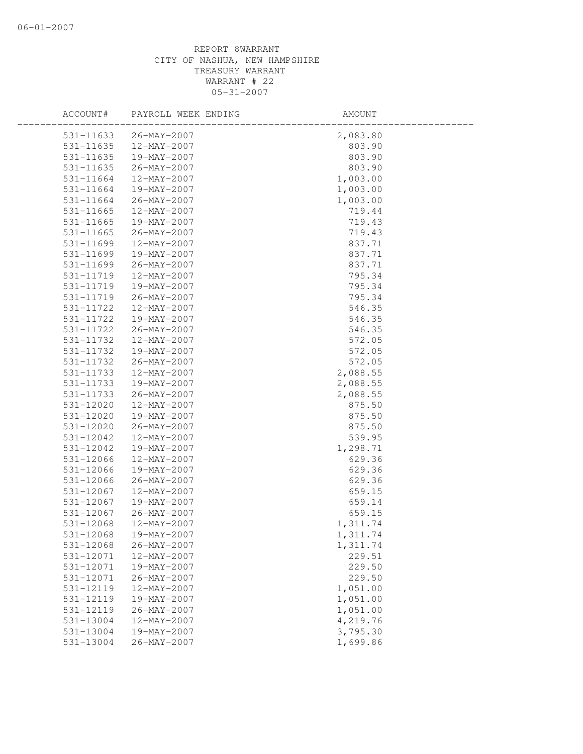REPORT 8WARRANT
CITY OF NASHUA, NEW HAMPSHIRE
TREASURY WARRANT
WARRANT # 22
05-31-2007

| ACCOUNT# | PAYROLL WEEK ENDING | AMOUNT |
|---|---|---|
| 531-11633 | 26-MAY-2007 | 2,083.80 |
| 531-11635 | 12-MAY-2007 | 803.90 |
| 531-11635 | 19-MAY-2007 | 803.90 |
| 531-11635 | 26-MAY-2007 | 803.90 |
| 531-11664 | 12-MAY-2007 | 1,003.00 |
| 531-11664 | 19-MAY-2007 | 1,003.00 |
| 531-11664 | 26-MAY-2007 | 1,003.00 |
| 531-11665 | 12-MAY-2007 | 719.44 |
| 531-11665 | 19-MAY-2007 | 719.43 |
| 531-11665 | 26-MAY-2007 | 719.43 |
| 531-11699 | 12-MAY-2007 | 837.71 |
| 531-11699 | 19-MAY-2007 | 837.71 |
| 531-11699 | 26-MAY-2007 | 837.71 |
| 531-11719 | 12-MAY-2007 | 795.34 |
| 531-11719 | 19-MAY-2007 | 795.34 |
| 531-11719 | 26-MAY-2007 | 795.34 |
| 531-11722 | 12-MAY-2007 | 546.35 |
| 531-11722 | 19-MAY-2007 | 546.35 |
| 531-11722 | 26-MAY-2007 | 546.35 |
| 531-11732 | 12-MAY-2007 | 572.05 |
| 531-11732 | 19-MAY-2007 | 572.05 |
| 531-11732 | 26-MAY-2007 | 572.05 |
| 531-11733 | 12-MAY-2007 | 2,088.55 |
| 531-11733 | 19-MAY-2007 | 2,088.55 |
| 531-11733 | 26-MAY-2007 | 2,088.55 |
| 531-12020 | 12-MAY-2007 | 875.50 |
| 531-12020 | 19-MAY-2007 | 875.50 |
| 531-12020 | 26-MAY-2007 | 875.50 |
| 531-12042 | 12-MAY-2007 | 539.95 |
| 531-12042 | 19-MAY-2007 | 1,298.71 |
| 531-12066 | 12-MAY-2007 | 629.36 |
| 531-12066 | 19-MAY-2007 | 629.36 |
| 531-12066 | 26-MAY-2007 | 629.36 |
| 531-12067 | 12-MAY-2007 | 659.15 |
| 531-12067 | 19-MAY-2007 | 659.14 |
| 531-12067 | 26-MAY-2007 | 659.15 |
| 531-12068 | 12-MAY-2007 | 1,311.74 |
| 531-12068 | 19-MAY-2007 | 1,311.74 |
| 531-12068 | 26-MAY-2007 | 1,311.74 |
| 531-12071 | 12-MAY-2007 | 229.51 |
| 531-12071 | 19-MAY-2007 | 229.50 |
| 531-12071 | 26-MAY-2007 | 229.50 |
| 531-12119 | 12-MAY-2007 | 1,051.00 |
| 531-12119 | 19-MAY-2007 | 1,051.00 |
| 531-12119 | 26-MAY-2007 | 1,051.00 |
| 531-13004 | 12-MAY-2007 | 4,219.76 |
| 531-13004 | 19-MAY-2007 | 3,795.30 |
| 531-13004 | 26-MAY-2007 | 1,699.86 |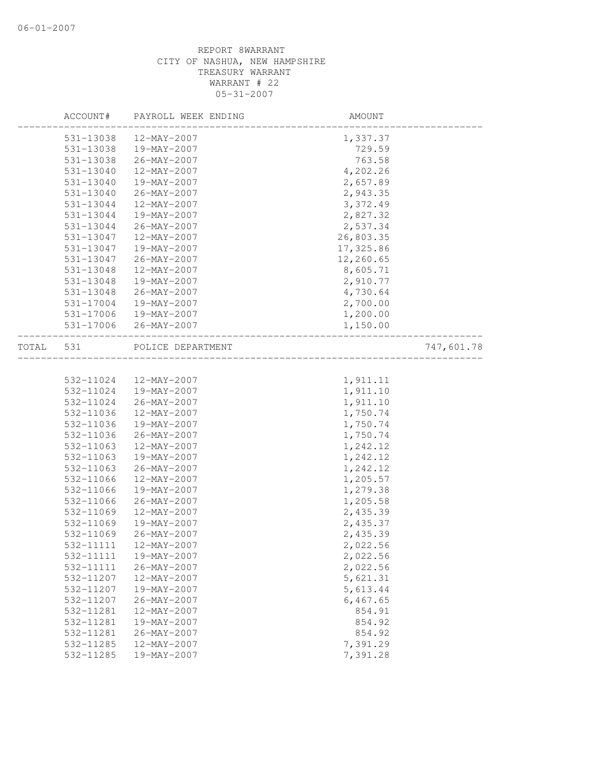REPORT 8WARRANT
CITY OF NASHUA, NEW HAMPSHIRE
TREASURY WARRANT
WARRANT # 22
05-31-2007

| ACCOUNT# | PAYROLL WEEK ENDING | AMOUNT | |
|---|---|---|---|
| 531-13038 | 12-MAY-2007 | 1,337.37 | |
| 531-13038 | 19-MAY-2007 | 729.59 | |
| 531-13038 | 26-MAY-2007 | 763.58 | |
| 531-13040 | 12-MAY-2007 | 4,202.26 | |
| 531-13040 | 19-MAY-2007 | 2,657.89 | |
| 531-13040 | 26-MAY-2007 | 2,943.35 | |
| 531-13044 | 12-MAY-2007 | 3,372.49 | |
| 531-13044 | 19-MAY-2007 | 2,827.32 | |
| 531-13044 | 26-MAY-2007 | 2,537.34 | |
| 531-13047 | 12-MAY-2007 | 26,803.35 | |
| 531-13047 | 19-MAY-2007 | 17,325.86 | |
| 531-13047 | 26-MAY-2007 | 12,260.65 | |
| 531-13048 | 12-MAY-2007 | 8,605.71 | |
| 531-13048 | 19-MAY-2007 | 2,910.77 | |
| 531-13048 | 26-MAY-2007 | 4,730.64 | |
| 531-17004 | 19-MAY-2007 | 2,700.00 | |
| 531-17006 | 19-MAY-2007 | 1,200.00 | |
| 531-17006 | 26-MAY-2007 | 1,150.00 | |
| TOTAL 531 | POLICE DEPARTMENT | | 747,601.78 |
| 532-11024 | 12-MAY-2007 | 1,911.11 | |
| 532-11024 | 19-MAY-2007 | 1,911.10 | |
| 532-11024 | 26-MAY-2007 | 1,911.10 | |
| 532-11036 | 12-MAY-2007 | 1,750.74 | |
| 532-11036 | 19-MAY-2007 | 1,750.74 | |
| 532-11036 | 26-MAY-2007 | 1,750.74 | |
| 532-11063 | 12-MAY-2007 | 1,242.12 | |
| 532-11063 | 19-MAY-2007 | 1,242.12 | |
| 532-11063 | 26-MAY-2007 | 1,242.12 | |
| 532-11066 | 12-MAY-2007 | 1,205.57 | |
| 532-11066 | 19-MAY-2007 | 1,279.38 | |
| 532-11066 | 26-MAY-2007 | 1,205.58 | |
| 532-11069 | 12-MAY-2007 | 2,435.39 | |
| 532-11069 | 19-MAY-2007 | 2,435.37 | |
| 532-11069 | 26-MAY-2007 | 2,435.39 | |
| 532-11111 | 12-MAY-2007 | 2,022.56 | |
| 532-11111 | 19-MAY-2007 | 2,022.56 | |
| 532-11111 | 26-MAY-2007 | 2,022.56 | |
| 532-11207 | 12-MAY-2007 | 5,621.31 | |
| 532-11207 | 19-MAY-2007 | 5,613.44 | |
| 532-11207 | 26-MAY-2007 | 6,467.65 | |
| 532-11281 | 12-MAY-2007 | 854.91 | |
| 532-11281 | 19-MAY-2007 | 854.92 | |
| 532-11281 | 26-MAY-2007 | 854.92 | |
| 532-11285 | 12-MAY-2007 | 7,391.29 | |
| 532-11285 | 19-MAY-2007 | 7,391.28 | |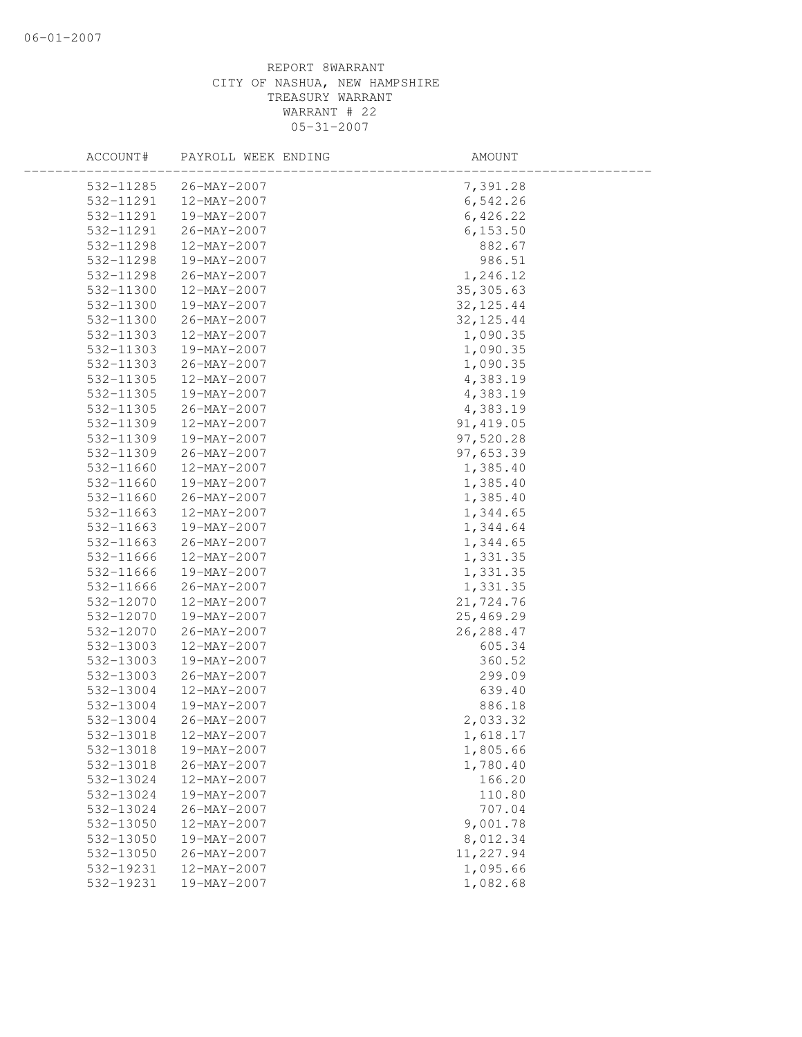REPORT 8WARRANT
CITY OF NASHUA, NEW HAMPSHIRE
TREASURY WARRANT
WARRANT # 22
05-31-2007

| ACCOUNT# | PAYROLL WEEK ENDING | AMOUNT |
|---|---|---|
| 532-11285 | 26-MAY-2007 | 7,391.28 |
| 532-11291 | 12-MAY-2007 | 6,542.26 |
| 532-11291 | 19-MAY-2007 | 6,426.22 |
| 532-11291 | 26-MAY-2007 | 6,153.50 |
| 532-11298 | 12-MAY-2007 | 882.67 |
| 532-11298 | 19-MAY-2007 | 986.51 |
| 532-11298 | 26-MAY-2007 | 1,246.12 |
| 532-11300 | 12-MAY-2007 | 35,305.63 |
| 532-11300 | 19-MAY-2007 | 32,125.44 |
| 532-11300 | 26-MAY-2007 | 32,125.44 |
| 532-11303 | 12-MAY-2007 | 1,090.35 |
| 532-11303 | 19-MAY-2007 | 1,090.35 |
| 532-11303 | 26-MAY-2007 | 1,090.35 |
| 532-11305 | 12-MAY-2007 | 4,383.19 |
| 532-11305 | 19-MAY-2007 | 4,383.19 |
| 532-11305 | 26-MAY-2007 | 4,383.19 |
| 532-11309 | 12-MAY-2007 | 91,419.05 |
| 532-11309 | 19-MAY-2007 | 97,520.28 |
| 532-11309 | 26-MAY-2007 | 97,653.39 |
| 532-11660 | 12-MAY-2007 | 1,385.40 |
| 532-11660 | 19-MAY-2007 | 1,385.40 |
| 532-11660 | 26-MAY-2007 | 1,385.40 |
| 532-11663 | 12-MAY-2007 | 1,344.65 |
| 532-11663 | 19-MAY-2007 | 1,344.64 |
| 532-11663 | 26-MAY-2007 | 1,344.65 |
| 532-11666 | 12-MAY-2007 | 1,331.35 |
| 532-11666 | 19-MAY-2007 | 1,331.35 |
| 532-11666 | 26-MAY-2007 | 1,331.35 |
| 532-12070 | 12-MAY-2007 | 21,724.76 |
| 532-12070 | 19-MAY-2007 | 25,469.29 |
| 532-12070 | 26-MAY-2007 | 26,288.47 |
| 532-13003 | 12-MAY-2007 | 605.34 |
| 532-13003 | 19-MAY-2007 | 360.52 |
| 532-13003 | 26-MAY-2007 | 299.09 |
| 532-13004 | 12-MAY-2007 | 639.40 |
| 532-13004 | 19-MAY-2007 | 886.18 |
| 532-13004 | 26-MAY-2007 | 2,033.32 |
| 532-13018 | 12-MAY-2007 | 1,618.17 |
| 532-13018 | 19-MAY-2007 | 1,805.66 |
| 532-13018 | 26-MAY-2007 | 1,780.40 |
| 532-13024 | 12-MAY-2007 | 166.20 |
| 532-13024 | 19-MAY-2007 | 110.80 |
| 532-13024 | 26-MAY-2007 | 707.04 |
| 532-13050 | 12-MAY-2007 | 9,001.78 |
| 532-13050 | 19-MAY-2007 | 8,012.34 |
| 532-13050 | 26-MAY-2007 | 11,227.94 |
| 532-19231 | 12-MAY-2007 | 1,095.66 |
| 532-19231 | 19-MAY-2007 | 1,082.68 |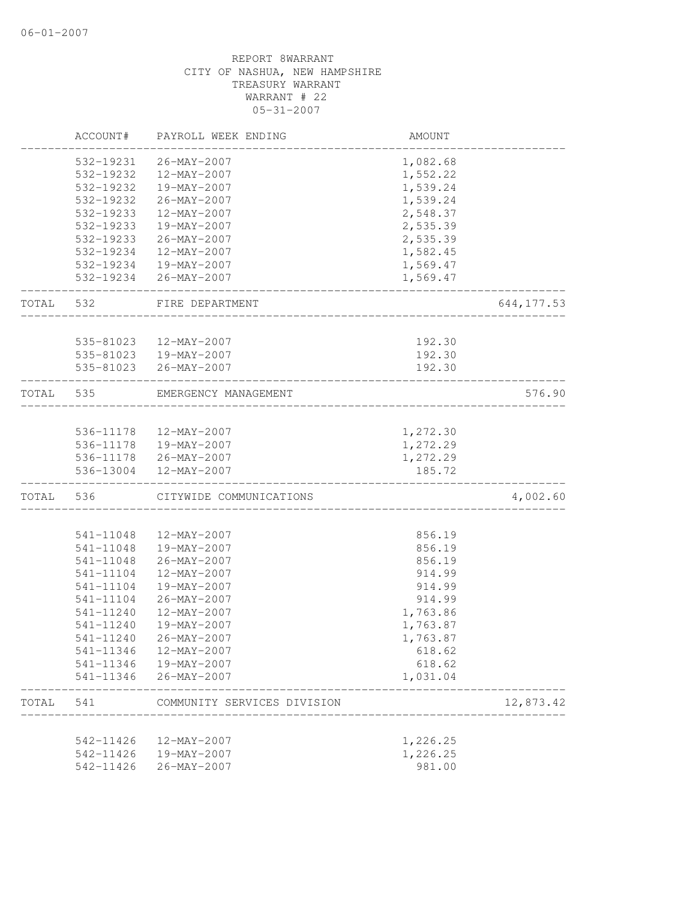06-01-2007

REPORT 8WARRANT
CITY OF NASHUA, NEW HAMPSHIRE
TREASURY WARRANT
WARRANT # 22
05-31-2007

| | ACCOUNT# | PAYROLL WEEK ENDING | AMOUNT | |
|---|---|---|---|---|
| | 532-19231 | 26-MAY-2007 | 1,082.68 | |
| | 532-19232 | 12-MAY-2007 | 1,552.22 | |
| | 532-19232 | 19-MAY-2007 | 1,539.24 | |
| | 532-19232 | 26-MAY-2007 | 1,539.24 | |
| | 532-19233 | 12-MAY-2007 | 2,548.37 | |
| | 532-19233 | 19-MAY-2007 | 2,535.39 | |
| | 532-19233 | 26-MAY-2007 | 2,535.39 | |
| | 532-19234 | 12-MAY-2007 | 1,582.45 | |
| | 532-19234 | 19-MAY-2007 | 1,569.47 | |
| | 532-19234 | 26-MAY-2007 | 1,569.47 | |
| TOTAL | 532 | FIRE DEPARTMENT | | 644,177.53 |
| | 535-81023 | 12-MAY-2007 | 192.30 | |
| | 535-81023 | 19-MAY-2007 | 192.30 | |
| | 535-81023 | 26-MAY-2007 | 192.30 | |
| TOTAL | 535 | EMERGENCY MANAGEMENT | | 576.90 |
| | 536-11178 | 12-MAY-2007 | 1,272.30 | |
| | 536-11178 | 19-MAY-2007 | 1,272.29 | |
| | 536-11178 | 26-MAY-2007 | 1,272.29 | |
| | 536-13004 | 12-MAY-2007 | 185.72 | |
| TOTAL | 536 | CITYWIDE COMMUNICATIONS | | 4,002.60 |
| | 541-11048 | 12-MAY-2007 | 856.19 | |
| | 541-11048 | 19-MAY-2007 | 856.19 | |
| | 541-11048 | 26-MAY-2007 | 856.19 | |
| | 541-11104 | 12-MAY-2007 | 914.99 | |
| | 541-11104 | 19-MAY-2007 | 914.99 | |
| | 541-11104 | 26-MAY-2007 | 914.99 | |
| | 541-11240 | 12-MAY-2007 | 1,763.86 | |
| | 541-11240 | 19-MAY-2007 | 1,763.87 | |
| | 541-11240 | 26-MAY-2007 | 1,763.87 | |
| | 541-11346 | 12-MAY-2007 | 618.62 | |
| | 541-11346 | 19-MAY-2007 | 618.62 | |
| | 541-11346 | 26-MAY-2007 | 1,031.04 | |
| TOTAL | 541 | COMMUNITY SERVICES DIVISION | | 12,873.42 |
| | 542-11426 | 12-MAY-2007 | 1,226.25 | |
| | 542-11426 | 19-MAY-2007 | 1,226.25 | |
| | 542-11426 | 26-MAY-2007 | 981.00 | |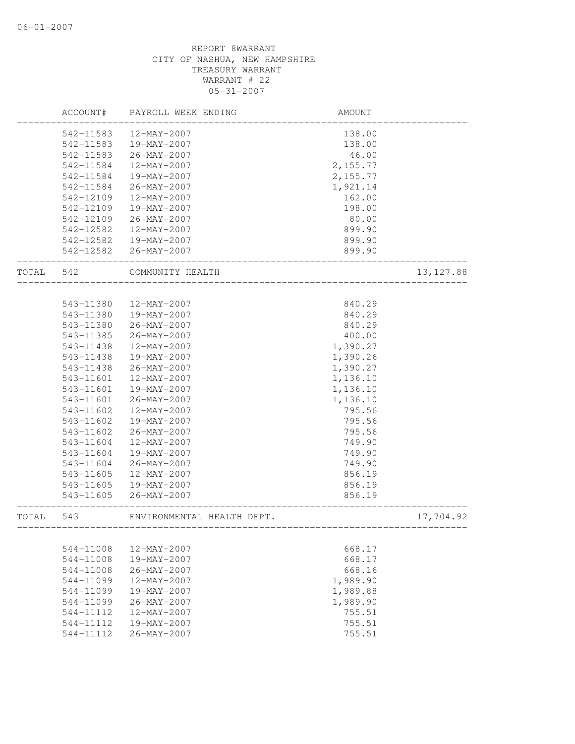06-01-2007

REPORT 8WARRANT
CITY OF NASHUA, NEW HAMPSHIRE
TREASURY WARRANT
WARRANT # 22
05-31-2007

| | ACCOUNT# | PAYROLL WEEK ENDING | AMOUNT | |
|---|---|---|---|---|
| | 542-11583 | 12-MAY-2007 | 138.00 | |
| | 542-11583 | 19-MAY-2007 | 138.00 | |
| | 542-11583 | 26-MAY-2007 | 46.00 | |
| | 542-11584 | 12-MAY-2007 | 2,155.77 | |
| | 542-11584 | 19-MAY-2007 | 2,155.77 | |
| | 542-11584 | 26-MAY-2007 | 1,921.14 | |
| | 542-12109 | 12-MAY-2007 | 162.00 | |
| | 542-12109 | 19-MAY-2007 | 198.00 | |
| | 542-12109 | 26-MAY-2007 | 80.00 | |
| | 542-12582 | 12-MAY-2007 | 899.90 | |
| | 542-12582 | 19-MAY-2007 | 899.90 | |
| | 542-12582 | 26-MAY-2007 | 899.90 | |
| TOTAL | 542 | COMMUNITY HEALTH | | 13,127.88 |
| | 543-11380 | 12-MAY-2007 | 840.29 | |
| | 543-11380 | 19-MAY-2007 | 840.29 | |
| | 543-11380 | 26-MAY-2007 | 840.29 | |
| | 543-11385 | 26-MAY-2007 | 400.00 | |
| | 543-11438 | 12-MAY-2007 | 1,390.27 | |
| | 543-11438 | 19-MAY-2007 | 1,390.26 | |
| | 543-11438 | 26-MAY-2007 | 1,390.27 | |
| | 543-11601 | 12-MAY-2007 | 1,136.10 | |
| | 543-11601 | 19-MAY-2007 | 1,136.10 | |
| | 543-11601 | 26-MAY-2007 | 1,136.10 | |
| | 543-11602 | 12-MAY-2007 | 795.56 | |
| | 543-11602 | 19-MAY-2007 | 795.56 | |
| | 543-11602 | 26-MAY-2007 | 795.56 | |
| | 543-11604 | 12-MAY-2007 | 749.90 | |
| | 543-11604 | 19-MAY-2007 | 749.90 | |
| | 543-11604 | 26-MAY-2007 | 749.90 | |
| | 543-11605 | 12-MAY-2007 | 856.19 | |
| | 543-11605 | 19-MAY-2007 | 856.19 | |
| | 543-11605 | 26-MAY-2007 | 856.19 | |
| TOTAL | 543 | ENVIRONMENTAL HEALTH DEPT. | | 17,704.92 |
| | 544-11008 | 12-MAY-2007 | 668.17 | |
| | 544-11008 | 19-MAY-2007 | 668.17 | |
| | 544-11008 | 26-MAY-2007 | 668.16 | |
| | 544-11099 | 12-MAY-2007 | 1,989.90 | |
| | 544-11099 | 19-MAY-2007 | 1,989.88 | |
| | 544-11099 | 26-MAY-2007 | 1,989.90 | |
| | 544-11112 | 12-MAY-2007 | 755.51 | |
| | 544-11112 | 19-MAY-2007 | 755.51 | |
| | 544-11112 | 26-MAY-2007 | 755.51 | |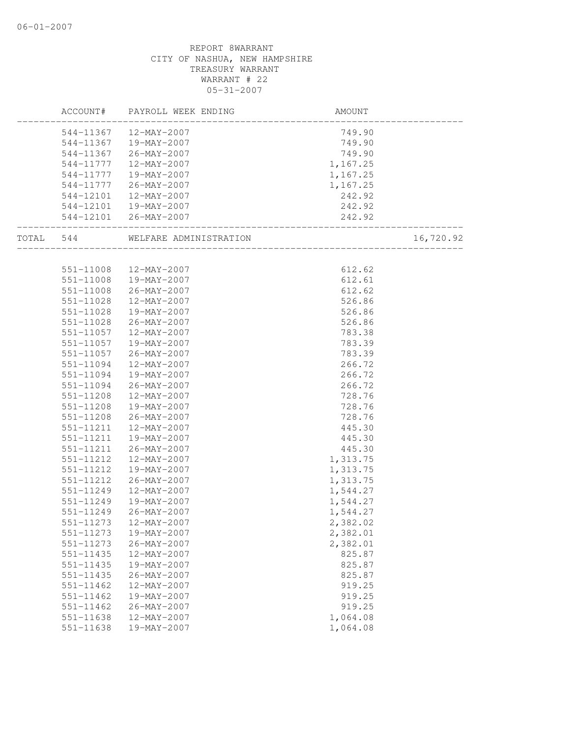REPORT 8WARRANT
CITY OF NASHUA, NEW HAMPSHIRE
TREASURY WARRANT
WARRANT # 22
05-31-2007

| | ACCOUNT# | PAYROLL WEEK ENDING | AMOUNT | |
|---|---|---|---|---|
| | 544-11367 | 12-MAY-2007 | 749.90 | |
| | 544-11367 | 19-MAY-2007 | 749.90 | |
| | 544-11367 | 26-MAY-2007 | 749.90 | |
| | 544-11777 | 12-MAY-2007 | 1,167.25 | |
| | 544-11777 | 19-MAY-2007 | 1,167.25 | |
| | 544-11777 | 26-MAY-2007 | 1,167.25 | |
| | 544-12101 | 12-MAY-2007 | 242.92 | |
| | 544-12101 | 19-MAY-2007 | 242.92 | |
| | 544-12101 | 26-MAY-2007 | 242.92 | |
| TOTAL | 544 | WELFARE ADMINISTRATION | | 16,720.92 |
| | 551-11008 | 12-MAY-2007 | 612.62 | |
| | 551-11008 | 19-MAY-2007 | 612.61 | |
| | 551-11008 | 26-MAY-2007 | 612.62 | |
| | 551-11028 | 12-MAY-2007 | 526.86 | |
| | 551-11028 | 19-MAY-2007 | 526.86 | |
| | 551-11028 | 26-MAY-2007 | 526.86 | |
| | 551-11057 | 12-MAY-2007 | 783.38 | |
| | 551-11057 | 19-MAY-2007 | 783.39 | |
| | 551-11057 | 26-MAY-2007 | 783.39 | |
| | 551-11094 | 12-MAY-2007 | 266.72 | |
| | 551-11094 | 19-MAY-2007 | 266.72 | |
| | 551-11094 | 26-MAY-2007 | 266.72 | |
| | 551-11208 | 12-MAY-2007 | 728.76 | |
| | 551-11208 | 19-MAY-2007 | 728.76 | |
| | 551-11208 | 26-MAY-2007 | 728.76 | |
| | 551-11211 | 12-MAY-2007 | 445.30 | |
| | 551-11211 | 19-MAY-2007 | 445.30 | |
| | 551-11211 | 26-MAY-2007 | 445.30 | |
| | 551-11212 | 12-MAY-2007 | 1,313.75 | |
| | 551-11212 | 19-MAY-2007 | 1,313.75 | |
| | 551-11212 | 26-MAY-2007 | 1,313.75 | |
| | 551-11249 | 12-MAY-2007 | 1,544.27 | |
| | 551-11249 | 19-MAY-2007 | 1,544.27 | |
| | 551-11249 | 26-MAY-2007 | 1,544.27 | |
| | 551-11273 | 12-MAY-2007 | 2,382.02 | |
| | 551-11273 | 19-MAY-2007 | 2,382.01 | |
| | 551-11273 | 26-MAY-2007 | 2,382.01 | |
| | 551-11435 | 12-MAY-2007 | 825.87 | |
| | 551-11435 | 19-MAY-2007 | 825.87 | |
| | 551-11435 | 26-MAY-2007 | 825.87 | |
| | 551-11462 | 12-MAY-2007 | 919.25 | |
| | 551-11462 | 19-MAY-2007 | 919.25 | |
| | 551-11462 | 26-MAY-2007 | 919.25 | |
| | 551-11638 | 12-MAY-2007 | 1,064.08 | |
| | 551-11638 | 19-MAY-2007 | 1,064.08 | |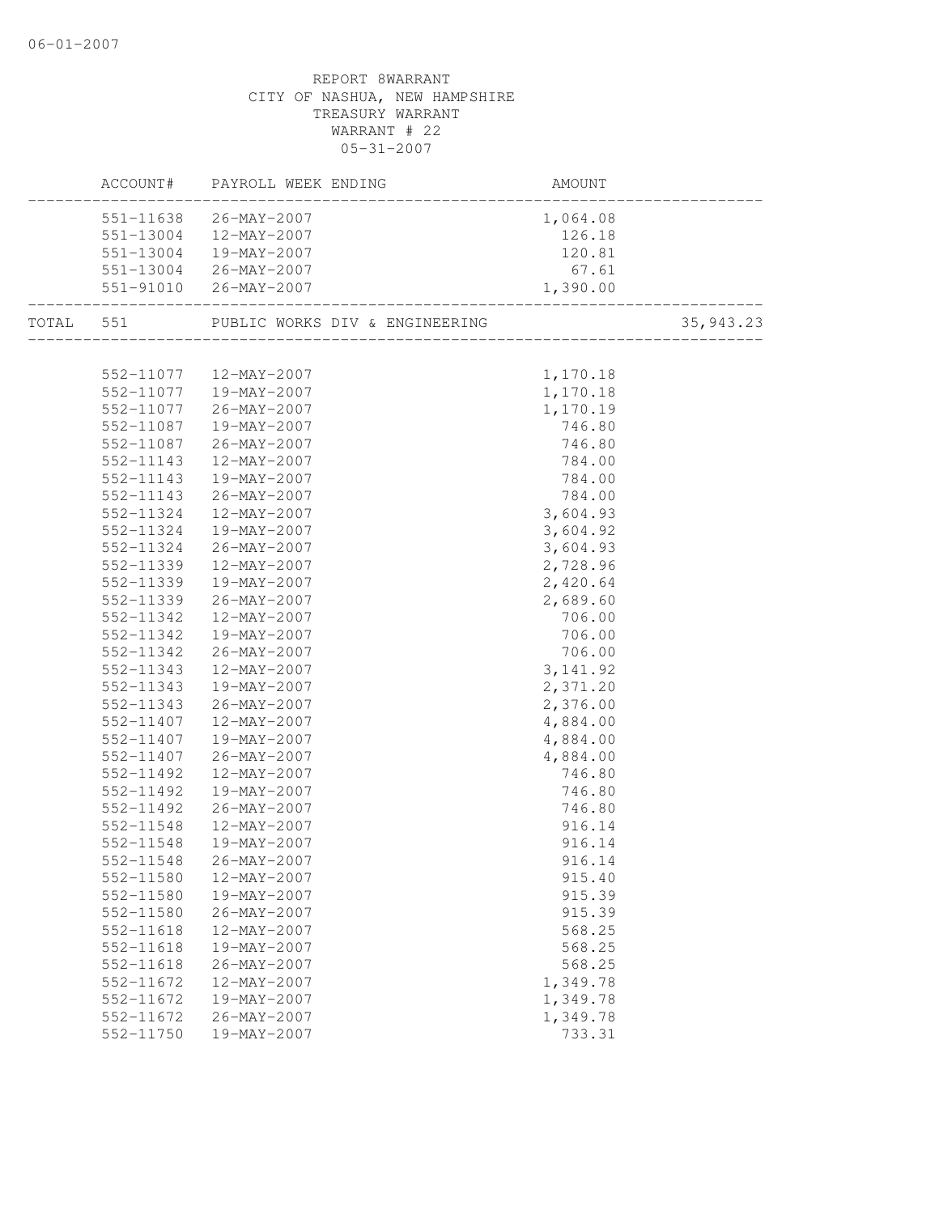REPORT 8WARRANT
CITY OF NASHUA, NEW HAMPSHIRE
TREASURY WARRANT
WARRANT # 22
05-31-2007

| | ACCOUNT# | PAYROLL WEEK ENDING | AMOUNT | |
|---|---|---|---|---|
| | 551-11638 | 26-MAY-2007 | 1,064.08 | |
| | 551-13004 | 12-MAY-2007 | 126.18 | |
| | 551-13004 | 19-MAY-2007 | 120.81 | |
| | 551-13004 | 26-MAY-2007 | 67.61 | |
| | 551-91010 | 26-MAY-2007 | 1,390.00 | |
| TOTAL | 551 | PUBLIC WORKS DIV & ENGINEERING | | 35,943.23 |
| | 552-11077 | 12-MAY-2007 | 1,170.18 | |
| | 552-11077 | 19-MAY-2007 | 1,170.18 | |
| | 552-11077 | 26-MAY-2007 | 1,170.19 | |
| | 552-11087 | 19-MAY-2007 | 746.80 | |
| | 552-11087 | 26-MAY-2007 | 746.80 | |
| | 552-11143 | 12-MAY-2007 | 784.00 | |
| | 552-11143 | 19-MAY-2007 | 784.00 | |
| | 552-11143 | 26-MAY-2007 | 784.00 | |
| | 552-11324 | 12-MAY-2007 | 3,604.93 | |
| | 552-11324 | 19-MAY-2007 | 3,604.92 | |
| | 552-11324 | 26-MAY-2007 | 3,604.93 | |
| | 552-11339 | 12-MAY-2007 | 2,728.96 | |
| | 552-11339 | 19-MAY-2007 | 2,420.64 | |
| | 552-11339 | 26-MAY-2007 | 2,689.60 | |
| | 552-11342 | 12-MAY-2007 | 706.00 | |
| | 552-11342 | 19-MAY-2007 | 706.00 | |
| | 552-11342 | 26-MAY-2007 | 706.00 | |
| | 552-11343 | 12-MAY-2007 | 3,141.92 | |
| | 552-11343 | 19-MAY-2007 | 2,371.20 | |
| | 552-11343 | 26-MAY-2007 | 2,376.00 | |
| | 552-11407 | 12-MAY-2007 | 4,884.00 | |
| | 552-11407 | 19-MAY-2007 | 4,884.00 | |
| | 552-11407 | 26-MAY-2007 | 4,884.00 | |
| | 552-11492 | 12-MAY-2007 | 746.80 | |
| | 552-11492 | 19-MAY-2007 | 746.80 | |
| | 552-11492 | 26-MAY-2007 | 746.80 | |
| | 552-11548 | 12-MAY-2007 | 916.14 | |
| | 552-11548 | 19-MAY-2007 | 916.14 | |
| | 552-11548 | 26-MAY-2007 | 916.14 | |
| | 552-11580 | 12-MAY-2007 | 915.40 | |
| | 552-11580 | 19-MAY-2007 | 915.39 | |
| | 552-11580 | 26-MAY-2007 | 915.39 | |
| | 552-11618 | 12-MAY-2007 | 568.25 | |
| | 552-11618 | 19-MAY-2007 | 568.25 | |
| | 552-11618 | 26-MAY-2007 | 568.25 | |
| | 552-11672 | 12-MAY-2007 | 1,349.78 | |
| | 552-11672 | 19-MAY-2007 | 1,349.78 | |
| | 552-11672 | 26-MAY-2007 | 1,349.78 | |
| | 552-11750 | 19-MAY-2007 | 733.31 | |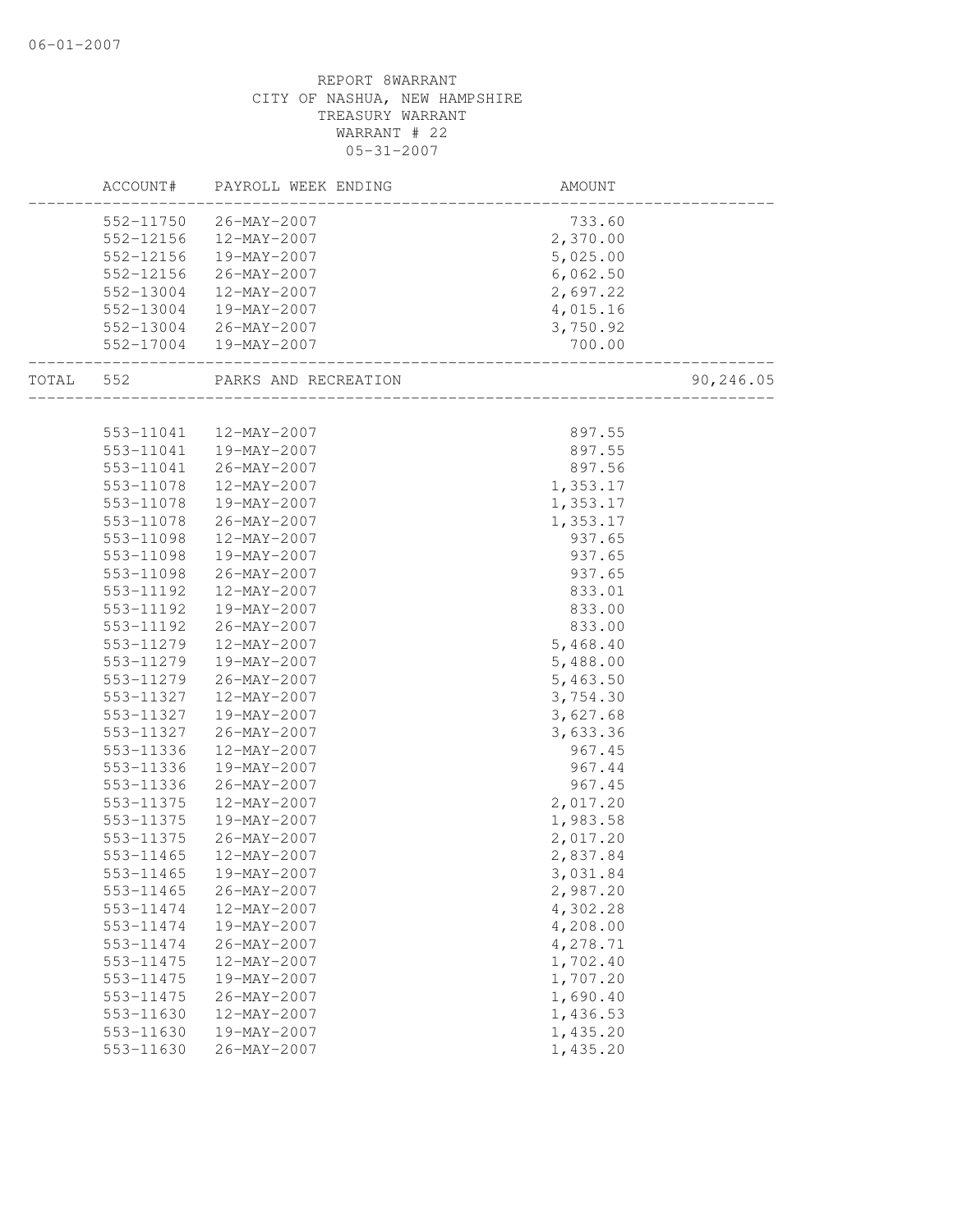06-01-2007

REPORT 8WARRANT
CITY OF NASHUA, NEW HAMPSHIRE
TREASURY WARRANT
WARRANT # 22
05-31-2007

| ACCOUNT# | PAYROLL WEEK ENDING | AMOUNT | |
|---|---|---|---|
| 552-11750 | 26-MAY-2007 | 733.60 | |
| 552-12156 | 12-MAY-2007 | 2,370.00 | |
| 552-12156 | 19-MAY-2007 | 5,025.00 | |
| 552-12156 | 26-MAY-2007 | 6,062.50 | |
| 552-13004 | 12-MAY-2007 | 2,697.22 | |
| 552-13004 | 19-MAY-2007 | 4,015.16 | |
| 552-13004 | 26-MAY-2007 | 3,750.92 | |
| 552-17004 | 19-MAY-2007 | 700.00 | |
| TOTAL 552 | PARKS AND RECREATION | | 90,246.05 |
| 553-11041 | 12-MAY-2007 | 897.55 | |
| 553-11041 | 19-MAY-2007 | 897.55 | |
| 553-11041 | 26-MAY-2007 | 897.56 | |
| 553-11078 | 12-MAY-2007 | 1,353.17 | |
| 553-11078 | 19-MAY-2007 | 1,353.17 | |
| 553-11078 | 26-MAY-2007 | 1,353.17 | |
| 553-11098 | 12-MAY-2007 | 937.65 | |
| 553-11098 | 19-MAY-2007 | 937.65 | |
| 553-11098 | 26-MAY-2007 | 937.65 | |
| 553-11192 | 12-MAY-2007 | 833.01 | |
| 553-11192 | 19-MAY-2007 | 833.00 | |
| 553-11192 | 26-MAY-2007 | 833.00 | |
| 553-11279 | 12-MAY-2007 | 5,468.40 | |
| 553-11279 | 19-MAY-2007 | 5,488.00 | |
| 553-11279 | 26-MAY-2007 | 5,463.50 | |
| 553-11327 | 12-MAY-2007 | 3,754.30 | |
| 553-11327 | 19-MAY-2007 | 3,627.68 | |
| 553-11327 | 26-MAY-2007 | 3,633.36 | |
| 553-11336 | 12-MAY-2007 | 967.45 | |
| 553-11336 | 19-MAY-2007 | 967.44 | |
| 553-11336 | 26-MAY-2007 | 967.45 | |
| 553-11375 | 12-MAY-2007 | 2,017.20 | |
| 553-11375 | 19-MAY-2007 | 1,983.58 | |
| 553-11375 | 26-MAY-2007 | 2,017.20 | |
| 553-11465 | 12-MAY-2007 | 2,837.84 | |
| 553-11465 | 19-MAY-2007 | 3,031.84 | |
| 553-11465 | 26-MAY-2007 | 2,987.20 | |
| 553-11474 | 12-MAY-2007 | 4,302.28 | |
| 553-11474 | 19-MAY-2007 | 4,208.00 | |
| 553-11474 | 26-MAY-2007 | 4,278.71 | |
| 553-11475 | 12-MAY-2007 | 1,702.40 | |
| 553-11475 | 19-MAY-2007 | 1,707.20 | |
| 553-11475 | 26-MAY-2007 | 1,690.40 | |
| 553-11630 | 12-MAY-2007 | 1,436.53 | |
| 553-11630 | 19-MAY-2007 | 1,435.20 | |
| 553-11630 | 26-MAY-2007 | 1,435.20 | |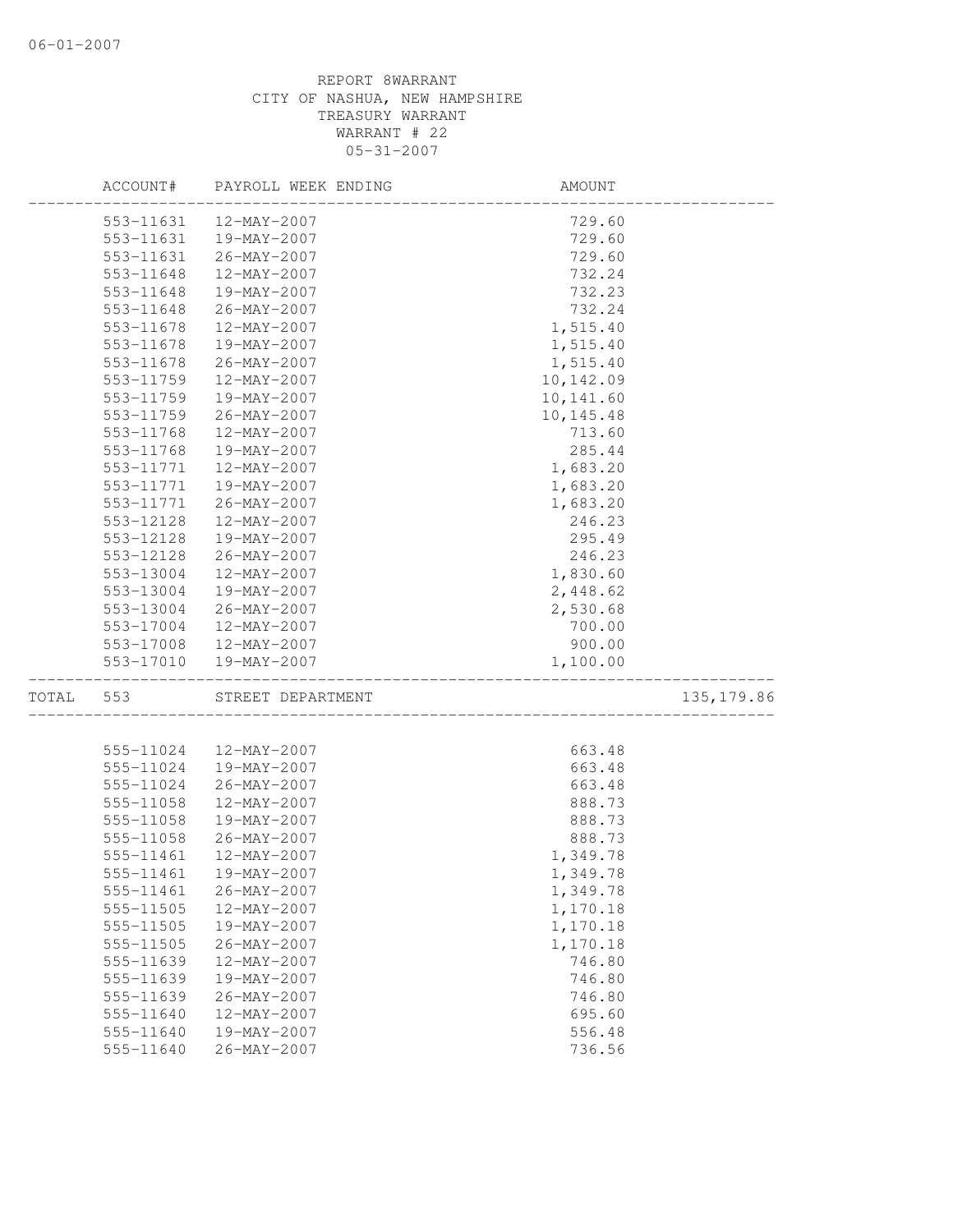REPORT 8WARRANT
CITY OF NASHUA, NEW HAMPSHIRE
TREASURY WARRANT
WARRANT # 22
05-31-2007

| ACCOUNT# | PAYROLL WEEK ENDING | AMOUNT | |
|---|---|---|---|
| 553-11631 | 12-MAY-2007 | 729.60 | |
| 553-11631 | 19-MAY-2007 | 729.60 | |
| 553-11631 | 26-MAY-2007 | 729.60 | |
| 553-11648 | 12-MAY-2007 | 732.24 | |
| 553-11648 | 19-MAY-2007 | 732.23 | |
| 553-11648 | 26-MAY-2007 | 732.24 | |
| 553-11678 | 12-MAY-2007 | 1,515.40 | |
| 553-11678 | 19-MAY-2007 | 1,515.40 | |
| 553-11678 | 26-MAY-2007 | 1,515.40 | |
| 553-11759 | 12-MAY-2007 | 10,142.09 | |
| 553-11759 | 19-MAY-2007 | 10,141.60 | |
| 553-11759 | 26-MAY-2007 | 10,145.48 | |
| 553-11768 | 12-MAY-2007 | 713.60 | |
| 553-11768 | 19-MAY-2007 | 285.44 | |
| 553-11771 | 12-MAY-2007 | 1,683.20 | |
| 553-11771 | 19-MAY-2007 | 1,683.20 | |
| 553-11771 | 26-MAY-2007 | 1,683.20 | |
| 553-12128 | 12-MAY-2007 | 246.23 | |
| 553-12128 | 19-MAY-2007 | 295.49 | |
| 553-12128 | 26-MAY-2007 | 246.23 | |
| 553-13004 | 12-MAY-2007 | 1,830.60 | |
| 553-13004 | 19-MAY-2007 | 2,448.62 | |
| 553-13004 | 26-MAY-2007 | 2,530.68 | |
| 553-17004 | 12-MAY-2007 | 700.00 | |
| 553-17008 | 12-MAY-2007 | 900.00 | |
| 553-17010 | 19-MAY-2007 | 1,100.00 | |
| TOTAL 553 | STREET DEPARTMENT | | 135,179.86 |
| 555-11024 | 12-MAY-2007 | 663.48 | |
| 555-11024 | 19-MAY-2007 | 663.48 | |
| 555-11024 | 26-MAY-2007 | 663.48 | |
| 555-11058 | 12-MAY-2007 | 888.73 | |
| 555-11058 | 19-MAY-2007 | 888.73 | |
| 555-11058 | 26-MAY-2007 | 888.73 | |
| 555-11461 | 12-MAY-2007 | 1,349.78 | |
| 555-11461 | 19-MAY-2007 | 1,349.78 | |
| 555-11461 | 26-MAY-2007 | 1,349.78 | |
| 555-11505 | 12-MAY-2007 | 1,170.18 | |
| 555-11505 | 19-MAY-2007 | 1,170.18 | |
| 555-11505 | 26-MAY-2007 | 1,170.18 | |
| 555-11639 | 12-MAY-2007 | 746.80 | |
| 555-11639 | 19-MAY-2007 | 746.80 | |
| 555-11639 | 26-MAY-2007 | 746.80 | |
| 555-11640 | 12-MAY-2007 | 695.60 | |
| 555-11640 | 19-MAY-2007 | 556.48 | |
| 555-11640 | 26-MAY-2007 | 736.56 | |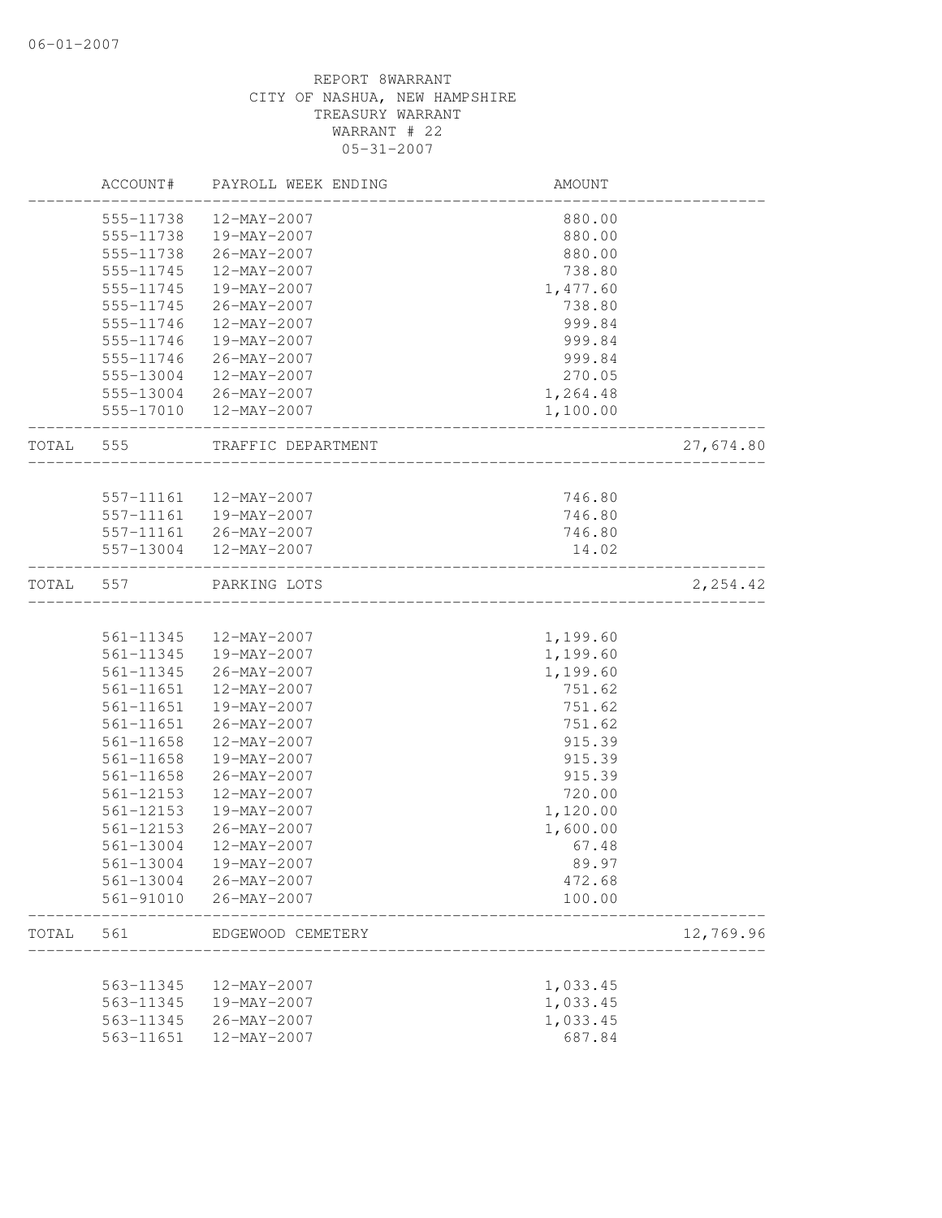06-01-2007

REPORT 8WARRANT
CITY OF NASHUA, NEW HAMPSHIRE
TREASURY WARRANT
WARRANT # 22
05-31-2007

| | ACCOUNT# | PAYROLL WEEK ENDING | AMOUNT | |
|---|---|---|---|---|
| | 555-11738 | 12-MAY-2007 | 880.00 | |
| | 555-11738 | 19-MAY-2007 | 880.00 | |
| | 555-11738 | 26-MAY-2007 | 880.00 | |
| | 555-11745 | 12-MAY-2007 | 738.80 | |
| | 555-11745 | 19-MAY-2007 | 1,477.60 | |
| | 555-11745 | 26-MAY-2007 | 738.80 | |
| | 555-11746 | 12-MAY-2007 | 999.84 | |
| | 555-11746 | 19-MAY-2007 | 999.84 | |
| | 555-11746 | 26-MAY-2007 | 999.84 | |
| | 555-13004 | 12-MAY-2007 | 270.05 | |
| | 555-13004 | 26-MAY-2007 | 1,264.48 | |
| | 555-17010 | 12-MAY-2007 | 1,100.00 | |
| TOTAL | 555 | TRAFFIC DEPARTMENT | | 27,674.80 |
| | 557-11161 | 12-MAY-2007 | 746.80 | |
| | 557-11161 | 19-MAY-2007 | 746.80 | |
| | 557-11161 | 26-MAY-2007 | 746.80 | |
| | 557-13004 | 12-MAY-2007 | 14.02 | |
| TOTAL | 557 | PARKING LOTS | | 2,254.42 |
| | 561-11345 | 12-MAY-2007 | 1,199.60 | |
| | 561-11345 | 19-MAY-2007 | 1,199.60 | |
| | 561-11345 | 26-MAY-2007 | 1,199.60 | |
| | 561-11651 | 12-MAY-2007 | 751.62 | |
| | 561-11651 | 19-MAY-2007 | 751.62 | |
| | 561-11651 | 26-MAY-2007 | 751.62 | |
| | 561-11658 | 12-MAY-2007 | 915.39 | |
| | 561-11658 | 19-MAY-2007 | 915.39 | |
| | 561-11658 | 26-MAY-2007 | 915.39 | |
| | 561-12153 | 12-MAY-2007 | 720.00 | |
| | 561-12153 | 19-MAY-2007 | 1,120.00 | |
| | 561-12153 | 26-MAY-2007 | 1,600.00 | |
| | 561-13004 | 12-MAY-2007 | 67.48 | |
| | 561-13004 | 19-MAY-2007 | 89.97 | |
| | 561-13004 | 26-MAY-2007 | 472.68 | |
| | 561-91010 | 26-MAY-2007 | 100.00 | |
| TOTAL | 561 | EDGEWOOD CEMETERY | | 12,769.96 |
| | 563-11345 | 12-MAY-2007 | 1,033.45 | |
| | 563-11345 | 19-MAY-2007 | 1,033.45 | |
| | 563-11345 | 26-MAY-2007 | 1,033.45 | |
| | 563-11651 | 12-MAY-2007 | 687.84 | |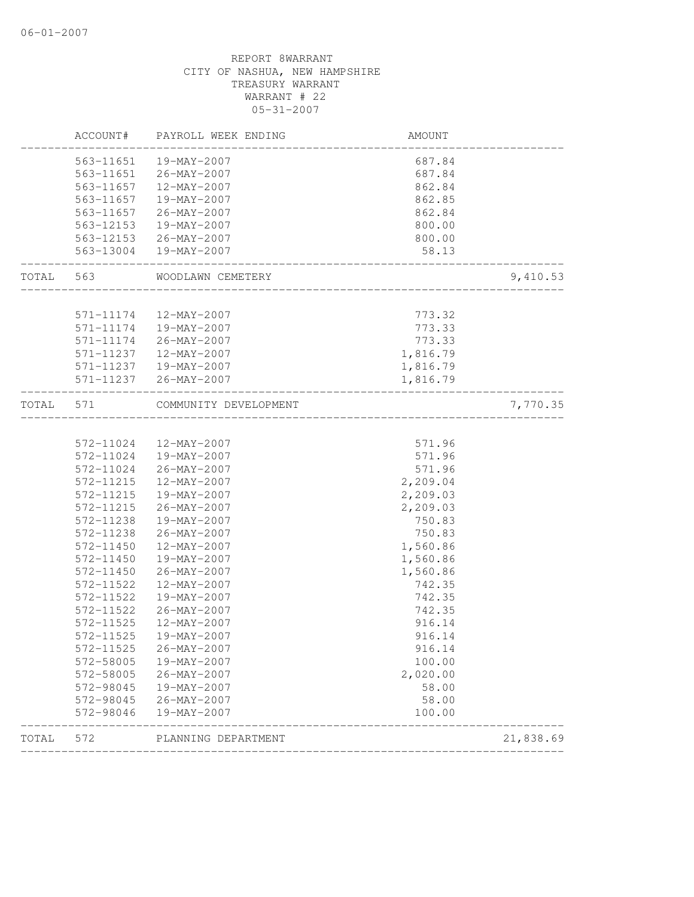REPORT 8WARRANT
CITY OF NASHUA, NEW HAMPSHIRE
TREASURY WARRANT
WARRANT # 22
05-31-2007

| | ACCOUNT# | PAYROLL WEEK ENDING | AMOUNT | |
|---|---|---|---|---|
| | 563-11651 | 19-MAY-2007 | 687.84 | |
| | 563-11651 | 26-MAY-2007 | 687.84 | |
| | 563-11657 | 12-MAY-2007 | 862.84 | |
| | 563-11657 | 19-MAY-2007 | 862.85 | |
| | 563-11657 | 26-MAY-2007 | 862.84 | |
| | 563-12153 | 19-MAY-2007 | 800.00 | |
| | 563-12153 | 26-MAY-2007 | 800.00 | |
| | 563-13004 | 19-MAY-2007 | 58.13 | |
| TOTAL | 563 | WOODLAWN CEMETERY | | 9,410.53 |
| | 571-11174 | 12-MAY-2007 | 773.32 | |
| | 571-11174 | 19-MAY-2007 | 773.33 | |
| | 571-11174 | 26-MAY-2007 | 773.33 | |
| | 571-11237 | 12-MAY-2007 | 1,816.79 | |
| | 571-11237 | 19-MAY-2007 | 1,816.79 | |
| | 571-11237 | 26-MAY-2007 | 1,816.79 | |
| TOTAL | 571 | COMMUNITY DEVELOPMENT | | 7,770.35 |
| | 572-11024 | 12-MAY-2007 | 571.96 | |
| | 572-11024 | 19-MAY-2007 | 571.96 | |
| | 572-11024 | 26-MAY-2007 | 571.96 | |
| | 572-11215 | 12-MAY-2007 | 2,209.04 | |
| | 572-11215 | 19-MAY-2007 | 2,209.03 | |
| | 572-11215 | 26-MAY-2007 | 2,209.03 | |
| | 572-11238 | 19-MAY-2007 | 750.83 | |
| | 572-11238 | 26-MAY-2007 | 750.83 | |
| | 572-11450 | 12-MAY-2007 | 1,560.86 | |
| | 572-11450 | 19-MAY-2007 | 1,560.86 | |
| | 572-11450 | 26-MAY-2007 | 1,560.86 | |
| | 572-11522 | 12-MAY-2007 | 742.35 | |
| | 572-11522 | 19-MAY-2007 | 742.35 | |
| | 572-11522 | 26-MAY-2007 | 742.35 | |
| | 572-11525 | 12-MAY-2007 | 916.14 | |
| | 572-11525 | 19-MAY-2007 | 916.14 | |
| | 572-11525 | 26-MAY-2007 | 916.14 | |
| | 572-58005 | 19-MAY-2007 | 100.00 | |
| | 572-58005 | 26-MAY-2007 | 2,020.00 | |
| | 572-98045 | 19-MAY-2007 | 58.00 | |
| | 572-98045 | 26-MAY-2007 | 58.00 | |
| | 572-98046 | 19-MAY-2007 | 100.00 | |
| TOTAL | 572 | PLANNING DEPARTMENT | | 21,838.69 |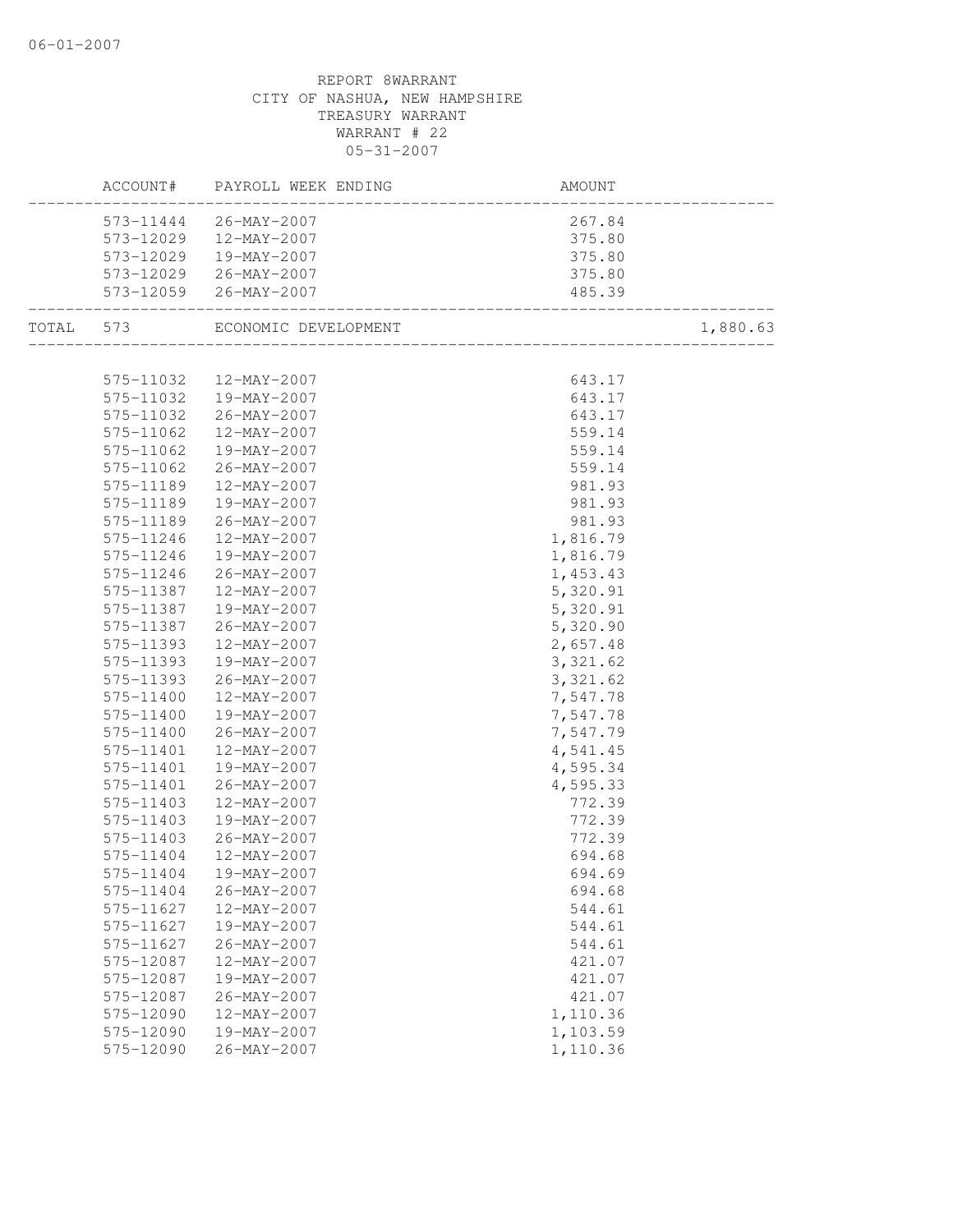REPORT 8WARRANT
CITY OF NASHUA, NEW HAMPSHIRE
TREASURY WARRANT
WARRANT # 22
05-31-2007

| | ACCOUNT# | PAYROLL WEEK ENDING | AMOUNT | |
|---|---|---|---|---|
| | 573-11444 | 26-MAY-2007 | 267.84 | |
| | 573-12029 | 12-MAY-2007 | 375.80 | |
| | 573-12029 | 19-MAY-2007 | 375.80 | |
| | 573-12029 | 26-MAY-2007 | 375.80 | |
| | 573-12059 | 26-MAY-2007 | 485.39 | |
| TOTAL | 573 | ECONOMIC DEVELOPMENT | | 1,880.63 |
| | 575-11032 | 12-MAY-2007 | 643.17 | |
| | 575-11032 | 19-MAY-2007 | 643.17 | |
| | 575-11032 | 26-MAY-2007 | 643.17 | |
| | 575-11062 | 12-MAY-2007 | 559.14 | |
| | 575-11062 | 19-MAY-2007 | 559.14 | |
| | 575-11062 | 26-MAY-2007 | 559.14 | |
| | 575-11189 | 12-MAY-2007 | 981.93 | |
| | 575-11189 | 19-MAY-2007 | 981.93 | |
| | 575-11189 | 26-MAY-2007 | 981.93 | |
| | 575-11246 | 12-MAY-2007 | 1,816.79 | |
| | 575-11246 | 19-MAY-2007 | 1,816.79 | |
| | 575-11246 | 26-MAY-2007 | 1,453.43 | |
| | 575-11387 | 12-MAY-2007 | 5,320.91 | |
| | 575-11387 | 19-MAY-2007 | 5,320.91 | |
| | 575-11387 | 26-MAY-2007 | 5,320.90 | |
| | 575-11393 | 12-MAY-2007 | 2,657.48 | |
| | 575-11393 | 19-MAY-2007 | 3,321.62 | |
| | 575-11393 | 26-MAY-2007 | 3,321.62 | |
| | 575-11400 | 12-MAY-2007 | 7,547.78 | |
| | 575-11400 | 19-MAY-2007 | 7,547.78 | |
| | 575-11400 | 26-MAY-2007 | 7,547.79 | |
| | 575-11401 | 12-MAY-2007 | 4,541.45 | |
| | 575-11401 | 19-MAY-2007 | 4,595.34 | |
| | 575-11401 | 26-MAY-2007 | 4,595.33 | |
| | 575-11403 | 12-MAY-2007 | 772.39 | |
| | 575-11403 | 19-MAY-2007 | 772.39 | |
| | 575-11403 | 26-MAY-2007 | 772.39 | |
| | 575-11404 | 12-MAY-2007 | 694.68 | |
| | 575-11404 | 19-MAY-2007 | 694.69 | |
| | 575-11404 | 26-MAY-2007 | 694.68 | |
| | 575-11627 | 12-MAY-2007 | 544.61 | |
| | 575-11627 | 19-MAY-2007 | 544.61 | |
| | 575-11627 | 26-MAY-2007 | 544.61 | |
| | 575-12087 | 12-MAY-2007 | 421.07 | |
| | 575-12087 | 19-MAY-2007 | 421.07 | |
| | 575-12087 | 26-MAY-2007 | 421.07 | |
| | 575-12090 | 12-MAY-2007 | 1,110.36 | |
| | 575-12090 | 19-MAY-2007 | 1,103.59 | |
| | 575-12090 | 26-MAY-2007 | 1,110.36 | |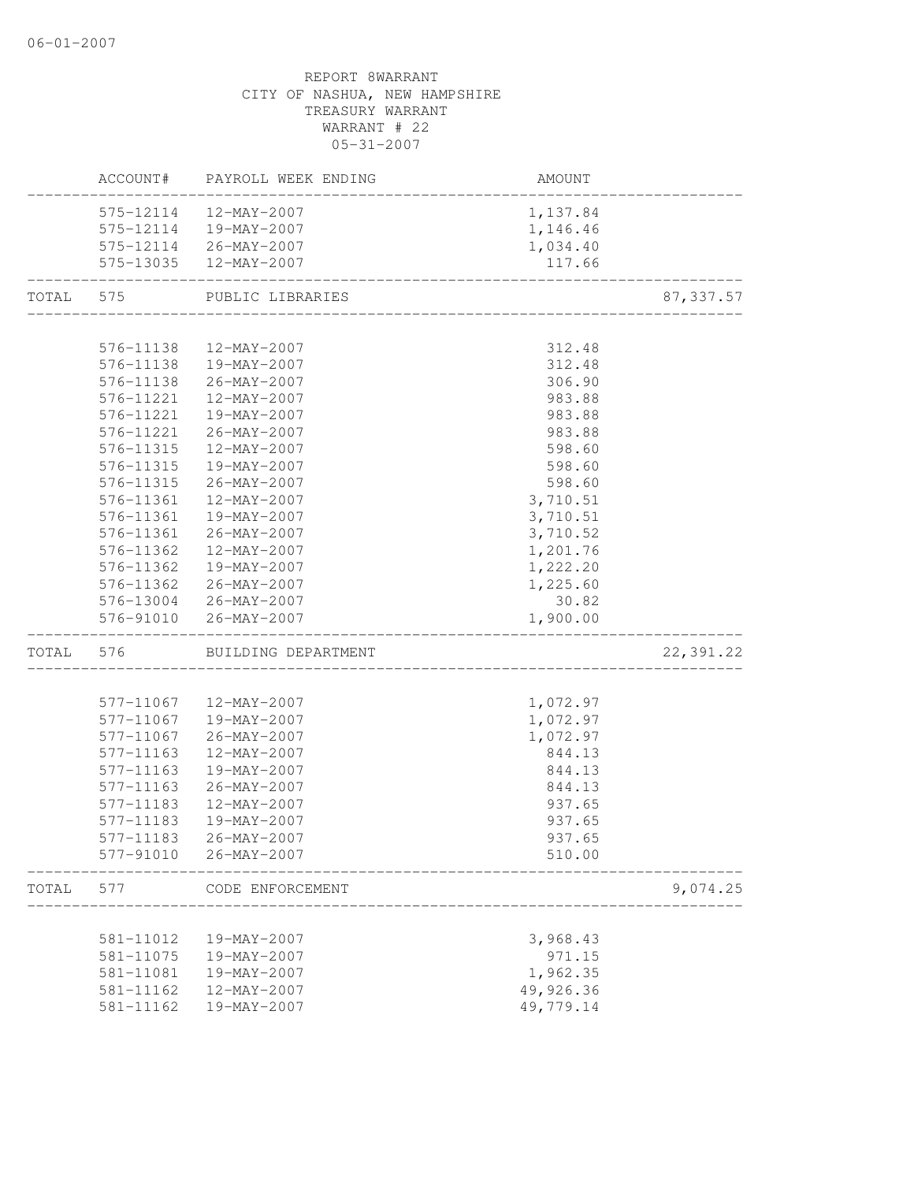06-01-2007

REPORT 8WARRANT
CITY OF NASHUA, NEW HAMPSHIRE
TREASURY WARRANT
WARRANT # 22
05-31-2007

| | ACCOUNT# | PAYROLL WEEK ENDING | AMOUNT | |
|---|---|---|---|---|
| | 575-12114 | 12-MAY-2007 | 1,137.84 | |
| | 575-12114 | 19-MAY-2007 | 1,146.46 | |
| | 575-12114 | 26-MAY-2007 | 1,034.40 | |
| | 575-13035 | 12-MAY-2007 | 117.66 | |
| TOTAL | 575 | PUBLIC LIBRARIES | | 87,337.57 |
| | 576-11138 | 12-MAY-2007 | 312.48 | |
| | 576-11138 | 19-MAY-2007 | 312.48 | |
| | 576-11138 | 26-MAY-2007 | 306.90 | |
| | 576-11221 | 12-MAY-2007 | 983.88 | |
| | 576-11221 | 19-MAY-2007 | 983.88 | |
| | 576-11221 | 26-MAY-2007 | 983.88 | |
| | 576-11315 | 12-MAY-2007 | 598.60 | |
| | 576-11315 | 19-MAY-2007 | 598.60 | |
| | 576-11315 | 26-MAY-2007 | 598.60 | |
| | 576-11361 | 12-MAY-2007 | 3,710.51 | |
| | 576-11361 | 19-MAY-2007 | 3,710.51 | |
| | 576-11361 | 26-MAY-2007 | 3,710.52 | |
| | 576-11362 | 12-MAY-2007 | 1,201.76 | |
| | 576-11362 | 19-MAY-2007 | 1,222.20 | |
| | 576-11362 | 26-MAY-2007 | 1,225.60 | |
| | 576-13004 | 26-MAY-2007 | 30.82 | |
| | 576-91010 | 26-MAY-2007 | 1,900.00 | |
| TOTAL | 576 | BUILDING DEPARTMENT | | 22,391.22 |
| | 577-11067 | 12-MAY-2007 | 1,072.97 | |
| | 577-11067 | 19-MAY-2007 | 1,072.97 | |
| | 577-11067 | 26-MAY-2007 | 1,072.97 | |
| | 577-11163 | 12-MAY-2007 | 844.13 | |
| | 577-11163 | 19-MAY-2007 | 844.13 | |
| | 577-11163 | 26-MAY-2007 | 844.13 | |
| | 577-11183 | 12-MAY-2007 | 937.65 | |
| | 577-11183 | 19-MAY-2007 | 937.65 | |
| | 577-11183 | 26-MAY-2007 | 937.65 | |
| | 577-91010 | 26-MAY-2007 | 510.00 | |
| TOTAL | 577 | CODE ENFORCEMENT | | 9,074.25 |
| | 581-11012 | 19-MAY-2007 | 3,968.43 | |
| | 581-11075 | 19-MAY-2007 | 971.15 | |
| | 581-11081 | 19-MAY-2007 | 1,962.35 | |
| | 581-11162 | 12-MAY-2007 | 49,926.36 | |
| | 581-11162 | 19-MAY-2007 | 49,779.14 | |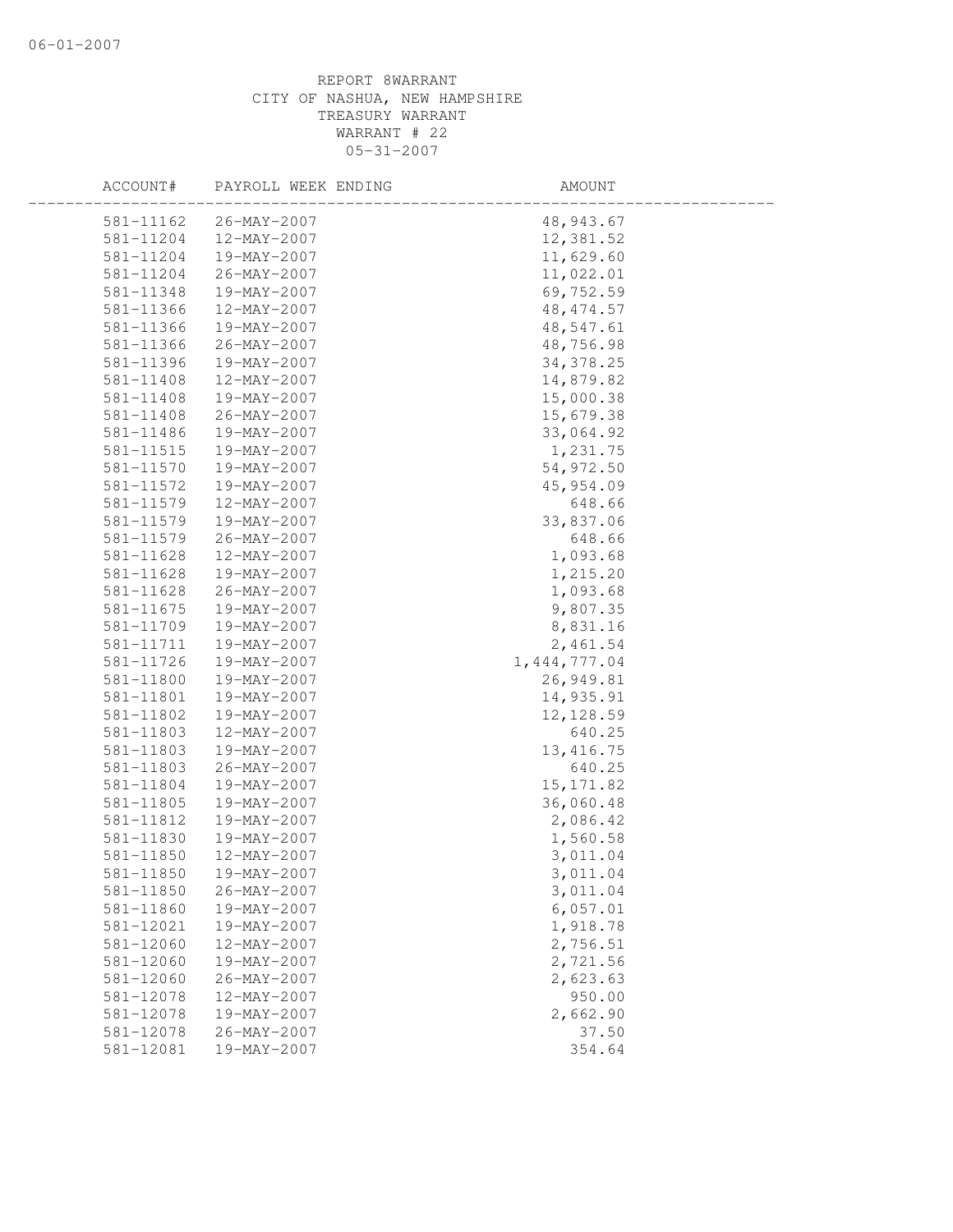REPORT 8WARRANT
CITY OF NASHUA, NEW HAMPSHIRE
TREASURY WARRANT
WARRANT # 22
05-31-2007

| ACCOUNT# | PAYROLL WEEK ENDING | AMOUNT |
|---|---|---|
| 581-11162 | 26-MAY-2007 | 48,943.67 |
| 581-11204 | 12-MAY-2007 | 12,381.52 |
| 581-11204 | 19-MAY-2007 | 11,629.60 |
| 581-11204 | 26-MAY-2007 | 11,022.01 |
| 581-11348 | 19-MAY-2007 | 69,752.59 |
| 581-11366 | 12-MAY-2007 | 48,474.57 |
| 581-11366 | 19-MAY-2007 | 48,547.61 |
| 581-11366 | 26-MAY-2007 | 48,756.98 |
| 581-11396 | 19-MAY-2007 | 34,378.25 |
| 581-11408 | 12-MAY-2007 | 14,879.82 |
| 581-11408 | 19-MAY-2007 | 15,000.38 |
| 581-11408 | 26-MAY-2007 | 15,679.38 |
| 581-11486 | 19-MAY-2007 | 33,064.92 |
| 581-11515 | 19-MAY-2007 | 1,231.75 |
| 581-11570 | 19-MAY-2007 | 54,972.50 |
| 581-11572 | 19-MAY-2007 | 45,954.09 |
| 581-11579 | 12-MAY-2007 | 648.66 |
| 581-11579 | 19-MAY-2007 | 33,837.06 |
| 581-11579 | 26-MAY-2007 | 648.66 |
| 581-11628 | 12-MAY-2007 | 1,093.68 |
| 581-11628 | 19-MAY-2007 | 1,215.20 |
| 581-11628 | 26-MAY-2007 | 1,093.68 |
| 581-11675 | 19-MAY-2007 | 9,807.35 |
| 581-11709 | 19-MAY-2007 | 8,831.16 |
| 581-11711 | 19-MAY-2007 | 2,461.54 |
| 581-11726 | 19-MAY-2007 | 1,444,777.04 |
| 581-11800 | 19-MAY-2007 | 26,949.81 |
| 581-11801 | 19-MAY-2007 | 14,935.91 |
| 581-11802 | 19-MAY-2007 | 12,128.59 |
| 581-11803 | 12-MAY-2007 | 640.25 |
| 581-11803 | 19-MAY-2007 | 13,416.75 |
| 581-11803 | 26-MAY-2007 | 640.25 |
| 581-11804 | 19-MAY-2007 | 15,171.82 |
| 581-11805 | 19-MAY-2007 | 36,060.48 |
| 581-11812 | 19-MAY-2007 | 2,086.42 |
| 581-11830 | 19-MAY-2007 | 1,560.58 |
| 581-11850 | 12-MAY-2007 | 3,011.04 |
| 581-11850 | 19-MAY-2007 | 3,011.04 |
| 581-11850 | 26-MAY-2007 | 3,011.04 |
| 581-11860 | 19-MAY-2007 | 6,057.01 |
| 581-12021 | 19-MAY-2007 | 1,918.78 |
| 581-12060 | 12-MAY-2007 | 2,756.51 |
| 581-12060 | 19-MAY-2007 | 2,721.56 |
| 581-12060 | 26-MAY-2007 | 2,623.63 |
| 581-12078 | 12-MAY-2007 | 950.00 |
| 581-12078 | 19-MAY-2007 | 2,662.90 |
| 581-12078 | 26-MAY-2007 | 37.50 |
| 581-12081 | 19-MAY-2007 | 354.64 |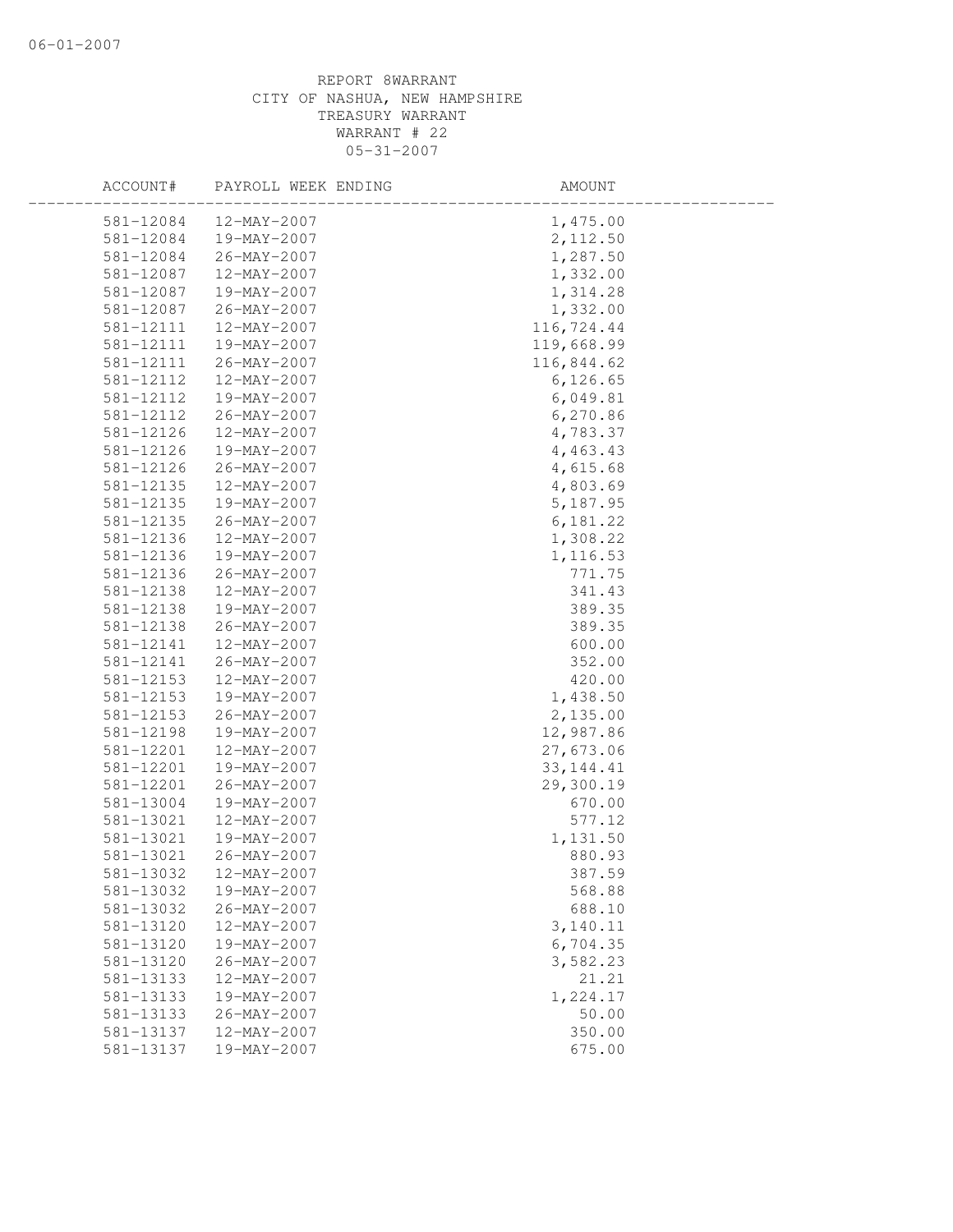REPORT 8WARRANT
CITY OF NASHUA, NEW HAMPSHIRE
TREASURY WARRANT
WARRANT # 22
05-31-2007

| ACCOUNT# | PAYROLL WEEK ENDING | AMOUNT |
|---|---|---|
| 581-12084 | 12-MAY-2007 | 1,475.00 |
| 581-12084 | 19-MAY-2007 | 2,112.50 |
| 581-12084 | 26-MAY-2007 | 1,287.50 |
| 581-12087 | 12-MAY-2007 | 1,332.00 |
| 581-12087 | 19-MAY-2007 | 1,314.28 |
| 581-12087 | 26-MAY-2007 | 1,332.00 |
| 581-12111 | 12-MAY-2007 | 116,724.44 |
| 581-12111 | 19-MAY-2007 | 119,668.99 |
| 581-12111 | 26-MAY-2007 | 116,844.62 |
| 581-12112 | 12-MAY-2007 | 6,126.65 |
| 581-12112 | 19-MAY-2007 | 6,049.81 |
| 581-12112 | 26-MAY-2007 | 6,270.86 |
| 581-12126 | 12-MAY-2007 | 4,783.37 |
| 581-12126 | 19-MAY-2007 | 4,463.43 |
| 581-12126 | 26-MAY-2007 | 4,615.68 |
| 581-12135 | 12-MAY-2007 | 4,803.69 |
| 581-12135 | 19-MAY-2007 | 5,187.95 |
| 581-12135 | 26-MAY-2007 | 6,181.22 |
| 581-12136 | 12-MAY-2007 | 1,308.22 |
| 581-12136 | 19-MAY-2007 | 1,116.53 |
| 581-12136 | 26-MAY-2007 | 771.75 |
| 581-12138 | 12-MAY-2007 | 341.43 |
| 581-12138 | 19-MAY-2007 | 389.35 |
| 581-12138 | 26-MAY-2007 | 389.35 |
| 581-12141 | 12-MAY-2007 | 600.00 |
| 581-12141 | 26-MAY-2007 | 352.00 |
| 581-12153 | 12-MAY-2007 | 420.00 |
| 581-12153 | 19-MAY-2007 | 1,438.50 |
| 581-12153 | 26-MAY-2007 | 2,135.00 |
| 581-12198 | 19-MAY-2007 | 12,987.86 |
| 581-12201 | 12-MAY-2007 | 27,673.06 |
| 581-12201 | 19-MAY-2007 | 33,144.41 |
| 581-12201 | 26-MAY-2007 | 29,300.19 |
| 581-13004 | 19-MAY-2007 | 670.00 |
| 581-13021 | 12-MAY-2007 | 577.12 |
| 581-13021 | 19-MAY-2007 | 1,131.50 |
| 581-13021 | 26-MAY-2007 | 880.93 |
| 581-13032 | 12-MAY-2007 | 387.59 |
| 581-13032 | 19-MAY-2007 | 568.88 |
| 581-13032 | 26-MAY-2007 | 688.10 |
| 581-13120 | 12-MAY-2007 | 3,140.11 |
| 581-13120 | 19-MAY-2007 | 6,704.35 |
| 581-13120 | 26-MAY-2007 | 3,582.23 |
| 581-13133 | 12-MAY-2007 | 21.21 |
| 581-13133 | 19-MAY-2007 | 1,224.17 |
| 581-13133 | 26-MAY-2007 | 50.00 |
| 581-13137 | 12-MAY-2007 | 350.00 |
| 581-13137 | 19-MAY-2007 | 675.00 |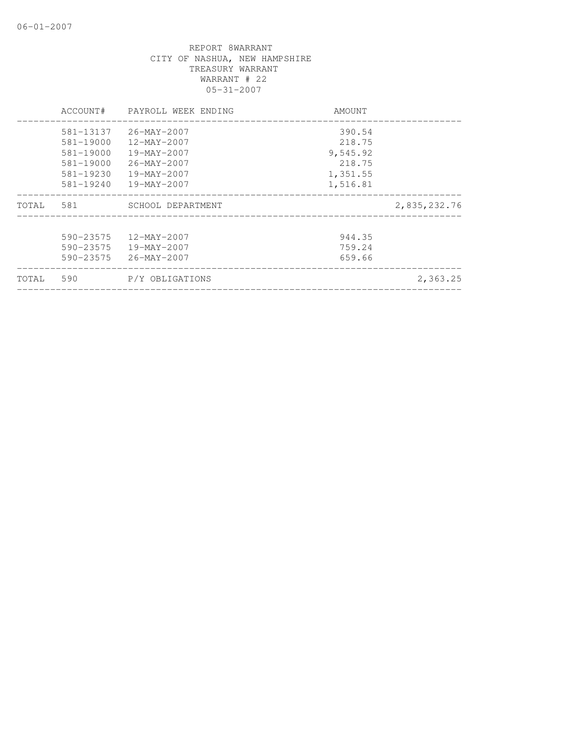REPORT 8WARRANT
CITY OF NASHUA, NEW HAMPSHIRE
TREASURY WARRANT
WARRANT # 22
05-31-2007

| | ACCOUNT# | PAYROLL WEEK ENDING | AMOUNT | |
|---|---|---|---|---|
| | 581-13137 | 26-MAY-2007 | 390.54 | |
| | 581-19000 | 12-MAY-2007 | 218.75 | |
| | 581-19000 | 19-MAY-2007 | 9,545.92 | |
| | 581-19000 | 26-MAY-2007 | 218.75 | |
| | 581-19230 | 19-MAY-2007 | 1,351.55 | |
| | 581-19240 | 19-MAY-2007 | 1,516.81 | |
| TOTAL | 581 | SCHOOL DEPARTMENT | | 2,835,232.76 |
| | 590-23575 | 12-MAY-2007 | 944.35 | |
| | 590-23575 | 19-MAY-2007 | 759.24 | |
| | 590-23575 | 26-MAY-2007 | 659.66 | |
| TOTAL | 590 | P/Y OBLIGATIONS | | 2,363.25 |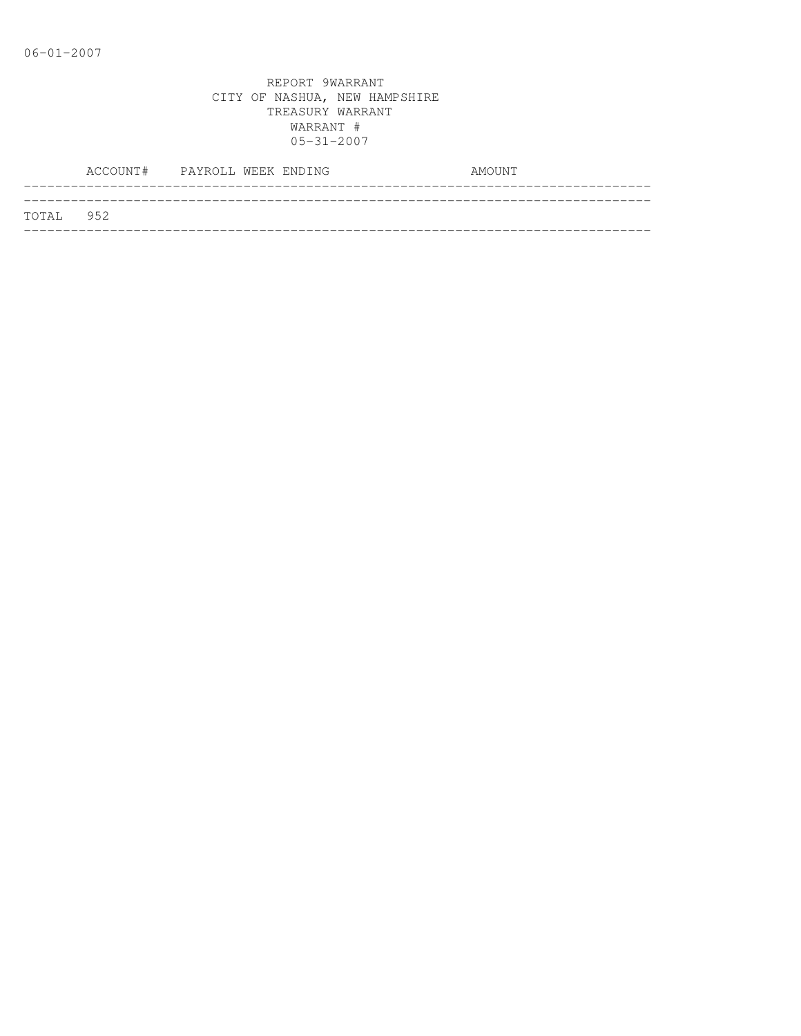06-01-2007

REPORT 9WARRANT
CITY OF NASHUA, NEW HAMPSHIRE
TREASURY WARRANT
WARRANT #
05-31-2007

| ACCOUNT# | PAYROLL WEEK ENDING | AMOUNT |
|---|---|---|
| TOTAL 952 | | |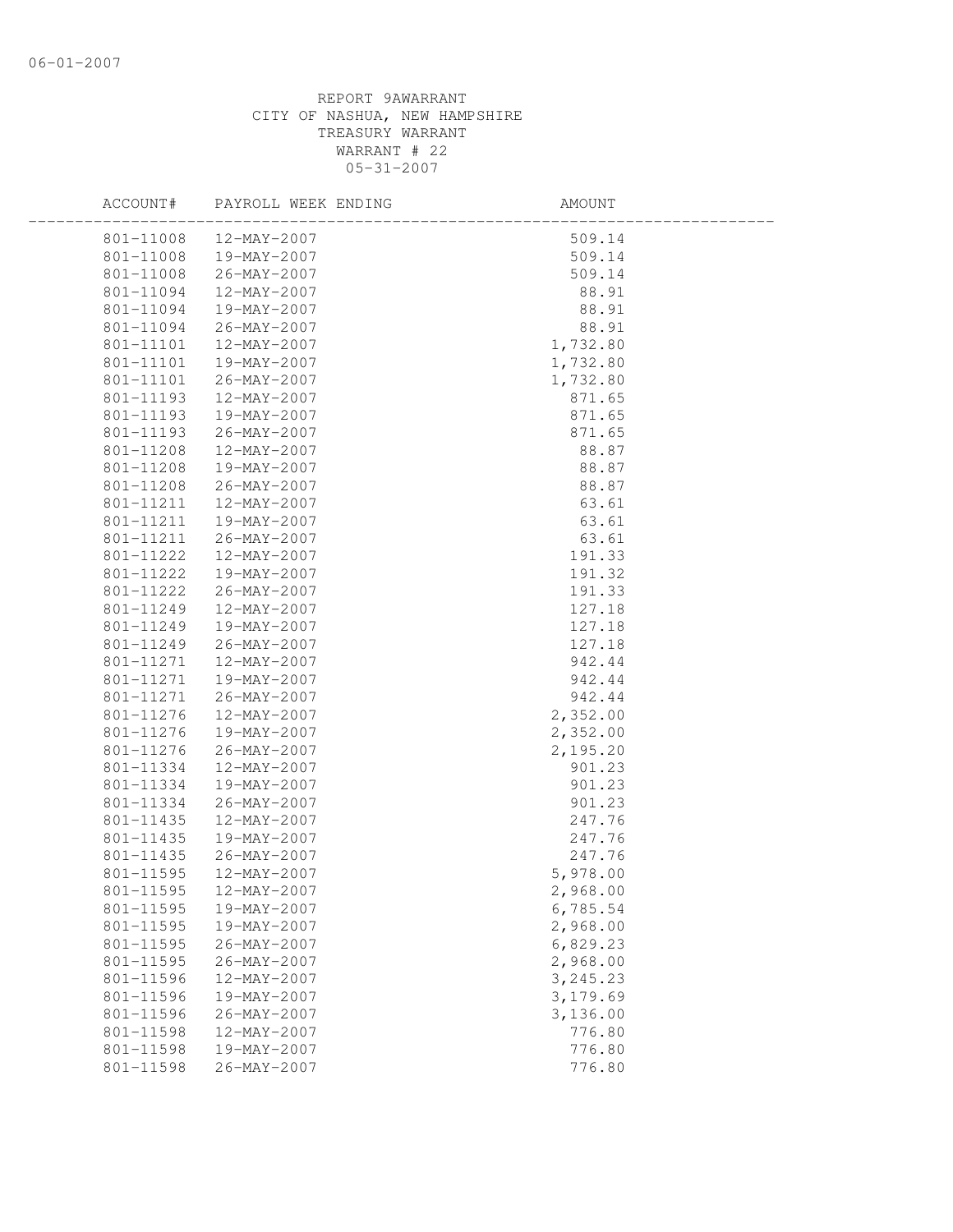REPORT 9AWARRANT
CITY OF NASHUA, NEW HAMPSHIRE
TREASURY WARRANT
WARRANT # 22
05-31-2007

| ACCOUNT# | PAYROLL WEEK ENDING | AMOUNT |
|---|---|---|
| 801-11008 | 12-MAY-2007 | 509.14 |
| 801-11008 | 19-MAY-2007 | 509.14 |
| 801-11008 | 26-MAY-2007 | 509.14 |
| 801-11094 | 12-MAY-2007 | 88.91 |
| 801-11094 | 19-MAY-2007 | 88.91 |
| 801-11094 | 26-MAY-2007 | 88.91 |
| 801-11101 | 12-MAY-2007 | 1,732.80 |
| 801-11101 | 19-MAY-2007 | 1,732.80 |
| 801-11101 | 26-MAY-2007 | 1,732.80 |
| 801-11193 | 12-MAY-2007 | 871.65 |
| 801-11193 | 19-MAY-2007 | 871.65 |
| 801-11193 | 26-MAY-2007 | 871.65 |
| 801-11208 | 12-MAY-2007 | 88.87 |
| 801-11208 | 19-MAY-2007 | 88.87 |
| 801-11208 | 26-MAY-2007 | 88.87 |
| 801-11211 | 12-MAY-2007 | 63.61 |
| 801-11211 | 19-MAY-2007 | 63.61 |
| 801-11211 | 26-MAY-2007 | 63.61 |
| 801-11222 | 12-MAY-2007 | 191.33 |
| 801-11222 | 19-MAY-2007 | 191.32 |
| 801-11222 | 26-MAY-2007 | 191.33 |
| 801-11249 | 12-MAY-2007 | 127.18 |
| 801-11249 | 19-MAY-2007 | 127.18 |
| 801-11249 | 26-MAY-2007 | 127.18 |
| 801-11271 | 12-MAY-2007 | 942.44 |
| 801-11271 | 19-MAY-2007 | 942.44 |
| 801-11271 | 26-MAY-2007 | 942.44 |
| 801-11276 | 12-MAY-2007 | 2,352.00 |
| 801-11276 | 19-MAY-2007 | 2,352.00 |
| 801-11276 | 26-MAY-2007 | 2,195.20 |
| 801-11334 | 12-MAY-2007 | 901.23 |
| 801-11334 | 19-MAY-2007 | 901.23 |
| 801-11334 | 26-MAY-2007 | 901.23 |
| 801-11435 | 12-MAY-2007 | 247.76 |
| 801-11435 | 19-MAY-2007 | 247.76 |
| 801-11435 | 26-MAY-2007 | 247.76 |
| 801-11595 | 12-MAY-2007 | 5,978.00 |
| 801-11595 | 12-MAY-2007 | 2,968.00 |
| 801-11595 | 19-MAY-2007 | 6,785.54 |
| 801-11595 | 19-MAY-2007 | 2,968.00 |
| 801-11595 | 26-MAY-2007 | 6,829.23 |
| 801-11595 | 26-MAY-2007 | 2,968.00 |
| 801-11596 | 12-MAY-2007 | 3,245.23 |
| 801-11596 | 19-MAY-2007 | 3,179.69 |
| 801-11596 | 26-MAY-2007 | 3,136.00 |
| 801-11598 | 12-MAY-2007 | 776.80 |
| 801-11598 | 19-MAY-2007 | 776.80 |
| 801-11598 | 26-MAY-2007 | 776.80 |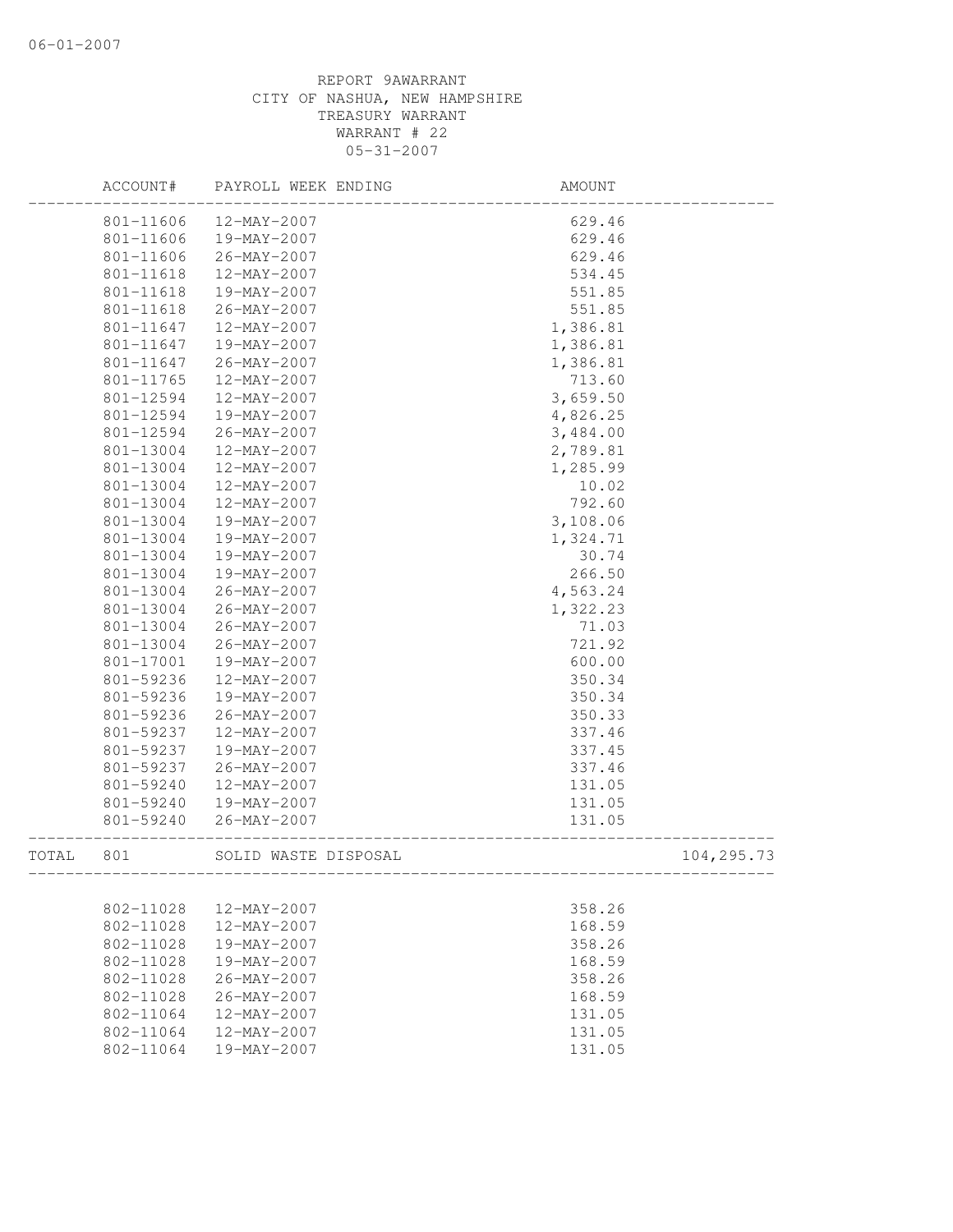REPORT 9AWARRANT
CITY OF NASHUA, NEW HAMPSHIRE
TREASURY WARRANT
WARRANT # 22
05-31-2007

| | ACCOUNT# | PAYROLL WEEK ENDING | AMOUNT | |
|---|---|---|---|---|
| | 801-11606 | 12-MAY-2007 | 629.46 | |
| | 801-11606 | 19-MAY-2007 | 629.46 | |
| | 801-11606 | 26-MAY-2007 | 629.46 | |
| | 801-11618 | 12-MAY-2007 | 534.45 | |
| | 801-11618 | 19-MAY-2007 | 551.85 | |
| | 801-11618 | 26-MAY-2007 | 551.85 | |
| | 801-11647 | 12-MAY-2007 | 1,386.81 | |
| | 801-11647 | 19-MAY-2007 | 1,386.81 | |
| | 801-11647 | 26-MAY-2007 | 1,386.81 | |
| | 801-11765 | 12-MAY-2007 | 713.60 | |
| | 801-12594 | 12-MAY-2007 | 3,659.50 | |
| | 801-12594 | 19-MAY-2007 | 4,826.25 | |
| | 801-12594 | 26-MAY-2007 | 3,484.00 | |
| | 801-13004 | 12-MAY-2007 | 2,789.81 | |
| | 801-13004 | 12-MAY-2007 | 1,285.99 | |
| | 801-13004 | 12-MAY-2007 | 10.02 | |
| | 801-13004 | 12-MAY-2007 | 792.60 | |
| | 801-13004 | 19-MAY-2007 | 3,108.06 | |
| | 801-13004 | 19-MAY-2007 | 1,324.71 | |
| | 801-13004 | 19-MAY-2007 | 30.74 | |
| | 801-13004 | 19-MAY-2007 | 266.50 | |
| | 801-13004 | 26-MAY-2007 | 4,563.24 | |
| | 801-13004 | 26-MAY-2007 | 1,322.23 | |
| | 801-13004 | 26-MAY-2007 | 71.03 | |
| | 801-13004 | 26-MAY-2007 | 721.92 | |
| | 801-17001 | 19-MAY-2007 | 600.00 | |
| | 801-59236 | 12-MAY-2007 | 350.34 | |
| | 801-59236 | 19-MAY-2007 | 350.34 | |
| | 801-59236 | 26-MAY-2007 | 350.33 | |
| | 801-59237 | 12-MAY-2007 | 337.46 | |
| | 801-59237 | 19-MAY-2007 | 337.45 | |
| | 801-59237 | 26-MAY-2007 | 337.46 | |
| | 801-59240 | 12-MAY-2007 | 131.05 | |
| | 801-59240 | 19-MAY-2007 | 131.05 | |
| | 801-59240 | 26-MAY-2007 | 131.05 | |
| TOTAL | 801 | SOLID WASTE DISPOSAL | | 104,295.73 |
| | 802-11028 | 12-MAY-2007 | 358.26 | |
| | 802-11028 | 12-MAY-2007 | 168.59 | |
| | 802-11028 | 19-MAY-2007 | 358.26 | |
| | 802-11028 | 19-MAY-2007 | 168.59 | |
| | 802-11028 | 26-MAY-2007 | 358.26 | |
| | 802-11028 | 26-MAY-2007 | 168.59 | |
| | 802-11064 | 12-MAY-2007 | 131.05 | |
| | 802-11064 | 12-MAY-2007 | 131.05 | |
| | 802-11064 | 19-MAY-2007 | 131.05 | |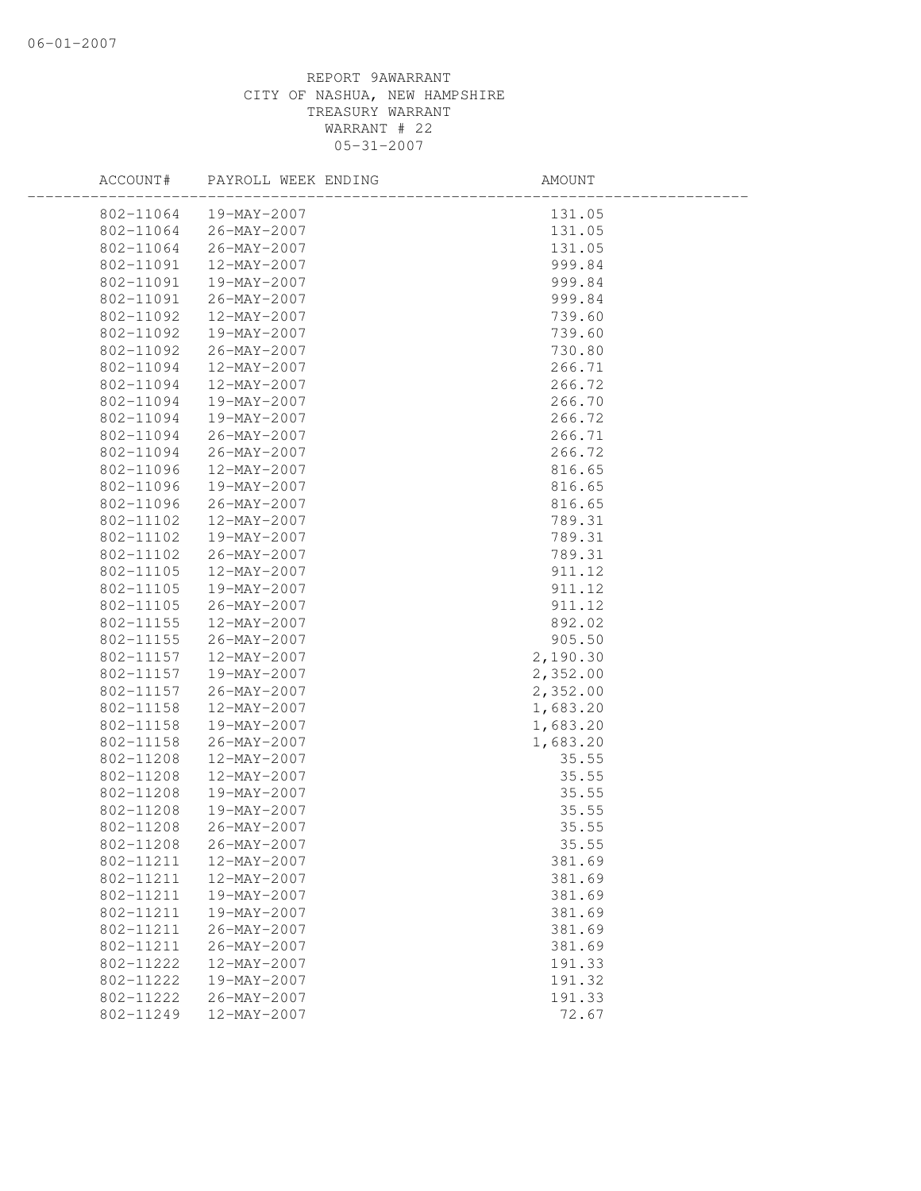REPORT 9AWARRANT
CITY OF NASHUA, NEW HAMPSHIRE
TREASURY WARRANT
WARRANT # 22
05-31-2007

| ACCOUNT# | PAYROLL WEEK ENDING | AMOUNT |
|---|---|---|
| 802-11064 | 19-MAY-2007 | 131.05 |
| 802-11064 | 26-MAY-2007 | 131.05 |
| 802-11064 | 26-MAY-2007 | 131.05 |
| 802-11091 | 12-MAY-2007 | 999.84 |
| 802-11091 | 19-MAY-2007 | 999.84 |
| 802-11091 | 26-MAY-2007 | 999.84 |
| 802-11092 | 12-MAY-2007 | 739.60 |
| 802-11092 | 19-MAY-2007 | 739.60 |
| 802-11092 | 26-MAY-2007 | 730.80 |
| 802-11094 | 12-MAY-2007 | 266.71 |
| 802-11094 | 12-MAY-2007 | 266.72 |
| 802-11094 | 19-MAY-2007 | 266.70 |
| 802-11094 | 19-MAY-2007 | 266.72 |
| 802-11094 | 26-MAY-2007 | 266.71 |
| 802-11094 | 26-MAY-2007 | 266.72 |
| 802-11096 | 12-MAY-2007 | 816.65 |
| 802-11096 | 19-MAY-2007 | 816.65 |
| 802-11096 | 26-MAY-2007 | 816.65 |
| 802-11102 | 12-MAY-2007 | 789.31 |
| 802-11102 | 19-MAY-2007 | 789.31 |
| 802-11102 | 26-MAY-2007 | 789.31 |
| 802-11105 | 12-MAY-2007 | 911.12 |
| 802-11105 | 19-MAY-2007 | 911.12 |
| 802-11105 | 26-MAY-2007 | 911.12 |
| 802-11155 | 12-MAY-2007 | 892.02 |
| 802-11155 | 26-MAY-2007 | 905.50 |
| 802-11157 | 12-MAY-2007 | 2,190.30 |
| 802-11157 | 19-MAY-2007 | 2,352.00 |
| 802-11157 | 26-MAY-2007 | 2,352.00 |
| 802-11158 | 12-MAY-2007 | 1,683.20 |
| 802-11158 | 19-MAY-2007 | 1,683.20 |
| 802-11158 | 26-MAY-2007 | 1,683.20 |
| 802-11208 | 12-MAY-2007 | 35.55 |
| 802-11208 | 12-MAY-2007 | 35.55 |
| 802-11208 | 19-MAY-2007 | 35.55 |
| 802-11208 | 19-MAY-2007 | 35.55 |
| 802-11208 | 26-MAY-2007 | 35.55 |
| 802-11208 | 26-MAY-2007 | 35.55 |
| 802-11211 | 12-MAY-2007 | 381.69 |
| 802-11211 | 12-MAY-2007 | 381.69 |
| 802-11211 | 19-MAY-2007 | 381.69 |
| 802-11211 | 19-MAY-2007 | 381.69 |
| 802-11211 | 26-MAY-2007 | 381.69 |
| 802-11211 | 26-MAY-2007 | 381.69 |
| 802-11222 | 12-MAY-2007 | 191.33 |
| 802-11222 | 19-MAY-2007 | 191.32 |
| 802-11222 | 26-MAY-2007 | 191.33 |
| 802-11249 | 12-MAY-2007 | 72.67 |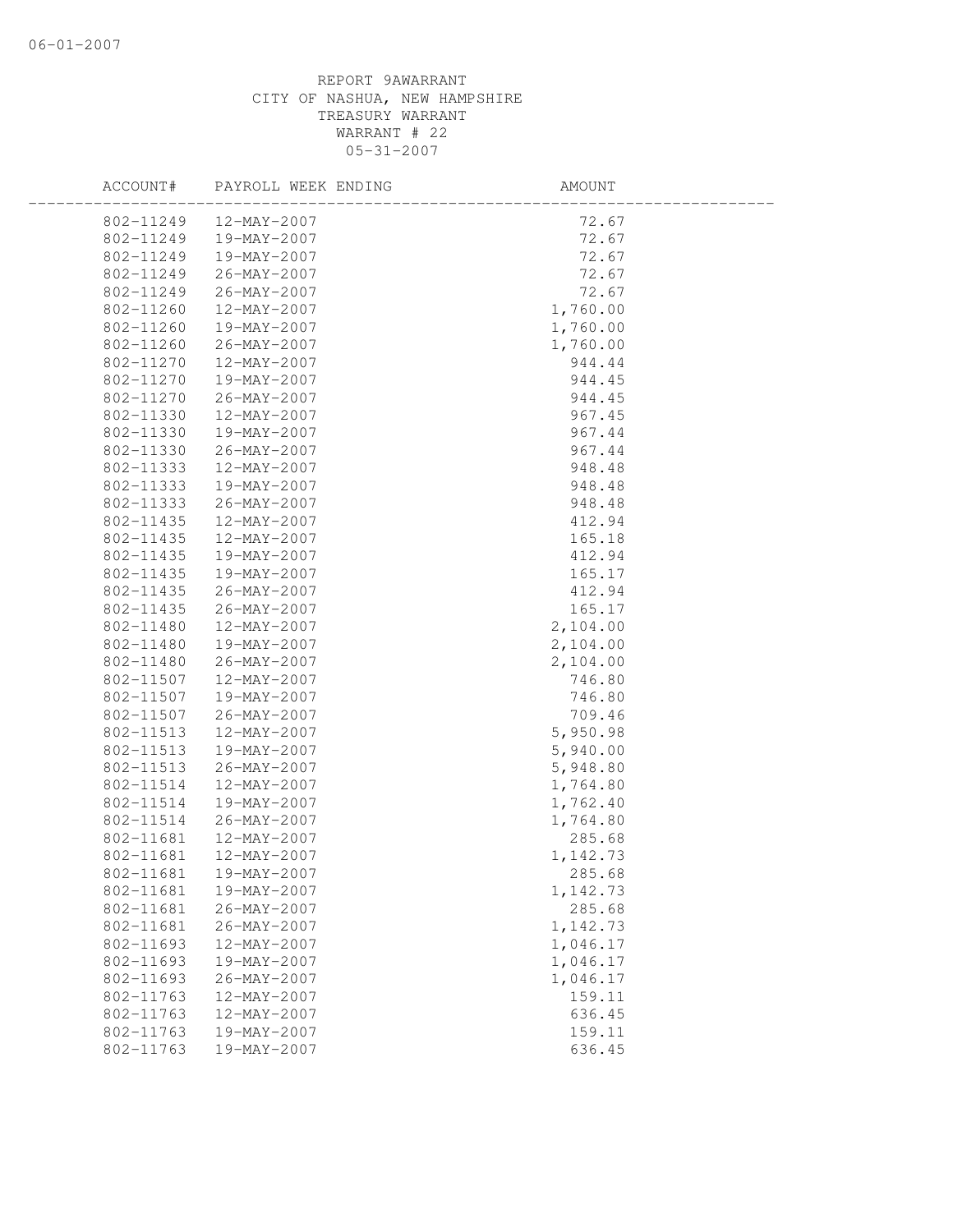REPORT 9AWARRANT
CITY OF NASHUA, NEW HAMPSHIRE
TREASURY WARRANT
WARRANT # 22
05-31-2007

| ACCOUNT# | PAYROLL WEEK ENDING | AMOUNT |
|---|---|---|
| 802-11249 | 12-MAY-2007 | 72.67 |
| 802-11249 | 19-MAY-2007 | 72.67 |
| 802-11249 | 19-MAY-2007 | 72.67 |
| 802-11249 | 26-MAY-2007 | 72.67 |
| 802-11249 | 26-MAY-2007 | 72.67 |
| 802-11260 | 12-MAY-2007 | 1,760.00 |
| 802-11260 | 19-MAY-2007 | 1,760.00 |
| 802-11260 | 26-MAY-2007 | 1,760.00 |
| 802-11270 | 12-MAY-2007 | 944.44 |
| 802-11270 | 19-MAY-2007 | 944.45 |
| 802-11270 | 26-MAY-2007 | 944.45 |
| 802-11330 | 12-MAY-2007 | 967.45 |
| 802-11330 | 19-MAY-2007 | 967.44 |
| 802-11330 | 26-MAY-2007 | 967.44 |
| 802-11333 | 12-MAY-2007 | 948.48 |
| 802-11333 | 19-MAY-2007 | 948.48 |
| 802-11333 | 26-MAY-2007 | 948.48 |
| 802-11435 | 12-MAY-2007 | 412.94 |
| 802-11435 | 12-MAY-2007 | 165.18 |
| 802-11435 | 19-MAY-2007 | 412.94 |
| 802-11435 | 19-MAY-2007 | 165.17 |
| 802-11435 | 26-MAY-2007 | 412.94 |
| 802-11435 | 26-MAY-2007 | 165.17 |
| 802-11480 | 12-MAY-2007 | 2,104.00 |
| 802-11480 | 19-MAY-2007 | 2,104.00 |
| 802-11480 | 26-MAY-2007 | 2,104.00 |
| 802-11507 | 12-MAY-2007 | 746.80 |
| 802-11507 | 19-MAY-2007 | 746.80 |
| 802-11507 | 26-MAY-2007 | 709.46 |
| 802-11513 | 12-MAY-2007 | 5,950.98 |
| 802-11513 | 19-MAY-2007 | 5,940.00 |
| 802-11513 | 26-MAY-2007 | 5,948.80 |
| 802-11514 | 12-MAY-2007 | 1,764.80 |
| 802-11514 | 19-MAY-2007 | 1,762.40 |
| 802-11514 | 26-MAY-2007 | 1,764.80 |
| 802-11681 | 12-MAY-2007 | 285.68 |
| 802-11681 | 12-MAY-2007 | 1,142.73 |
| 802-11681 | 19-MAY-2007 | 285.68 |
| 802-11681 | 19-MAY-2007 | 1,142.73 |
| 802-11681 | 26-MAY-2007 | 285.68 |
| 802-11681 | 26-MAY-2007 | 1,142.73 |
| 802-11693 | 12-MAY-2007 | 1,046.17 |
| 802-11693 | 19-MAY-2007 | 1,046.17 |
| 802-11693 | 26-MAY-2007 | 1,046.17 |
| 802-11763 | 12-MAY-2007 | 159.11 |
| 802-11763 | 12-MAY-2007 | 636.45 |
| 802-11763 | 19-MAY-2007 | 159.11 |
| 802-11763 | 19-MAY-2007 | 636.45 |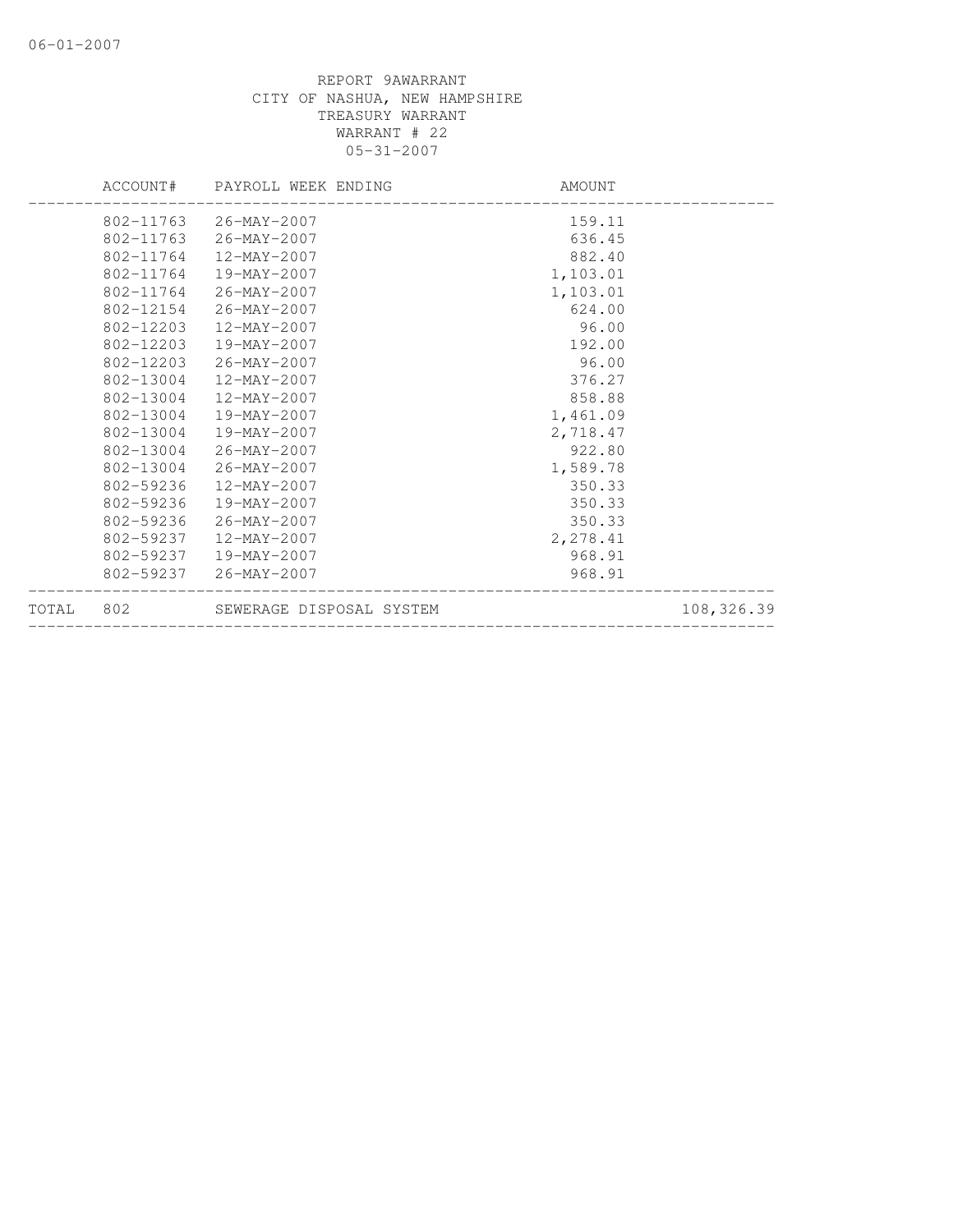REPORT 9AWARRANT
CITY OF NASHUA, NEW HAMPSHIRE
TREASURY WARRANT
WARRANT # 22
05-31-2007

| | ACCOUNT# | PAYROLL WEEK ENDING | AMOUNT | |
|---|---|---|---|---|
| | 802-11763 | 26-MAY-2007 | 159.11 | |
| | 802-11763 | 26-MAY-2007 | 636.45 | |
| | 802-11764 | 12-MAY-2007 | 882.40 | |
| | 802-11764 | 19-MAY-2007 | 1,103.01 | |
| | 802-11764 | 26-MAY-2007 | 1,103.01 | |
| | 802-12154 | 26-MAY-2007 | 624.00 | |
| | 802-12203 | 12-MAY-2007 | 96.00 | |
| | 802-12203 | 19-MAY-2007 | 192.00 | |
| | 802-12203 | 26-MAY-2007 | 96.00 | |
| | 802-13004 | 12-MAY-2007 | 376.27 | |
| | 802-13004 | 12-MAY-2007 | 858.88 | |
| | 802-13004 | 19-MAY-2007 | 1,461.09 | |
| | 802-13004 | 19-MAY-2007 | 2,718.47 | |
| | 802-13004 | 26-MAY-2007 | 922.80 | |
| | 802-13004 | 26-MAY-2007 | 1,589.78 | |
| | 802-59236 | 12-MAY-2007 | 350.33 | |
| | 802-59236 | 19-MAY-2007 | 350.33 | |
| | 802-59236 | 26-MAY-2007 | 350.33 | |
| | 802-59237 | 12-MAY-2007 | 2,278.41 | |
| | 802-59237 | 19-MAY-2007 | 968.91 | |
| | 802-59237 | 26-MAY-2007 | 968.91 | |
| TOTAL | 802 | SEWERAGE DISPOSAL SYSTEM | | 108,326.39 |